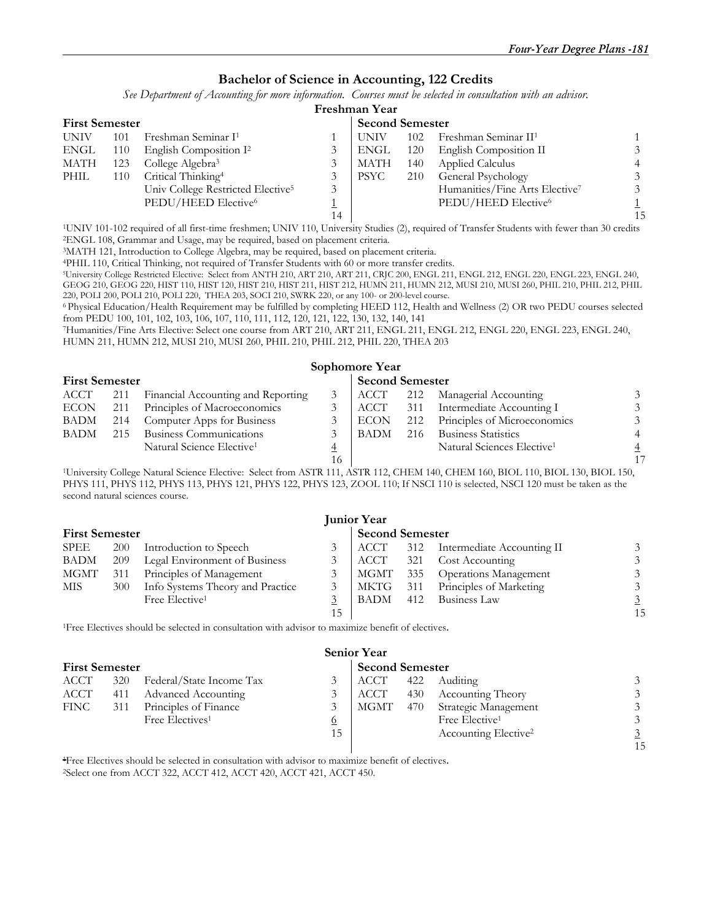## Bachelor of Science in Accounting, 122 Credits

*See Department of Accounting for more information. Courses must be selected in consultation with an advisor.*

### Freshman Year

| First Semester | | | | Second Semester | | | |
|---|---|---|---|---|---|---|---|
| UNIV | 101 | Freshman Seminar I[1] | 1 | UNIV | 102 | Freshman Seminar II[1] | 1 |
| ENGL | 110 | English Composition I[2] | 3 | ENGL | 120 | English Composition II | 3 |
| MATH | 123 | College Algebra[3] | 3 | MATH | 140 | Applied Calculus | 4 |
| PHIL | 110 | Critical Thinking[4] | 3 | PSYC | 210 | General Psychology | 3 |
| | | Univ College Restricted Elective[5] | 3 | | | Humanities/Fine Arts Elective[7] | 3 |
| | | PEDU/HEED Elective[6] | 1 | | | PEDU/HEED Elective[6] | 1 |
| | | | 14 | | | | 15 |

[1]UNIV 101-102 required of all first-time freshmen; UNIV 110, University Studies (2), required of Transfer Students with fewer than 30 credits
[2]ENGL 108, Grammar and Usage, may be required, based on placement criteria.
[3]MATH 121, Introduction to College Algebra, may be required, based on placement criteria.
[4]PHIL 110, Critical Thinking, not required of Transfer Students with 60 or more transfer credits.
[5]University College Restricted Elective: Select from ANTH 210, ART 210, ART 211, CRJC 200, ENGL 211, ENGL 212, ENGL 220, ENGL 223, ENGL 240, GEOG 210, GEOG 220, HIST 110, HIST 120, HIST 210, HIST 211, HIST 212, HUMN 211, HUMN 212, MUSI 210, MUSI 260, PHIL 210, PHIL 212, PHIL 220, POLI 200, POLI 210, POLI 220, THEA 203, SOCI 210, SWRK 220, or any 100- or 200-level course.
[6] Physical Education/Health Requirement may be fulfilled by completing HEED 112, Health and Wellness (2) OR two PEDU courses selected from PEDU 100, 101, 102, 103, 106, 107, 110, 111, 112, 120, 121, 122, 130, 132, 140, 141
[7]Humanities/Fine Arts Elective: Select one course from ART 210, ART 211, ENGL 211, ENGL 212, ENGL 220, ENGL 223, ENGL 240, HUMN 211, HUMN 212, MUSI 210, MUSI 260, PHIL 210, PHIL 212, PHIL 220, THEA 203

### Sophomore Year

| First Semester | | | | Second Semester | | | |
|---|---|---|---|---|---|---|---|
| ACCT | 211 | Financial Accounting and Reporting | 3 | ACCT | 212 | Managerial Accounting | 3 |
| ECON | 211 | Principles of Macroeconomics | 3 | ACCT | 311 | Intermediate Accounting I | 3 |
| BADM | 214 | Computer Apps for Business | 3 | ECON | 212 | Principles of Microeconomics | 3 |
| BADM | 215 | Business Communications | 3 | BADM | 216 | Business Statistics | 4 |
| | | Natural Science Elective[1] | 4 | | | Natural Sciences Elective[1] | 4 |
| | | | 16 | | | | 17 |

[1]University College Natural Science Elective: Select from ASTR 111, ASTR 112, CHEM 140, CHEM 160, BIOL 110, BIOL 130, BIOL 150, PHYS 111, PHYS 112, PHYS 113, PHYS 121, PHYS 122, PHYS 123, ZOOL 110; If NSCI 110 is selected, NSCI 120 must be taken as the second natural sciences course.

### Junior Year

| First Semester | | | | Second Semester | | | |
|---|---|---|---|---|---|---|---|
| SPEE | 200 | Introduction to Speech | 3 | ACCT | 312 | Intermediate Accounting II | 3 |
| BADM | 209 | Legal Environment of Business | 3 | ACCT | 321 | Cost Accounting | 3 |
| MGMT | 311 | Principles of Management | 3 | MGMT | 335 | Operations Management | 3 |
| MIS | 300 | Info Systems Theory and Practice | 3 | MKTG | 311 | Principles of Marketing | 3 |
| | | Free Elective[1] | 3 | BADM | 412 | Business Law | 3 |
| | | | 15 | | | | 15 |

[1]Free Electives should be selected in consultation with advisor to maximize benefit of electives.

### Senior Year

| First Semester | | | | Second Semester | | | |
|---|---|---|---|---|---|---|---|
| ACCT | 320 | Federal/State Income Tax | 3 | ACCT | 422 | Auditing | 3 |
| ACCT | 411 | Advanced Accounting | 3 | ACCT | 430 | Accounting Theory | 3 |
| FINC | 311 | Principles of Finance | 3 | MGMT | 470 | Strategic Management | 3 |
| | | Free Electives[1] | 6 | | | Free Elective[1] | 3 |
| | | | 15 | | | Accounting Elective[2] | 3 |
| | | | | | | | 15 |

[1]Free Electives should be selected in consultation with advisor to maximize benefit of electives.
[2]Select one from ACCT 322, ACCT 412, ACCT 420, ACCT 421, ACCT 450.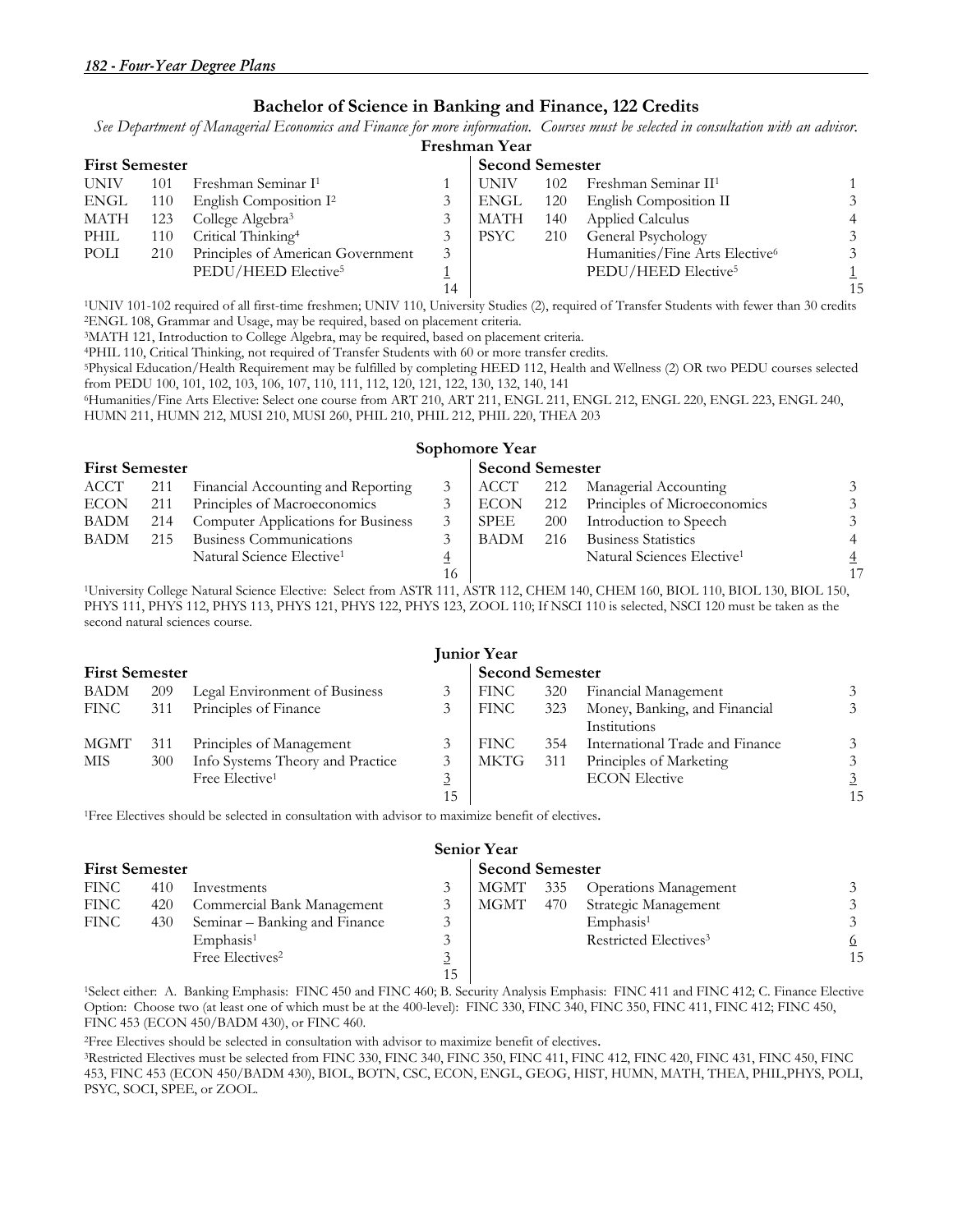## Bachelor of Science in Banking and Finance, 122 Credits

*See Department of Managerial Economics and Finance for more information. Courses must be selected in consultation with an advisor.*

### Freshman Year

| First Semester | | | | Second Semester | | | |
|---|---|---|---|---|---|---|---|
| UNIV | 101 | Freshman Seminar I[1] | 1 | UNIV | 102 | Freshman Seminar II[1] | 1 |
| ENGL | 110 | English Composition I[2] | 3 | ENGL | 120 | English Composition II | 3 |
| MATH | 123 | College Algebra[3] | 3 | MATH | 140 | Applied Calculus | 4 |
| PHIL | 110 | Critical Thinking[4] | 3 | PSYC | 210 | General Psychology | 3 |
| POLI | 210 | Principles of American Government | 3 | | | Humanities/Fine Arts Elective[6] | 3 |
| | | PEDU/HEED Elective[5] | 1 | | | PEDU/HEED Elective[5] | 1 |
| | | | 14 | | | | 15 |

[1]UNIV 101-102 required of all first-time freshmen; UNIV 110, University Studies (2), required of Transfer Students with fewer than 30 credits
[2]ENGL 108, Grammar and Usage, may be required, based on placement criteria.
[3]MATH 121, Introduction to College Algebra, may be required, based on placement criteria.
[4]PHIL 110, Critical Thinking, not required of Transfer Students with 60 or more transfer credits.
[5]Physical Education/Health Requirement may be fulfilled by completing HEED 112, Health and Wellness (2) OR two PEDU courses selected from PEDU 100, 101, 102, 103, 106, 107, 110, 111, 112, 120, 121, 122, 130, 132, 140, 141
[6]Humanities/Fine Arts Elective: Select one course from ART 210, ART 211, ENGL 211, ENGL 212, ENGL 220, ENGL 223, ENGL 240, HUMN 211, HUMN 212, MUSI 210, MUSI 260, PHIL 210, PHIL 212, PHIL 220, THEA 203

### Sophomore Year

| First Semester | | | | Second Semester | | | |
|---|---|---|---|---|---|---|---|
| ACCT | 211 | Financial Accounting and Reporting | 3 | ACCT | 212 | Managerial Accounting | 3 |
| ECON | 211 | Principles of Macroeconomics | 3 | ECON | 212 | Principles of Microeconomics | 3 |
| BADM | 214 | Computer Applications for Business | 3 | SPEE | 200 | Introduction to Speech | 3 |
| BADM | 215 | Business Communications | 3 | BADM | 216 | Business Statistics | 4 |
| | | Natural Science Elective[1] | 4 | | | Natural Sciences Elective[1] | 4 |
| | | | 16 | | | | 17 |

[1]University College Natural Science Elective: Select from ASTR 111, ASTR 112, CHEM 140, CHEM 160, BIOL 110, BIOL 130, BIOL 150, PHYS 111, PHYS 112, PHYS 113, PHYS 121, PHYS 122, PHYS 123, ZOOL 110; If NSCI 110 is selected, NSCI 120 must be taken as the second natural sciences course.

### Junior Year

| First Semester | | | | Second Semester | | | |
|---|---|---|---|---|---|---|---|
| BADM | 209 | Legal Environment of Business | 3 | FINC | 320 | Financial Management | 3 |
| FINC | 311 | Principles of Finance | 3 | FINC | 323 | Money, Banking, and Financial Institutions | 3 |
| MGMT | 311 | Principles of Management | 3 | FINC | 354 | International Trade and Finance | 3 |
| MIS | 300 | Info Systems Theory and Practice | 3 | MKTG | 311 | Principles of Marketing | 3 |
| | | Free Elective[1] | 3 | | | ECON Elective | 3 |
| | | | 15 | | | | 15 |

[1]Free Electives should be selected in consultation with advisor to maximize benefit of electives.

### Senior Year

| First Semester | | | | Second Semester | | | |
|---|---|---|---|---|---|---|---|
| FINC | 410 | Investments | 3 | MGMT | 335 | Operations Management | 3 |
| FINC | 420 | Commercial Bank Management | 3 | MGMT | 470 | Strategic Management | 3 |
| FINC | 430 | Seminar – Banking and Finance | 3 | | | Emphasis[1] | 3 |
| | | Emphasis[1] | 3 | | | Restricted Electives[3] | 6 |
| | | Free Electives[2] | 3 | | | | 15 |
| | | | 15 | | | | |

[1]Select either: A. Banking Emphasis: FINC 450 and FINC 460; B. Security Analysis Emphasis: FINC 411 and FINC 412; C. Finance Elective Option: Choose two (at least one of which must be at the 400-level): FINC 330, FINC 340, FINC 350, FINC 411, FINC 412; FINC 450, FINC 453 (ECON 450/BADM 430), or FINC 460.

[2]Free Electives should be selected in consultation with advisor to maximize benefit of electives.

[3]Restricted Electives must be selected from FINC 330, FINC 340, FINC 350, FINC 411, FINC 412, FINC 420, FINC 431, FINC 450, FINC 453, FINC 453 (ECON 450/BADM 430), BIOL, BOTN, CSC, ECON, ENGL, GEOG, HIST, HUMN, MATH, THEA, PHIL,PHYS, POLI, PSYC, SOCI, SPEE, or ZOOL.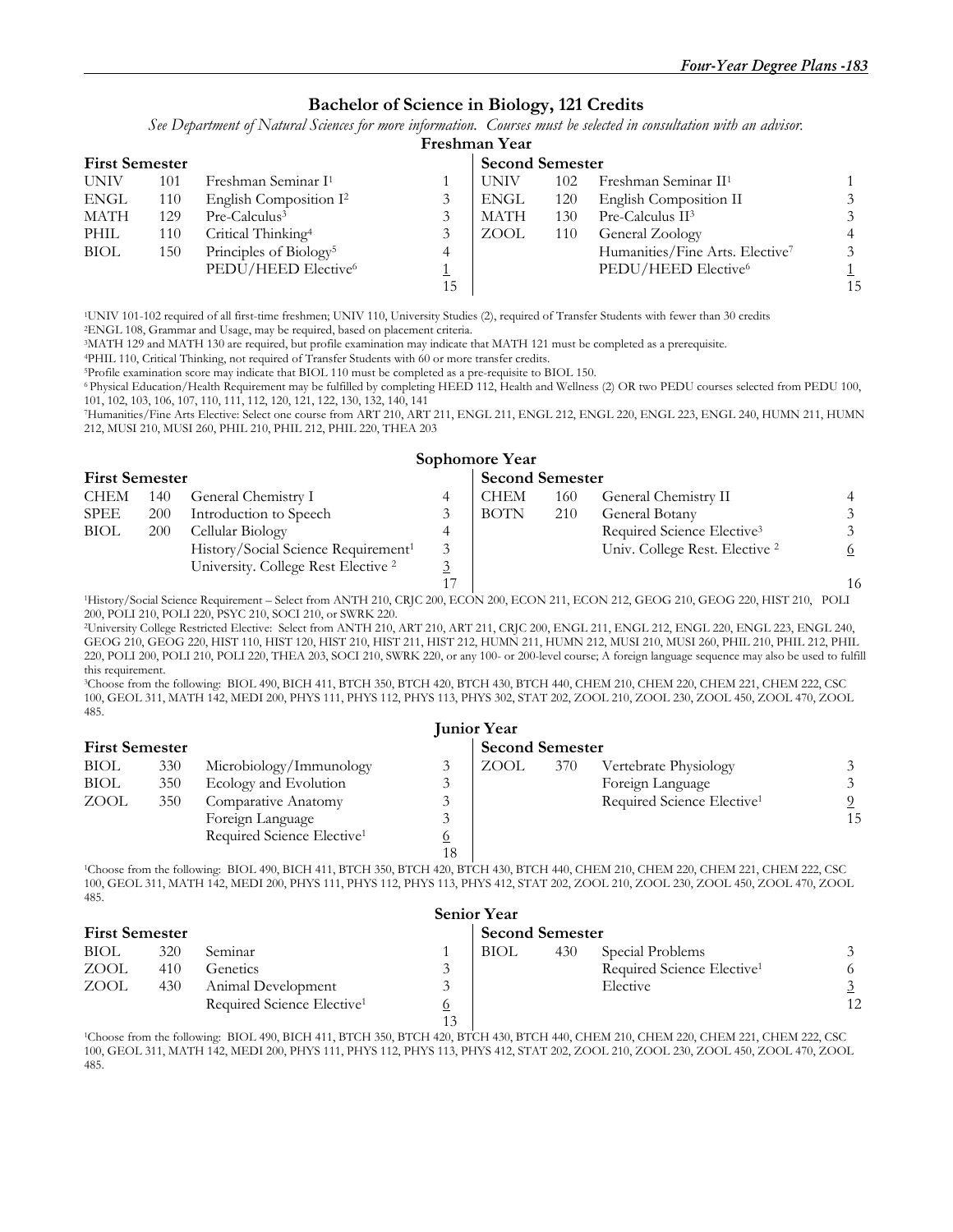## Bachelor of Science in Biology, 121 Credits

*See Department of Natural Sciences for more information. Courses must be selected in consultation with an advisor.*

### Freshman Year

| First Semester | | | | Second Semester | | | |
|---|---|---|---|---|---|---|---|
| UNIV | 101 | Freshman Seminar I[1] | 1 | UNIV | 102 | Freshman Seminar II[1] | 1 |
| ENGL | 110 | English Composition I[2] | 3 | ENGL | 120 | English Composition II | 3 |
| MATH | 129 | Pre-Calculus[3] | 3 | MATH | 130 | Pre-Calculus II[3] | 3 |
| PHIL | 110 | Critical Thinking[4] | 3 | ZOOL | 110 | General Zoology | 4 |
| BIOL | 150 | Principles of Biology[5] | 4 | | | Humanities/Fine Arts. Elective[7] | 3 |
| | | PEDU/HEED Elective[6] | 1 | | | PEDU/HEED Elective[6] | 1 |
| | | | 15 | | | | 15 |

[1]UNIV 101-102 required of all first-time freshmen; UNIV 110, University Studies (2), required of Transfer Students with fewer than 30 credits
[2]ENGL 108, Grammar and Usage, may be required, based on placement criteria.
[3]MATH 129 and MATH 130 are required, but profile examination may indicate that MATH 121 must be completed as a prerequisite.
[4]PHIL 110, Critical Thinking, not required of Transfer Students with 60 or more transfer credits.
[5]Profile examination score may indicate that BIOL 110 must be completed as a pre-requisite to BIOL 150.
[6] Physical Education/Health Requirement may be fulfilled by completing HEED 112, Health and Wellness (2) OR two PEDU courses selected from PEDU 100, 101, 102, 103, 106, 107, 110, 111, 112, 120, 121, 122, 130, 132, 140, 141
[7]Humanities/Fine Arts Elective: Select one course from ART 210, ART 211, ENGL 211, ENGL 212, ENGL 220, ENGL 223, ENGL 240, HUMN 211, HUMN 212, MUSI 210, MUSI 260, PHIL 210, PHIL 212, PHIL 220, THEA 203

### Sophomore Year

| First Semester | | | | Second Semester | | | |
|---|---|---|---|---|---|---|---|
| CHEM | 140 | General Chemistry I | 4 | CHEM | 160 | General Chemistry II | 4 |
| SPEE | 200 | Introduction to Speech | 3 | BOTN | 210 | General Botany | 3 |
| BIOL | 200 | Cellular Biology | 4 | | | Required Science Elective[3] | 3 |
| | | History/Social Science Requirement[1] | 3 | | | Univ. College Rest. Elective [2] | 6 |
| | | University. College Rest Elective [2] | 3 | | | | |
| | | | 17 | | | | 16 |

[1]History/Social Science Requirement – Select from ANTH 210, CRJC 200, ECON 200, ECON 211, ECON 212, GEOG 210, GEOG 220, HIST 210, POLI 200, POLI 210, POLI 220, PSYC 210, SOCI 210, or SWRK 220.
[2]University College Restricted Elective: Select from ANTH 210, ART 210, ART 211, CRJC 200, ENGL 211, ENGL 212, ENGL 220, ENGL 223, ENGL 240, GEOG 210, GEOG 220, HIST 110, HIST 120, HIST 210, HIST 211, HIST 212, HUMN 211, HUMN 212, MUSI 210, MUSI 260, PHIL 210, PHIL 212, PHIL 220, POLI 200, POLI 210, POLI 220, THEA 203, SOCI 210, SWRK 220, or any 100- or 200-level course; A foreign language sequence may also be used to fulfill this requirement.
[3]Choose from the following: BIOL 490, BICH 411, BTCH 350, BTCH 420, BTCH 430, BTCH 440, CHEM 210, CHEM 220, CHEM 221, CHEM 222, CSC 100, GEOL 311, MATH 142, MEDI 200, PHYS 111, PHYS 112, PHYS 113, PHYS 302, STAT 202, ZOOL 210, ZOOL 230, ZOOL 450, ZOOL 470, ZOOL 485.

### Junior Year

| First Semester | | | | Second Semester | | | |
|---|---|---|---|---|---|---|---|
| BIOL | 330 | Microbiology/Immunology | 3 | ZOOL | 370 | Vertebrate Physiology | 3 |
| BIOL | 350 | Ecology and Evolution | 3 | | | Foreign Language | 3 |
| ZOOL | 350 | Comparative Anatomy | 3 | | | Required Science Elective[1] | 9 |
| | | Foreign Language | 3 | | | | 15 |
| | | Required Science Elective[1] | 6 | | | | |
| | | | 18 | | | | |

[1]Choose from the following: BIOL 490, BICH 411, BTCH 350, BTCH 420, BTCH 430, BTCH 440, CHEM 210, CHEM 220, CHEM 221, CHEM 222, CSC 100, GEOL 311, MATH 142, MEDI 200, PHYS 111, PHYS 112, PHYS 113, PHYS 412, STAT 202, ZOOL 210, ZOOL 230, ZOOL 450, ZOOL 470, ZOOL 485.

### Senior Year

| First Semester | | | | Second Semester | | | |
|---|---|---|---|---|---|---|---|
| BIOL | 320 | Seminar | 1 | BIOL | 430 | Special Problems | 3 |
| ZOOL | 410 | Genetics | 3 | | | Required Science Elective[1] | 6 |
| ZOOL | 430 | Animal Development | 3 | | | Elective | 3 |
| | | Required Science Elective[1] | 6 | | | | 12 |
| | | | 13 | | | | |

[1]Choose from the following: BIOL 490, BICH 411, BTCH 350, BTCH 420, BTCH 430, BTCH 440, CHEM 210, CHEM 220, CHEM 221, CHEM 222, CSC 100, GEOL 311, MATH 142, MEDI 200, PHYS 111, PHYS 112, PHYS 113, PHYS 412, STAT 202, ZOOL 210, ZOOL 230, ZOOL 450, ZOOL 470, ZOOL 485.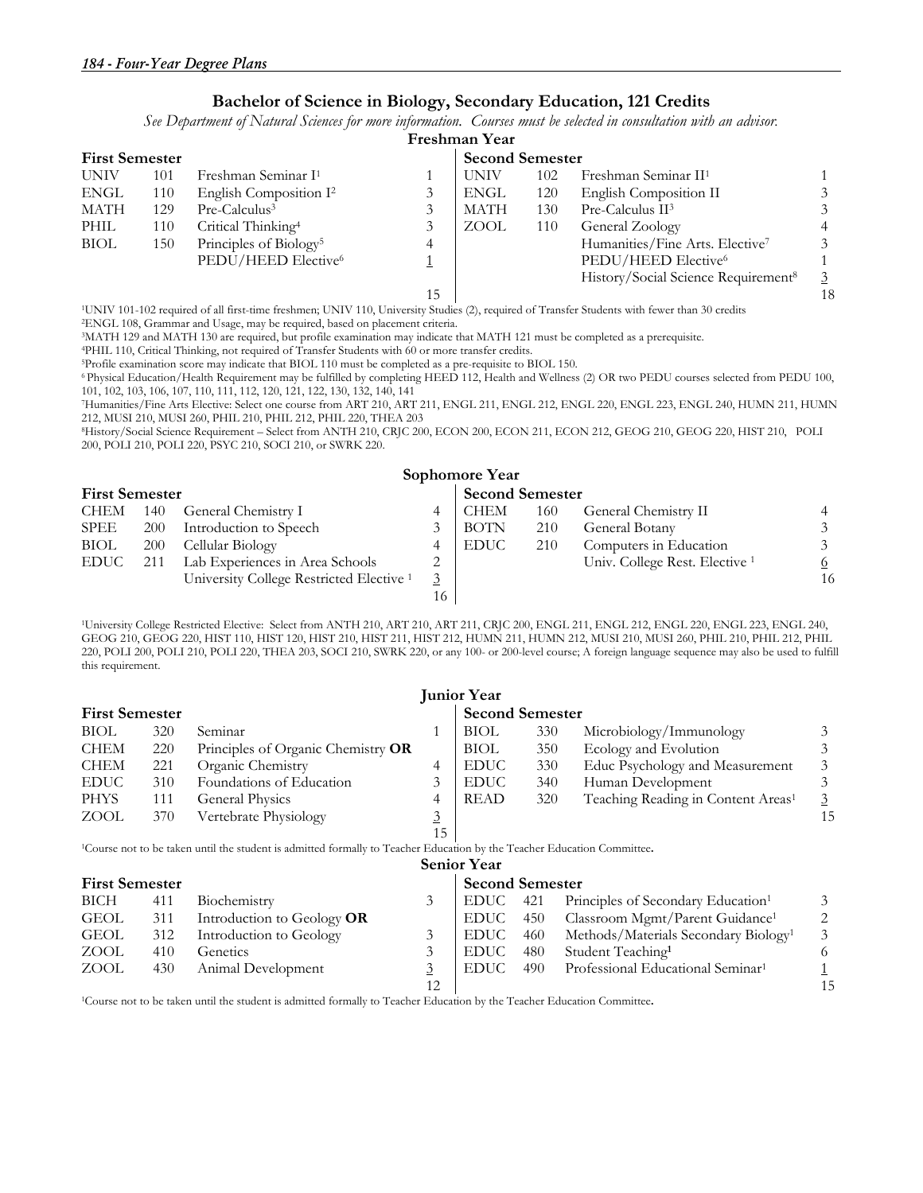## Bachelor of Science in Biology, Secondary Education, 121 Credits

*See Department of Natural Sciences for more information. Courses must be selected in consultation with an advisor.*

### Freshman Year

| First Semester | | | | Second Semester | | | |
|---|---|---|---|---|---|---|---|
| UNIV | 101 | Freshman Seminar I[1] | 1 | UNIV | 102 | Freshman Seminar II[1] | 1 |
| ENGL | 110 | English Composition I[2] | 3 | ENGL | 120 | English Composition II | 3 |
| MATH | 129 | Pre-Calculus[3] | 3 | MATH | 130 | Pre-Calculus II[3] | 3 |
| PHIL | 110 | Critical Thinking[4] | 3 | ZOOL | 110 | General Zoology | 4 |
| BIOL | 150 | Principles of Biology[5] | 4 | | | Humanities/Fine Arts. Elective[7] | 3 |
| | | PEDU/HEED Elective[6] | 1 | | | PEDU/HEED Elective[6] | 1 |
| | | | | | | History/Social Science Requirement[8] | 3 |
| | | | 15 | | | | 18 |

[1]UNIV 101-102 required of all first-time freshmen; UNIV 110, University Studies (2), required of Transfer Students with fewer than 30 credits
[2]ENGL 108, Grammar and Usage, may be required, based on placement criteria.
[3]MATH 129 and MATH 130 are required, but profile examination may indicate that MATH 121 must be completed as a prerequisite.
[4]PHIL 110, Critical Thinking, not required of Transfer Students with 60 or more transfer credits.
[5]Profile examination score may indicate that BIOL 110 must be completed as a pre-requisite to BIOL 150.
[6] Physical Education/Health Requirement may be fulfilled by completing HEED 112, Health and Wellness (2) OR two PEDU courses selected from PEDU 100, 101, 102, 103, 106, 107, 110, 111, 112, 120, 121, 122, 130, 132, 140, 141
[7]Humanities/Fine Arts Elective: Select one course from ART 210, ART 211, ENGL 211, ENGL 212, ENGL 220, ENGL 223, ENGL 240, HUMN 211, HUMN 212, MUSI 210, MUSI 260, PHIL 210, PHIL 212, PHIL 220, THEA 203
[8]History/Social Science Requirement – Select from ANTH 210, CRJC 200, ECON 200, ECON 211, ECON 212, GEOG 210, GEOG 220, HIST 210, POLI 200, POLI 210, POLI 220, PSYC 210, SOCI 210, or SWRK 220.

### Sophomore Year

| First Semester | | | | Second Semester | | | |
|---|---|---|---|---|---|---|---|
| CHEM | 140 | General Chemistry I | 4 | CHEM | 160 | General Chemistry II | 4 |
| SPEE | 200 | Introduction to Speech | 3 | BOTN | 210 | General Botany | 3 |
| BIOL | 200 | Cellular Biology | 4 | EDUC | 210 | Computers in Education | 3 |
| EDUC | 211 | Lab Experiences in Area Schools | 2 | | | Univ. College Rest. Elective [1] | 6 |
| | | University College Restricted Elective [1] | 3 | | | | 16 |
| | | | 16 | | | | |

[1]University College Restricted Elective: Select from ANTH 210, ART 210, ART 211, CRJC 200, ENGL 211, ENGL 212, ENGL 220, ENGL 223, ENGL 240, GEOG 210, GEOG 220, HIST 110, HIST 120, HIST 210, HIST 211, HIST 212, HUMN 211, HUMN 212, MUSI 210, MUSI 260, PHIL 210, PHIL 212, PHIL 220, POLI 200, POLI 210, POLI 220, THEA 203, SOCI 210, SWRK 220, or any 100- or 200-level course; A foreign language sequence may also be used to fulfill this requirement.

### Junior Year

| First Semester | | | | Second Semester | | | |
|---|---|---|---|---|---|---|---|
| BIOL | 320 | Seminar | 1 | BIOL | 330 | Microbiology/Immunology | 3 |
| CHEM | 220 | Principles of Organic Chemistry **OR** | | BIOL | 350 | Ecology and Evolution | 3 |
| CHEM | 221 | Organic Chemistry | 4 | EDUC | 330 | Educ Psychology and Measurement | 3 |
| EDUC | 310 | Foundations of Education | 3 | EDUC | 340 | Human Development | 3 |
| PHYS | 111 | General Physics | 4 | READ | 320 | Teaching Reading in Content Areas[1] | 3 |
| ZOOL | 370 | Vertebrate Physiology | 3 | | | | 15 |
| | | | 15 | | | | |

[1]Course not to be taken until the student is admitted formally to Teacher Education by the Teacher Education Committee.

### Senior Year

| First Semester | | | | Second Semester | | | |
|---|---|---|---|---|---|---|---|
| BICH | 411 | Biochemistry | 3 | EDUC | 421 | Principles of Secondary Education[1] | 3 |
| GEOL | 311 | Introduction to Geology **OR** | | EDUC | 450 | Classroom Mgmt/Parent Guidance[1] | 2 |
| GEOL | 312 | Introduction to Geology | 3 | EDUC | 460 | Methods/Materials Secondary Biology[1] | 3 |
| ZOOL | 410 | Genetics | 3 | EDUC | 480 | Student Teaching[1] | 6 |
| ZOOL | 430 | Animal Development | 3 | EDUC | 490 | Professional Educational Seminar[1] | 1 |
| | | | 12 | | | | 15 |

[1]Course not to be taken until the student is admitted formally to Teacher Education by the Teacher Education Committee.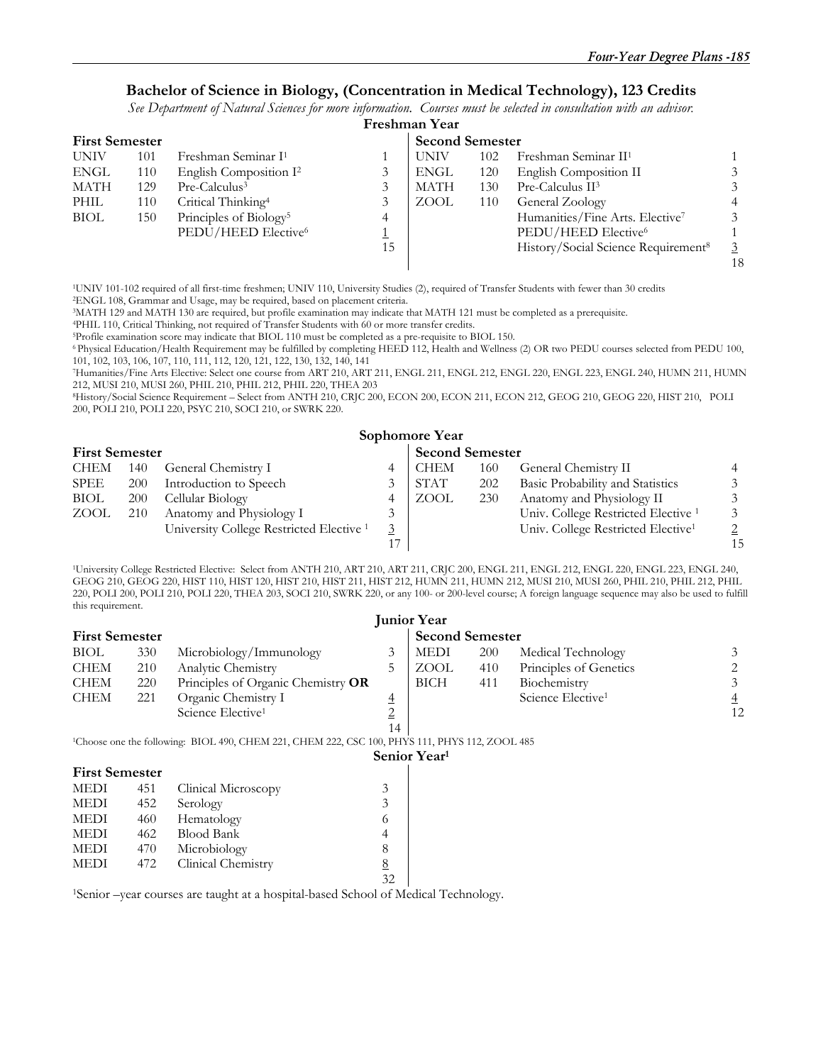## Bachelor of Science in Biology, (Concentration in Medical Technology), 123 Credits

*See Department of Natural Sciences for more information. Courses must be selected in consultation with an advisor.*

### Freshman Year

| First Semester | | | | Second Semester | | | |
|---|---|---|---|---|---|---|---|
| UNIV | 101 | Freshman Seminar I[1] | 1 | UNIV | 102 | Freshman Seminar II[1] | 1 |
| ENGL | 110 | English Composition I[2] | 3 | ENGL | 120 | English Composition II | 3 |
| MATH | 129 | Pre-Calculus[3] | 3 | MATH | 130 | Pre-Calculus II[3] | 3 |
| PHIL | 110 | Critical Thinking[4] | 3 | ZOOL | 110 | General Zoology | 4 |
| BIOL | 150 | Principles of Biology[5] | 4 | | | Humanities/Fine Arts. Elective[7] | 3 |
| | | PEDU/HEED Elective[6] | 1 | | | PEDU/HEED Elective[6] | 1 |
| | | | 15 | | | History/Social Science Requirement[8] | 3 |
| | | | | | | | 18 |

[1]UNIV 101-102 required of all first-time freshmen; UNIV 110, University Studies (2), required of Transfer Students with fewer than 30 credits
[2]ENGL 108, Grammar and Usage, may be required, based on placement criteria.
[3]MATH 129 and MATH 130 are required, but profile examination may indicate that MATH 121 must be completed as a prerequisite.
[4]PHIL 110, Critical Thinking, not required of Transfer Students with 60 or more transfer credits.
[5]Profile examination score may indicate that BIOL 110 must be completed as a pre-requisite to BIOL 150.
[6]Physical Education/Health Requirement may be fulfilled by completing HEED 112, Health and Wellness (2) OR two PEDU courses selected from PEDU 100, 101, 102, 103, 106, 107, 110, 111, 112, 120, 121, 122, 130, 132, 140, 141
[7]Humanities/Fine Arts Elective: Select one course from ART 210, ART 211, ENGL 211, ENGL 212, ENGL 220, ENGL 223, ENGL 240, HUMN 211, HUMN 212, MUSI 210, MUSI 260, PHIL 210, PHIL 212, PHIL 220, THEA 203
[8]History/Social Science Requirement – Select from ANTH 210, CRJC 200, ECON 200, ECON 211, ECON 212, GEOG 210, GEOG 220, HIST 210, POLI 200, POLI 210, POLI 220, PSYC 210, SOCI 210, or SWRK 220.

### Sophomore Year

| First Semester | | | | Second Semester | | | |
|---|---|---|---|---|---|---|---|
| CHEM | 140 | General Chemistry I | 4 | CHEM | 160 | General Chemistry II | 4 |
| SPEE | 200 | Introduction to Speech | 3 | STAT | 202 | Basic Probability and Statistics | 3 |
| BIOL | 200 | Cellular Biology | 4 | ZOOL | 230 | Anatomy and Physiology II | 3 |
| ZOOL | 210 | Anatomy and Physiology I | 3 | | | Univ. College Restricted Elective [1] | 3 |
| | | University College Restricted Elective [1] | 3 | | | Univ. College Restricted Elective[1] | 2 |
| | | | 17 | | | | 15 |

[1]University College Restricted Elective: Select from ANTH 210, ART 210, ART 211, CRJC 200, ENGL 211, ENGL 212, ENGL 220, ENGL 223, ENGL 240, GEOG 210, GEOG 220, HIST 110, HIST 120, HIST 210, HIST 211, HIST 212, HUMN 211, HUMN 212, MUSI 210, MUSI 260, PHIL 210, PHIL 212, PHIL 220, POLI 200, POLI 210, POLI 220, THEA 203, SOCI 210, SWRK 220, or any 100- or 200-level course; A foreign language sequence may also be used to fulfill this requirement.

### Junior Year

| First Semester | | | | Second Semester | | | |
|---|---|---|---|---|---|---|---|
| BIOL | 330 | Microbiology/Immunology | 3 | MEDI | 200 | Medical Technology | 3 |
| CHEM | 210 | Analytic Chemistry | 5 | ZOOL | 410 | Principles of Genetics | 2 |
| CHEM | 220 | Principles of Organic Chemistry **OR** | | BICH | 411 | Biochemistry | 3 |
| CHEM | 221 | Organic Chemistry I | 4 | | | Science Elective[1] | 4 |
| | | Science Elective[1] | 2 | | | | 12 |
| | | | 14 | | | | |

[1]Choose one the following: BIOL 490, CHEM 221, CHEM 222, CSC 100, PHYS 111, PHYS 112, ZOOL 485

### Senior Year[1]

| First Semester | | | |
|---|---|---|---|
| MEDI | 451 | Clinical Microscopy | 3 |
| MEDI | 452 | Serology | 3 |
| MEDI | 460 | Hematology | 6 |
| MEDI | 462 | Blood Bank | 4 |
| MEDI | 470 | Microbiology | 8 |
| MEDI | 472 | Clinical Chemistry | 8 |
| | | | 32 |

[1]Senior –year courses are taught at a hospital-based School of Medical Technology.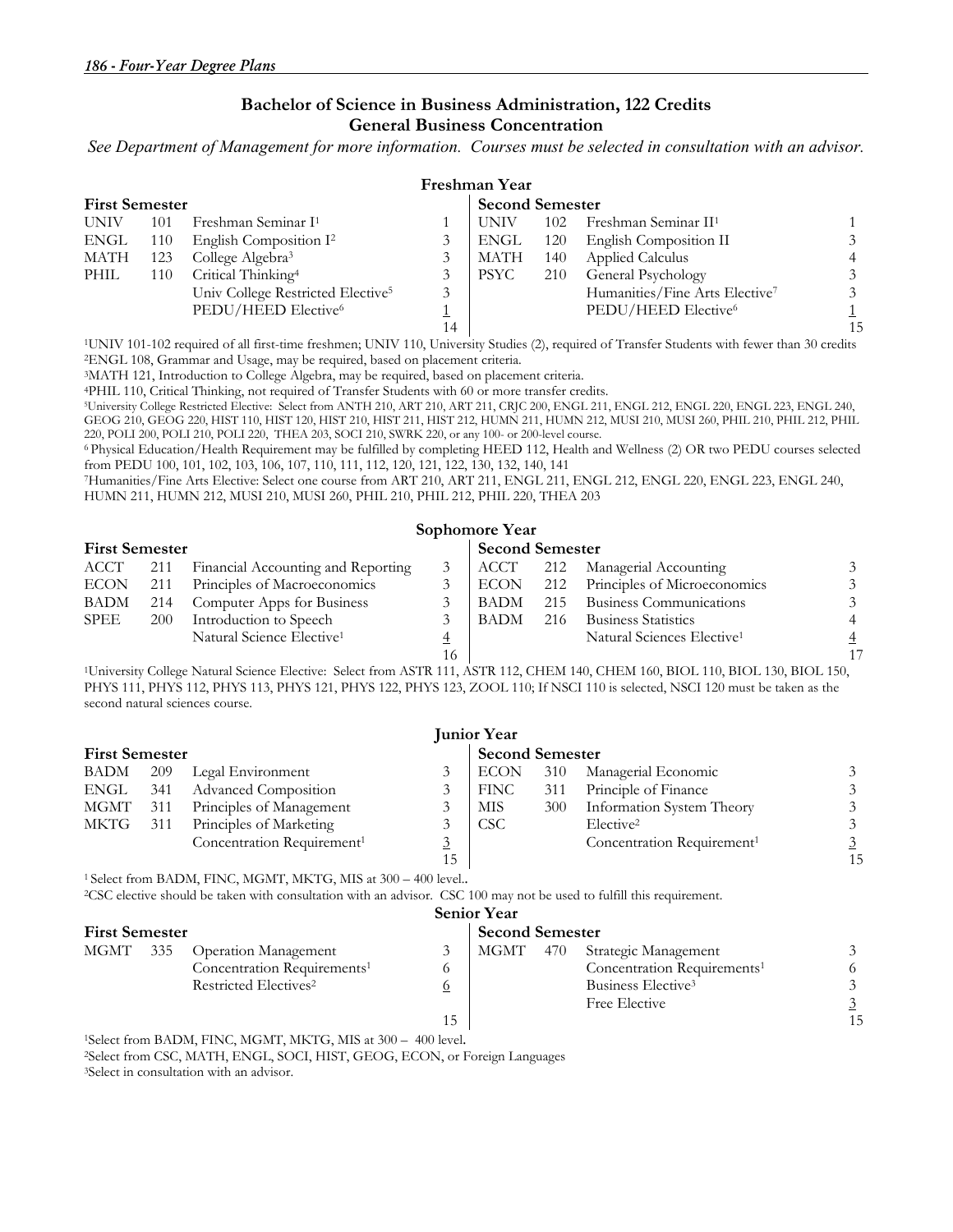## Bachelor of Science in Business Administration, 122 Credits
## General Business Concentration

*See Department of Management for more information. Courses must be selected in consultation with an advisor.*

### Freshman Year

| First Semester | | | | Second Semester | | | |
|---|---|---|---|---|---|---|---|
| UNIV | 101 | Freshman Seminar I[1] | 1 | UNIV | 102 | Freshman Seminar II[1] | 1 |
| ENGL | 110 | English Composition I[2] | 3 | ENGL | 120 | English Composition II | 3 |
| MATH | 123 | College Algebra[3] | 3 | MATH | 140 | Applied Calculus | 4 |
| PHIL | 110 | Critical Thinking[4] | 3 | PSYC | 210 | General Psychology | 3 |
| | | Univ College Restricted Elective[5] | 3 | | | Humanities/Fine Arts Elective[7] | 3 |
| | | PEDU/HEED Elective[6] | 1 | | | PEDU/HEED Elective[6] | 1 |
| | | | 14 | | | | 15 |

[1]UNIV 101-102 required of all first-time freshmen; UNIV 110, University Studies (2), required of Transfer Students with fewer than 30 credits
[2]ENGL 108, Grammar and Usage, may be required, based on placement criteria.
[3]MATH 121, Introduction to College Algebra, may be required, based on placement criteria.
[4]PHIL 110, Critical Thinking, not required of Transfer Students with 60 or more transfer credits.
[5]University College Restricted Elective: Select from ANTH 210, ART 210, ART 211, CRJC 200, ENGL 211, ENGL 212, ENGL 220, ENGL 223, ENGL 240, GEOG 210, GEOG 220, HIST 110, HIST 120, HIST 210, HIST 211, HIST 212, HUMN 211, HUMN 212, MUSI 210, MUSI 260, PHIL 210, PHIL 212, PHIL 220, POLI 200, POLI 210, POLI 220, THEA 203, SOCI 210, SWRK 220, or any 100- or 200-level course.
[6] Physical Education/Health Requirement may be fulfilled by completing HEED 112, Health and Wellness (2) OR two PEDU courses selected from PEDU 100, 101, 102, 103, 106, 107, 110, 111, 112, 120, 121, 122, 130, 132, 140, 141
[7]Humanities/Fine Arts Elective: Select one course from ART 210, ART 211, ENGL 211, ENGL 212, ENGL 220, ENGL 223, ENGL 240, HUMN 211, HUMN 212, MUSI 210, MUSI 260, PHIL 210, PHIL 212, PHIL 220, THEA 203

### Sophomore Year

| First Semester | | | | Second Semester | | | |
|---|---|---|---|---|---|---|---|
| ACCT | 211 | Financial Accounting and Reporting | 3 | ACCT | 212 | Managerial Accounting | 3 |
| ECON | 211 | Principles of Macroeconomics | 3 | ECON | 212 | Principles of Microeconomics | 3 |
| BADM | 214 | Computer Apps for Business | 3 | BADM | 215 | Business Communications | 3 |
| SPEE | 200 | Introduction to Speech | 3 | BADM | 216 | Business Statistics | 4 |
| | | Natural Science Elective[1] | 4 | | | Natural Sciences Elective[1] | 4 |
| | | | 16 | | | | 17 |

[1]University College Natural Science Elective: Select from ASTR 111, ASTR 112, CHEM 140, CHEM 160, BIOL 110, BIOL 130, BIOL 150, PHYS 111, PHYS 112, PHYS 113, PHYS 121, PHYS 122, PHYS 123, ZOOL 110; If NSCI 110 is selected, NSCI 120 must be taken as the second natural sciences course.

### Junior Year

| First Semester | | | | Second Semester | | | |
|---|---|---|---|---|---|---|---|
| BADM | 209 | Legal Environment | 3 | ECON | 310 | Managerial Economic | 3 |
| ENGL | 341 | Advanced Composition | 3 | FINC | 311 | Principle of Finance | 3 |
| MGMT | 311 | Principles of Management | 3 | MIS | 300 | Information System Theory | 3 |
| MKTG | 311 | Principles of Marketing | 3 | CSC | | Elective[2] | 3 |
| | | Concentration Requirement[1] | 3 | | | Concentration Requirement[1] | 3 |
| | | | 15 | | | | 15 |

[1] Select from BADM, FINC, MGMT, MKTG, MIS at 300 – 400 level..
[2]CSC elective should be taken with consultation with an advisor. CSC 100 may not be used to fulfill this requirement.

### Senior Year

| First Semester | | | | Second Semester | | | |
|---|---|---|---|---|---|---|---|
| MGMT | 335 | Operation Management | 3 | MGMT | 470 | Strategic Management | 3 |
| | | Concentration Requirements[1] | 6 | | | Concentration Requirements[1] | 6 |
| | | Restricted Electives[2] | 6 | | | Business Elective[3] | 3 |
| | | | | | | Free Elective | 3 |
| | | | 15 | | | | 15 |

[1]Select from BADM, FINC, MGMT, MKTG, MIS at 300 – 400 level.
[2]Select from CSC, MATH, ENGL, SOCI, HIST, GEOG, ECON, or Foreign Languages
[3]Select in consultation with an advisor.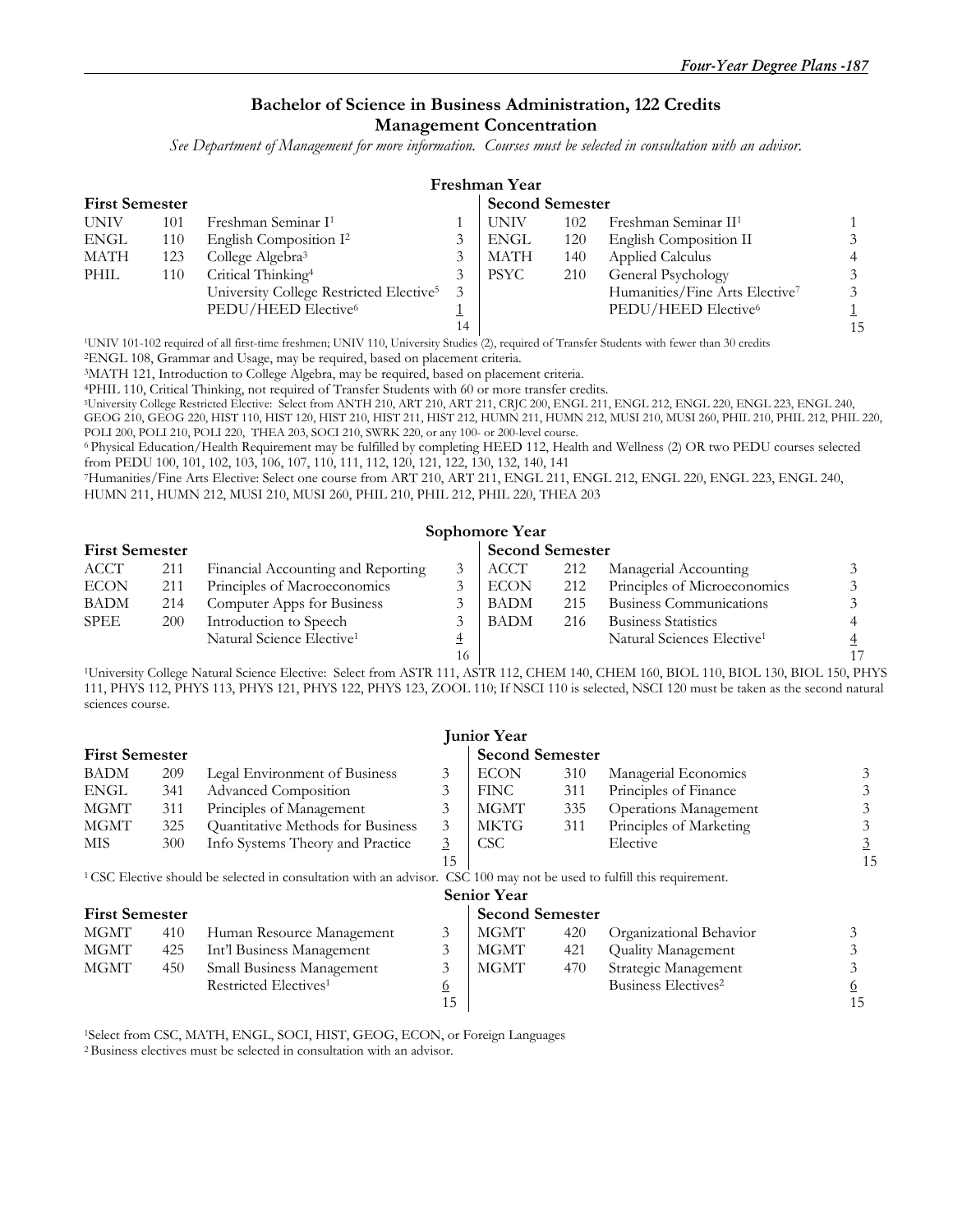## Bachelor of Science in Business Administration, 122 Credits
### Management Concentration

*See Department of Management for more information. Courses must be selected in consultation with an advisor.*

### Freshman Year

| First Semester | | | | Second Semester | | | |
|---|---|---|---|---|---|---|---|
| UNIV | 101 | Freshman Seminar I[1] | 1 | UNIV | 102 | Freshman Seminar II[1] | 1 |
| ENGL | 110 | English Composition I[2] | 3 | ENGL | 120 | English Composition II | 3 |
| MATH | 123 | College Algebra[3] | 3 | MATH | 140 | Applied Calculus | 4 |
| PHIL | 110 | Critical Thinking[4] | 3 | PSYC | 210 | General Psychology | 3 |
| | | University College Restricted Elective[5] | 3 | | | Humanities/Fine Arts Elective[7] | 3 |
| | | PEDU/HEED Elective[6] | 1 | | | PEDU/HEED Elective[6] | 1 |
| | | | 14 | | | | 15 |

[1]UNIV 101-102 required of all first-time freshmen; UNIV 110, University Studies (2), required of Transfer Students with fewer than 30 credits

[2]ENGL 108, Grammar and Usage, may be required, based on placement criteria.

[3]MATH 121, Introduction to College Algebra, may be required, based on placement criteria.

[4]PHIL 110, Critical Thinking, not required of Transfer Students with 60 or more transfer credits.

[5]University College Restricted Elective: Select from ANTH 210, ART 210, ART 211, CRJC 200, ENGL 211, ENGL 212, ENGL 220, ENGL 223, ENGL 240, GEOG 210, GEOG 220, HIST 110, HIST 120, HIST 210, HIST 211, HIST 212, HUMN 211, HUMN 212, MUSI 210, MUSI 260, PHIL 210, PHIL 212, PHIL 220, POLI 200, POLI 210, POLI 220, THEA 203, SOCI 210, SWRK 220, or any 100- or 200-level course.

[6] Physical Education/Health Requirement may be fulfilled by completing HEED 112, Health and Wellness (2) OR two PEDU courses selected from PEDU 100, 101, 102, 103, 106, 107, 110, 111, 112, 120, 121, 122, 130, 132, 140, 141

[7]Humanities/Fine Arts Elective: Select one course from ART 210, ART 211, ENGL 211, ENGL 212, ENGL 220, ENGL 223, ENGL 240, HUMN 211, HUMN 212, MUSI 210, MUSI 260, PHIL 210, PHIL 212, PHIL 220, THEA 203

### Sophomore Year

| First Semester | | | | Second Semester | | | |
|---|---|---|---|---|---|---|---|
| ACCT | 211 | Financial Accounting and Reporting | 3 | ACCT | 212 | Managerial Accounting | 3 |
| ECON | 211 | Principles of Macroeconomics | 3 | ECON | 212 | Principles of Microeconomics | 3 |
| BADM | 214 | Computer Apps for Business | 3 | BADM | 215 | Business Communications | 3 |
| SPEE | 200 | Introduction to Speech | 3 | BADM | 216 | Business Statistics | 4 |
| | | Natural Science Elective[1] | 4 | | | Natural Sciences Elective[1] | 4 |
| | | | 16 | | | | 17 |

[1]University College Natural Science Elective: Select from ASTR 111, ASTR 112, CHEM 140, CHEM 160, BIOL 110, BIOL 130, BIOL 150, PHYS 111, PHYS 112, PHYS 113, PHYS 121, PHYS 122, PHYS 123, ZOOL 110; If NSCI 110 is selected, NSCI 120 must be taken as the second natural sciences course.

### Junior Year

| First Semester | | | | Second Semester | | | |
|---|---|---|---|---|---|---|---|
| BADM | 209 | Legal Environment of Business | 3 | ECON | 310 | Managerial Economics | 3 |
| ENGL | 341 | Advanced Composition | 3 | FINC | 311 | Principles of Finance | 3 |
| MGMT | 311 | Principles of Management | 3 | MGMT | 335 | Operations Management | 3 |
| MGMT | 325 | Quantitative Methods for Business | 3 | MKTG | 311 | Principles of Marketing | 3 |
| MIS | 300 | Info Systems Theory and Practice | 3 | CSC | | Elective | 3 |
| | | | 15 | | | | 15 |

[1] CSC Elective should be selected in consultation with an advisor. CSC 100 may not be used to fulfill this requirement.

### Senior Year

| First Semester | | | | Second Semester | | | |
|---|---|---|---|---|---|---|---|
| MGMT | 410 | Human Resource Management | 3 | MGMT | 420 | Organizational Behavior | 3 |
| MGMT | 425 | Int'l Business Management | 3 | MGMT | 421 | Quality Management | 3 |
| MGMT | 450 | Small Business Management | 3 | MGMT | 470 | Strategic Management | 3 |
| | | Restricted Electives[1] | 6 | | | Business Electives[2] | 6 |
| | | | 15 | | | | 15 |

[1]Select from CSC, MATH, ENGL, SOCI, HIST, GEOG, ECON, or Foreign Languages

[2] Business electives must be selected in consultation with an advisor.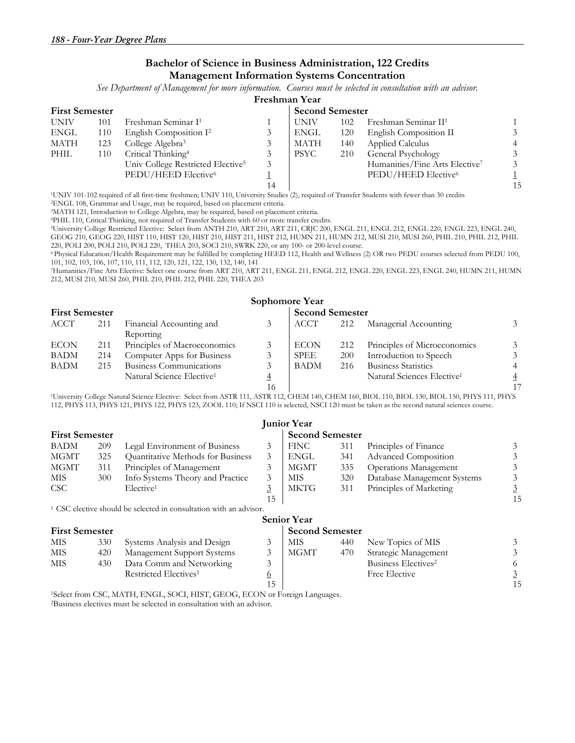## Bachelor of Science in Business Administration, 122 Credits
## Management Information Systems Concentration

*See Department of Management for more information. Courses must be selected in consultation with an advisor.*

### Freshman Year

| First Semester | | | | Second Semester | | | |
|---|---|---|---|---|---|---|---|
| UNIV | 101 | Freshman Seminar I[1] | 1 | UNIV | 102 | Freshman Seminar II[1] | 1 |
| ENGL | 110 | English Composition I[2] | 3 | ENGL | 120 | English Composition II | 3 |
| MATH | 123 | College Algebra[3] | 3 | MATH | 140 | Applied Calculus | 4 |
| PHIL | 110 | Critical Thinking[4] | 3 | PSYC | 210 | General Psychology | 3 |
| | | Univ College Restricted Elective[5] | 3 | | | Humanities/Fine Arts Elective[7] | 3 |
| | | PEDU/HEED Elective[6] | 1 | | | PEDU/HEED Elective[6] | 1 |
| | | | 14 | | | | 15 |

[1]UNIV 101-102 required of all first-time freshmen; UNIV 110, University Studies (2), required of Transfer Students with fewer than 30 credits

[2]ENGL 108, Grammar and Usage, may be required, based on placement criteria.

[3]MATH 121, Introduction to College Algebra, may be required, based on placement criteria.

[4]PHIL 110, Critical Thinking, not required of Transfer Students with 60 or more transfer credits.

[5]University College Restricted Elective: Select from ANTH 210, ART 210, ART 211, CRJC 200, ENGL 211, ENGL 212, ENGL 220, ENGL 223, ENGL 240, GEOG 210, GEOG 220, HIST 110, HIST 120, HIST 210, HIST 211, HIST 212, HUMN 211, HUMN 212, MUSI 210, MUSI 260, PHIL 210, PHIL 212, PHIL 220, POLI 200, POLI 210, POLI 220, THEA 203, SOCI 210, SWRK 220, or any 100- or 200-level course.

[6]Physical Education/Health Requirement may be fulfilled by completing HEED 112, Health and Wellness (2) OR two PEDU courses selected from PEDU 100, 101, 102, 103, 106, 107, 110, 111, 112, 120, 121, 122, 130, 132, 140, 141

[7]Humanities/Fine Arts Elective: Select one course from ART 210, ART 211, ENGL 211, ENGL 212, ENGL 220, ENGL 223, ENGL 240, HUMN 211, HUMN 212, MUSI 210, MUSI 260, PHIL 210, PHIL 212, PHIL 220, THEA 203

### Sophomore Year

| First Semester | | | | Second Semester | | | |
|---|---|---|---|---|---|---|---|
| ACCT | 211 | Financial Accounting and Reporting | 3 | ACCT | 212 | Managerial Accounting | 3 |
| ECON | 211 | Principles of Macroeconomics | 3 | ECON | 212 | Principles of Microeconomics | 3 |
| BADM | 214 | Computer Apps for Business | 3 | SPEE | 200 | Introduction to Speech | 3 |
| BADM | 215 | Business Communications | 3 | BADM | 216 | Business Statistics | 4 |
| | | Natural Science Elective[1] | 4 | | | Natural Sciences Elective[1] | 4 |
| | | | 16 | | | | 17 |

[1]University College Natural Science Elective: Select from ASTR 111, ASTR 112, CHEM 140, CHEM 160, BIOL 110, BIOL 130, BIOL 150, PHYS 111, PHYS 112, PHYS 113, PHYS 121, PHYS 122, PHYS 123, ZOOL 110; If NSCI 110 is selected, NSCI 120 must be taken as the second natural sciences course.

### Junior Year

| First Semester | | | | Second Semester | | | |
|---|---|---|---|---|---|---|---|
| BADM | 209 | Legal Environment of Business | 3 | FINC | 311 | Principles of Finance | 3 |
| MGMT | 325 | Quantitative Methods for Business | 3 | ENGL | 341 | Advanced Composition | 3 |
| MGMT | 311 | Principles of Management | 3 | MGMT | 335 | Operations Management | 3 |
| MIS | 300 | Info Systems Theory and Practice | 3 | MIS | 320 | Database Management Systems | 3 |
| CSC | | Elective[1] | 3 | MKTG | 311 | Principles of Marketing | 3 |
| | | | 15 | | | | 15 |

[1] CSC elective should be selected in consultation with an advisor.

### Senior Year

| First Semester | | | | Second Semester | | | |
|---|---|---|---|---|---|---|---|
| MIS | 330 | Systems Analysis and Design | 3 | MIS | 440 | New Topics of MIS | 3 |
| MIS | 420 | Management Support Systems | 3 | MGMT | 470 | Strategic Management | 3 |
| MIS | 430 | Data Comm and Networking | 3 | | | Business Electives[2] | 6 |
| | | Restricted Electives[1] | 6 | | | Free Elective | 3 |
| | | | 15 | | | | 15 |

[1]Select from CSC, MATH, ENGL, SOCI, HIST, GEOG, ECON or Foreign Languages.

[2]Business electives must be selected in consultation with an advisor.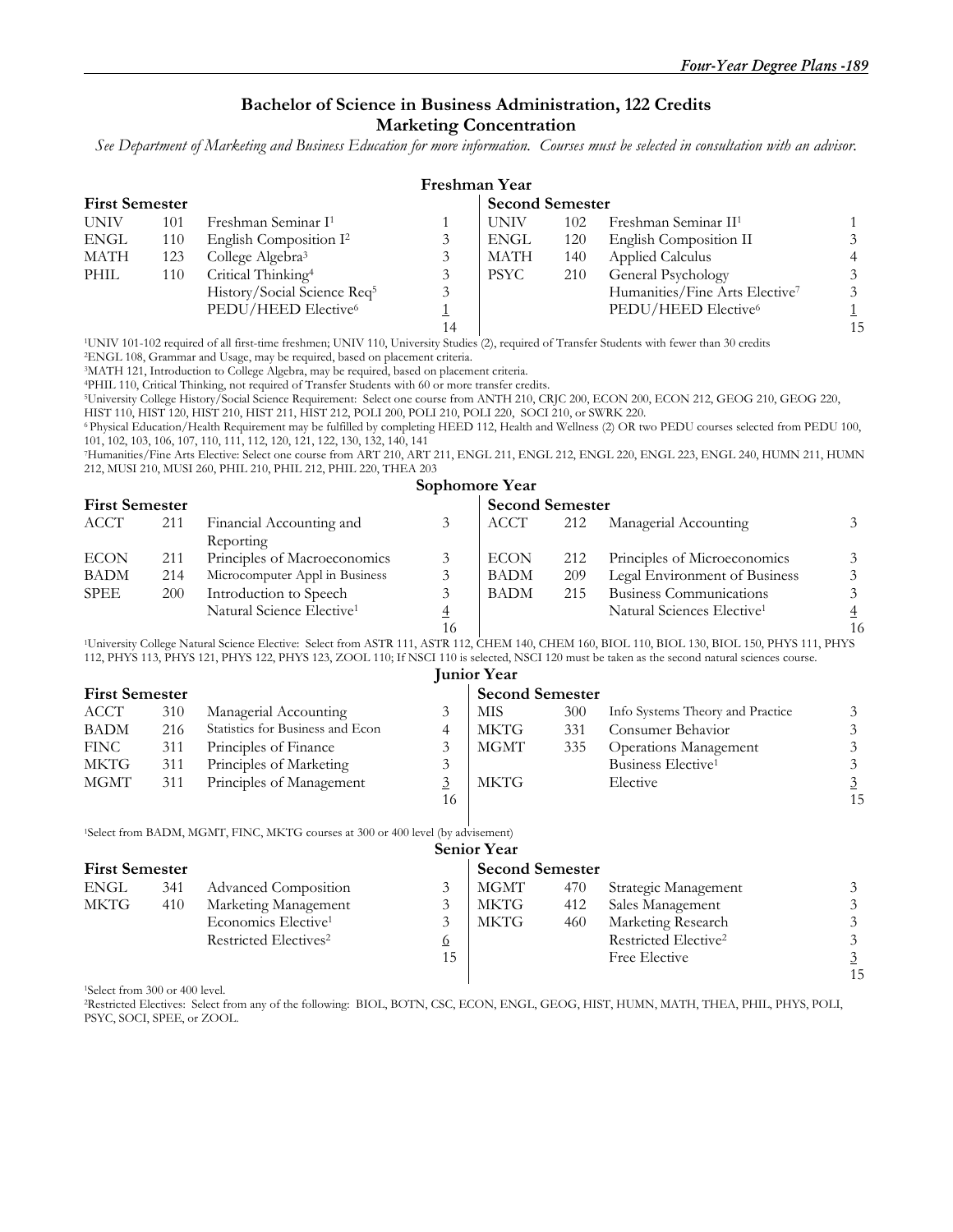## Bachelor of Science in Business Administration, 122 Credits
## Marketing Concentration

*See Department of Marketing and Business Education for more information. Courses must be selected in consultation with an advisor.*

### Freshman Year

| First Semester | | | | Second Semester | | | |
|---|---|---|---|---|---|---|---|
| UNIV | 101 | Freshman Seminar I[1] | 1 | UNIV | 102 | Freshman Seminar II[1] | 1 |
| ENGL | 110 | English Composition I[2] | 3 | ENGL | 120 | English Composition II | 3 |
| MATH | 123 | College Algebra[3] | 3 | MATH | 140 | Applied Calculus | 4 |
| PHIL | 110 | Critical Thinking[4] | 3 | PSYC | 210 | General Psychology | 3 |
| | | History/Social Science Req[5] | 3 | | | Humanities/Fine Arts Elective[7] | 3 |
| | | PEDU/HEED Elective[6] | 1 | | | PEDU/HEED Elective[6] | 1 |
| | | | 14 | | | | 15 |

[1]UNIV 101-102 required of all first-time freshmen; UNIV 110, University Studies (2), required of Transfer Students with fewer than 30 credits

[2]ENGL 108, Grammar and Usage, may be required, based on placement criteria.

[3]MATH 121, Introduction to College Algebra, may be required, based on placement criteria.

[4]PHIL 110, Critical Thinking, not required of Transfer Students with 60 or more transfer credits.

[5]University College History/Social Science Requirement: Select one course from ANTH 210, CRJC 200, ECON 200, ECON 212, GEOG 210, GEOG 220, HIST 110, HIST 120, HIST 210, HIST 211, HIST 212, POLI 200, POLI 210, POLI 220, SOCI 210, or SWRK 220.

[6]Physical Education/Health Requirement may be fulfilled by completing HEED 112, Health and Wellness (2) OR two PEDU courses selected from PEDU 100, 101, 102, 103, 106, 107, 110, 111, 112, 120, 121, 122, 130, 132, 140, 141

[7]Humanities/Fine Arts Elective: Select one course from ART 210, ART 211, ENGL 211, ENGL 212, ENGL 220, ENGL 223, ENGL 240, HUMN 211, HUMN 212, MUSI 210, MUSI 260, PHIL 210, PHIL 212, PHIL 220, THEA 203

### Sophomore Year

| First Semester | | | | Second Semester | | | |
|---|---|---|---|---|---|---|---|
| ACCT | 211 | Financial Accounting and Reporting | 3 | ACCT | 212 | Managerial Accounting | 3 |
| ECON | 211 | Principles of Macroeconomics | 3 | ECON | 212 | Principles of Microeconomics | 3 |
| BADM | 214 | Microcomputer Appl in Business | 3 | BADM | 209 | Legal Environment of Business | 3 |
| SPEE | 200 | Introduction to Speech | 3 | BADM | 215 | Business Communications | 3 |
| | | Natural Science Elective[1] | 4 | | | Natural Sciences Elective[1] | 4 |
| | | | 16 | | | | 16 |

[1]University College Natural Science Elective: Select from ASTR 111, ASTR 112, CHEM 140, CHEM 160, BIOL 110, BIOL 130, BIOL 150, PHYS 111, PHYS 112, PHYS 113, PHYS 121, PHYS 122, PHYS 123, ZOOL 110; If NSCI 110 is selected, NSCI 120 must be taken as the second natural sciences course.

### Junior Year

| First Semester | | | | Second Semester | | | |
|---|---|---|---|---|---|---|---|
| ACCT | 310 | Managerial Accounting | 3 | MIS | 300 | Info Systems Theory and Practice | 3 |
| BADM | 216 | Statistics for Business and Econ | 4 | MKTG | 331 | Consumer Behavior | 3 |
| FINC | 311 | Principles of Finance | 3 | MGMT | 335 | Operations Management | 3 |
| MKTG | 311 | Principles of Marketing | 3 | | | Business Elective[1] | 3 |
| MGMT | 311 | Principles of Management | 3 | MKTG | | Elective | 3 |
| | | | 16 | | | | 15 |

[1]Select from BADM, MGMT, FINC, MKTG courses at 300 or 400 level (by advisement)

### Senior Year

| First Semester | | | | Second Semester | | | |
|---|---|---|---|---|---|---|---|
| ENGL | 341 | Advanced Composition | 3 | MGMT | 470 | Strategic Management | 3 |
| MKTG | 410 | Marketing Management | 3 | MKTG | 412 | Sales Management | 3 |
| | | Economics Elective[1] | 3 | MKTG | 460 | Marketing Research | 3 |
| | | Restricted Electives[2] | 6 | | | Restricted Elective[2] | 3 |
| | | | 15 | | | Free Elective | 3 |
| | | | | | | | 15 |

[1]Select from 300 or 400 level.

[2]Restricted Electives: Select from any of the following: BIOL, BOTN, CSC, ECON, ENGL, GEOG, HIST, HUMN, MATH, THEA, PHIL, PHYS, POLI, PSYC, SOCI, SPEE, or ZOOL.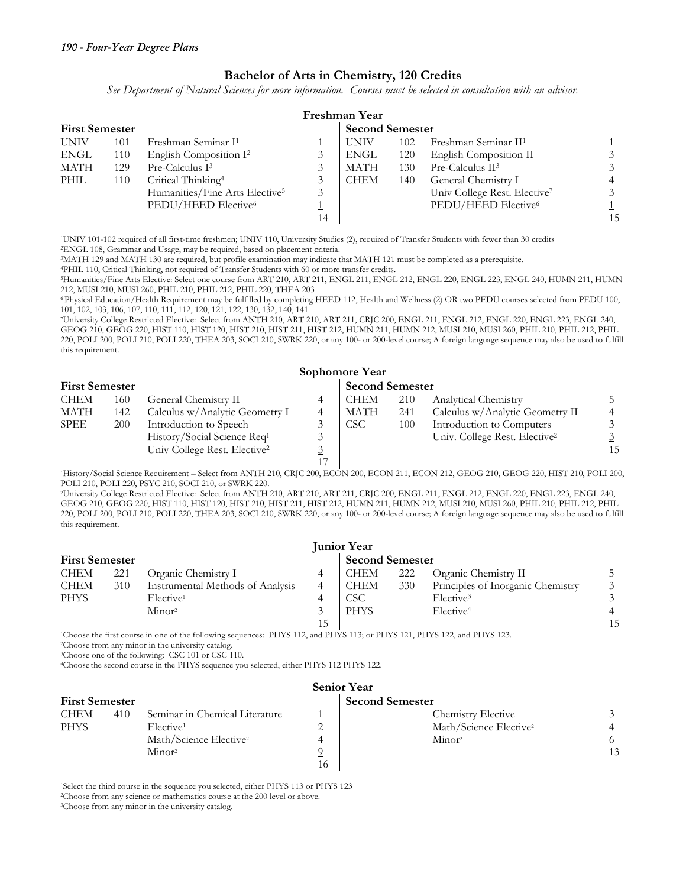## Bachelor of Arts in Chemistry, 120 Credits

*See Department of Natural Sciences for more information. Courses must be selected in consultation with an advisor.*

### Freshman Year

| First Semester | | | | Second Semester | | | |
|---|---|---|---|---|---|---|---|
| UNIV | 101 | Freshman Seminar I[1] | 1 | UNIV | 102 | Freshman Seminar II[1] | 1 |
| ENGL | 110 | English Composition I[2] | 3 | ENGL | 120 | English Composition II | 3 |
| MATH | 129 | Pre-Calculus I[3] | 3 | MATH | 130 | Pre-Calculus II[3] | 3 |
| PHIL | 110 | Critical Thinking[4] | 3 | CHEM | 140 | General Chemistry I | 4 |
| | | Humanities/Fine Arts Elective[5] | 3 | | | Univ College Rest. Elective[7] | 3 |
| | | PEDU/HEED Elective[6] | 1 | | | PEDU/HEED Elective[6] | 1 |
| | | | 14 | | | | 15 |

[1]UNIV 101-102 required of all first-time freshmen; UNIV 110, University Studies (2), required of Transfer Students with fewer than 30 credits
[2]ENGL 108, Grammar and Usage, may be required, based on placement criteria.
[3]MATH 129 and MATH 130 are required, but profile examination may indicate that MATH 121 must be completed as a prerequisite.
[4]PHIL 110, Critical Thinking, not required of Transfer Students with 60 or more transfer credits.
[5]Humanities/Fine Arts Elective: Select one course from ART 210, ART 211, ENGL 211, ENGL 212, ENGL 220, ENGL 223, ENGL 240, HUMN 211, HUMN 212, MUSI 210, MUSI 260, PHIL 210, PHIL 212, PHIL 220, THEA 203
[6]Physical Education/Health Requirement may be fulfilled by completing HEED 112, Health and Wellness (2) OR two PEDU courses selected from PEDU 100, 101, 102, 103, 106, 107, 110, 111, 112, 120, 121, 122, 130, 132, 140, 141
[7]University College Restricted Elective: Select from ANTH 210, ART 210, ART 211, CRJC 200, ENGL 211, ENGL 212, ENGL 220, ENGL 223, ENGL 240, GEOG 210, GEOG 220, HIST 110, HIST 120, HIST 210, HIST 211, HIST 212, HUMN 211, HUMN 212, MUSI 210, MUSI 260, PHIL 210, PHIL 212, PHIL 220, POLI 200, POLI 210, POLI 220, THEA 203, SOCI 210, SWRK 220, or any 100- or 200-level course; A foreign language sequence may also be used to fulfill this requirement.

### Sophomore Year

| First Semester | | | | Second Semester | | | |
|---|---|---|---|---|---|---|---|
| CHEM | 160 | General Chemistry II | 4 | CHEM | 210 | Analytical Chemistry | 5 |
| MATH | 142 | Calculus w/Analytic Geometry I | 4 | MATH | 241 | Calculus w/Analytic Geometry II | 4 |
| SPEE | 200 | Introduction to Speech | 3 | CSC | 100 | Introduction to Computers | 3 |
| | | History/Social Science Req[1] | 3 | | | Univ. College Rest. Elective[2] | 3 |
| | | Univ College Rest. Elective[2] | 3 | | | | 15 |
| | | | 17 | | | | |

[1]History/Social Science Requirement – Select from ANTH 210, CRJC 200, ECON 200, ECON 211, ECON 212, GEOG 210, GEOG 220, HIST 210, POLI 200, POLI 210, POLI 220, PSYC 210, SOCI 210, or SWRK 220.
[2]University College Restricted Elective: Select from ANTH 210, ART 210, ART 211, CRJC 200, ENGL 211, ENGL 212, ENGL 220, ENGL 223, ENGL 240, GEOG 210, GEOG 220, HIST 110, HIST 120, HIST 210, HIST 211, HIST 212, HUMN 211, HUMN 212, MUSI 210, MUSI 260, PHIL 210, PHIL 212, PHIL 220, POLI 200, POLI 210, POLI 220, THEA 203, SOCI 210, SWRK 220, or any 100- or 200-level course; A foreign language sequence may also be used to fulfill this requirement.

### Junior Year

| First Semester | | | | Second Semester | | | |
|---|---|---|---|---|---|---|---|
| CHEM | 221 | Organic Chemistry I | 4 | CHEM | 222 | Organic Chemistry II | 5 |
| CHEM | 310 | Instrumental Methods of Analysis | 4 | CHEM | 330 | Principles of Inorganic Chemistry | 3 |
| PHYS | | Elective[1] | 4 | CSC | | Elective[3] | 3 |
| | | Minor[2] | 3 | PHYS | | Elective[4] | 4 |
| | | | 15 | | | | 15 |

[1]Choose the first course in one of the following sequences: PHYS 112, and PHYS 113; or PHYS 121, PHYS 122, and PHYS 123.
[2]Choose from any minor in the university catalog.
[3]Choose one of the following: CSC 101 or CSC 110.
[4]Choose the second course in the PHYS sequence you selected, either PHYS 112 PHYS 122.

### Senior Year

| First Semester | | | | Second Semester | | | |
|---|---|---|---|---|---|---|---|
| CHEM | 410 | Seminar in Chemical Literature | 1 | | | Chemistry Elective | 3 |
| PHYS | | Elective[1] | 2 | | | Math/Science Elective[2] | 4 |
| | | Math/Science Elective[2] | 4 | | | Minor[2] | 6 |
| | | Minor[2] | 9 | | | | 13 |
| | | | 16 | | | | |

[1]Select the third course in the sequence you selected, either PHYS 113 or PHYS 123
[2]Choose from any science or mathematics course at the 200 level or above.
[3]Choose from any minor in the university catalog.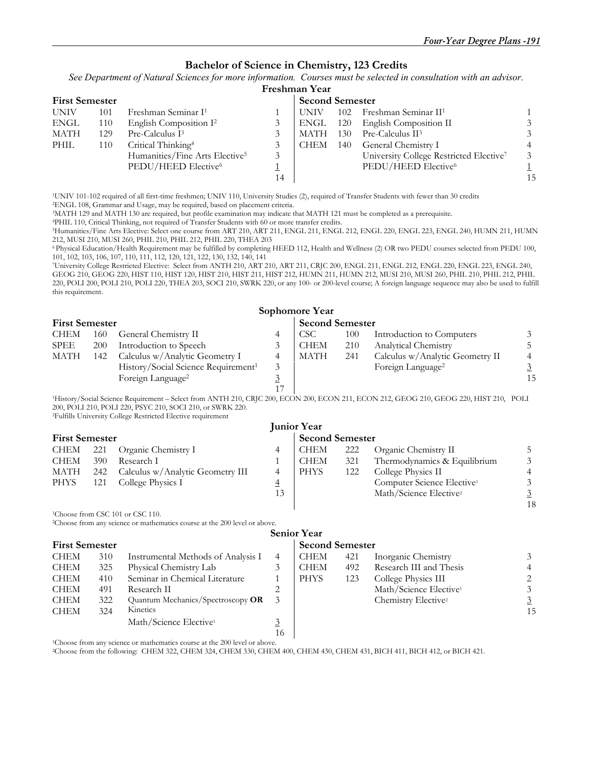## Bachelor of Science in Chemistry, 123 Credits

*See Department of Natural Sciences for more information. Courses must be selected in consultation with an advisor.*

### Freshman Year

| First Semester | | | | Second Semester | | | |
|---|---|---|---|---|---|---|---|
| UNIV | 101 | Freshman Seminar I[1] | 1 | UNIV | 102 | Freshman Seminar II[1] | 1 |
| ENGL | 110 | English Composition I[2] | 3 | ENGL | 120 | English Composition II | 3 |
| MATH | 129 | Pre-Calculus I[3] | 3 | MATH | 130 | Pre-Calculus II[3] | 3 |
| PHIL | 110 | Critical Thinking[4] | 3 | CHEM | 140 | General Chemistry I | 4 |
| | | Humanities/Fine Arts Elective[5] | 3 | | | University College Restricted Elective[7] | 3 |
| | | PEDU/HEED Elective[6] | 1 | | | PEDU/HEED Elective[6] | 1 |
| | | | 14 | | | | 15 |

[1]UNIV 101-102 required of all first-time freshmen; UNIV 110, University Studies (2), required of Transfer Students with fewer than 30 credits
[2]ENGL 108, Grammar and Usage, may be required, based on placement criteria.
[3]MATH 129 and MATH 130 are required, but profile examination may indicate that MATH 121 must be completed as a prerequisite.
[4]PHIL 110, Critical Thinking, not required of Transfer Students with 60 or more transfer credits.
[5]Humanities/Fine Arts Elective: Select one course from ART 210, ART 211, ENGL 211, ENGL 212, ENGL 220, ENGL 223, ENGL 240, HUMN 211, HUMN 212, MUSI 210, MUSI 260, PHIL 210, PHIL 212, PHIL 220, THEA 203
[6] Physical Education/Health Requirement may be fulfilled by completing HEED 112, Health and Wellness (2) OR two PEDU courses selected from PEDU 100, 101, 102, 103, 106, 107, 110, 111, 112, 120, 121, 122, 130, 132, 140, 141
[7]University College Restricted Elective: Select from ANTH 210, ART 210, ART 211, CRJC 200, ENGL 211, ENGL 212, ENGL 220, ENGL 223, ENGL 240, GEOG 210, GEOG 220, HIST 110, HIST 120, HIST 210, HIST 211, HIST 212, HUMN 211, HUMN 212, MUSI 210, MUSI 260, PHIL 210, PHIL 212, PHIL 220, POLI 200, POLI 210, POLI 220, THEA 203, SOCI 210, SWRK 220, or any 100- or 200-level course; A foreign language sequence may also be used to fulfill this requirement.

### Sophomore Year

| First Semester | | | | Second Semester | | | |
|---|---|---|---|---|---|---|---|
| CHEM | 160 | General Chemistry II | 4 | CSC | 100 | Introduction to Computers | 3 |
| SPEE | 200 | Introduction to Speech | 3 | CHEM | 210 | Analytical Chemistry | 5 |
| MATH | 142 | Calculus w/Analytic Geometry I | 4 | MATH | 241 | Calculus w/Analytic Geometry II | 4 |
| | | History/Social Science Requirement[1] | 3 | | | Foreign Language[2] | 3 |
| | | Foreign Language[2] | 3 | | | | 15 |
| | | | 17 | | | | |

[1]History/Social Science Requirement – Select from ANTH 210, CRJC 200, ECON 200, ECON 211, ECON 212, GEOG 210, GEOG 220, HIST 210, POLI 200, POLI 210, POLI 220, PSYC 210, SOCI 210, or SWRK 220.
[2]Fulfills University College Restricted Elective requirement

### Junior Year

| First Semester | | | | Second Semester | | | |
|---|---|---|---|---|---|---|---|
| CHEM | 221 | Organic Chemistry I | 4 | CHEM | 222 | Organic Chemistry II | 5 |
| CHEM | 390 | Research I | 1 | CHEM | 321 | Thermodynamics & Equilibrium | 3 |
| MATH | 242 | Calculus w/Analytic Geometry III | 4 | PHYS | 122 | College Physics II | 4 |
| PHYS | 121 | College Physics I | 4 | | | Computer Science Elective[1] | 3 |
| | | | 13 | | | Math/Science Elective[2] | 3 |
| | | | | | | | 18 |

[1]Choose from CSC 101 or CSC 110.
[2]Choose from any science or mathematics course at the 200 level or above.

### Senior Year

| First Semester | | | | Second Semester | | | |
|---|---|---|---|---|---|---|---|
| CHEM | 310 | Instrumental Methods of Analysis I | 4 | CHEM | 421 | Inorganic Chemistry | 3 |
| CHEM | 325 | Physical Chemistry Lab | 3 | CHEM | 492 | Research III and Thesis | 4 |
| CHEM | 410 | Seminar in Chemical Literature | 1 | PHYS | 123 | College Physics III | 2 |
| CHEM | 491 | Research II | 2 | | | Math/Science Elective[1] | 3 |
| CHEM / CHEM | 322 / 324 | Quantum Mechanics/Spectroscopy **OR** Kinetics | 3 | | | Chemistry Elective[2] | 3 |
| | | Math/Science Elective[1] | 3 | | | | 15 |
| | | | 16 | | | | |

[1]Choose from any science or mathematics course at the 200 level or above.
[2]Choose from the following: CHEM 322, CHEM 324, CHEM 330, CHEM 400, CHEM 430, CHEM 431, BICH 411, BICH 412, or BICH 421.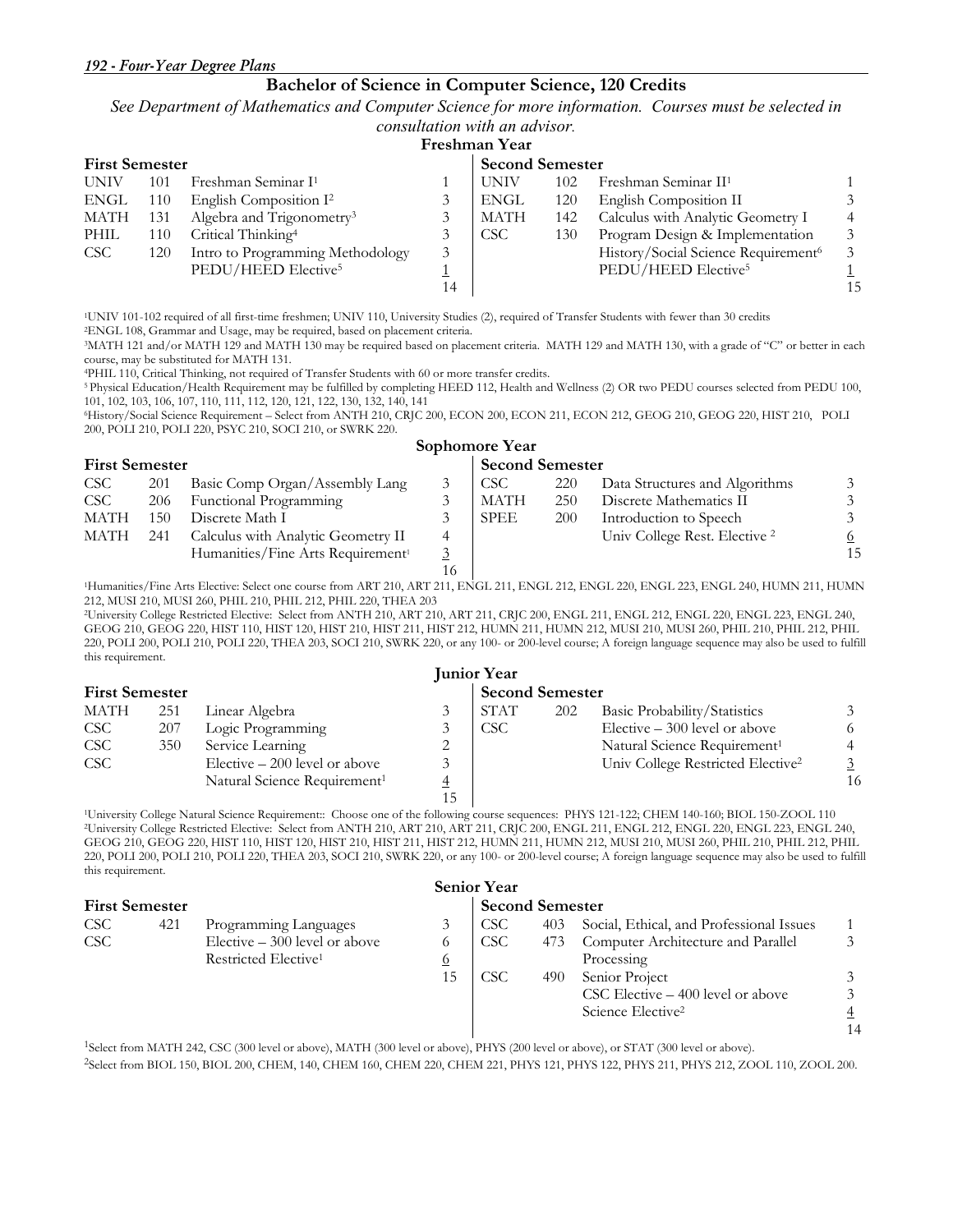## Bachelor of Science in Computer Science, 120 Credits

*See Department of Mathematics and Computer Science for more information. Courses must be selected in consultation with an advisor.*

### Freshman Year

| First Semester | | | | Second Semester | | | |
|---|---|---|---|---|---|---|---|
| UNIV | 101 | Freshman Seminar I[1] | 1 | UNIV | 102 | Freshman Seminar II[1] | 1 |
| ENGL | 110 | English Composition I[2] | 3 | ENGL | 120 | English Composition II | 3 |
| MATH | 131 | Algebra and Trigonometry[3] | 3 | MATH | 142 | Calculus with Analytic Geometry I | 4 |
| PHIL | 110 | Critical Thinking[4] | 3 | CSC | 130 | Program Design & Implementation | 3 |
| CSC | 120 | Intro to Programming Methodology | 3 | | | History/Social Science Requirement[6] | 3 |
| | | PEDU/HEED Elective[5] | 1 | | | PEDU/HEED Elective[5] | 1 |
| | | | 14 | | | | 15 |

[1]UNIV 101-102 required of all first-time freshmen; UNIV 110, University Studies (2), required of Transfer Students with fewer than 30 credits
[2]ENGL 108, Grammar and Usage, may be required, based on placement criteria.
[3]MATH 121 and/or MATH 129 and MATH 130 may be required based on placement criteria. MATH 129 and MATH 130, with a grade of "C" or better in each course, may be substituted for MATH 131.
[4]PHIL 110, Critical Thinking, not required of Transfer Students with 60 or more transfer credits.
[5] Physical Education/Health Requirement may be fulfilled by completing HEED 112, Health and Wellness (2) OR two PEDU courses selected from PEDU 100, 101, 102, 103, 106, 107, 110, 111, 112, 120, 121, 122, 130, 132, 140, 141
[6]History/Social Science Requirement – Select from ANTH 210, CRJC 200, ECON 200, ECON 211, ECON 212, GEOG 210, GEOG 220, HIST 210, POLI 200, POLI 210, POLI 220, PSYC 210, SOCI 210, or SWRK 220.

### Sophomore Year

| First Semester | | | | Second Semester | | | |
|---|---|---|---|---|---|---|---|
| CSC | 201 | Basic Comp Organ/Assembly Lang | 3 | CSC | 220 | Data Structures and Algorithms | 3 |
| CSC | 206 | Functional Programming | 3 | MATH | 250 | Discrete Mathematics II | 3 |
| MATH | 150 | Discrete Math I | 3 | SPEE | 200 | Introduction to Speech | 3 |
| MATH | 241 | Calculus with Analytic Geometry II | 4 | | | Univ College Rest. Elective [2] | 6 |
| | | Humanities/Fine Arts Requirement[1] | 3 | | | | 15 |
| | | | 16 | | | | |

[1]Humanities/Fine Arts Elective: Select one course from ART 210, ART 211, ENGL 211, ENGL 212, ENGL 220, ENGL 223, ENGL 240, HUMN 211, HUMN 212, MUSI 210, MUSI 260, PHIL 210, PHIL 212, PHIL 220, THEA 203
[2]University College Restricted Elective: Select from ANTH 210, ART 210, ART 211, CRJC 200, ENGL 211, ENGL 212, ENGL 220, ENGL 223, ENGL 240, GEOG 210, GEOG 220, HIST 110, HIST 120, HIST 210, HIST 211, HIST 212, HUMN 211, HUMN 212, MUSI 210, MUSI 260, PHIL 210, PHIL 212, PHIL 220, POLI 200, POLI 210, POLI 220, THEA 203, SOCI 210, SWRK 220, or any 100- or 200-level course; A foreign language sequence may also be used to fulfill this requirement.

### Junior Year

| First Semester | | | | Second Semester | | | |
|---|---|---|---|---|---|---|---|
| MATH | 251 | Linear Algebra | 3 | STAT | 202 | Basic Probability/Statistics | 3 |
| CSC | 207 | Logic Programming | 3 | CSC | | Elective – 300 level or above | 6 |
| CSC | 350 | Service Learning | 2 | | | Natural Science Requirement[1] | 4 |
| CSC | | Elective – 200 level or above | 3 | | | Univ College Restricted Elective[2] | 3 |
| | | Natural Science Requirement[1] | 4 | | | | 16 |
| | | | 15 | | | | |

[1]University College Natural Science Requirement:: Choose one of the following course sequences: PHYS 121-122; CHEM 140-160; BIOL 150-ZOOL 110
[2]University College Restricted Elective: Select from ANTH 210, ART 210, ART 211, CRJC 200, ENGL 211, ENGL 212, ENGL 220, ENGL 223, ENGL 240, GEOG 210, GEOG 220, HIST 110, HIST 120, HIST 210, HIST 211, HIST 212, HUMN 211, HUMN 212, MUSI 210, MUSI 260, PHIL 210, PHIL 212, PHIL 220, POLI 200, POLI 210, POLI 220, THEA 203, SOCI 210, SWRK 220, or any 100- or 200-level course; A foreign language sequence may also be used to fulfill this requirement.

### Senior Year

| First Semester | | | | Second Semester | | | |
|---|---|---|---|---|---|---|---|
| CSC | 421 | Programming Languages | 3 | CSC | 403 | Social, Ethical, and Professional Issues | 1 |
| CSC | | Elective – 300 level or above | 6 | CSC | 473 | Computer Architecture and Parallel Processing | 3 |
| | | Restricted Elective[1] | 6 | CSC | 490 | Senior Project | 3 |
| | | | 15 | | | CSC Elective – 400 level or above | 3 |
| | | | | | | Science Elective[2] | 4 |
| | | | | | | | 14 |

[1]Select from MATH 242, CSC (300 level or above), MATH (300 level or above), PHYS (200 level or above), or STAT (300 level or above).
[2]Select from BIOL 150, BIOL 200, CHEM, 140, CHEM 160, CHEM 220, CHEM 221, PHYS 121, PHYS 122, PHYS 211, PHYS 212, ZOOL 110, ZOOL 200.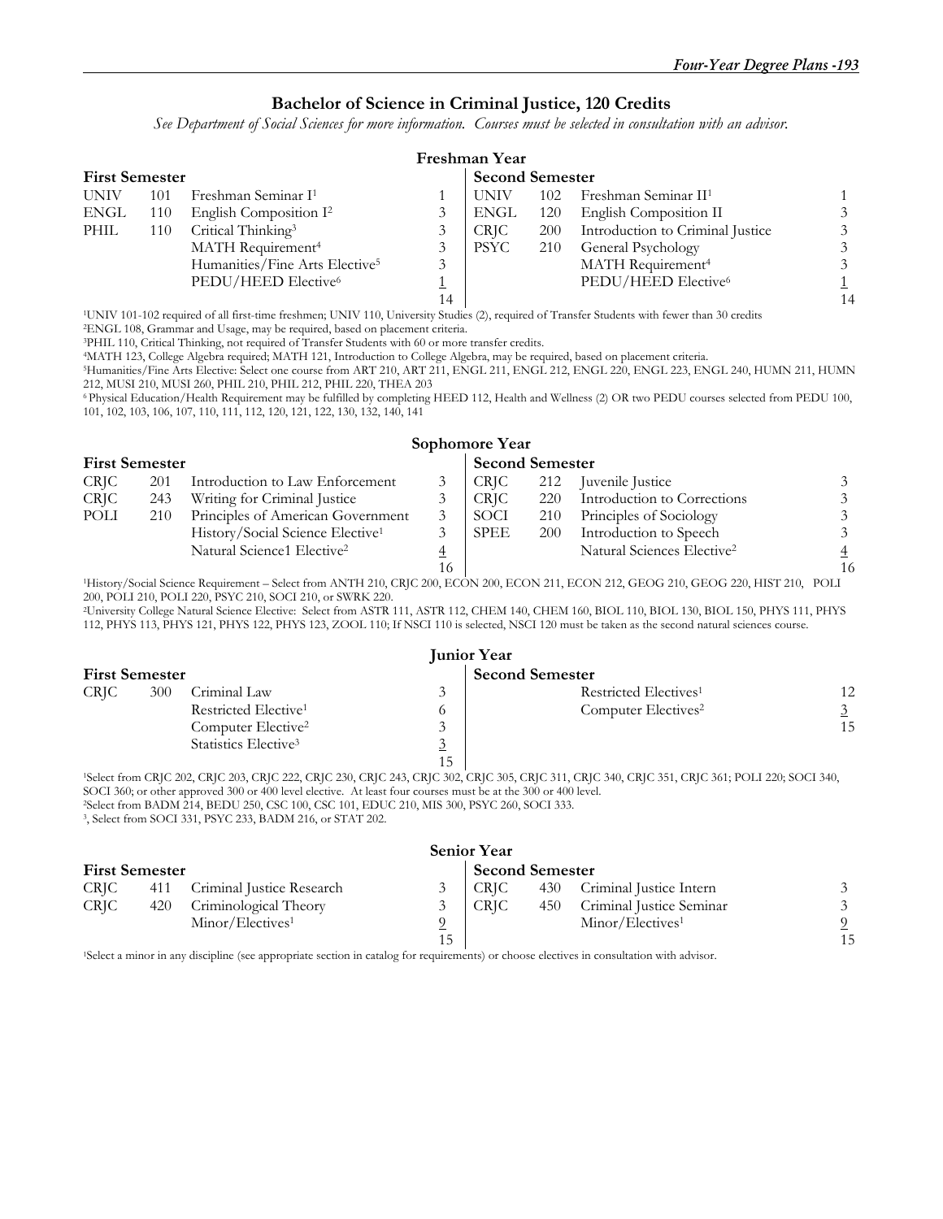## Bachelor of Science in Criminal Justice, 120 Credits

*See Department of Social Sciences for more information. Courses must be selected in consultation with an advisor.*

### Freshman Year

| First Semester | | | | Second Semester | | | |
|---|---|---|---|---|---|---|---|
| UNIV | 101 | Freshman Seminar I[1] | 1 | UNIV | 102 | Freshman Seminar II[1] | 1 |
| ENGL | 110 | English Composition I[2] | 3 | ENGL | 120 | English Composition II | 3 |
| PHIL | 110 | Critical Thinking[3] | 3 | CRJC | 200 | Introduction to Criminal Justice | 3 |
| | | MATH Requirement[4] | 3 | PSYC | 210 | General Psychology | 3 |
| | | Humanities/Fine Arts Elective[5] | 3 | | | MATH Requirement[4] | 3 |
| | | PEDU/HEED Elective[6] | 1 | | | PEDU/HEED Elective[6] | 1 |
| | | | 14 | | | | 14 |

[1]UNIV 101-102 required of all first-time freshmen; UNIV 110, University Studies (2), required of Transfer Students with fewer than 30 credits
[2]ENGL 108, Grammar and Usage, may be required, based on placement criteria.
[3]PHIL 110, Critical Thinking, not required of Transfer Students with 60 or more transfer credits.
[4]MATH 123, College Algebra required; MATH 121, Introduction to College Algebra, may be required, based on placement criteria.
[5]Humanities/Fine Arts Elective: Select one course from ART 210, ART 211, ENGL 211, ENGL 212, ENGL 220, ENGL 223, ENGL 240, HUMN 211, HUMN 212, MUSI 210, MUSI 260, PHIL 210, PHIL 212, PHIL 220, THEA 203
[6] Physical Education/Health Requirement may be fulfilled by completing HEED 112, Health and Wellness (2) OR two PEDU courses selected from PEDU 100, 101, 102, 103, 106, 107, 110, 111, 112, 120, 121, 122, 130, 132, 140, 141

### Sophomore Year

| First Semester | | | | Second Semester | | | |
|---|---|---|---|---|---|---|---|
| CRJC | 201 | Introduction to Law Enforcement | 3 | CRJC | 212 | Juvenile Justice | 3 |
| CRJC | 243 | Writing for Criminal Justice | 3 | CRJC | 220 | Introduction to Corrections | 3 |
| POLI | 210 | Principles of American Government | 3 | SOCI | 210 | Principles of Sociology | 3 |
| | | History/Social Science Elective[1] | 3 | SPEE | 200 | Introduction to Speech | 3 |
| | | Natural Science1 Elective[2] | 4 | | | Natural Sciences Elective[2] | 4 |
| | | | 16 | | | | 16 |

[1]History/Social Science Requirement – Select from ANTH 210, CRJC 200, ECON 200, ECON 211, ECON 212, GEOG 210, GEOG 220, HIST 210, POLI 200, POLI 210, POLI 220, PSYC 210, SOCI 210, or SWRK 220.
[2]University College Natural Science Elective: Select from ASTR 111, ASTR 112, CHEM 140, CHEM 160, BIOL 110, BIOL 130, BIOL 150, PHYS 111, PHYS 112, PHYS 113, PHYS 121, PHYS 122, PHYS 123, ZOOL 110; If NSCI 110 is selected, NSCI 120 must be taken as the second natural sciences course.

### Junior Year

| First Semester | | | | Second Semester | | | |
|---|---|---|---|---|---|---|---|
| CRJC | 300 | Criminal Law | 3 | | | Restricted Electives[1] | 12 |
| | | Restricted Elective[1] | 6 | | | Computer Electives[2] | 3 |
| | | Computer Elective[2] | 3 | | | | 15 |
| | | Statistics Elective[3] | 3 | | | | |
| | | | 15 | | | | |

[1]Select from CRJC 202, CRJC 203, CRJC 222, CRJC 230, CRJC 243, CRJC 302, CRJC 305, CRJC 311, CRJC 340, CRJC 351, CRJC 361; POLI 220; SOCI 340, SOCI 360; or other approved 300 or 400 level elective. At least four courses must be at the 300 or 400 level.
[2]Select from BADM 214, BEDU 250, CSC 100, CSC 101, EDUC 210, MIS 300, PSYC 260, SOCI 333.
[3], Select from SOCI 331, PSYC 233, BADM 216, or STAT 202.

### Senior Year

| First Semester | | | | Second Semester | | | |
|---|---|---|---|---|---|---|---|
| CRJC | 411 | Criminal Justice Research | 3 | CRJC | 430 | Criminal Justice Intern | 3 |
| CRJC | 420 | Criminological Theory | 3 | CRJC | 450 | Criminal Justice Seminar | 3 |
| | | Minor/Electives[1] | 9 | | | Minor/Electives[1] | 9 |
| | | | 15 | | | | 15 |

[1]Select a minor in any discipline (see appropriate section in catalog for requirements) or choose electives in consultation with advisor.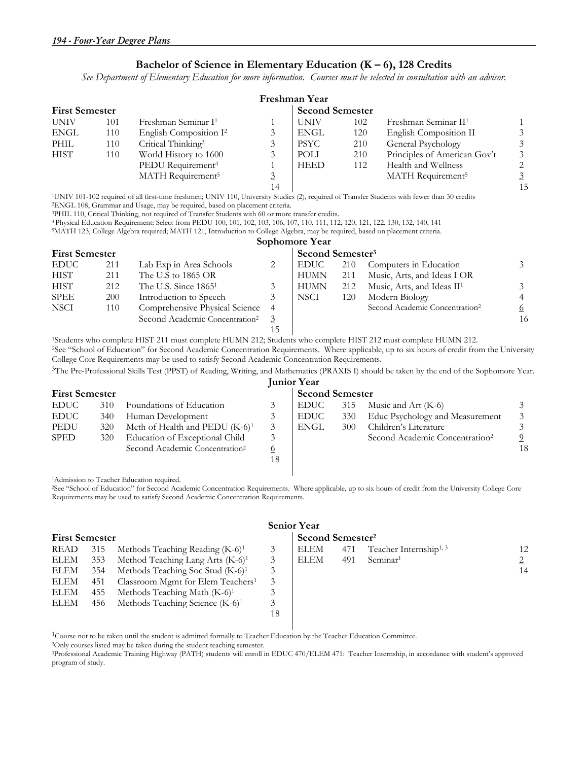## Bachelor of Science in Elementary Education (K – 6), 128 Credits

*See Department of Elementary Education for more information. Courses must be selected in consultation with an advisor.*

### Freshman Year

| First Semester | | | | Second Semester | | | |
|---|---|---|---|---|---|---|---|
| UNIV | 101 | Freshman Seminar I[1] | 1 | UNIV | 102 | Freshman Seminar II[1] | 1 |
| ENGL | 110 | English Composition I[2] | 3 | ENGL | 120 | English Composition II | 3 |
| PHIL | 110 | Critical Thinking[3] | 3 | PSYC | 210 | General Psychology | 3 |
| HIST | 110 | World History to 1600 | 3 | POLI | 210 | Principles of American Gov't | 3 |
| | | PEDU Requirement[4] | 1 | HEED | 112 | Health and Wellness | 2 |
| | | MATH Requirement[5] | 3 | | | MATH Requirement[5] | 3 |
| | | | 14 | | | | 15 |

[1]UNIV 101-102 required of all first-time freshmen; UNIV 110, University Studies (2), required of Transfer Students with fewer than 30 credits
[2]ENGL 108, Grammar and Usage, may be required, based on placement criteria.
[3]PHIL 110, Critical Thinking, not required of Transfer Students with 60 or more transfer credits.
[4]Physical Education Requirement: Select from PEDU 100, 101, 102, 103, 106, 107, 110, 111, 112, 120, 121, 122, 130, 132, 140, 141
[5]MATH 123, College Algebra required; MATH 121, Introduction to College Algebra, may be required, based on placement criteria.

### Sophomore Year

| First Semester | | | | Second Semester[3] | | | |
|---|---|---|---|---|---|---|---|
| EDUC | 211 | Lab Exp in Area Schools | 2 | EDUC | 210 | Computers in Education | 3 |
| HIST | 211 | The U.S to 1865 OR | | HUMN | 211 | Music, Arts, and Ideas I OR | |
| HIST | 212 | The U.S. Since 1865[1] | 3 | HUMN | 212 | Music, Arts, and Ideas II[1] | 3 |
| SPEE | 200 | Introduction to Speech | 3 | NSCI | 120 | Modern Biology | 4 |
| NSCI | 110 | Comprehensive Physical Science | 4 | | | Second Academic Concentration[2] | 6 |
| | | Second Academic Concentration[2] | 3 | | | | 16 |
| | | | 15 | | | | |

[1]Students who complete HIST 211 must complete HUMN 212; Students who complete HIST 212 must complete HUMN 212.
[2]See "School of Education" for Second Academic Concentration Requirements. Where applicable, up to six hours of credit from the University College Core Requirements may be used to satisfy Second Academic Concentration Requirements.
[3]The Pre-Professional Skills Test (PPST) of Reading, Writing, and Mathematics (PRAXIS I) should be taken by the end of the Sophomore Year.

### Junior Year

| First Semester | | | | Second Semester | | | |
|---|---|---|---|---|---|---|---|
| EDUC | 310 | Foundations of Education | 3 | EDUC | 315 | Music and Art (K-6) | 3 |
| EDUC | 340 | Human Development | 3 | EDUC | 330 | Educ Psychology and Measurement | 3 |
| PEDU | 320 | Meth of Health and PEDU (K-6)[1] | 3 | ENGL | 300 | Children's Literature | 3 |
| SPED | 320 | Education of Exceptional Child | 3 | | | Second Academic Concentration[2] | 9 |
| | | Second Academic Concentration[2] | 6 | | | | 18 |
| | | | 18 | | | | |

[1]Admission to Teacher Education required.
[2]See "School of Education" for Second Academic Concentration Requirements. Where applicable, up to six hours of credit from the University College Core Requirements may be used to satisfy Second Academic Concentration Requirements.

### Senior Year

| First Semester | | | | Second Semester[2] | | | |
|---|---|---|---|---|---|---|---|
| READ | 315 | Methods Teaching Reading (K-6)[1] | 3 | ELEM | 471 | Teacher Internship[1, 3] | 12 |
| ELEM | 353 | Method Teaching Lang Arts (K-6)[1] | 3 | ELEM | 491 | Seminar[1] | 2 |
| ELEM | 354 | Methods Teaching Soc Stud (K-6)[1] | 3 | | | | 14 |
| ELEM | 451 | Classroom Mgmt for Elem Teachers[1] | 3 | | | | |
| ELEM | 455 | Methods Teaching Math (K-6)[1] | 3 | | | | |
| ELEM | 456 | Methods Teaching Science (K-6)[1] | 3 | | | | |
| | | | 18 | | | | |

[1]Course not to be taken until the student is admitted formally to Teacher Education by the Teacher Education Committee.
[2]Only courses listed may be taken during the student teaching semester.
[3]Professional Academic Training Highway (PATH) students will enroll in EDUC 470/ELEM 471: Teacher Internship, in accordance with student's approved program of study.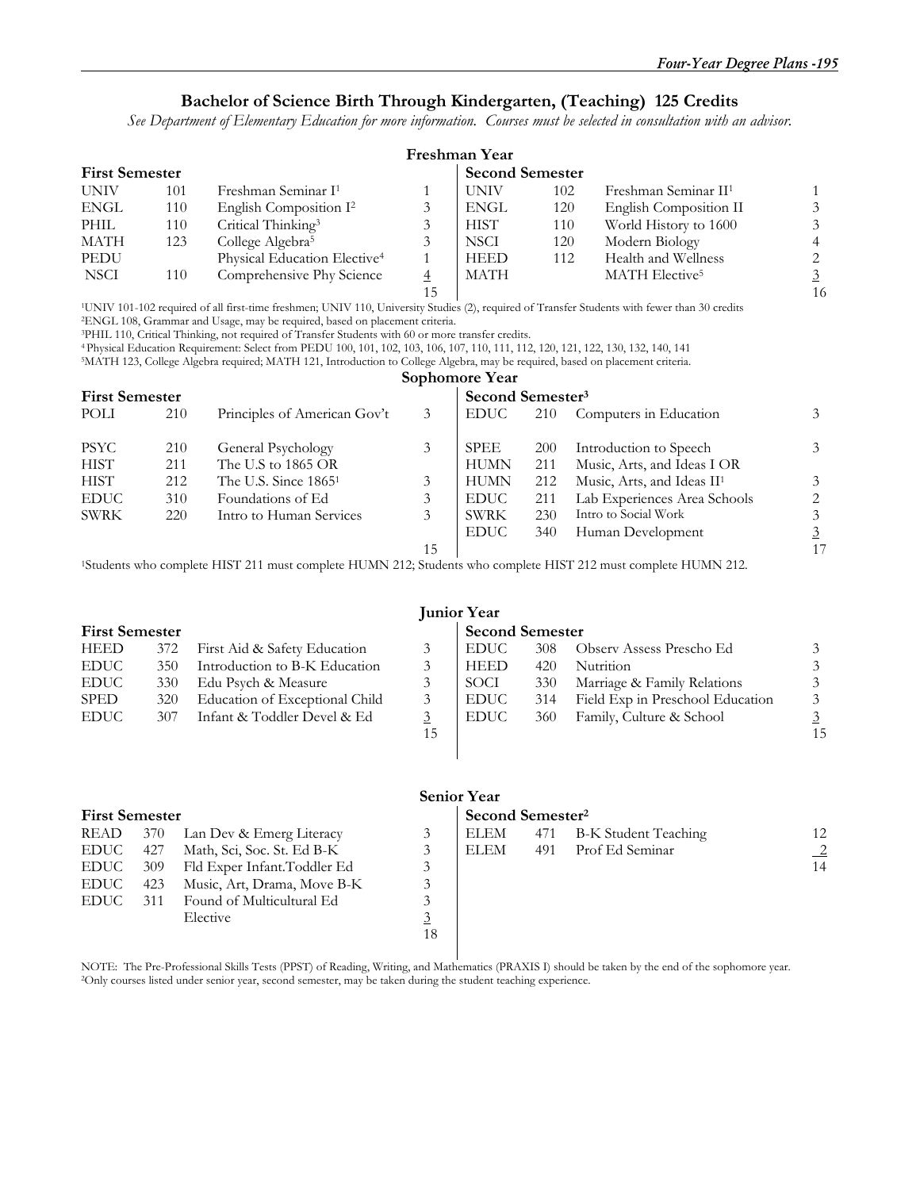## Bachelor of Science Birth Through Kindergarten, (Teaching) 125 Credits

*See Department of Elementary Education for more information. Courses must be selected in consultation with an advisor.*

### Freshman Year

| First Semester | | | | Second Semester | | | |
|---|---|---|---|---|---|---|---|
| UNIV | 101 | Freshman Seminar I[1] | 1 | UNIV | 102 | Freshman Seminar II[1] | 1 |
| ENGL | 110 | English Composition I[2] | 3 | ENGL | 120 | English Composition II | 3 |
| PHIL | 110 | Critical Thinking[3] | 3 | HIST | 110 | World History to 1600 | 3 |
| MATH | 123 | College Algebra[5] | 3 | NSCI | 120 | Modern Biology | 4 |
| PEDU | | Physical Education Elective[4] | 1 | HEED | 112 | Health and Wellness | 2 |
| NSCI | 110 | Comprehensive Phy Science | 4 | MATH | | MATH Elective[5] | 3 |
| | | | 15 | | | | 16 |

[1]UNIV 101-102 required of all first-time freshmen; UNIV 110, University Studies (2), required of Transfer Students with fewer than 30 credits
[2]ENGL 108, Grammar and Usage, may be required, based on placement criteria.
[3]PHIL 110, Critical Thinking, not required of Transfer Students with 60 or more transfer credits.
[4]Physical Education Requirement: Select from PEDU 100, 101, 102, 103, 106, 107, 110, 111, 112, 120, 121, 122, 130, 132, 140, 141
[5]MATH 123, College Algebra required; MATH 121, Introduction to College Algebra, may be required, based on placement criteria.

### Sophomore Year

| First Semester | | | | Second Semester[3] | | | |
|---|---|---|---|---|---|---|---|
| POLI | 210 | Principles of American Gov't | 3 | EDUC | 210 | Computers in Education | 3 |
| PSYC | 210 | General Psychology | 3 | SPEE | 200 | Introduction to Speech | 3 |
| HIST | 211 | The U.S to 1865 OR | | HUMN | 211 | Music, Arts, and Ideas I OR | |
| HIST | 212 | The U.S. Since 1865[1] | 3 | HUMN | 212 | Music, Arts, and Ideas II[1] | 3 |
| EDUC | 310 | Foundations of Ed | 3 | EDUC | 211 | Lab Experiences Area Schools | 2 |
| SWRK | 220 | Intro to Human Services | 3 | SWRK | 230 | Intro to Social Work | 3 |
| | | | | EDUC | 340 | Human Development | 3 |
| | | | 15 | | | | 17 |

[1]Students who complete HIST 211 must complete HUMN 212; Students who complete HIST 212 must complete HUMN 212.

### Junior Year

| First Semester | | | | Second Semester | | | |
|---|---|---|---|---|---|---|---|
| HEED | 372 | First Aid & Safety Education | 3 | EDUC | 308 | Observ Assess Prescho Ed | 3 |
| EDUC | 350 | Introduction to B-K Education | 3 | HEED | 420 | Nutrition | 3 |
| EDUC | 330 | Edu Psych & Measure | 3 | SOCI | 330 | Marriage & Family Relations | 3 |
| SPED | 320 | Education of Exceptional Child | 3 | EDUC | 314 | Field Exp in Preschool Education | 3 |
| EDUC | 307 | Infant & Toddler Devel & Ed | 3 | EDUC | 360 | Family, Culture & School | 3 |
| | | | 15 | | | | 15 |

### Senior Year

| First Semester | | | | Second Semester[2] | | | |
|---|---|---|---|---|---|---|---|
| READ | 370 | Lan Dev & Emerg Literacy | 3 | ELEM | 471 | B-K Student Teaching | 12 |
| EDUC | 427 | Math, Sci, Soc. St. Ed B-K | 3 | ELEM | 491 | Prof Ed Seminar | 2 |
| EDUC | 309 | Fld Exper Infant.Toddler Ed | 3 | | | | 14 |
| EDUC | 423 | Music, Art, Drama, Move B-K | 3 | | | | |
| EDUC | 311 | Found of Multicultural Ed | 3 | | | | |
| | | Elective | 3 | | | | |
| | | | 18 | | | | |

NOTE: The Pre-Professional Skills Tests (PPST) of Reading, Writing, and Mathematics (PRAXIS I) should be taken by the end of the sophomore year.
[2]Only courses listed under senior year, second semester, may be taken during the student teaching experience.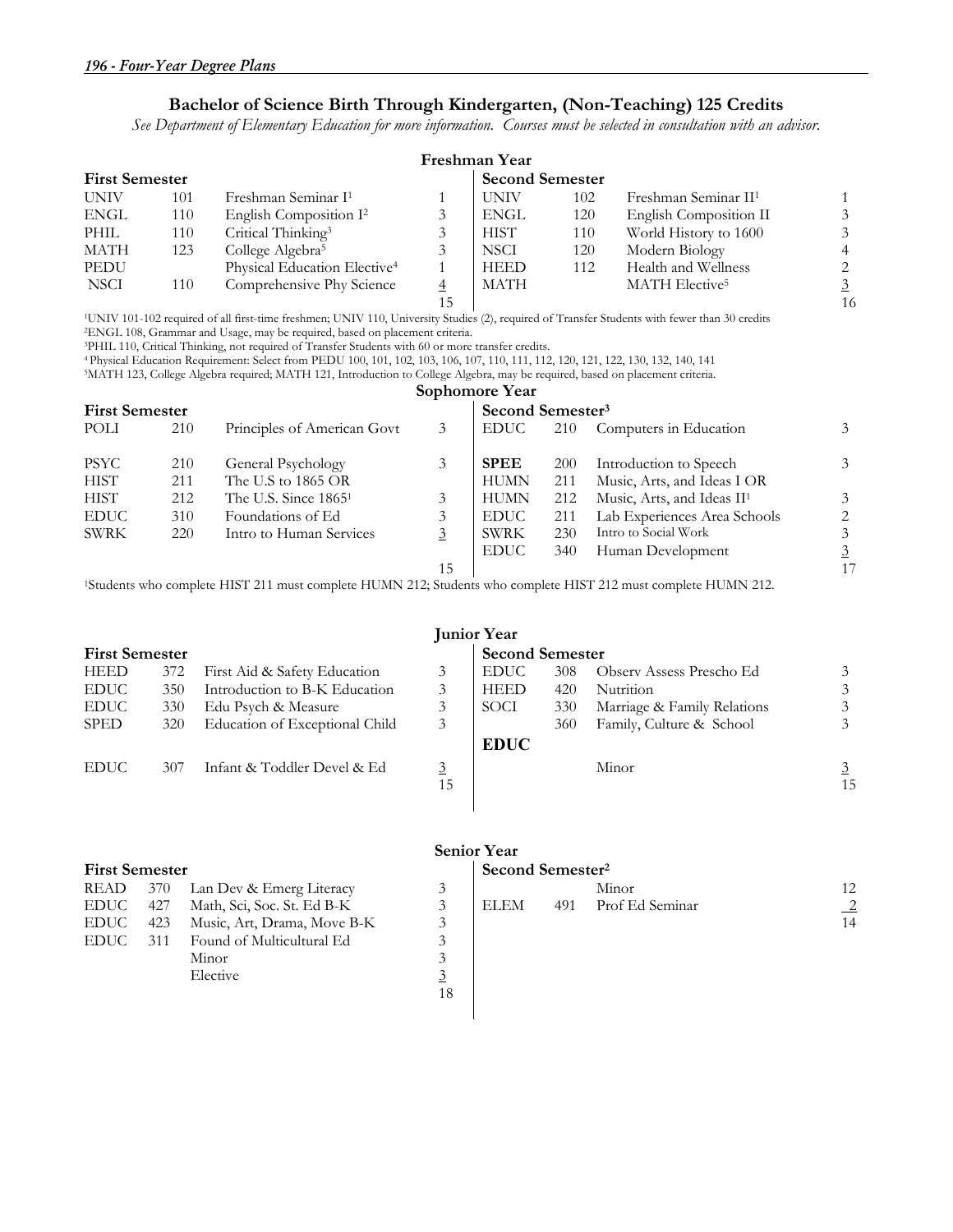## Bachelor of Science Birth Through Kindergarten, (Non-Teaching) 125 Credits

*See Department of Elementary Education for more information. Courses must be selected in consultation with an advisor.*

### Freshman Year

| First Semester | | | | Second Semester | | | |
|---|---|---|---|---|---|---|---|
| UNIV | 101 | Freshman Seminar I[1] | 1 | UNIV | 102 | Freshman Seminar II[1] | 1 |
| ENGL | 110 | English Composition I[2] | 3 | ENGL | 120 | English Composition II | 3 |
| PHIL | 110 | Critical Thinking[3] | 3 | HIST | 110 | World History to 1600 | 3 |
| MATH | 123 | College Algebra[5] | 3 | NSCI | 120 | Modern Biology | 4 |
| PEDU | | Physical Education Elective[4] | 1 | HEED | 112 | Health and Wellness | 2 |
| NSCI | 110 | Comprehensive Phy Science | 4 | MATH | | MATH Elective[5] | 3 |
| | | | 15 | | | | 16 |

[1]UNIV 101-102 required of all first-time freshmen; UNIV 110, University Studies (2), required of Transfer Students with fewer than 30 credits
[2]ENGL 108, Grammar and Usage, may be required, based on placement criteria.
[3]PHIL 110, Critical Thinking, not required of Transfer Students with 60 or more transfer credits.
[4]Physical Education Requirement: Select from PEDU 100, 101, 102, 103, 106, 107, 110, 111, 112, 120, 121, 122, 130, 132, 140, 141
[5]MATH 123, College Algebra required; MATH 121, Introduction to College Algebra, may be required, based on placement criteria.

### Sophomore Year

| First Semester | | | | Second Semester[3] | | | |
|---|---|---|---|---|---|---|---|
| POLI | 210 | Principles of American Govt | 3 | EDUC | 210 | Computers in Education | 3 |
| PSYC | 210 | General Psychology | 3 | **SPEE** | 200 | Introduction to Speech | 3 |
| HIST | 211 | The U.S to 1865 OR | | HUMN | 211 | Music, Arts, and Ideas I OR | |
| HIST | 212 | The U.S. Since 1865[1] | 3 | HUMN | 212 | Music, Arts, and Ideas II[1] | 3 |
| EDUC | 310 | Foundations of Ed | 3 | EDUC | 211 | Lab Experiences Area Schools | 2 |
| SWRK | 220 | Intro to Human Services | 3 | SWRK | 230 | Intro to Social Work | 3 |
| | | | | EDUC | 340 | Human Development | 3 |
| | | | 15 | | | | 17 |

[1]Students who complete HIST 211 must complete HUMN 212; Students who complete HIST 212 must complete HUMN 212.

### Junior Year

| First Semester | | | | Second Semester | | | |
|---|---|---|---|---|---|---|---|
| HEED | 372 | First Aid & Safety Education | 3 | EDUC | 308 | Observ Assess Prescho Ed | 3 |
| EDUC | 350 | Introduction to B-K Education | 3 | HEED | 420 | Nutrition | 3 |
| EDUC | 330 | Edu Psych & Measure | 3 | SOCI | 330 | Marriage & Family Relations | 3 |
| SPED | 320 | Education of Exceptional Child | 3 | **EDUC** | 360 | Family, Culture & School | 3 |
| EDUC | 307 | Infant & Toddler Devel & Ed | 3 | | | Minor | 3 |
| | | | 15 | | | | 15 |

### Senior Year

| First Semester | | | | Second Semester[2] | | | |
|---|---|---|---|---|---|---|---|
| READ | 370 | Lan Dev & Emerg Literacy | 3 | | | Minor | 12 |
| EDUC | 427 | Math, Sci, Soc. St. Ed B-K | 3 | ELEM | 491 | Prof Ed Seminar | 2 |
| EDUC | 423 | Music, Art, Drama, Move B-K | 3 | | | | 14 |
| EDUC | 311 | Found of Multicultural Ed | 3 | | | | |
| | | Minor | 3 | | | | |
| | | Elective | 3 | | | | |
| | | | 18 | | | | |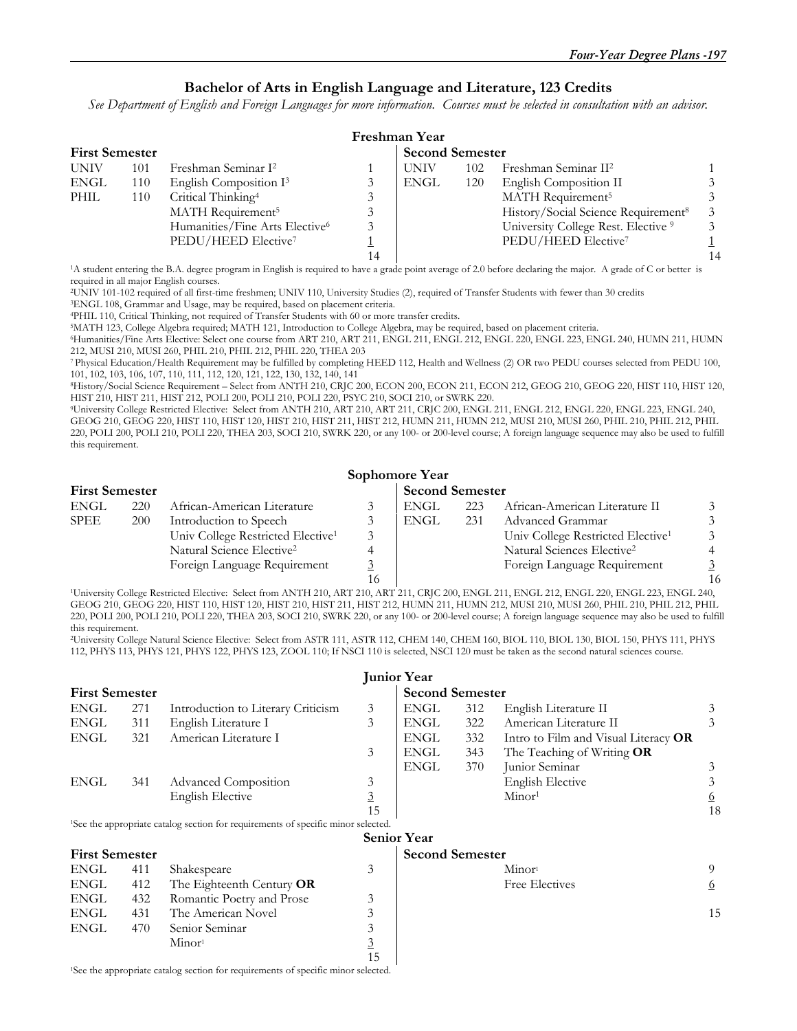## Bachelor of Arts in English Language and Literature, 123 Credits

*See Department of English and Foreign Languages for more information. Courses must be selected in consultation with an advisor.*

### Freshman Year

| First Semester | | | | Second Semester | | | |
|---|---|---|---|---|---|---|---|
| UNIV | 101 | Freshman Seminar I[2] | 1 | UNIV | 102 | Freshman Seminar II[2] | 1 |
| ENGL | 110 | English Composition I[3] | 3 | ENGL | 120 | English Composition II | 3 |
| PHIL | 110 | Critical Thinking[4] | 3 | | | MATH Requirement[5] | 3 |
| | | MATH Requirement[5] | 3 | | | History/Social Science Requirement[8] | 3 |
| | | Humanities/Fine Arts Elective[6] | 3 | | | University College Rest. Elective [9] | 3 |
| | | PEDU/HEED Elective[7] | 1 | | | PEDU/HEED Elective[7] | 1 |
| | | | 14 | | | | 14 |

[1]A student entering the B.A. degree program in English is required to have a grade point average of 2.0 before declaring the major. A grade of C or better is required in all major English courses.

[2]UNIV 101-102 required of all first-time freshmen; UNIV 110, University Studies (2), required of Transfer Students with fewer than 30 credits

[3]ENGL 108, Grammar and Usage, may be required, based on placement criteria.

[4]PHIL 110, Critical Thinking, not required of Transfer Students with 60 or more transfer credits.

[5]MATH 123, College Algebra required; MATH 121, Introduction to College Algebra, may be required, based on placement criteria.

[6]Humanities/Fine Arts Elective: Select one course from ART 210, ART 211, ENGL 211, ENGL 212, ENGL 220, ENGL 223, ENGL 240, HUMN 211, HUMN 212, MUSI 210, MUSI 260, PHIL 210, PHIL 212, PHIL 220, THEA 203

[7] Physical Education/Health Requirement may be fulfilled by completing HEED 112, Health and Wellness (2) OR two PEDU courses selected from PEDU 100, 101, 102, 103, 106, 107, 110, 111, 112, 120, 121, 122, 130, 132, 140, 141

[8]History/Social Science Requirement – Select from ANTH 210, CRJC 200, ECON 200, ECON 211, ECON 212, GEOG 210, GEOG 220, HIST 110, HIST 120, HIST 210, HIST 211, HIST 212, POLI 200, POLI 210, POLI 220, PSYC 210, SOCI 210, or SWRK 220.

[9]University College Restricted Elective: Select from ANTH 210, ART 210, ART 211, CRJC 200, ENGL 211, ENGL 212, ENGL 220, ENGL 223, ENGL 240, GEOG 210, GEOG 220, HIST 110, HIST 120, HIST 210, HIST 211, HIST 212, HUMN 211, HUMN 212, MUSI 210, MUSI 260, PHIL 210, PHIL 212, PHIL 220, POLI 200, POLI 210, POLI 220, THEA 203, SOCI 210, SWRK 220, or any 100- or 200-level course; A foreign language sequence may also be used to fulfill this requirement.

### Sophomore Year

| First Semester | | | | Second Semester | | | |
|---|---|---|---|---|---|---|---|
| ENGL | 220 | African-American Literature | 3 | ENGL | 223 | African-American Literature II | 3 |
| SPEE | 200 | Introduction to Speech | 3 | ENGL | 231 | Advanced Grammar | 3 |
| | | Univ College Restricted Elective[1] | 3 | | | Univ College Restricted Elective[1] | 3 |
| | | Natural Science Elective[2] | 4 | | | Natural Sciences Elective[2] | 4 |
| | | Foreign Language Requirement | 3 | | | Foreign Language Requirement | 3 |
| | | | 16 | | | | 16 |

[1]University College Restricted Elective: Select from ANTH 210, ART 210, ART 211, CRJC 200, ENGL 211, ENGL 212, ENGL 220, ENGL 223, ENGL 240, GEOG 210, GEOG 220, HIST 110, HIST 120, HIST 210, HIST 211, HIST 212, HUMN 211, HUMN 212, MUSI 210, MUSI 260, PHIL 210, PHIL 212, PHIL 220, POLI 200, POLI 210, POLI 220, THEA 203, SOCI 210, SWRK 220, or any 100- or 200-level course; A foreign language sequence may also be used to fulfill this requirement.

[2]University College Natural Science Elective: Select from ASTR 111, ASTR 112, CHEM 140, CHEM 160, BIOL 110, BIOL 130, BIOL 150, PHYS 111, PHYS 112, PHYS 113, PHYS 121, PHYS 122, PHYS 123, ZOOL 110; If NSCI 110 is selected, NSCI 120 must be taken as the second natural sciences course.

### Junior Year

| First Semester | | | | Second Semester | | | |
|---|---|---|---|---|---|---|---|
| ENGL | 271 | Introduction to Literary Criticism | 3 | ENGL | 312 | English Literature II | 3 |
| ENGL | 311 | English Literature I | 3 | ENGL | 322 | American Literature II | 3 |
| ENGL | 321 | American Literature I | | ENGL | 332 | Intro to Film and Visual Literacy **OR** | |
| | | | 3 | ENGL | 343 | The Teaching of Writing **OR** | |
| | | | | ENGL | 370 | Junior Seminar | 3 |
| ENGL | 341 | Advanced Composition | 3 | | | English Elective | 3 |
| | | English Elective | 3 | | | Minor[1] | 6 |
| | | | 15 | | | | 18 |

[1]See the appropriate catalog section for requirements of specific minor selected.

### Senior Year

| First Semester | | | | Second Semester | | | |
|---|---|---|---|---|---|---|---|
| ENGL | 411 | Shakespeare | 3 | | | Minor[1] | 9 |
| ENGL | 412 | The Eighteenth Century **OR** | | | | Free Electives | 6 |
| ENGL | 432 | Romantic Poetry and Prose | 3 | | | | |
| ENGL | 431 | The American Novel | 3 | | | | 15 |
| ENGL | 470 | Senior Seminar | 3 | | | | |
| | | Minor[1] | 3 | | | | |
| | | | 15 | | | | |

[1]See the appropriate catalog section for requirements of specific minor selected.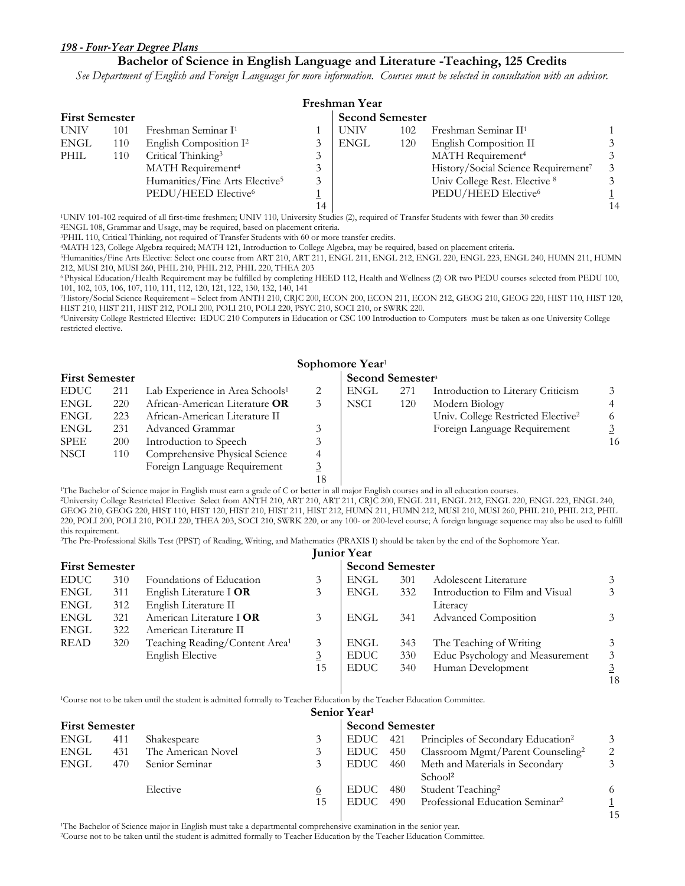## Bachelor of Science in English Language and Literature -Teaching, 125 Credits

*See Department of English and Foreign Languages for more information. Courses must be selected in consultation with an advisor.*

### Freshman Year

| First Semester | | | | Second Semester | | | |
|---|---|---|---|---|---|---|---|
| UNIV | 101 | Freshman Seminar I[1] | 1 | UNIV | 102 | Freshman Seminar II[1] | 1 |
| ENGL | 110 | English Composition I[2] | 3 | ENGL | 120 | English Composition II | 3 |
| PHIL | 110 | Critical Thinking[3] | 3 | | | MATH Requirement[4] | 3 |
| | | MATH Requirement[4] | 3 | | | History/Social Science Requirement[7] | 3 |
| | | Humanities/Fine Arts Elective[5] | 3 | | | Univ College Rest. Elective [8] | 3 |
| | | PEDU/HEED Elective[6] | 1 | | | PEDU/HEED Elective[6] | 1 |
| | | | 14 | | | | 14 |

[1]UNIV 101-102 required of all first-time freshmen; UNIV 110, University Studies (2), required of Transfer Students with fewer than 30 credits
[2]ENGL 108, Grammar and Usage, may be required, based on placement criteria.
[3]PHIL 110, Critical Thinking, not required of Transfer Students with 60 or more transfer credits.
[4]MATH 123, College Algebra required; MATH 121, Introduction to College Algebra, may be required, based on placement criteria.
[5]Humanities/Fine Arts Elective: Select one course from ART 210, ART 211, ENGL 211, ENGL 212, ENGL 220, ENGL 223, ENGL 240, HUMN 211, HUMN 212, MUSI 210, MUSI 260, PHIL 210, PHIL 212, PHIL 220, THEA 203
[6] Physical Education/Health Requirement may be fulfilled by completing HEED 112, Health and Wellness (2) OR two PEDU courses selected from PEDU 100, 101, 102, 103, 106, 107, 110, 111, 112, 120, 121, 122, 130, 132, 140, 141
[7]History/Social Science Requirement – Select from ANTH 210, CRJC 200, ECON 200, ECON 211, ECON 212, GEOG 210, GEOG 220, HIST 110, HIST 120, HIST 210, HIST 211, HIST 212, POLI 200, POLI 210, POLI 220, PSYC 210, SOCI 210, or SWRK 220.
[8]University College Restricted Elective: EDUC 210 Computers in Education or CSC 100 Introduction to Computers must be taken as one University College restricted elective.

### Sophomore Year[1]

| First Semester | | | | Second Semester[3] | | | |
|---|---|---|---|---|---|---|---|
| EDUC | 211 | Lab Experience in Area Schools[1] | 2 | ENGL | 271 | Introduction to Literary Criticism | 3 |
| ENGL | 220 | African-American Literature **OR** | 3 | NSCI | 120 | Modern Biology | 4 |
| ENGL | 223 | African-American Literature II | | | | Univ. College Restricted Elective[2] | 6 |
| ENGL | 231 | Advanced Grammar | 3 | | | Foreign Language Requirement | 3 |
| SPEE | 200 | Introduction to Speech | 3 | | | | 16 |
| NSCI | 110 | Comprehensive Physical Science | 4 | | | | |
| | | Foreign Language Requirement | 3 | | | | |
| | | | 18 | | | | |

[1]The Bachelor of Science major in English must earn a grade of C or better in all major English courses and in all education courses.
[2]University College Restricted Elective: Select from ANTH 210, ART 210, ART 211, CRJC 200, ENGL 211, ENGL 212, ENGL 220, ENGL 223, ENGL 240, GEOG 210, GEOG 220, HIST 110, HIST 120, HIST 210, HIST 211, HIST 212, HUMN 211, HUMN 212, MUSI 210, MUSI 260, PHIL 210, PHIL 212, PHIL 220, POLI 200, POLI 210, POLI 220, THEA 203, SOCI 210, SWRK 220, or any 100- or 200-level course; A foreign language sequence may also be used to fulfill this requirement.
[3]The Pre-Professional Skills Test (PPST) of Reading, Writing, and Mathematics (PRAXIS I) should be taken by the end of the Sophomore Year.

### Junior Year

| First Semester | | | | Second Semester | | | |
|---|---|---|---|---|---|---|---|
| EDUC | 310 | Foundations of Education | 3 | ENGL | 301 | Adolescent Literature | 3 |
| ENGL | 311 | English Literature I **OR** | 3 | ENGL | 332 | Introduction to Film and Visual Literacy | 3 |
| ENGL | 312 | English Literature II | | | | | |
| ENGL | 321 | American Literature I **OR** | 3 | ENGL | 341 | Advanced Composition | 3 |
| ENGL | 322 | American Literature II | | | | | |
| READ | 320 | Teaching Reading/Content Area[1] | 3 | ENGL | 343 | The Teaching of Writing | 3 |
| | | English Elective | 3 | EDUC | 330 | Educ Psychology and Measurement | 3 |
| | | | 15 | EDUC | 340 | Human Development | 3 |
| | | | | | | | 18 |

[1]Course not to be taken until the student is admitted formally to Teacher Education by the Teacher Education Committee.

### Senior Year[1]

| First Semester | | | | Second Semester | | | |
|---|---|---|---|---|---|---|---|
| ENGL | 411 | Shakespeare | 3 | EDUC | 421 | Principles of Secondary Education[2] | 3 |
| ENGL | 431 | The American Novel | 3 | EDUC | 450 | Classroom Mgmt/Parent Counseling[2] | 2 |
| ENGL | 470 | Senior Seminar | 3 | EDUC | 460 | Meth and Materials in Secondary School[2] | 3 |
| | | Elective | 6 | EDUC | 480 | Student Teaching[2] | 6 |
| | | | 15 | EDUC | 490 | Professional Education Seminar[2] | 1 |
| | | | | | | | 15 |

[1]The Bachelor of Science major in English must take a departmental comprehensive examination in the senior year.
[2]Course not to be taken until the student is admitted formally to Teacher Education by the Teacher Education Committee.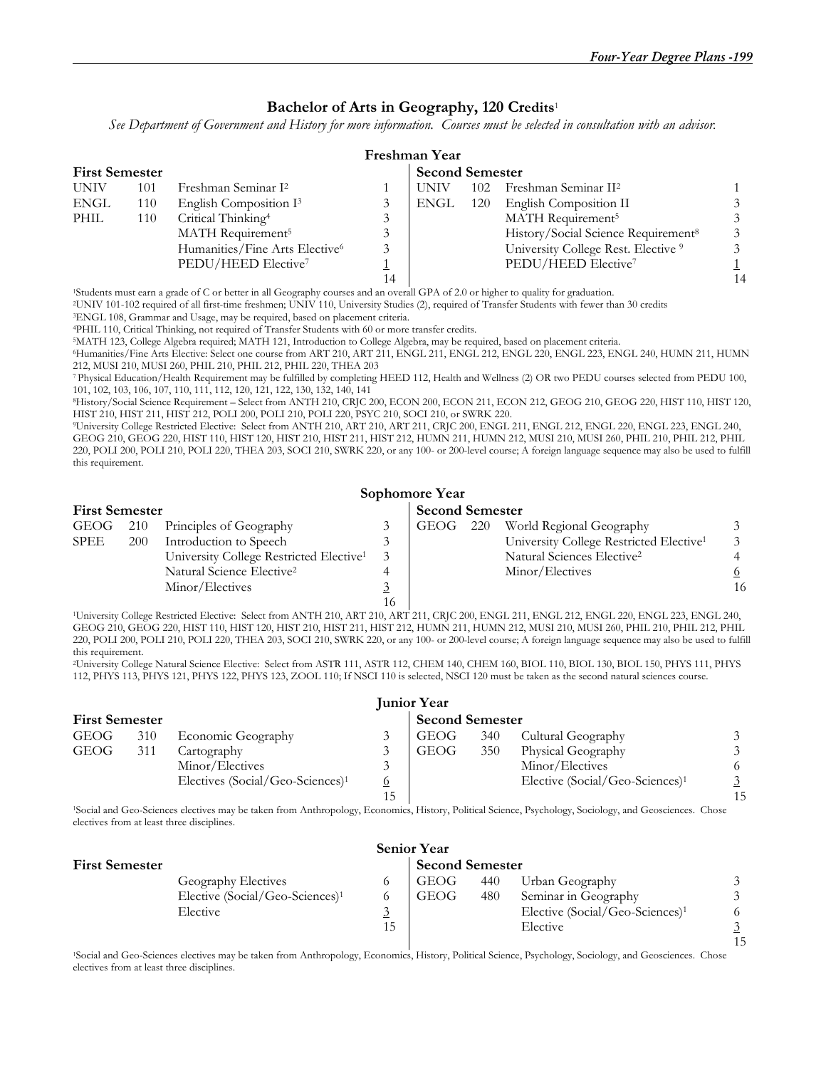## Bachelor of Arts in Geography, 120 Credits[1]

*See Department of Government and History for more information. Courses must be selected in consultation with an advisor.*

### Freshman Year

| First Semester | | | | Second Semester | | | |
|---|---|---|---|---|---|---|---|
| UNIV | 101 | Freshman Seminar I[2] | 1 | UNIV | 102 | Freshman Seminar II[2] | 1 |
| ENGL | 110 | English Composition I[3] | 3 | ENGL | 120 | English Composition II | 3 |
| PHIL | 110 | Critical Thinking[4] | 3 | | | MATH Requirement[5] | 3 |
| | | MATH Requirement[5] | 3 | | | History/Social Science Requirement[8] | 3 |
| | | Humanities/Fine Arts Elective[6] | 3 | | | University College Rest. Elective [9] | 3 |
| | | PEDU/HEED Elective[7] | 1 | | | PEDU/HEED Elective[7] | 1 |
| | | | 14 | | | | 14 |

[1]Students must earn a grade of C or better in all Geography courses and an overall GPA of 2.0 or higher to quality for graduation.
[2]UNIV 101-102 required of all first-time freshmen; UNIV 110, University Studies (2), required of Transfer Students with fewer than 30 credits
[3]ENGL 108, Grammar and Usage, may be required, based on placement criteria.
[4]PHIL 110, Critical Thinking, not required of Transfer Students with 60 or more transfer credits.
[5]MATH 123, College Algebra required; MATH 121, Introduction to College Algebra, may be required, based on placement criteria.
[6]Humanities/Fine Arts Elective: Select one course from ART 210, ART 211, ENGL 211, ENGL 212, ENGL 220, ENGL 223, ENGL 240, HUMN 211, HUMN 212, MUSI 210, MUSI 260, PHIL 210, PHIL 212, PHIL 220, THEA 203
[7] Physical Education/Health Requirement may be fulfilled by completing HEED 112, Health and Wellness (2) OR two PEDU courses selected from PEDU 100, 101, 102, 103, 106, 107, 110, 111, 112, 120, 121, 122, 130, 132, 140, 141
[8]History/Social Science Requirement – Select from ANTH 210, CRJC 200, ECON 200, ECON 211, ECON 212, GEOG 210, GEOG 220, HIST 110, HIST 120, HIST 210, HIST 211, HIST 212, POLI 200, POLI 210, POLI 220, PSYC 210, SOCI 210, or SWRK 220.
[9]University College Restricted Elective: Select from ANTH 210, ART 210, ART 211, CRJC 200, ENGL 211, ENGL 212, ENGL 220, ENGL 223, ENGL 240, GEOG 210, GEOG 220, HIST 110, HIST 120, HIST 210, HIST 211, HIST 212, HUMN 211, HUMN 212, MUSI 210, MUSI 260, PHIL 210, PHIL 212, PHIL 220, POLI 200, POLI 210, POLI 220, THEA 203, SOCI 210, SWRK 220, or any 100- or 200-level course; A foreign language sequence may also be used to fulfill this requirement.

### Sophomore Year

| First Semester | | | | Second Semester | | | |
|---|---|---|---|---|---|---|---|
| GEOG | 210 | Principles of Geography | 3 | GEOG | 220 | World Regional Geography | 3 |
| SPEE | 200 | Introduction to Speech | 3 | | | University College Restricted Elective[1] | 3 |
| | | University College Restricted Elective[1] | 3 | | | Natural Sciences Elective[2] | 4 |
| | | Natural Science Elective[2] | 4 | | | Minor/Electives | 6 |
| | | Minor/Electives | 3 | | | | 16 |
| | | | 16 | | | | |

[1]University College Restricted Elective: Select from ANTH 210, ART 210, ART 211, CRJC 200, ENGL 211, ENGL 212, ENGL 220, ENGL 223, ENGL 240, GEOG 210, GEOG 220, HIST 110, HIST 120, HIST 210, HIST 211, HIST 212, HUMN 211, HUMN 212, MUSI 210, MUSI 260, PHIL 210, PHIL 212, PHIL 220, POLI 200, POLI 210, POLI 220, THEA 203, SOCI 210, SWRK 220, or any 100- or 200-level course; A foreign language sequence may also be used to fulfill this requirement.
[2]University College Natural Science Elective: Select from ASTR 111, ASTR 112, CHEM 140, CHEM 160, BIOL 110, BIOL 130, BIOL 150, PHYS 111, PHYS 112, PHYS 113, PHYS 121, PHYS 122, PHYS 123, ZOOL 110; If NSCI 110 is selected, NSCI 120 must be taken as the second natural sciences course.

### Junior Year

| First Semester | | | | Second Semester | | | |
|---|---|---|---|---|---|---|---|
| GEOG | 310 | Economic Geography | 3 | GEOG | 340 | Cultural Geography | 3 |
| GEOG | 311 | Cartography | 3 | GEOG | 350 | Physical Geography | 3 |
| | | Minor/Electives | 3 | | | Minor/Electives | 6 |
| | | Electives (Social/Geo-Sciences)[1] | 6 | | | Elective (Social/Geo-Sciences)[1] | 3 |
| | | | 15 | | | | 15 |

[1]Social and Geo-Sciences electives may be taken from Anthropology, Economics, History, Political Science, Psychology, Sociology, and Geosciences. Chose electives from at least three disciplines.

### Senior Year

| First Semester | | | | Second Semester | | | |
|---|---|---|---|---|---|---|---|
| | | Geography Electives | 6 | GEOG | 440 | Urban Geography | 3 |
| | | Elective (Social/Geo-Sciences)[1] | 6 | GEOG | 480 | Seminar in Geography | 3 |
| | | Elective | 3 | | | Elective (Social/Geo-Sciences)[1] | 6 |
| | | | 15 | | | Elective | 3 |
| | | | | | | | 15 |

[1]Social and Geo-Sciences electives may be taken from Anthropology, Economics, History, Political Science, Psychology, Sociology, and Geosciences. Chose electives from at least three disciplines.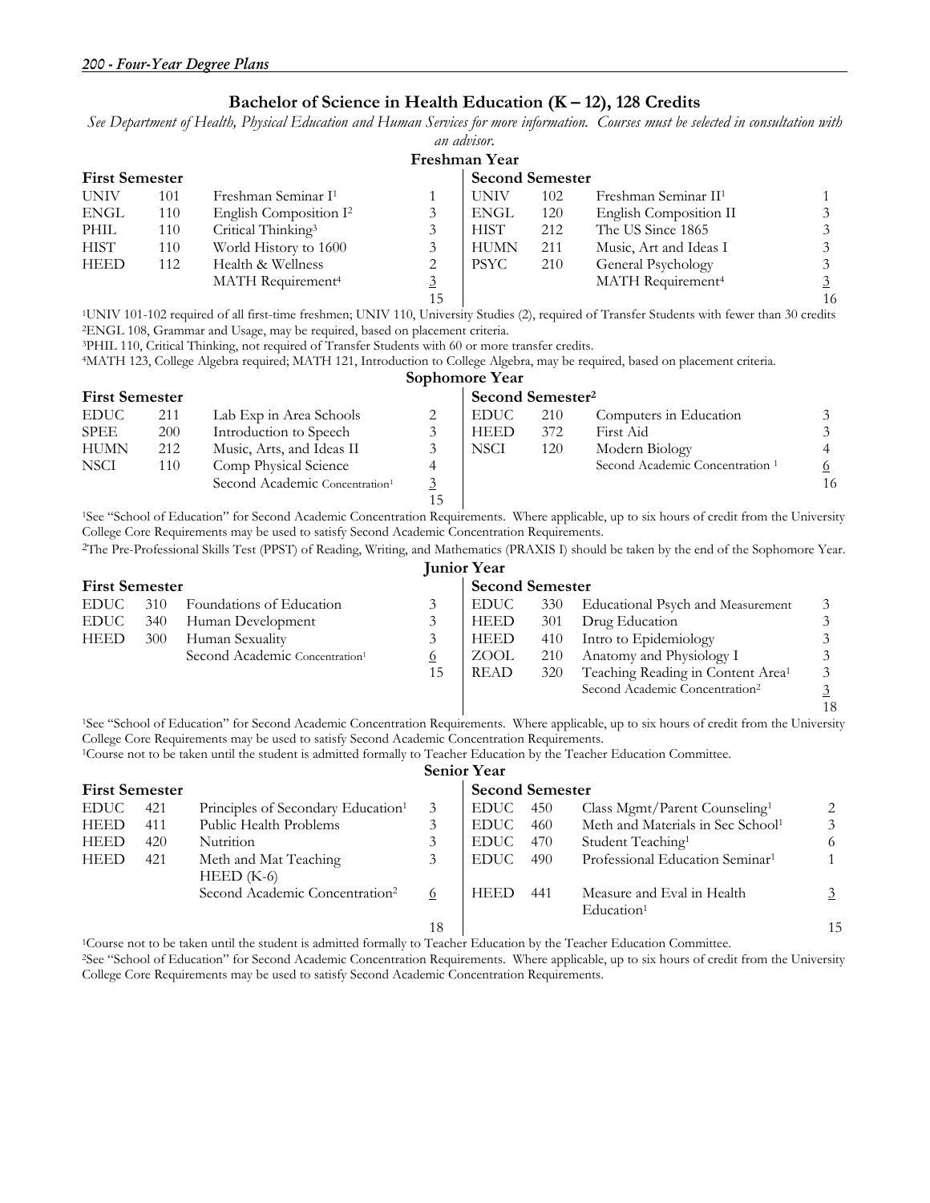## Bachelor of Science in Health Education (K – 12), 128 Credits

*See Department of Health, Physical Education and Human Services for more information. Courses must be selected in consultation with an advisor.*

### Freshman Year

| First Semester | | | | Second Semester | | | |
|---|---|---|---|---|---|---|---|
| UNIV | 101 | Freshman Seminar I[1] | 1 | UNIV | 102 | Freshman Seminar II[1] | 1 |
| ENGL | 110 | English Composition I[2] | 3 | ENGL | 120 | English Composition II | 3 |
| PHIL | 110 | Critical Thinking[3] | 3 | HIST | 212 | The US Since 1865 | 3 |
| HIST | 110 | World History to 1600 | 3 | HUMN | 211 | Music, Art and Ideas I | 3 |
| HEED | 112 | Health & Wellness | 2 | PSYC | 210 | General Psychology | 3 |
| | | MATH Requirement[4] | 3 | | | MATH Requirement[4] | 3 |
| | | | 15 | | | | 16 |

[1]UNIV 101-102 required of all first-time freshmen; UNIV 110, University Studies (2), required of Transfer Students with fewer than 30 credits
[2]ENGL 108, Grammar and Usage, may be required, based on placement criteria.
[3]PHIL 110, Critical Thinking, not required of Transfer Students with 60 or more transfer credits.
[4]MATH 123, College Algebra required; MATH 121, Introduction to College Algebra, may be required, based on placement criteria.

### Sophomore Year

| First Semester | | | | Second Semester[2] | | | |
|---|---|---|---|---|---|---|---|
| EDUC | 211 | Lab Exp in Area Schools | 2 | EDUC | 210 | Computers in Education | 3 |
| SPEE | 200 | Introduction to Speech | 3 | HEED | 372 | First Aid | 3 |
| HUMN | 212 | Music, Arts, and Ideas II | 3 | NSCI | 120 | Modern Biology | 4 |
| NSCI | 110 | Comp Physical Science | 4 | | | Second Academic Concentration [1] | 6 |
| | | Second Academic Concentration[1] | 3 | | | | 16 |
| | | | 15 | | | | |

[1]See "School of Education" for Second Academic Concentration Requirements. Where applicable, up to six hours of credit from the University College Core Requirements may be used to satisfy Second Academic Concentration Requirements.
[2]The Pre-Professional Skills Test (PPST) of Reading, Writing, and Mathematics (PRAXIS I) should be taken by the end of the Sophomore Year.

### Junior Year

| First Semester | | | | Second Semester | | | |
|---|---|---|---|---|---|---|---|
| EDUC | 310 | Foundations of Education | 3 | EDUC | 330 | Educational Psych and Measurement | 3 |
| EDUC | 340 | Human Development | 3 | HEED | 301 | Drug Education | 3 |
| HEED | 300 | Human Sexuality | 3 | HEED | 410 | Intro to Epidemiology | 3 |
| | | Second Academic Concentration[1] | 6 | ZOOL | 210 | Anatomy and Physiology I | 3 |
| | | | 15 | READ | 320 | Teaching Reading in Content Area[1] | 3 |
| | | | | | | Second Academic Concentration[2] | 3 |
| | | | | | | | 18 |

[1]See "School of Education" for Second Academic Concentration Requirements. Where applicable, up to six hours of credit from the University College Core Requirements may be used to satisfy Second Academic Concentration Requirements.
[1]Course not to be taken until the student is admitted formally to Teacher Education by the Teacher Education Committee.

### Senior Year

| First Semester | | | | Second Semester | | | |
|---|---|---|---|---|---|---|---|
| EDUC | 421 | Principles of Secondary Education[1] | 3 | EDUC | 450 | Class Mgmt/Parent Counseling[1] | 2 |
| HEED | 411 | Public Health Problems | 3 | EDUC | 460 | Meth and Materials in Sec School[1] | 3 |
| HEED | 420 | Nutrition | 3 | EDUC | 470 | Student Teaching[1] | 6 |
| HEED | 421 | Meth and Mat Teaching HEED (K-6) | 3 | EDUC | 490 | Professional Education Seminar[1] | 1 |
| | | Second Academic Concentration[2] | 6 | HEED | 441 | Measure and Eval in Health Education[1] | 3 |
| | | | 18 | | | | 15 |

[1]Course not to be taken until the student is admitted formally to Teacher Education by the Teacher Education Committee.
[2]See "School of Education" for Second Academic Concentration Requirements. Where applicable, up to six hours of credit from the University College Core Requirements may be used to satisfy Second Academic Concentration Requirements.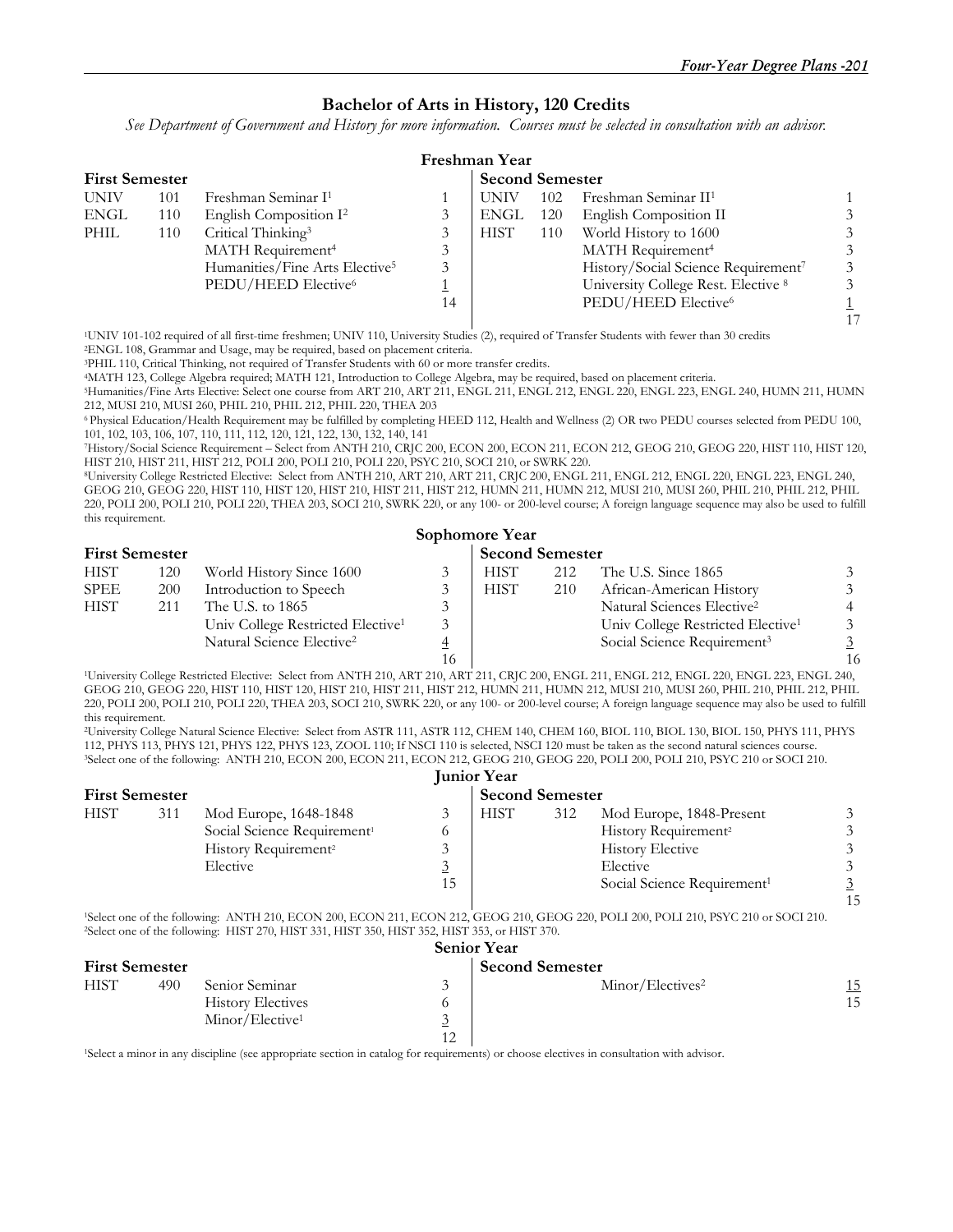## Bachelor of Arts in History, 120 Credits

*See Department of Government and History for more information. Courses must be selected in consultation with an advisor.*

### Freshman Year

| First Semester | | | | Second Semester | | | |
|---|---|---|---|---|---|---|---|
| UNIV | 101 | Freshman Seminar I[1] | 1 | UNIV | 102 | Freshman Seminar II[1] | 1 |
| ENGL | 110 | English Composition I[2] | 3 | ENGL | 120 | English Composition II | 3 |
| PHIL | 110 | Critical Thinking[3] | 3 | HIST | 110 | World History to 1600 | 3 |
| | | MATH Requirement[4] | 3 | | | MATH Requirement[4] | 3 |
| | | Humanities/Fine Arts Elective[5] | 3 | | | History/Social Science Requirement[7] | 3 |
| | | PEDU/HEED Elective[6] | 1 | | | University College Rest. Elective [8] | 3 |
| | | | 14 | | | PEDU/HEED Elective[6] | 1 |
| | | | | | | | 17 |

[1]UNIV 101-102 required of all first-time freshmen; UNIV 110, University Studies (2), required of Transfer Students with fewer than 30 credits
[2]ENGL 108, Grammar and Usage, may be required, based on placement criteria.
[3]PHIL 110, Critical Thinking, not required of Transfer Students with 60 or more transfer credits.
[4]MATH 123, College Algebra required; MATH 121, Introduction to College Algebra, may be required, based on placement criteria.
[5]Humanities/Fine Arts Elective: Select one course from ART 210, ART 211, ENGL 211, ENGL 212, ENGL 220, ENGL 223, ENGL 240, HUMN 211, HUMN 212, MUSI 210, MUSI 260, PHIL 210, PHIL 212, PHIL 220, THEA 203
[6] Physical Education/Health Requirement may be fulfilled by completing HEED 112, Health and Wellness (2) OR two PEDU courses selected from PEDU 100, 101, 102, 103, 106, 107, 110, 111, 112, 120, 121, 122, 130, 132, 140, 141
[7]History/Social Science Requirement – Select from ANTH 210, CRJC 200, ECON 200, ECON 211, ECON 212, GEOG 210, GEOG 220, HIST 110, HIST 120, HIST 210, HIST 211, HIST 212, POLI 200, POLI 210, POLI 220, PSYC 210, SOCI 210, or SWRK 220.
[8]University College Restricted Elective: Select from ANTH 210, ART 210, ART 211, CRJC 200, ENGL 211, ENGL 212, ENGL 220, ENGL 223, ENGL 240, GEOG 210, GEOG 220, HIST 110, HIST 120, HIST 210, HIST 211, HIST 212, HUMN 211, HUMN 212, MUSI 210, MUSI 260, PHIL 210, PHIL 212, PHIL 220, POLI 200, POLI 210, POLI 220, THEA 203, SOCI 210, SWRK 220, or any 100- or 200-level course; A foreign language sequence may also be used to fulfill this requirement.

### Sophomore Year

| First Semester | | | | Second Semester | | | |
|---|---|---|---|---|---|---|---|
| HIST | 120 | World History Since 1600 | 3 | HIST | 212 | The U.S. Since 1865 | 3 |
| SPEE | 200 | Introduction to Speech | 3 | HIST | 210 | African-American History | 3 |
| HIST | 211 | The U.S. to 1865 | 3 | | | Natural Sciences Elective[2] | 4 |
| | | Univ College Restricted Elective[1] | 3 | | | Univ College Restricted Elective[1] | 3 |
| | | Natural Science Elective[2] | 4 | | | Social Science Requirement[3] | 3 |
| | | | 16 | | | | 16 |

[1]University College Restricted Elective: Select from ANTH 210, ART 210, ART 211, CRJC 200, ENGL 211, ENGL 212, ENGL 220, ENGL 223, ENGL 240, GEOG 210, GEOG 220, HIST 110, HIST 120, HIST 210, HIST 211, HIST 212, HUMN 211, HUMN 212, MUSI 210, MUSI 260, PHIL 210, PHIL 212, PHIL 220, POLI 200, POLI 210, POLI 220, THEA 203, SOCI 210, SWRK 220, or any 100- or 200-level course; A foreign language sequence may also be used to fulfill this requirement.
[2]University College Natural Science Elective: Select from ASTR 111, ASTR 112, CHEM 140, CHEM 160, BIOL 110, BIOL 130, BIOL 150, PHYS 111, PHYS 112, PHYS 113, PHYS 121, PHYS 122, PHYS 123, ZOOL 110; If NSCI 110 is selected, NSCI 120 must be taken as the second natural sciences course.
[3]Select one of the following: ANTH 210, ECON 200, ECON 211, ECON 212, GEOG 210, GEOG 220, POLI 200, POLI 210, PSYC 210 or SOCI 210.

### Junior Year

| First Semester | | | | Second Semester | | | |
|---|---|---|---|---|---|---|---|
| HIST | 311 | Mod Europe, 1648-1848 | 3 | HIST | 312 | Mod Europe, 1848-Present | 3 |
| | | Social Science Requirement[1] | 6 | | | History Requirement[2] | 3 |
| | | History Requirement[2] | 3 | | | History Elective | 3 |
| | | Elective | 3 | | | Elective | 3 |
| | | | 15 | | | Social Science Requirement[1] | 3 |
| | | | | | | | 15 |

[1]Select one of the following: ANTH 210, ECON 200, ECON 211, ECON 212, GEOG 210, GEOG 220, POLI 200, POLI 210, PSYC 210 or SOCI 210.
[2]Select one of the following: HIST 270, HIST 331, HIST 350, HIST 352, HIST 353, or HIST 370.

### Senior Year

| First Semester | | | | Second Semester | | | |
|---|---|---|---|---|---|---|---|
| HIST | 490 | Senior Seminar | 3 | | | Minor/Electives[2] | 15 |
| | | History Electives | 6 | | | | 15 |
| | | Minor/Elective[1] | 3 | | | | |
| | | | 12 | | | | |

[1]Select a minor in any discipline (see appropriate section in catalog for requirements) or choose electives in consultation with advisor.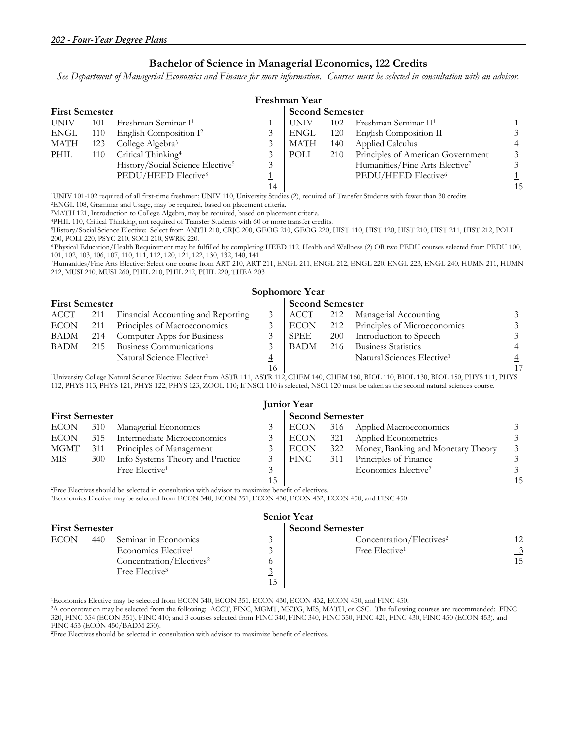## Bachelor of Science in Managerial Economics, 122 Credits

*See Department of Managerial Economics and Finance for more information. Courses must be selected in consultation with an advisor.*

### Freshman Year

| First Semester | | | | Second Semester | | | |
|---|---|---|---|---|---|---|---|
| UNIV | 101 | Freshman Seminar I[1] | 1 | UNIV | 102 | Freshman Seminar II[1] | 1 |
| ENGL | 110 | English Composition I[2] | 3 | ENGL | 120 | English Composition II | 3 |
| MATH | 123 | College Algebra[3] | 3 | MATH | 140 | Applied Calculus | 4 |
| PHIL | 110 | Critical Thinking[4] | 3 | POLI | 210 | Principles of American Government | 3 |
| | | History/Social Science Elective[5] | 3 | | | Humanities/Fine Arts Elective[7] | 3 |
| | | PEDU/HEED Elective[6] | 1 | | | PEDU/HEED Elective[6] | 1 |
| | | | 14 | | | | 15 |

[1]UNIV 101-102 required of all first-time freshmen; UNIV 110, University Studies (2), required of Transfer Students with fewer than 30 credits
[2]ENGL 108, Grammar and Usage, may be required, based on placement criteria.
[3]MATH 121, Introduction to College Algebra, may be required, based on placement criteria.
[4]PHIL 110, Critical Thinking, not required of Transfer Students with 60 or more transfer credits.
[5]History/Social Science Elective: Select from ANTH 210, CRJC 200, GEOG 210, GEOG 220, HIST 110, HIST 120, HIST 210, HIST 211, HIST 212, POLI 200, POLI 220, PSYC 210, SOCI 210, SWRK 220.
[6] Physical Education/Health Requirement may be fulfilled by completing HEED 112, Health and Wellness (2) OR two PEDU courses selected from PEDU 100, 101, 102, 103, 106, 107, 110, 111, 112, 120, 121, 122, 130, 132, 140, 141
[7]Humanities/Fine Arts Elective: Select one course from ART 210, ART 211, ENGL 211, ENGL 212, ENGL 220, ENGL 223, ENGL 240, HUMN 211, HUMN 212, MUSI 210, MUSI 260, PHIL 210, PHIL 212, PHIL 220, THEA 203

### Sophomore Year

| First Semester | | | | Second Semester | | | |
|---|---|---|---|---|---|---|---|
| ACCT | 211 | Financial Accounting and Reporting | 3 | ACCT | 212 | Managerial Accounting | 3 |
| ECON | 211 | Principles of Macroeconomics | 3 | ECON | 212 | Principles of Microeconomics | 3 |
| BADM | 214 | Computer Apps for Business | 3 | SPEE | 200 | Introduction to Speech | 3 |
| BADM | 215 | Business Communications | 3 | BADM | 216 | Business Statistics | 4 |
| | | Natural Science Elective[1] | 4 | | | Natural Sciences Elective[1] | 4 |
| | | | 16 | | | | 17 |

[1]University College Natural Science Elective: Select from ASTR 111, ASTR 112, CHEM 140, CHEM 160, BIOL 110, BIOL 130, BIOL 150, PHYS 111, PHYS 112, PHYS 113, PHYS 121, PHYS 122, PHYS 123, ZOOL 110; If NSCI 110 is selected, NSCI 120 must be taken as the second natural sciences course.

### Junior Year

| First Semester | | | | Second Semester | | | |
|---|---|---|---|---|---|---|---|
| ECON | 310 | Managerial Economics | 3 | ECON | 316 | Applied Macroeconomics | 3 |
| ECON | 315 | Intermediate Microeconomics | 3 | ECON | 321 | Applied Econometrics | 3 |
| MGMT | 311 | Principles of Management | 3 | ECON | 322 | Money, Banking and Monetary Theory | 3 |
| MIS | 300 | Info Systems Theory and Practice | 3 | FINC | 311 | Principles of Finance | 3 |
| | | Free Elective[1] | 3 | | | Economics Elective[2] | 3 |
| | | | 15 | | | | 15 |

[1]Free Electives should be selected in consultation with advisor to maximize benefit of electives.
[2]Economics Elective may be selected from ECON 340, ECON 351, ECON 430, ECON 432, ECON 450, and FINC 450.

### Senior Year

| First Semester | | | | Second Semester | | | |
|---|---|---|---|---|---|---|---|
| ECON | 440 | Seminar in Economics | 3 | | | Concentration/Electives[2] | 12 |
| | | Economics Elective[1] | 3 | | | Free Elective[1] | 3 |
| | | Concentration/Electives[2] | 6 | | | | 15 |
| | | Free Elective[3] | 3 | | | | |
| | | | 15 | | | | |

[1]Economics Elective may be selected from ECON 340, ECON 351, ECON 430, ECON 432, ECON 450, and FINC 450.
[2]A concentration may be selected from the following: ACCT, FINC, MGMT, MKTG, MIS, MATH, or CSC. The following courses are recommended: FINC 320, FINC 354 (ECON 351), FINC 410; and 3 courses selected from FINC 340, FINC 340, FINC 350, FINC 420, FINC 430, FINC 450 (ECON 453), and FINC 453 (ECON 450/BADM 230).
[3]Free Electives should be selected in consultation with advisor to maximize benefit of electives.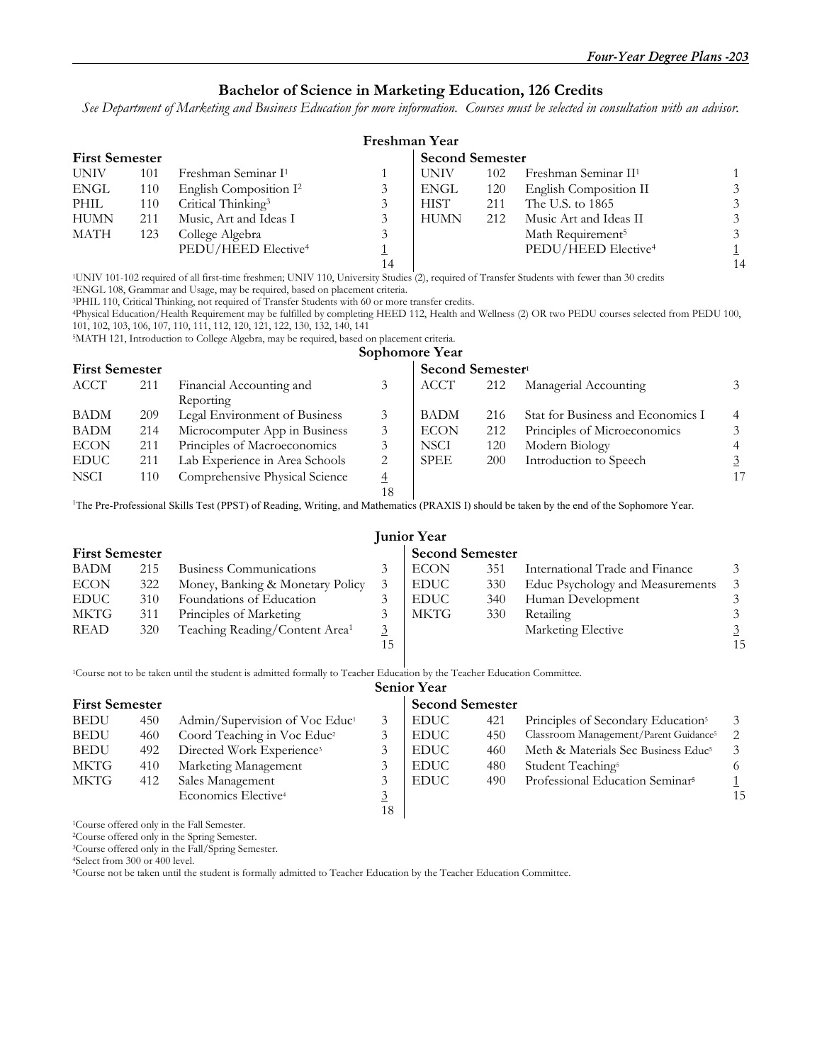## Bachelor of Science in Marketing Education, 126 Credits

*See Department of Marketing and Business Education for more information. Courses must be selected in consultation with an advisor.*

### Freshman Year

| First Semester | | | | Second Semester | | | |
|---|---|---|---|---|---|---|---|
| UNIV | 101 | Freshman Seminar I[1] | 1 | UNIV | 102 | Freshman Seminar II[1] | 1 |
| ENGL | 110 | English Composition I[2] | 3 | ENGL | 120 | English Composition II | 3 |
| PHIL | 110 | Critical Thinking[3] | 3 | HIST | 211 | The U.S. to 1865 | 3 |
| HUMN | 211 | Music, Art and Ideas I | 3 | HUMN | 212 | Music Art and Ideas II | 3 |
| MATH | 123 | College Algebra | 3 | | | Math Requirement[5] | 3 |
| | | PEDU/HEED Elective[4] | 1 | | | PEDU/HEED Elective[4] | 1 |
| | | | 14 | | | | 14 |

[1]UNIV 101-102 required of all first-time freshmen; UNIV 110, University Studies (2), required of Transfer Students with fewer than 30 credits
[2]ENGL 108, Grammar and Usage, may be required, based on placement criteria.
[3]PHIL 110, Critical Thinking, not required of Transfer Students with 60 or more transfer credits.
[4]Physical Education/Health Requirement may be fulfilled by completing HEED 112, Health and Wellness (2) OR two PEDU courses selected from PEDU 100, 101, 102, 103, 106, 107, 110, 111, 112, 120, 121, 122, 130, 132, 140, 141
[5]MATH 121, Introduction to College Algebra, may be required, based on placement criteria.

### Sophomore Year

| First Semester | | | | Second Semester[1] | | | |
|---|---|---|---|---|---|---|---|
| ACCT | 211 | Financial Accounting and Reporting | 3 | ACCT | 212 | Managerial Accounting | 3 |
| BADM | 209 | Legal Environment of Business | 3 | BADM | 216 | Stat for Business and Economics I | 4 |
| BADM | 214 | Microcomputer App in Business | 3 | ECON | 212 | Principles of Microeconomics | 3 |
| ECON | 211 | Principles of Macroeconomics | 3 | NSCI | 120 | Modern Biology | 4 |
| EDUC | 211 | Lab Experience in Area Schools | 2 | SPEE | 200 | Introduction to Speech | 3 |
| NSCI | 110 | Comprehensive Physical Science | 4 | | | | 17 |
| | | | 18 | | | | |

[1]The Pre-Professional Skills Test (PPST) of Reading, Writing, and Mathematics (PRAXIS I) should be taken by the end of the Sophomore Year.

### Junior Year

| First Semester | | | | Second Semester | | | |
|---|---|---|---|---|---|---|---|
| BADM | 215 | Business Communications | 3 | ECON | 351 | International Trade and Finance | 3 |
| ECON | 322 | Money, Banking & Monetary Policy | 3 | EDUC | 330 | Educ Psychology and Measurements | 3 |
| EDUC | 310 | Foundations of Education | 3 | EDUC | 340 | Human Development | 3 |
| MKTG | 311 | Principles of Marketing | 3 | MKTG | 330 | Retailing | 3 |
| READ | 320 | Teaching Reading/Content Area[1] | 3 | | | Marketing Elective | 3 |
| | | | 15 | | | | 15 |

[1]Course not to be taken until the student is admitted formally to Teacher Education by the Teacher Education Committee.

### Senior Year

| First Semester | | | | Second Semester | | | |
|---|---|---|---|---|---|---|---|
| BEDU | 450 | Admin/Supervision of Voc Educ[1] | 3 | EDUC | 421 | Principles of Secondary Education[5] | 3 |
| BEDU | 460 | Coord Teaching in Voc Educ[2] | 3 | EDUC | 450 | Classroom Management/Parent Guidance[5] | 2 |
| BEDU | 492 | Directed Work Experience[3] | 3 | EDUC | 460 | Meth & Materials Sec Business Educ[5] | 3 |
| MKTG | 410 | Marketing Management | 3 | EDUC | 480 | Student Teaching[5] | 6 |
| MKTG | 412 | Sales Management | 3 | EDUC | 490 | Professional Education Seminar[5] | 1 |
| | | Economics Elective[4] | 3 | | | | 15 |
| | | | 18 | | | | |

[1]Course offered only in the Fall Semester.
[2]Course offered only in the Spring Semester.
[3]Course offered only in the Fall/Spring Semester.
[4]Select from 300 or 400 level.
[5]Course not be taken until the student is formally admitted to Teacher Education by the Teacher Education Committee.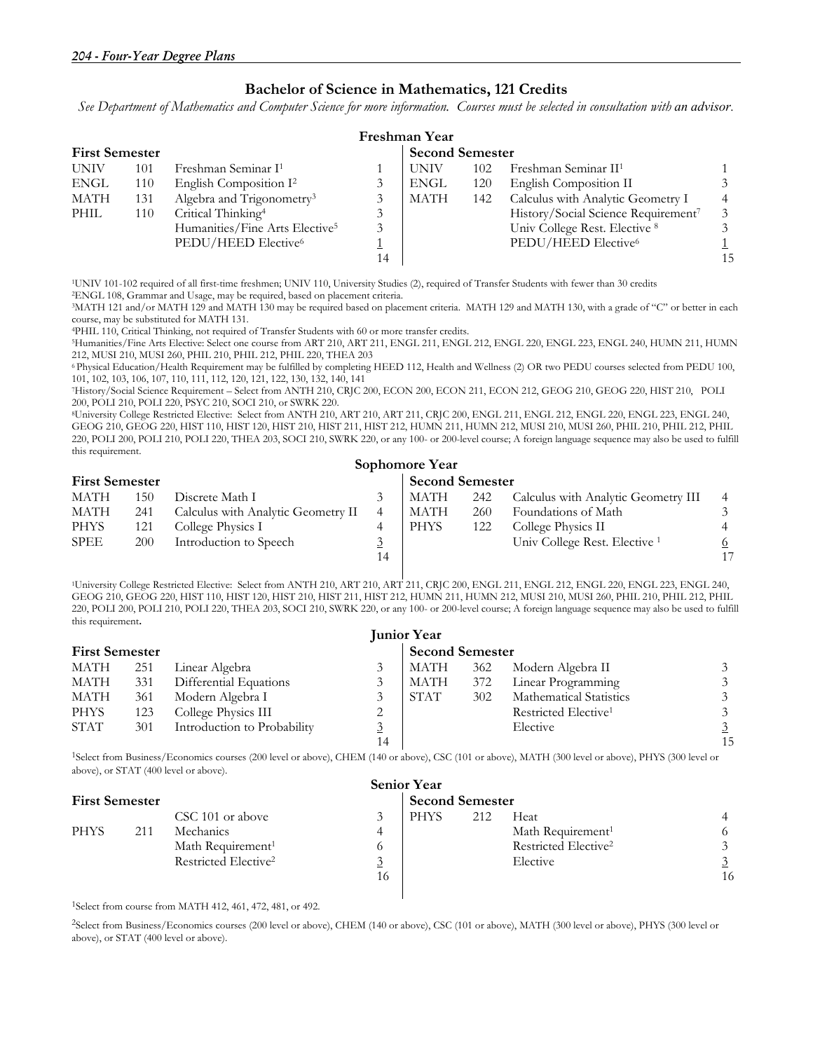## Bachelor of Science in Mathematics, 121 Credits

*See Department of Mathematics and Computer Science for more information. Courses must be selected in consultation with an advisor.*

### Freshman Year

| First Semester | | | | Second Semester | | | |
|---|---|---|---|---|---|---|---|
| UNIV | 101 | Freshman Seminar I[1] | 1 | UNIV | 102 | Freshman Seminar II[1] | 1 |
| ENGL | 110 | English Composition I[2] | 3 | ENGL | 120 | English Composition II | 3 |
| MATH | 131 | Algebra and Trigonometry[3] | 3 | MATH | 142 | Calculus with Analytic Geometry I | 4 |
| PHIL | 110 | Critical Thinking[4] | 3 | | | History/Social Science Requirement[7] | 3 |
| | | Humanities/Fine Arts Elective[5] | 3 | | | Univ College Rest. Elective [8] | 3 |
| | | PEDU/HEED Elective[6] | 1 | | | PEDU/HEED Elective[6] | 1 |
| | | | 14 | | | | 15 |

[1]UNIV 101-102 required of all first-time freshmen; UNIV 110, University Studies (2), required of Transfer Students with fewer than 30 credits
[2]ENGL 108, Grammar and Usage, may be required, based on placement criteria.
[3]MATH 121 and/or MATH 129 and MATH 130 may be required based on placement criteria. MATH 129 and MATH 130, with a grade of "C" or better in each course, may be substituted for MATH 131.
[4]PHIL 110, Critical Thinking, not required of Transfer Students with 60 or more transfer credits.
[5]Humanities/Fine Arts Elective: Select one course from ART 210, ART 211, ENGL 211, ENGL 212, ENGL 220, ENGL 223, ENGL 240, HUMN 211, HUMN 212, MUSI 210, MUSI 260, PHIL 210, PHIL 212, PHIL 220, THEA 203
[6] Physical Education/Health Requirement may be fulfilled by completing HEED 112, Health and Wellness (2) OR two PEDU courses selected from PEDU 100, 101, 102, 103, 106, 107, 110, 111, 112, 120, 121, 122, 130, 132, 140, 141
[7]History/Social Science Requirement – Select from ANTH 210, CRJC 200, ECON 200, ECON 211, ECON 212, GEOG 210, GEOG 220, HIST 210, POLI 200, POLI 210, POLI 220, PSYC 210, SOCI 210, or SWRK 220.
[8]University College Restricted Elective: Select from ANTH 210, ART 210, ART 211, CRJC 200, ENGL 211, ENGL 212, ENGL 220, ENGL 223, ENGL 240, GEOG 210, GEOG 220, HIST 110, HIST 120, HIST 210, HIST 211, HIST 212, HUMN 211, HUMN 212, MUSI 210, MUSI 260, PHIL 210, PHIL 212, PHIL 220, POLI 200, POLI 210, POLI 220, THEA 203, SOCI 210, SWRK 220, or any 100- or 200-level course; A foreign language sequence may also be used to fulfill this requirement.

### Sophomore Year

| First Semester | | | | Second Semester | | | |
|---|---|---|---|---|---|---|---|
| MATH | 150 | Discrete Math I | 3 | MATH | 242 | Calculus with Analytic Geometry III | 4 |
| MATH | 241 | Calculus with Analytic Geometry II | 4 | MATH | 260 | Foundations of Math | 3 |
| PHYS | 121 | College Physics I | 4 | PHYS | 122 | College Physics II | 4 |
| SPEE | 200 | Introduction to Speech | 3 | | | Univ College Rest. Elective [1] | 6 |
| | | | 14 | | | | 17 |

[1]University College Restricted Elective: Select from ANTH 210, ART 210, ART 211, CRJC 200, ENGL 211, ENGL 212, ENGL 220, ENGL 223, ENGL 240, GEOG 210, GEOG 220, HIST 110, HIST 120, HIST 210, HIST 211, HIST 212, HUMN 211, HUMN 212, MUSI 210, MUSI 260, PHIL 210, PHIL 212, PHIL 220, POLI 200, POLI 210, POLI 220, THEA 203, SOCI 210, SWRK 220, or any 100- or 200-level course; A foreign language sequence may also be used to fulfill this requirement**.**

### Junior Year

| First Semester | | | | Second Semester | | | |
|---|---|---|---|---|---|---|---|
| MATH | 251 | Linear Algebra | 3 | MATH | 362 | Modern Algebra II | 3 |
| MATH | 331 | Differential Equations | 3 | MATH | 372 | Linear Programming | 3 |
| MATH | 361 | Modern Algebra I | 3 | STAT | 302 | Mathematical Statistics | 3 |
| PHYS | 123 | College Physics III | 2 | | | Restricted Elective[1] | 3 |
| STAT | 301 | Introduction to Probability | 3 | | | Elective | 3 |
| | | | 14 | | | | 15 |

[1]Select from Business/Economics courses (200 level or above), CHEM (140 or above), CSC (101 or above), MATH (300 level or above), PHYS (300 level or above), or STAT (400 level or above).

### Senior Year

| First Semester | | | | Second Semester | | | |
|---|---|---|---|---|---|---|---|
| | | CSC 101 or above | 3 | PHYS | 212 | Heat | 4 |
| PHYS | 211 | Mechanics | 4 | | | Math Requirement[1] | 6 |
| | | Math Requirement[1] | 6 | | | Restricted Elective[2] | 3 |
| | | Restricted Elective[2] | 3 | | | Elective | 3 |
| | | | 16 | | | | 16 |

[1]Select from course from MATH 412, 461, 472, 481, or 492.

[2]Select from Business/Economics courses (200 level or above), CHEM (140 or above), CSC (101 or above), MATH (300 level or above), PHYS (300 level or above), or STAT (400 level or above).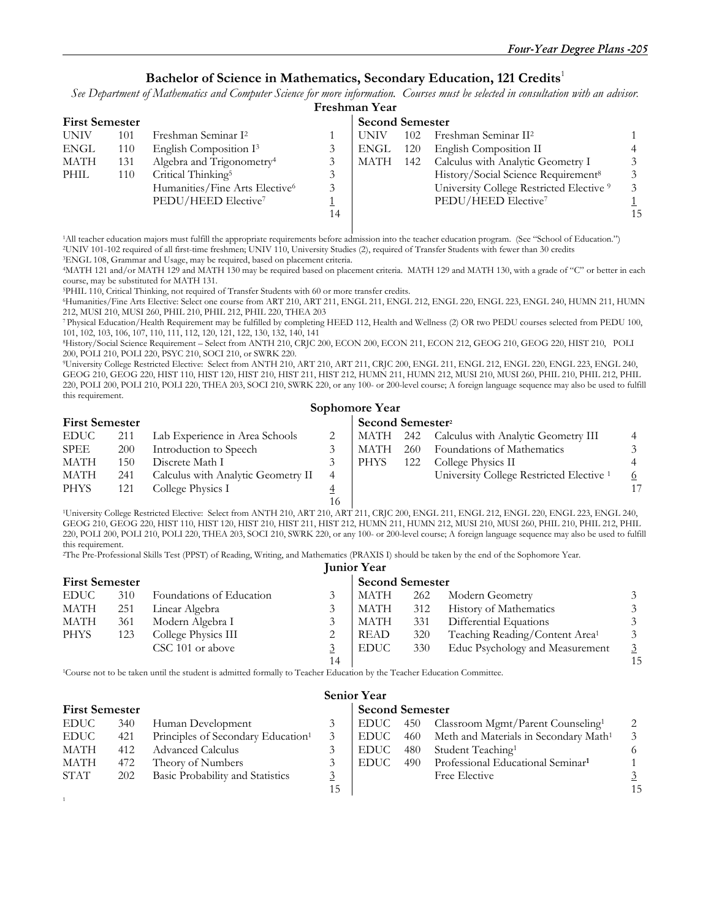## Bachelor of Science in Mathematics, Secondary Education, 121 Credits[1]

*See Department of Mathematics and Computer Science for more information. Courses must be selected in consultation with an advisor.*

### Freshman Year

| First Semester | | | | Second Semester | | | |
|---|---|---|---|---|---|---|---|
| UNIV | 101 | Freshman Seminar I[2] | 1 | UNIV | 102 | Freshman Seminar II[2] | 1 |
| ENGL | 110 | English Composition I[3] | 3 | ENGL | 120 | English Composition II | 4 |
| MATH | 131 | Algebra and Trigonometry[4] | 3 | MATH | 142 | Calculus with Analytic Geometry I | 3 |
| PHIL | 110 | Critical Thinking[5] | 3 | | | History/Social Science Requirement[8] | 3 |
| | | Humanities/Fine Arts Elective[6] | 3 | | | University College Restricted Elective [9] | 3 |
| | | PEDU/HEED Elective[7] | 1 | | | PEDU/HEED Elective[7] | 1 |
| | | | 14 | | | | 15 |

[1]All teacher education majors must fulfill the appropriate requirements before admission into the teacher education program. (See "School of Education.")
[2]UNIV 101-102 required of all first-time freshmen; UNIV 110, University Studies (2), required of Transfer Students with fewer than 30 credits
[3]ENGL 108, Grammar and Usage, may be required, based on placement criteria.
[4]MATH 121 and/or MATH 129 and MATH 130 may be required based on placement criteria. MATH 129 and MATH 130, with a grade of "C" or better in each course, may be substituted for MATH 131.
[5]PHIL 110, Critical Thinking, not required of Transfer Students with 60 or more transfer credits.
[6]Humanities/Fine Arts Elective: Select one course from ART 210, ART 211, ENGL 211, ENGL 212, ENGL 220, ENGL 223, ENGL 240, HUMN 211, HUMN 212, MUSI 210, MUSI 260, PHIL 210, PHIL 212, PHIL 220, THEA 203
[7] Physical Education/Health Requirement may be fulfilled by completing HEED 112, Health and Wellness (2) OR two PEDU courses selected from PEDU 100, 101, 102, 103, 106, 107, 110, 111, 112, 120, 121, 122, 130, 132, 140, 141
[8]History/Social Science Requirement – Select from ANTH 210, CRJC 200, ECON 200, ECON 211, ECON 212, GEOG 210, GEOG 220, HIST 210, POLI 200, POLI 210, POLI 220, PSYC 210, SOCI 210, or SWRK 220.
[9]University College Restricted Elective: Select from ANTH 210, ART 210, ART 211, CRJC 200, ENGL 211, ENGL 212, ENGL 220, ENGL 223, ENGL 240, GEOG 210, GEOG 220, HIST 110, HIST 120, HIST 210, HIST 211, HIST 212, HUMN 211, HUMN 212, MUSI 210, MUSI 260, PHIL 210, PHIL 212, PHIL 220, POLI 200, POLI 210, POLI 220, THEA 203, SOCI 210, SWRK 220, or any 100- or 200-level course; A foreign language sequence may also be used to fulfill this requirement.

### Sophomore Year

| First Semester | | | | Second Semester[2] | | | |
|---|---|---|---|---|---|---|---|
| EDUC | 211 | Lab Experience in Area Schools | 2 | MATH | 242 | Calculus with Analytic Geometry III | 4 |
| SPEE | 200 | Introduction to Speech | 3 | MATH | 260 | Foundations of Mathematics | 3 |
| MATH | 150 | Discrete Math I | 3 | PHYS | 122 | College Physics II | 4 |
| MATH | 241 | Calculus with Analytic Geometry II | 4 | | | University College Restricted Elective [1] | 6 |
| PHYS | 121 | College Physics I | 4 | | | | 17 |
| | | | 16 | | | | |

[1]University College Restricted Elective: Select from ANTH 210, ART 210, ART 211, CRJC 200, ENGL 211, ENGL 212, ENGL 220, ENGL 223, ENGL 240, GEOG 210, GEOG 220, HIST 110, HIST 120, HIST 210, HIST 211, HIST 212, HUMN 211, HUMN 212, MUSI 210, MUSI 260, PHIL 210, PHIL 212, PHIL 220, POLI 200, POLI 210, POLI 220, THEA 203, SOCI 210, SWRK 220, or any 100- or 200-level course; A foreign language sequence may also be used to fulfill this requirement.
[2]The Pre-Professional Skills Test (PPST) of Reading, Writing, and Mathematics (PRAXIS I) should be taken by the end of the Sophomore Year.

### Junior Year

| First Semester | | | | Second Semester | | | |
|---|---|---|---|---|---|---|---|
| EDUC | 310 | Foundations of Education | 3 | MATH | 262 | Modern Geometry | 3 |
| MATH | 251 | Linear Algebra | 3 | MATH | 312 | History of Mathematics | 3 |
| MATH | 361 | Modern Algebra I | 3 | MATH | 331 | Differential Equations | 3 |
| PHYS | 123 | College Physics III | 2 | READ | 320 | Teaching Reading/Content Area[1] | 3 |
| | | CSC 101 or above | 3 | EDUC | 330 | Educ Psychology and Measurement | 3 |
| | | | 14 | | | | 15 |

[1]Course not to be taken until the student is admitted formally to Teacher Education by the Teacher Education Committee.

### Senior Year

| First Semester | | | | Second Semester | | | |
|---|---|---|---|---|---|---|---|
| EDUC | 340 | Human Development | 3 | EDUC | 450 | Classroom Mgmt/Parent Counseling[1] | 2 |
| EDUC | 421 | Principles of Secondary Education[1] | 3 | EDUC | 460 | Meth and Materials in Secondary Math[1] | 3 |
| MATH | 412 | Advanced Calculus | 3 | EDUC | 480 | Student Teaching[1] | 6 |
| MATH | 472 | Theory of Numbers | 3 | EDUC | 490 | Professional Educational Seminar[1] | 1 |
| STAT | 202 | Basic Probability and Statistics | 3 | | | Free Elective | 3 |
| | | | 15 | | | | 15 |

[1]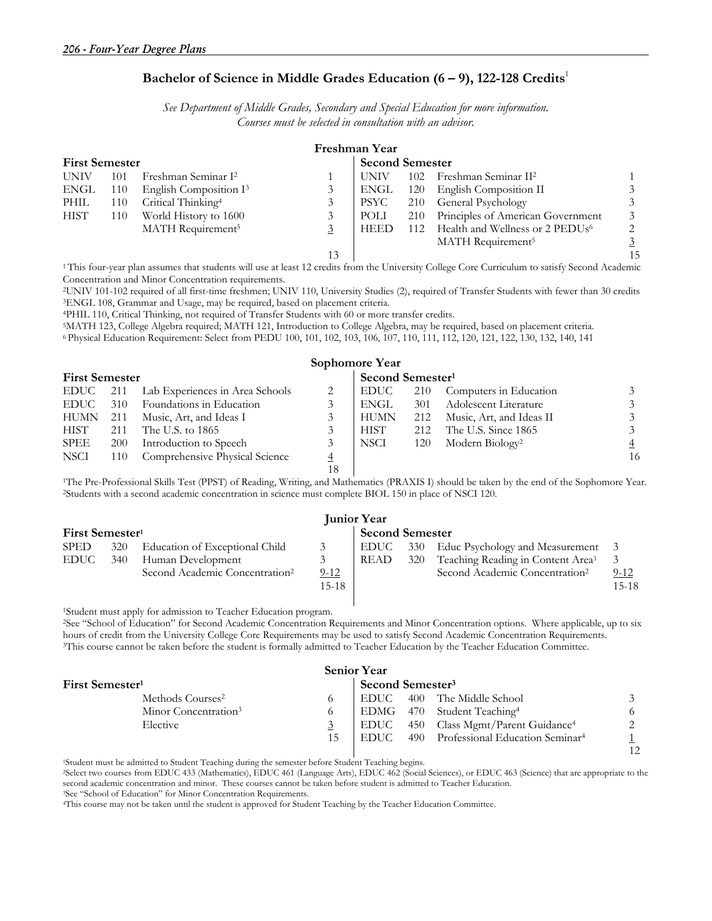## Bachelor of Science in Middle Grades Education (6 – 9), 122-128 Credits[1]

*See Department of Middle Grades, Secondary and Special Education for more information.*
*Courses must be selected in consultation with an advisor.*

### Freshman Year

| First Semester | | | | Second Semester | | | |
|---|---|---|---|---|---|---|---|
| UNIV | 101 | Freshman Seminar I[2] | 1 | UNIV | 102 | Freshman Seminar II[2] | 1 |
| ENGL | 110 | English Composition I[3] | 3 | ENGL | 120 | English Composition II | 3 |
| PHIL | 110 | Critical Thinking[4] | 3 | PSYC | 210 | General Psychology | 3 |
| HIST | 110 | World History to 1600 | 3 | POLI | 210 | Principles of American Government | 3 |
| | | MATH Requirement[5] | 3 | HEED | 112 | Health and Wellness or 2 PEDUs[6] | 2 |
| | | | | | | MATH Requirement[5] | 3 |
| | | | 13 | | | | 15 |

[1] This four-year plan assumes that students will use at least 12 credits from the University College Core Curriculum to satisfy Second Academic Concentration and Minor Concentration requirements.
[2]UNIV 101-102 required of all first-time freshmen; UNIV 110, University Studies (2), required of Transfer Students with fewer than 30 credits
[3]ENGL 108, Grammar and Usage, may be required, based on placement criteria.
[4]PHIL 110, Critical Thinking, not required of Transfer Students with 60 or more transfer credits.
[5]MATH 123, College Algebra required; MATH 121, Introduction to College Algebra, may be required, based on placement criteria.
[6] Physical Education Requirement: Select from PEDU 100, 101, 102, 103, 106, 107, 110, 111, 112, 120, 121, 122, 130, 132, 140, 141

### Sophomore Year

| First Semester | | | | Second Semester[1] | | | |
|---|---|---|---|---|---|---|---|
| EDUC | 211 | Lab Experiences in Area Schools | 2 | EDUC | 210 | Computers in Education | 3 |
| EDUC | 310 | Foundations in Education | 3 | ENGL | 301 | Adolescent Literature | 3 |
| HUMN | 211 | Music, Art, and Ideas I | 3 | HUMN | 212 | Music, Art, and Ideas II | 3 |
| HIST | 211 | The U.S. to 1865 | 3 | HIST | 212 | The U.S. Since 1865 | 3 |
| SPEE | 200 | Introduction to Speech | 3 | NSCI | 120 | Modern Biology[2] | 4 |
| NSCI | 110 | Comprehensive Physical Science | 4 | | | | 16 |
| | | | 18 | | | | |

[1]The Pre-Professional Skills Test (PPST) of Reading, Writing, and Mathematics (PRAXIS I) should be taken by the end of the Sophomore Year.
[2]Students with a second academic concentration in science must complete BIOL 150 in place of NSCI 120.

### Junior Year

| First Semester[1] | | | | Second Semester | | | |
|---|---|---|---|---|---|---|---|
| SPED | 320 | Education of Exceptional Child | 3 | EDUC | 330 | Educ Psychology and Measurement | 3 |
| EDUC | 340 | Human Development | 3 | READ | 320 | Teaching Reading in Content Area[3] | 3 |
| | | Second Academic Concentration[2] | 9-12 | | | Second Academic Concentration[2] | 9-12 |
| | | | 15-18 | | | | 15-18 |

[1]Student must apply for admission to Teacher Education program.
[2]See "School of Education" for Second Academic Concentration Requirements and Minor Concentration options. Where applicable, up to six hours of credit from the University College Core Requirements may be used to satisfy Second Academic Concentration Requirements.
[3]This course cannot be taken before the student is formally admitted to Teacher Education by the Teacher Education Committee.

### Senior Year

| First Semester[1] | | | | Second Semester[3] | | | |
|---|---|---|---|---|---|---|---|
| | | Methods Courses[2] | 6 | EDUC | 400 | The Middle School | 3 |
| | | Minor Concentration[3] | 6 | EDMG | 470 | Student Teaching[4] | 6 |
| | | Elective | 3 | EDUC | 450 | Class Mgmt/Parent Guidance[4] | 2 |
| | | | 15 | EDUC | 490 | Professional Education Seminar[4] | 1 |
| | | | | | | | 12 |

[1]Student must be admitted to Student Teaching during the semester before Student Teaching begins.
[2]Select two courses from EDUC 433 (Mathematics), EDUC 461 (Language Arts), EDUC 462 (Social Sciences), or EDUC 463 (Science) that are appropriate to the second academic concentration and minor. These courses cannot be taken before student is admitted to Teacher Education.
[3]See "School of Education" for Minor Concentration Requirements.
[4]This course may not be taken until the student is approved for Student Teaching by the Teacher Education Committee.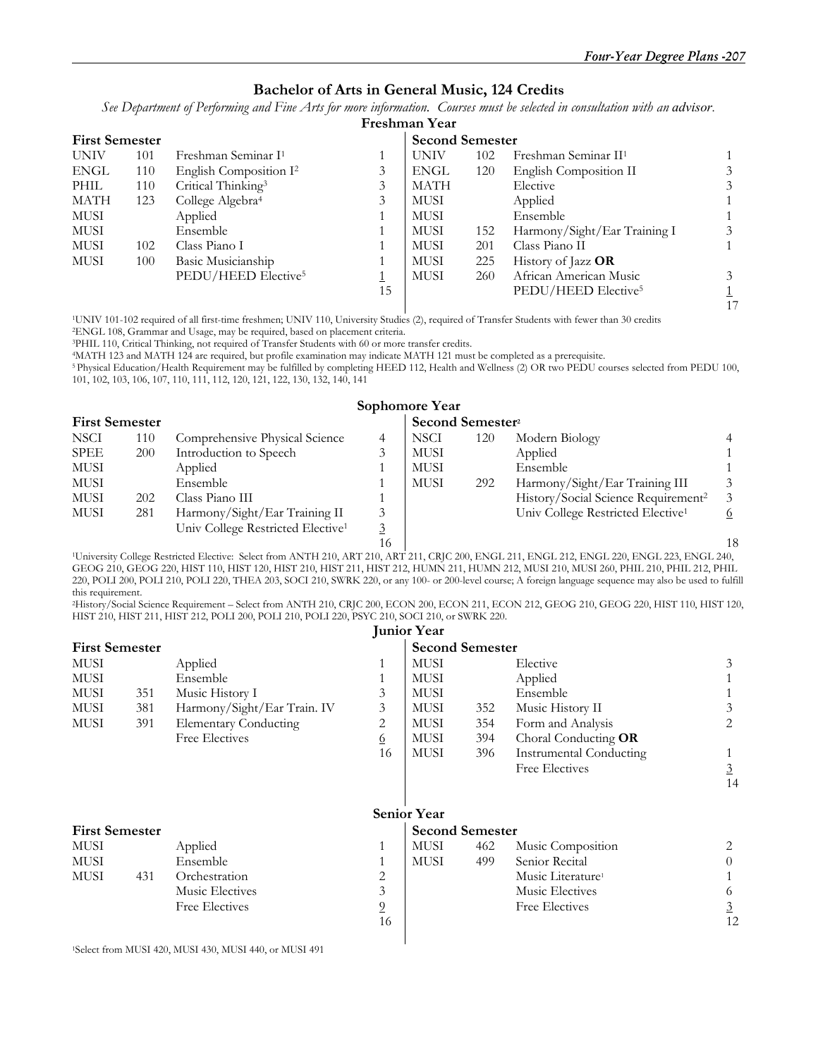## Bachelor of Arts in General Music, 124 Credits

*See Department of Performing and Fine Arts for more information. Courses must be selected in consultation with an advisor.*

### Freshman Year

| First Semester | | | | Second Semester | | | |
|---|---|---|---|---|---|---|---|
| UNIV | 101 | Freshman Seminar I[1] | 1 | UNIV | 102 | Freshman Seminar II[1] | 1 |
| ENGL | 110 | English Composition I[2] | 3 | ENGL | 120 | English Composition II | 3 |
| PHIL | 110 | Critical Thinking[3] | 3 | MATH | | Elective | 3 |
| MATH | 123 | College Algebra[4] | 3 | MUSI | | Applied | 1 |
| MUSI | | Applied | 1 | MUSI | | Ensemble | 1 |
| MUSI | | Ensemble | 1 | MUSI | 152 | Harmony/Sight/Ear Training I | 3 |
| MUSI | 102 | Class Piano I | 1 | MUSI | 201 | Class Piano II | 1 |
| MUSI | 100 | Basic Musicianship | 1 | MUSI | 225 | History of Jazz **OR** | |
| | | PEDU/HEED Elective[5] | 1 | MUSI | 260 | African American Music | 3 |
| | | | 15 | | | PEDU/HEED Elective[5] | 1 |
| | | | | | | | 17 |

[1]UNIV 101-102 required of all first-time freshmen; UNIV 110, University Studies (2), required of Transfer Students with fewer than 30 credits
[2]ENGL 108, Grammar and Usage, may be required, based on placement criteria.
[3]PHIL 110, Critical Thinking, not required of Transfer Students with 60 or more transfer credits.
[4]MATH 123 and MATH 124 are required, but profile examination may indicate MATH 121 must be completed as a prerequisite.
[5]Physical Education/Health Requirement may be fulfilled by completing HEED 112, Health and Wellness (2) OR two PEDU courses selected from PEDU 100, 101, 102, 103, 106, 107, 110, 111, 112, 120, 121, 122, 130, 132, 140, 141

### Sophomore Year

| First Semester | | | | Second Semester[2] | | | |
|---|---|---|---|---|---|---|---|
| NSCI | 110 | Comprehensive Physical Science | 4 | NSCI | 120 | Modern Biology | 4 |
| SPEE | 200 | Introduction to Speech | 3 | MUSI | | Applied | 1 |
| MUSI | | Applied | 1 | MUSI | | Ensemble | 1 |
| MUSI | | Ensemble | 1 | MUSI | 292 | Harmony/Sight/Ear Training III | 3 |
| MUSI | 202 | Class Piano III | 1 | | | History/Social Science Requirement[2] | 3 |
| MUSI | 281 | Harmony/Sight/Ear Training II | 3 | | | Univ College Restricted Elective[1] | 6 |
| | | Univ College Restricted Elective[1] | 3 | | | | |
| | | | 16 | | | | 18 |

[1]University College Restricted Elective: Select from ANTH 210, ART 210, ART 211, CRJC 200, ENGL 211, ENGL 212, ENGL 220, ENGL 223, ENGL 240, GEOG 210, GEOG 220, HIST 110, HIST 120, HIST 210, HIST 211, HIST 212, HUMN 211, HUMN 212, MUSI 210, MUSI 260, PHIL 210, PHIL 212, PHIL 220, POLI 200, POLI 210, POLI 220, THEA 203, SOCI 210, SWRK 220, or any 100- or 200-level course; A foreign language sequence may also be used to fulfill this requirement.
[2]History/Social Science Requirement – Select from ANTH 210, CRJC 200, ECON 200, ECON 211, ECON 212, GEOG 210, GEOG 220, HIST 110, HIST 120, HIST 210, HIST 211, HIST 212, POLI 200, POLI 210, POLI 220, PSYC 210, SOCI 210, or SWRK 220.

### Junior Year

| First Semester | | | | Second Semester | | | |
|---|---|---|---|---|---|---|---|
| MUSI | | Applied | 1 | MUSI | | Elective | 3 |
| MUSI | | Ensemble | 1 | MUSI | | Applied | 1 |
| MUSI | 351 | Music History I | 3 | MUSI | | Ensemble | 1 |
| MUSI | 381 | Harmony/Sight/Ear Train. IV | 3 | MUSI | 352 | Music History II | 3 |
| MUSI | 391 | Elementary Conducting | 2 | MUSI | 354 | Form and Analysis | 2 |
| | | Free Electives | 6 | MUSI | 394 | Choral Conducting **OR** | |
| | | | 16 | MUSI | 396 | Instrumental Conducting | 1 |
| | | | | | | Free Electives | 3 |
| | | | | | | | 14 |

### Senior Year

| First Semester | | | | Second Semester | | | |
|---|---|---|---|---|---|---|---|
| MUSI | | Applied | 1 | MUSI | 462 | Music Composition | 2 |
| MUSI | | Ensemble | 1 | MUSI | 499 | Senior Recital | 0 |
| MUSI | 431 | Orchestration | 2 | | | Music Literature[1] | 1 |
| | | Music Electives | 3 | | | Music Electives | 6 |
| | | Free Electives | 9 | | | Free Electives | 3 |
| | | | 16 | | | | 12 |

[1]Select from MUSI 420, MUSI 430, MUSI 440, or MUSI 491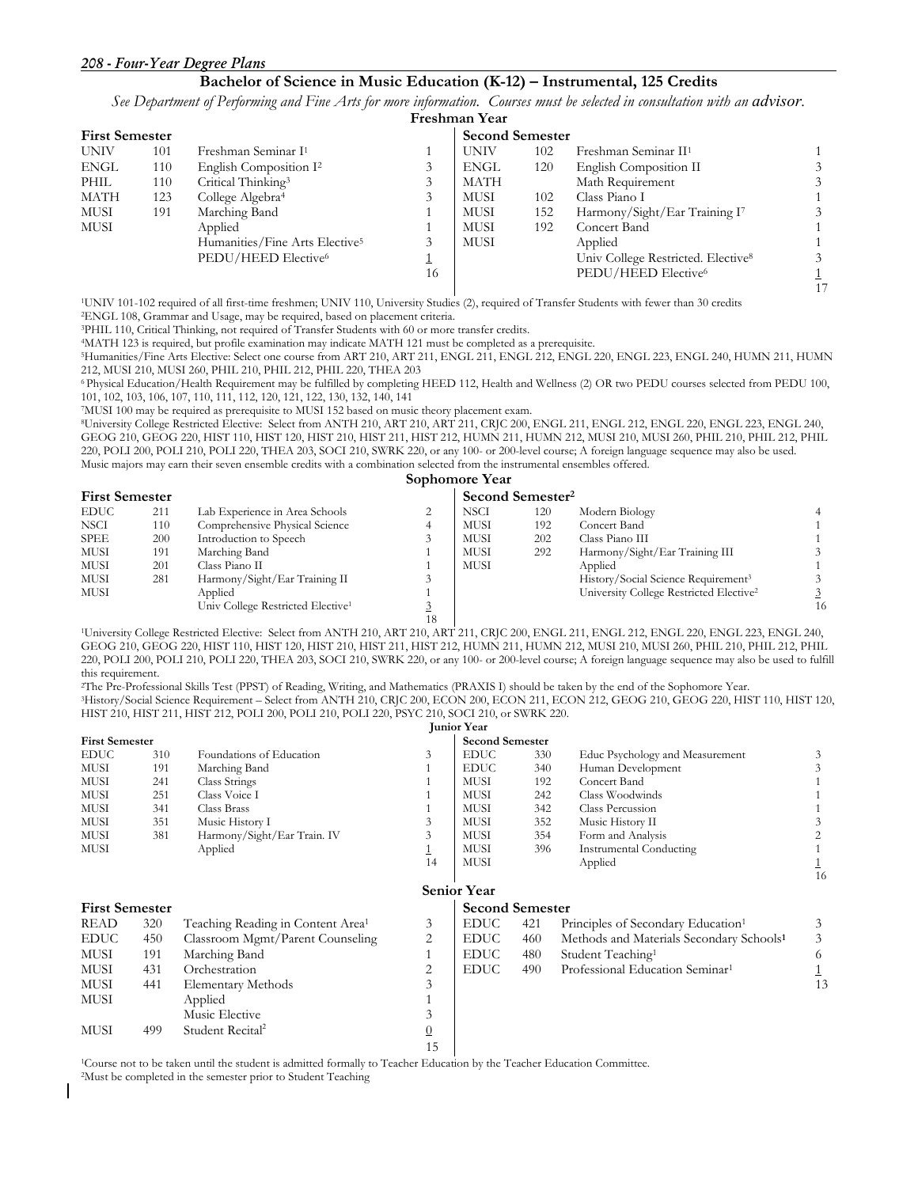## Bachelor of Science in Music Education (K-12) – Instrumental, 125 Credits

*See Department of Performing and Fine Arts for more information. Courses must be selected in consultation with an advisor.*

### Freshman Year

| First Semester | | | | Second Semester | | | |
|---|---|---|---|---|---|---|---|
| UNIV | 101 | Freshman Seminar I[1] | 1 | UNIV | 102 | Freshman Seminar II[1] | 1 |
| ENGL | 110 | English Composition I[2] | 3 | ENGL | 120 | English Composition II | 3 |
| PHIL | 110 | Critical Thinking[3] | 3 | MATH | | Math Requirement | 3 |
| MATH | 123 | College Algebra[4] | 3 | MUSI | 102 | Class Piano I | 1 |
| MUSI | 191 | Marching Band | 1 | MUSI | 152 | Harmony/Sight/Ear Training I[7] | 3 |
| MUSI | | Applied | 1 | MUSI | 192 | Concert Band | 1 |
| | | Humanities/Fine Arts Elective[5] | 3 | MUSI | | Applied | 1 |
| | | PEDU/HEED Elective[6] | 1 | | | Univ College Restricted. Elective[8] | 3 |
| | | | 16 | | | PEDU/HEED Elective[6] | 1 |
| | | | | | | | 17 |

[1]UNIV 101-102 required of all first-time freshmen; UNIV 110, University Studies (2), required of Transfer Students with fewer than 30 credits
[2]ENGL 108, Grammar and Usage, may be required, based on placement criteria.
[3]PHIL 110, Critical Thinking, not required of Transfer Students with 60 or more transfer credits.
[4]MATH 123 is required, but profile examination may indicate MATH 121 must be completed as a prerequisite.
[5]Humanities/Fine Arts Elective: Select one course from ART 210, ART 211, ENGL 211, ENGL 212, ENGL 220, ENGL 223, ENGL 240, HUMN 211, HUMN 212, MUSI 210, MUSI 260, PHIL 210, PHIL 212, PHIL 220, THEA 203
[6] Physical Education/Health Requirement may be fulfilled by completing HEED 112, Health and Wellness (2) OR two PEDU courses selected from PEDU 100, 101, 102, 103, 106, 107, 110, 111, 112, 120, 121, 122, 130, 132, 140, 141
[7]MUSI 100 may be required as prerequisite to MUSI 152 based on music theory placement exam.
[8]University College Restricted Elective: Select from ANTH 210, ART 210, ART 211, CRJC 200, ENGL 211, ENGL 212, ENGL 220, ENGL 223, ENGL 240, GEOG 210, GEOG 220, HIST 110, HIST 120, HIST 210, HIST 211, HIST 212, HUMN 211, HUMN 212, MUSI 210, MUSI 260, PHIL 210, PHIL 212, PHIL 220, POLI 200, POLI 210, POLI 220, THEA 203, SOCI 210, SWRK 220, or any 100- or 200-level course; A foreign language sequence may also be used.
Music majors may earn their seven ensemble credits with a combination selected from the instrumental ensembles offered.

### Sophomore Year

| First Semester | | | | Second Semester[2] | | | |
|---|---|---|---|---|---|---|---|
| EDUC | 211 | Lab Experience in Area Schools | 2 | NSCI | 120 | Modern Biology | 4 |
| NSCI | 110 | Comprehensive Physical Science | 4 | MUSI | 192 | Concert Band | 1 |
| SPEE | 200 | Introduction to Speech | 3 | MUSI | 202 | Class Piano III | 1 |
| MUSI | 191 | Marching Band | 1 | MUSI | 292 | Harmony/Sight/Ear Training III | 3 |
| MUSI | 201 | Class Piano II | 1 | MUSI | | Applied | 1 |
| MUSI | 281 | Harmony/Sight/Ear Training II | 3 | | | History/Social Science Requirement[3] | 3 |
| MUSI | | Applied | 1 | | | University College Restricted Elective[2] | 3 |
| | | Univ College Restricted Elective[1] | 3 | | | | 16 |
| | | | 18 | | | | |

[1]University College Restricted Elective: Select from ANTH 210, ART 210, ART 211, CRJC 200, ENGL 211, ENGL 212, ENGL 220, ENGL 223, ENGL 240, GEOG 210, GEOG 220, HIST 110, HIST 120, HIST 210, HIST 211, HIST 212, HUMN 211, HUMN 212, MUSI 210, MUSI 260, PHIL 210, PHIL 212, PHIL 220, POLI 200, POLI 210, POLI 220, THEA 203, SOCI 210, SWRK 220, or any 100- or 200-level course; A foreign language sequence may also be used to fulfill this requirement.
[2]The Pre-Professional Skills Test (PPST) of Reading, Writing, and Mathematics (PRAXIS I) should be taken by the end of the Sophomore Year.
[3]History/Social Science Requirement – Select from ANTH 210, CRJC 200, ECON 200, ECON 211, ECON 212, GEOG 210, GEOG 220, HIST 110, HIST 120, HIST 210, HIST 211, HIST 212, POLI 200, POLI 210, POLI 220, PSYC 210, SOCI 210, or SWRK 220.

### Junior Year

| First Semester | | | | Second Semester | | | |
|---|---|---|---|---|---|---|---|
| EDUC | 310 | Foundations of Education | 3 | EDUC | 330 | Educ Psychology and Measurement | 3 |
| MUSI | 191 | Marching Band | 1 | EDUC | 340 | Human Development | 3 |
| MUSI | 241 | Class Strings | 1 | MUSI | 192 | Concert Band | 1 |
| MUSI | 251 | Class Voice I | 1 | MUSI | 242 | Class Woodwinds | 1 |
| MUSI | 341 | Class Brass | 1 | MUSI | 342 | Class Percussion | 1 |
| MUSI | 351 | Music History I | 3 | MUSI | 352 | Music History II | 3 |
| MUSI | 381 | Harmony/Sight/Ear Train. IV | 3 | MUSI | 354 | Form and Analysis | 2 |
| MUSI | | Applied | 1 | MUSI | 396 | Instrumental Conducting | 1 |
| | | | 14 | MUSI | | Applied | 1 |
| | | | | | | | 16 |

### Senior Year

| First Semester | | | | Second Semester | | | |
|---|---|---|---|---|---|---|---|
| READ | 320 | Teaching Reading in Content Area[1] | 3 | EDUC | 421 | Principles of Secondary Education[1] | 3 |
| EDUC | 450 | Classroom Mgmt/Parent Counseling | 2 | EDUC | 460 | Methods and Materials Secondary Schools[1] | 3 |
| MUSI | 191 | Marching Band | 1 | EDUC | 480 | Student Teaching[1] | 6 |
| MUSI | 431 | Orchestration | 2 | EDUC | 490 | Professional Education Seminar[1] | 1 |
| MUSI | 441 | Elementary Methods | 3 | | | | 13 |
| MUSI | | Applied | 1 | | | | |
| | | Music Elective | 3 | | | | |
| MUSI | 499 | Student Recital[2] | 0 | | | | |
| | | | 15 | | | | |

[1]Course not to be taken until the student is admitted formally to Teacher Education by the Teacher Education Committee.
[2]Must be completed in the semester prior to Student Teaching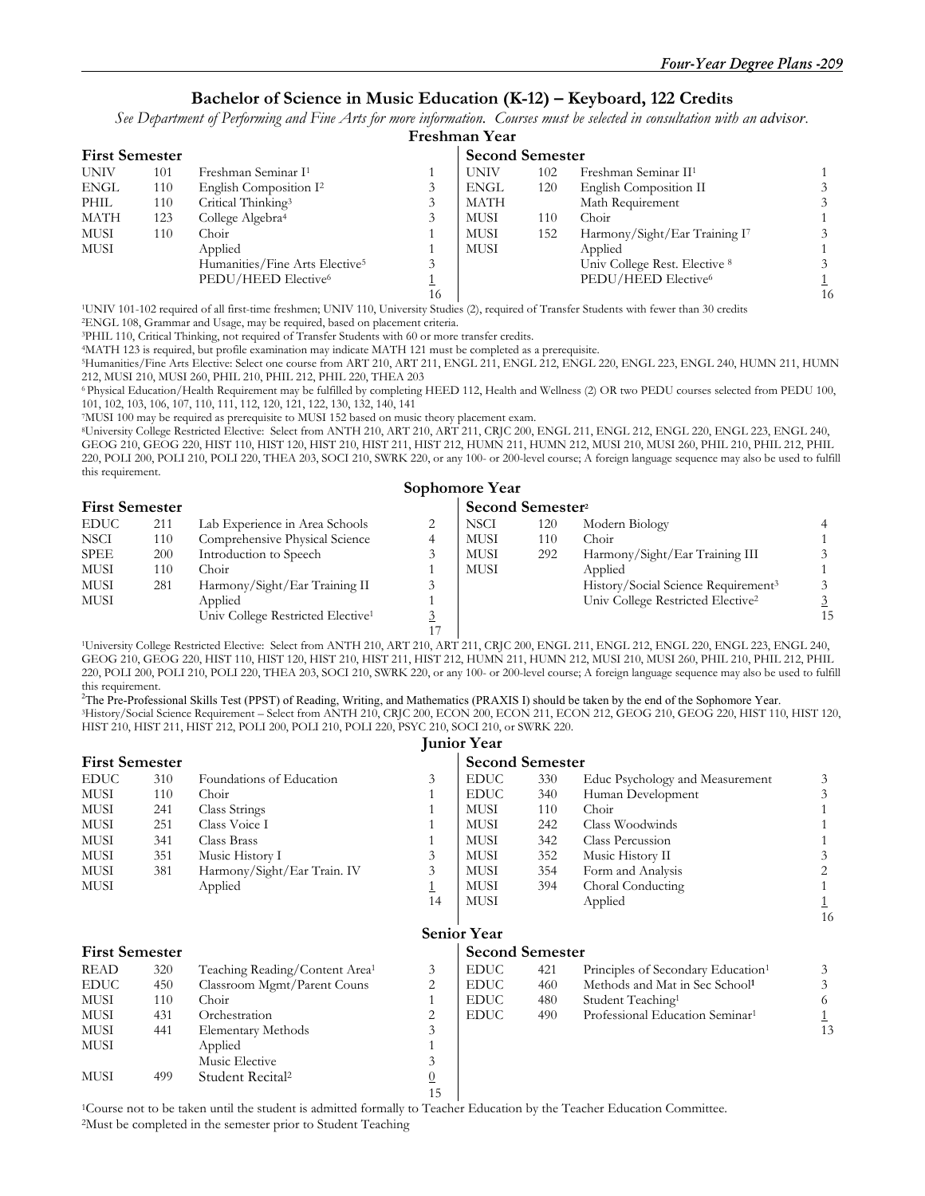## Bachelor of Science in Music Education (K-12) – Keyboard, 122 Credits

*See Department of Performing and Fine Arts for more information. Courses must be selected in consultation with an advisor.*

### Freshman Year

| First Semester | | | | Second Semester | | | |
|---|---|---|---|---|---|---|---|
| UNIV | 101 | Freshman Seminar I[1] | 1 | UNIV | 102 | Freshman Seminar II[1] | 1 |
| ENGL | 110 | English Composition I[2] | 3 | ENGL | 120 | English Composition II | 3 |
| PHIL | 110 | Critical Thinking[3] | 3 | MATH | | Math Requirement | 3 |
| MATH | 123 | College Algebra[4] | 3 | MUSI | 110 | Choir | 1 |
| MUSI | 110 | Choir | 1 | MUSI | 152 | Harmony/Sight/Ear Training I[7] | 3 |
| MUSI | | Applied | 1 | MUSI | | Applied | 1 |
| | | Humanities/Fine Arts Elective[5] | 3 | | | Univ College Rest. Elective [8] | 3 |
| | | PEDU/HEED Elective[6] | 1 | | | PEDU/HEED Elective[6] | 1 |
| | | | 16 | | | | 16 |

[1]UNIV 101-102 required of all first-time freshmen; UNIV 110, University Studies (2), required of Transfer Students with fewer than 30 credits

[2]ENGL 108, Grammar and Usage, may be required, based on placement criteria.

[3]PHIL 110, Critical Thinking, not required of Transfer Students with 60 or more transfer credits.

[4]MATH 123 is required, but profile examination may indicate MATH 121 must be completed as a prerequisite.

[5]Humanities/Fine Arts Elective: Select one course from ART 210, ART 211, ENGL 211, ENGL 212, ENGL 220, ENGL 223, ENGL 240, HUMN 211, HUMN 212, MUSI 210, MUSI 260, PHIL 210, PHIL 212, PHIL 220, THEA 203

[6] Physical Education/Health Requirement may be fulfilled by completing HEED 112, Health and Wellness (2) OR two PEDU courses selected from PEDU 100, 101, 102, 103, 106, 107, 110, 111, 112, 120, 121, 122, 130, 132, 140, 141

[7]MUSI 100 may be required as prerequisite to MUSI 152 based on music theory placement exam.

[8]University College Restricted Elective: Select from ANTH 210, ART 210, ART 211, CRJC 200, ENGL 211, ENGL 212, ENGL 220, ENGL 223, ENGL 240, GEOG 210, GEOG 220, HIST 110, HIST 120, HIST 210, HIST 211, HIST 212, HUMN 211, HUMN 212, MUSI 210, MUSI 260, PHIL 210, PHIL 212, PHIL 220, POLI 200, POLI 210, POLI 220, THEA 203, SOCI 210, SWRK 220, or any 100- or 200-level course; A foreign language sequence may also be used to fulfill this requirement.

### Sophomore Year

| First Semester | | | | Second Semester[2] | | | |
|---|---|---|---|---|---|---|---|
| EDUC | 211 | Lab Experience in Area Schools | 2 | NSCI | 120 | Modern Biology | 4 |
| NSCI | 110 | Comprehensive Physical Science | 4 | MUSI | 110 | Choir | 1 |
| SPEE | 200 | Introduction to Speech | 3 | MUSI | 292 | Harmony/Sight/Ear Training III | 3 |
| MUSI | 110 | Choir | 1 | MUSI | | Applied | 1 |
| MUSI | 281 | Harmony/Sight/Ear Training II | 3 | | | History/Social Science Requirement[3] | 3 |
| MUSI | | Applied | 1 | | | Univ College Restricted Elective[2] | 3 |
| | | Univ College Restricted Elective[1] | 3 | | | | 15 |
| | | | 17 | | | | |

[1]University College Restricted Elective: Select from ANTH 210, ART 210, ART 211, CRJC 200, ENGL 211, ENGL 212, ENGL 220, ENGL 223, ENGL 240, GEOG 210, GEOG 220, HIST 110, HIST 120, HIST 210, HIST 211, HIST 212, HUMN 211, HUMN 212, MUSI 210, MUSI 260, PHIL 210, PHIL 212, PHIL 220, POLI 200, POLI 210, POLI 220, THEA 203, SOCI 210, SWRK 220, or any 100- or 200-level course; A foreign language sequence may also be used to fulfill this requirement.

[2]The Pre-Professional Skills Test (PPST) of Reading, Writing, and Mathematics (PRAXIS I) should be taken by the end of the Sophomore Year.

[3]History/Social Science Requirement – Select from ANTH 210, CRJC 200, ECON 200, ECON 211, ECON 212, GEOG 210, GEOG 220, HIST 110, HIST 120, HIST 210, HIST 211, HIST 212, POLI 200, POLI 210, POLI 220, PSYC 210, SOCI 210, or SWRK 220.

### Junior Year

| First Semester | | | | Second Semester | | | |
|---|---|---|---|---|---|---|---|
| EDUC | 310 | Foundations of Education | 3 | EDUC | 330 | Educ Psychology and Measurement | 3 |
| MUSI | 110 | Choir | 1 | EDUC | 340 | Human Development | 3 |
| MUSI | 241 | Class Strings | 1 | MUSI | 110 | Choir | 1 |
| MUSI | 251 | Class Voice I | 1 | MUSI | 242 | Class Woodwinds | 1 |
| MUSI | 341 | Class Brass | 1 | MUSI | 342 | Class Percussion | 1 |
| MUSI | 351 | Music History I | 3 | MUSI | 352 | Music History II | 3 |
| MUSI | 381 | Harmony/Sight/Ear Train. IV | 3 | MUSI | 354 | Form and Analysis | 2 |
| MUSI | | Applied | 1 | MUSI | 394 | Choral Conducting | 1 |
| | | | 14 | MUSI | | Applied | 1 |
| | | | | | | | 16 |

### Senior Year

| First Semester | | | | Second Semester | | | |
|---|---|---|---|---|---|---|---|
| READ | 320 | Teaching Reading/Content Area[1] | 3 | EDUC | 421 | Principles of Secondary Education[1] | 3 |
| EDUC | 450 | Classroom Mgmt/Parent Couns | 2 | EDUC | 460 | Methods and Mat in Sec School[1] | 3 |
| MUSI | 110 | Choir | 1 | EDUC | 480 | Student Teaching[1] | 6 |
| MUSI | 431 | Orchestration | 2 | EDUC | 490 | Professional Education Seminar[1] | 1 |
| MUSI | 441 | Elementary Methods | 3 | | | | 13 |
| MUSI | | Applied | 1 | | | | |
| | | Music Elective | 3 | | | | |
| MUSI | 499 | Student Recital[2] | 0 | | | | |
| | | | 15 | | | | |

[1]Course not to be taken until the student is admitted formally to Teacher Education by the Teacher Education Committee.

[2]Must be completed in the semester prior to Student Teaching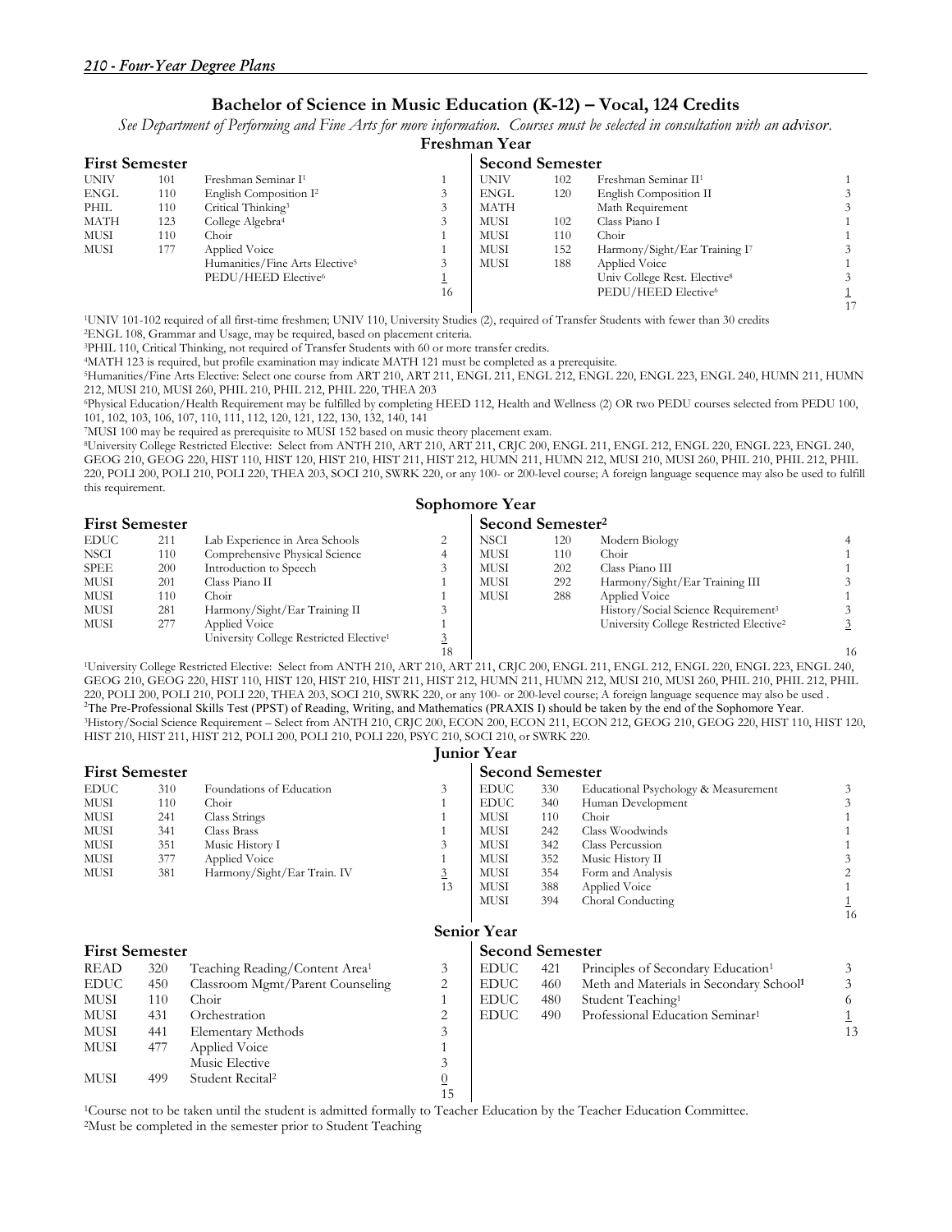## Bachelor of Science in Music Education (K-12) – Vocal, 124 Credits

*See Department of Performing and Fine Arts for more information. Courses must be selected in consultation with an advisor.*

### Freshman Year

| First Semester | | | | Second Semester | | | |
|---|---|---|---|---|---|---|---|
| UNIV | 101 | Freshman Seminar I[1] | 1 | UNIV | 102 | Freshman Seminar II[1] | 1 |
| ENGL | 110 | English Composition I[2] | 3 | ENGL | 120 | English Composition II | 3 |
| PHIL | 110 | Critical Thinking[3] | 3 | MATH | | Math Requirement | 3 |
| MATH | 123 | College Algebra[4] | 3 | MUSI | 102 | Class Piano I | 1 |
| MUSI | 110 | Choir | 1 | MUSI | 110 | Choir | 1 |
| MUSI | 177 | Applied Voice | 1 | MUSI | 152 | Harmony/Sight/Ear Training I[7] | 3 |
| | | Humanities/Fine Arts Elective[5] | 3 | MUSI | 188 | Applied Voice | 1 |
| | | PEDU/HEED Elective[6] | 1 | | | Univ College Rest. Elective[8] | 3 |
| | | | 16 | | | PEDU/HEED Elective[6] | 1 |
| | | | | | | | 17 |

[1]UNIV 101-102 required of all first-time freshmen; UNIV 110, University Studies (2), required of Transfer Students with fewer than 30 credits
[2]ENGL 108, Grammar and Usage, may be required, based on placement criteria.
[3]PHIL 110, Critical Thinking, not required of Transfer Students with 60 or more transfer credits.
[4]MATH 123 is required, but profile examination may indicate MATH 121 must be completed as a prerequisite.
[5]Humanities/Fine Arts Elective: Select one course from ART 210, ART 211, ENGL 211, ENGL 212, ENGL 220, ENGL 223, ENGL 240, HUMN 211, HUMN 212, MUSI 210, MUSI 260, PHIL 210, PHIL 212, PHIL 220, THEA 203
[6]Physical Education/Health Requirement may be fulfilled by completing HEED 112, Health and Wellness (2) OR two PEDU courses selected from PEDU 100, 101, 102, 103, 106, 107, 110, 111, 112, 120, 121, 122, 130, 132, 140, 141
[7]MUSI 100 may be required as prerequisite to MUSI 152 based on music theory placement exam.
[8]University College Restricted Elective: Select from ANTH 210, ART 210, ART 211, CRJC 200, ENGL 211, ENGL 212, ENGL 220, ENGL 223, ENGL 240, GEOG 210, GEOG 220, HIST 110, HIST 120, HIST 210, HIST 211, HIST 212, HUMN 211, HUMN 212, MUSI 210, MUSI 260, PHIL 210, PHIL 212, PHIL 220, POLI 200, POLI 210, POLI 220, THEA 203, SOCI 210, SWRK 220, or any 100- or 200-level course; A foreign language sequence may also be used to fulfill this requirement.

### Sophomore Year

| First Semester | | | | Second Semester[2] | | | |
|---|---|---|---|---|---|---|---|
| EDUC | 211 | Lab Experience in Area Schools | 2 | NSCI | 120 | Modern Biology | 4 |
| NSCI | 110 | Comprehensive Physical Science | 4 | MUSI | 110 | Choir | 1 |
| SPEE | 200 | Introduction to Speech | 3 | MUSI | 202 | Class Piano III | 1 |
| MUSI | 201 | Class Piano II | 1 | MUSI | 292 | Harmony/Sight/Ear Training III | 3 |
| MUSI | 110 | Choir | 1 | MUSI | 288 | Applied Voice | 1 |
| MUSI | 281 | Harmony/Sight/Ear Training II | 3 | | | History/Social Science Requirement[3] | 3 |
| MUSI | 277 | Applied Voice | 1 | | | University College Restricted Elective[2] | 3 |
| | | University College Restricted Elective[1] | 3 | | | | |
| | | | 18 | | | | 16 |

[1]University College Restricted Elective: Select from ANTH 210, ART 210, ART 211, CRJC 200, ENGL 211, ENGL 212, ENGL 220, ENGL 223, ENGL 240, GEOG 210, GEOG 220, HIST 110, HIST 120, HIST 210, HIST 211, HIST 212, HUMN 211, HUMN 212, MUSI 210, MUSI 260, PHIL 210, PHIL 212, PHIL 220, POLI 200, POLI 210, POLI 220, THEA 203, SOCI 210, SWRK 220, or any 100- or 200-level course; A foreign language sequence may also be used .
[2]The Pre-Professional Skills Test (PPST) of Reading, Writing, and Mathematics (PRAXIS I) should be taken by the end of the Sophomore Year.
[3]History/Social Science Requirement – Select from ANTH 210, CRJC 200, ECON 200, ECON 211, ECON 212, GEOG 210, GEOG 220, HIST 110, HIST 120, HIST 210, HIST 211, HIST 212, POLI 200, POLI 210, POLI 220, PSYC 210, SOCI 210, or SWRK 220.

### Junior Year

| First Semester | | | | Second Semester | | | |
|---|---|---|---|---|---|---|---|
| EDUC | 310 | Foundations of Education | 3 | EDUC | 330 | Educational Psychology & Measurement | 3 |
| MUSI | 110 | Choir | 1 | EDUC | 340 | Human Development | 3 |
| MUSI | 241 | Class Strings | 1 | MUSI | 110 | Choir | 1 |
| MUSI | 341 | Class Brass | 1 | MUSI | 242 | Class Woodwinds | 1 |
| MUSI | 351 | Music History I | 3 | MUSI | 342 | Class Percussion | 1 |
| MUSI | 377 | Applied Voice | 1 | MUSI | 352 | Music History II | 3 |
| MUSI | 381 | Harmony/Sight/Ear Train. IV | 3 | MUSI | 354 | Form and Analysis | 2 |
| | | | 13 | MUSI | 388 | Applied Voice | 1 |
| | | | | MUSI | 394 | Choral Conducting | 1 |
| | | | | | | | 16 |

### Senior Year

| First Semester | | | | Second Semester | | | |
|---|---|---|---|---|---|---|---|
| READ | 320 | Teaching Reading/Content Area[1] | 3 | EDUC | 421 | Principles of Secondary Education[1] | 3 |
| EDUC | 450 | Classroom Mgmt/Parent Counseling | 2 | EDUC | 460 | Meth and Materials in Secondary School[1] | 3 |
| MUSI | 110 | Choir | 1 | EDUC | 480 | Student Teaching[1] | 6 |
| MUSI | 431 | Orchestration | 2 | EDUC | 490 | Professional Education Seminar[1] | 1 |
| MUSI | 441 | Elementary Methods | 3 | | | | 13 |
| MUSI | 477 | Applied Voice | 1 | | | | |
| | | Music Elective | 3 | | | | |
| MUSI | 499 | Student Recital[2] | 0 | | | | |
| | | | 15 | | | | |

[1]Course not to be taken until the student is admitted formally to Teacher Education by the Teacher Education Committee.
[2]Must be completed in the semester prior to Student Teaching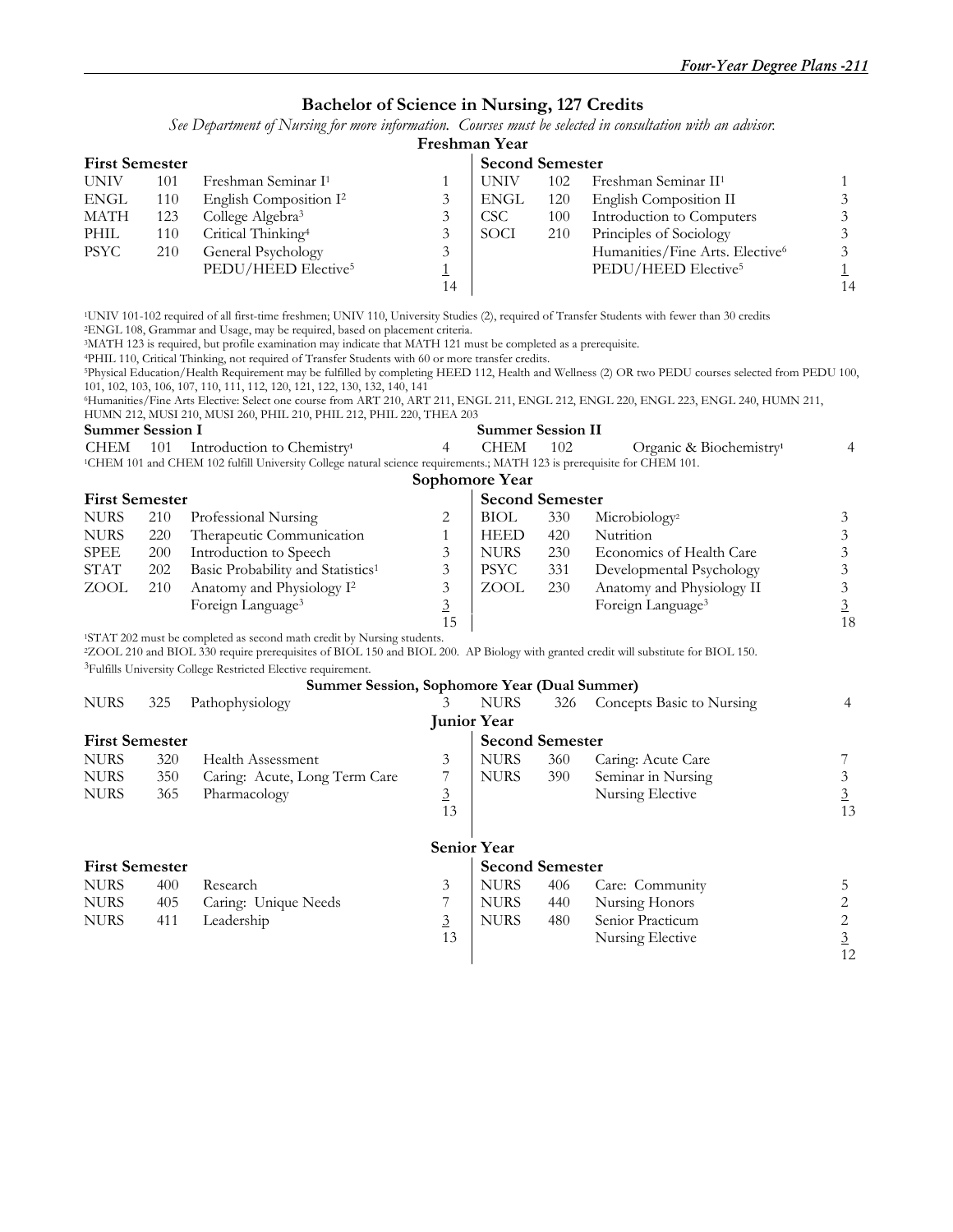## Bachelor of Science in Nursing, 127 Credits

*See Department of Nursing for more information. Courses must be selected in consultation with an advisor.*

### Freshman Year

| First Semester | | | | Second Semester | | | |
|---|---|---|---|---|---|---|---|
| UNIV | 101 | Freshman Seminar I[1] | 1 | UNIV | 102 | Freshman Seminar II[1] | 1 |
| ENGL | 110 | English Composition I[2] | 3 | ENGL | 120 | English Composition II | 3 |
| MATH | 123 | College Algebra[3] | 3 | CSC | 100 | Introduction to Computers | 3 |
| PHIL | 110 | Critical Thinking[4] | 3 | SOCI | 210 | Principles of Sociology | 3 |
| PSYC | 210 | General Psychology | 3 | | | Humanities/Fine Arts. Elective[6] | 3 |
| | | PEDU/HEED Elective[5] | 1 | | | PEDU/HEED Elective[5] | 1 |
| | | | 14 | | | | 14 |

[1]UNIV 101-102 required of all first-time freshmen; UNIV 110, University Studies (2), required of Transfer Students with fewer than 30 credits
[2]ENGL 108, Grammar and Usage, may be required, based on placement criteria.
[3]MATH 123 is required, but profile examination may indicate that MATH 121 must be completed as a prerequisite.
[4]PHIL 110, Critical Thinking, not required of Transfer Students with 60 or more transfer credits.
[5]Physical Education/Health Requirement may be fulfilled by completing HEED 112, Health and Wellness (2) OR two PEDU courses selected from PEDU 100, 101, 102, 103, 106, 107, 110, 111, 112, 120, 121, 122, 130, 132, 140, 141
[6]Humanities/Fine Arts Elective: Select one course from ART 210, ART 211, ENGL 211, ENGL 212, ENGL 220, ENGL 223, ENGL 240, HUMN 211, HUMN 212, MUSI 210, MUSI 260, PHIL 210, PHIL 212, PHIL 220, THEA 203

| Summer Session I | | | | Summer Session II | | | |
|---|---|---|---|---|---|---|---|
| CHEM | 101 | Introduction to Chemistry[1] | 4 | CHEM | 102 | Organic & Biochemistry[1] | 4 |

[1]CHEM 101 and CHEM 102 fulfill University College natural science requirements.; MATH 123 is prerequisite for CHEM 101.

### Sophomore Year

| First Semester | | | | Second Semester | | | |
|---|---|---|---|---|---|---|---|
| NURS | 210 | Professional Nursing | 2 | BIOL | 330 | Microbiology[2] | 3 |
| NURS | 220 | Therapeutic Communication | 1 | HEED | 420 | Nutrition | 3 |
| SPEE | 200 | Introduction to Speech | 3 | NURS | 230 | Economics of Health Care | 3 |
| STAT | 202 | Basic Probability and Statistics[1] | 3 | PSYC | 331 | Developmental Psychology | 3 |
| ZOOL | 210 | Anatomy and Physiology I[2] | 3 | ZOOL | 230 | Anatomy and Physiology II | 3 |
| | | Foreign Language[3] | 3 | | | Foreign Language[3] | 3 |
| | | | 15 | | | | 18 |

[1]STAT 202 must be completed as second math credit by Nursing students.
[2]ZOOL 210 and BIOL 330 require prerequisites of BIOL 150 and BIOL 200. AP Biology with granted credit will substitute for BIOL 150.
[3]Fulfills University College Restricted Elective requirement.

### Summer Session, Sophomore Year (Dual Summer)

| | | | | | | | |
|---|---|---|---|---|---|---|---|
| NURS | 325 | Pathophysiology | 3 | NURS | 326 | Concepts Basic to Nursing | 4 |

### Junior Year

| First Semester | | | | Second Semester | | | |
|---|---|---|---|---|---|---|---|
| NURS | 320 | Health Assessment | 3 | NURS | 360 | Caring: Acute Care | 7 |
| NURS | 350 | Caring: Acute, Long Term Care | 7 | NURS | 390 | Seminar in Nursing | 3 |
| NURS | 365 | Pharmacology | 3 | | | Nursing Elective | 3 |
| | | | 13 | | | | 13 |

### Senior Year

| First Semester | | | | Second Semester | | | |
|---|---|---|---|---|---|---|---|
| NURS | 400 | Research | 3 | NURS | 406 | Care: Community | 5 |
| NURS | 405 | Caring: Unique Needs | 7 | NURS | 440 | Nursing Honors | 2 |
| NURS | 411 | Leadership | 3 | NURS | 480 | Senior Practicum | 2 |
| | | | 13 | | | Nursing Elective | 3 |
| | | | | | | | 12 |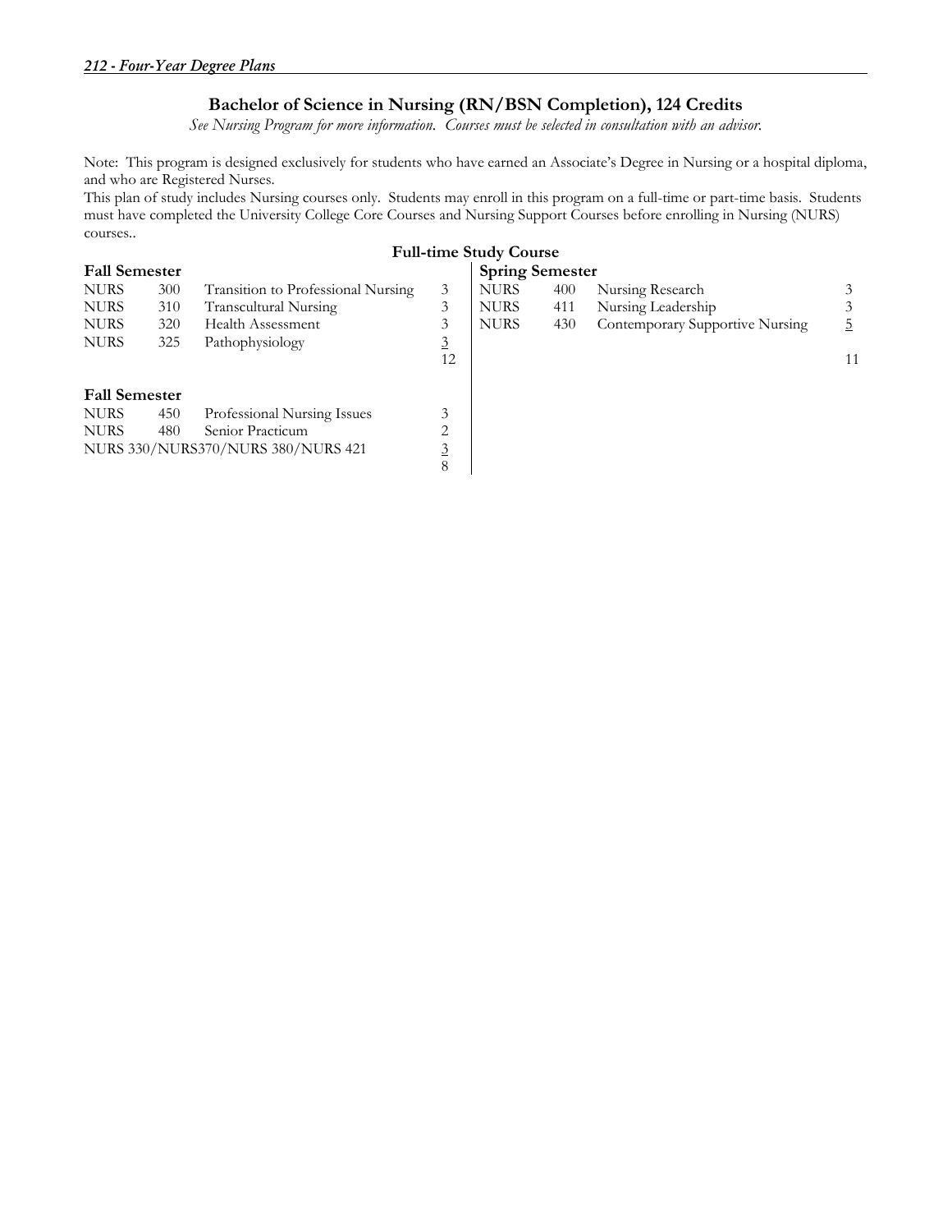## Bachelor of Science in Nursing (RN/BSN Completion), 124 Credits

*See Nursing Program for more information. Courses must be selected in consultation with an advisor.*

Note: This program is designed exclusively for students who have earned an Associate's Degree in Nursing or a hospital diploma, and who are Registered Nurses.

This plan of study includes Nursing courses only. Students may enroll in this program on a full-time or part-time basis. Students must have completed the University College Core Courses and Nursing Support Courses before enrolling in Nursing (NURS) courses..

### Full-time Study Course

**Fall Semester**

| | | | |
|---|---|---|---|
| NURS | 300 | Transition to Professional Nursing | 3 |
| NURS | 310 | Transcultural Nursing | 3 |
| NURS | 320 | Health Assessment | 3 |
| NURS | 325 | Pathophysiology | 3 |
| | | | 12 |

**Spring Semester**

| | | | |
|---|---|---|---|
| NURS | 400 | Nursing Research | 3 |
| NURS | 411 | Nursing Leadership | 3 |
| NURS | 430 | Contemporary Supportive Nursing | 5 |
| | | | 11 |

**Fall Semester**

| | | | |
|---|---|---|---|
| NURS | 450 | Professional Nursing Issues | 3 |
| NURS | 480 | Senior Practicum | 2 |
| NURS 330/NURS370/NURS 380/NURS 421 | | | 3 |
| | | | 8 |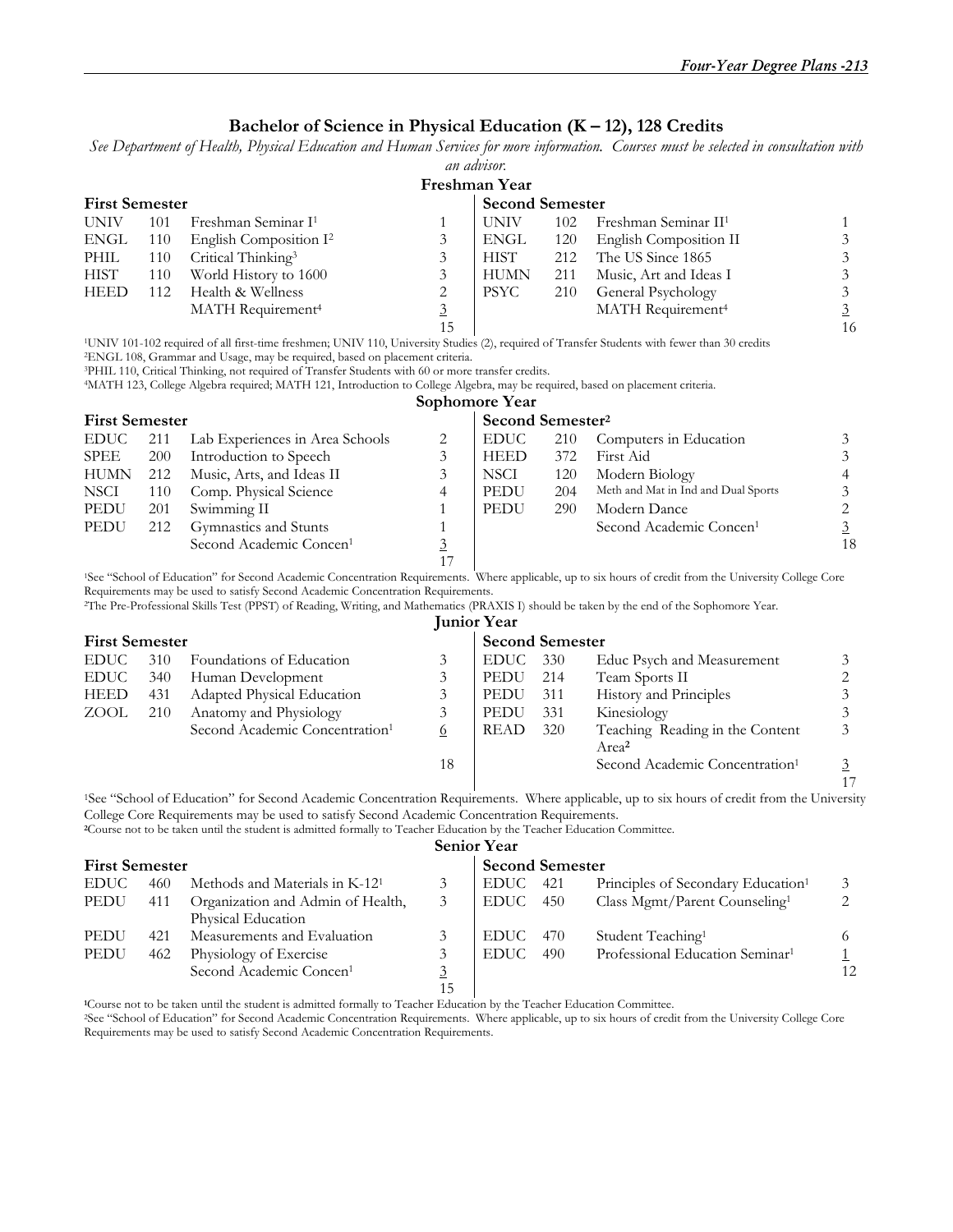## Bachelor of Science in Physical Education (K – 12), 128 Credits

*See Department of Health, Physical Education and Human Services for more information. Courses must be selected in consultation with an advisor.*

### Freshman Year

| First Semester | | | | Second Semester | | | |
|---|---|---|---|---|---|---|---|
| UNIV | 101 | Freshman Seminar I[1] | 1 | UNIV | 102 | Freshman Seminar II[1] | 1 |
| ENGL | 110 | English Composition I[2] | 3 | ENGL | 120 | English Composition II | 3 |
| PHIL | 110 | Critical Thinking[3] | 3 | HIST | 212 | The US Since 1865 | 3 |
| HIST | 110 | World History to 1600 | 3 | HUMN | 211 | Music, Art and Ideas I | 3 |
| HEED | 112 | Health & Wellness | 2 | PSYC | 210 | General Psychology | 3 |
| | | MATH Requirement[4] | 3 | | | MATH Requirement[4] | 3 |
| | | | 15 | | | | 16 |

[1]UNIV 101-102 required of all first-time freshmen; UNIV 110, University Studies (2), required of Transfer Students with fewer than 30 credits
[2]ENGL 108, Grammar and Usage, may be required, based on placement criteria.
[3]PHIL 110, Critical Thinking, not required of Transfer Students with 60 or more transfer credits.
[4]MATH 123, College Algebra required; MATH 121, Introduction to College Algebra, may be required, based on placement criteria.

### Sophomore Year

| First Semester | | | | Second Semester[2] | | | |
|---|---|---|---|---|---|---|---|
| EDUC | 211 | Lab Experiences in Area Schools | 2 | EDUC | 210 | Computers in Education | 3 |
| SPEE | 200 | Introduction to Speech | 3 | HEED | 372 | First Aid | 3 |
| HUMN | 212 | Music, Arts, and Ideas II | 3 | NSCI | 120 | Modern Biology | 4 |
| NSCI | 110 | Comp. Physical Science | 4 | PEDU | 204 | Meth and Mat in Ind and Dual Sports | 3 |
| PEDU | 201 | Swimming II | 1 | PEDU | 290 | Modern Dance | 2 |
| PEDU | 212 | Gymnastics and Stunts | 1 | | | Second Academic Concen[1] | 3 |
| | | Second Academic Concen[1] | 3 | | | | 18 |
| | | | 17 | | | | |

[1]See "School of Education" for Second Academic Concentration Requirements. Where applicable, up to six hours of credit from the University College Core Requirements may be used to satisfy Second Academic Concentration Requirements.
[2]The Pre-Professional Skills Test (PPST) of Reading, Writing, and Mathematics (PRAXIS I) should be taken by the end of the Sophomore Year.

### Junior Year

| First Semester | | | | Second Semester | | | |
|---|---|---|---|---|---|---|---|
| EDUC | 310 | Foundations of Education | 3 | EDUC | 330 | Educ Psych and Measurement | 3 |
| EDUC | 340 | Human Development | 3 | PEDU | 214 | Team Sports II | 2 |
| HEED | 431 | Adapted Physical Education | 3 | PEDU | 311 | History and Principles | 3 |
| ZOOL | 210 | Anatomy and Physiology | 3 | PEDU | 331 | Kinesiology | 3 |
| | | Second Academic Concentration[1] | 6 | READ | 320 | Teaching Reading in the Content Area[2] | 3 |
| | | | 18 | | | Second Academic Concentration[1] | 3 |
| | | | | | | | 17 |

[1]See "School of Education" for Second Academic Concentration Requirements. Where applicable, up to six hours of credit from the University College Core Requirements may be used to satisfy Second Academic Concentration Requirements.
[2]Course not to be taken until the student is admitted formally to Teacher Education by the Teacher Education Committee.

### Senior Year

| First Semester | | | | Second Semester | | | |
|---|---|---|---|---|---|---|---|
| EDUC | 460 | Methods and Materials in K-12[1] | 3 | EDUC | 421 | Principles of Secondary Education[1] | 3 |
| PEDU | 411 | Organization and Admin of Health, Physical Education | 3 | EDUC | 450 | Class Mgmt/Parent Counseling[1] | 2 |
| PEDU | 421 | Measurements and Evaluation | 3 | EDUC | 470 | Student Teaching[1] | 6 |
| PEDU | 462 | Physiology of Exercise | 3 | EDUC | 490 | Professional Education Seminar[1] | 1 |
| | | Second Academic Concen[1] | 3 | | | | 12 |
| | | | 15 | | | | |

[1]Course not to be taken until the student is admitted formally to Teacher Education by the Teacher Education Committee.
[2]See "School of Education" for Second Academic Concentration Requirements. Where applicable, up to six hours of credit from the University College Core Requirements may be used to satisfy Second Academic Concentration Requirements.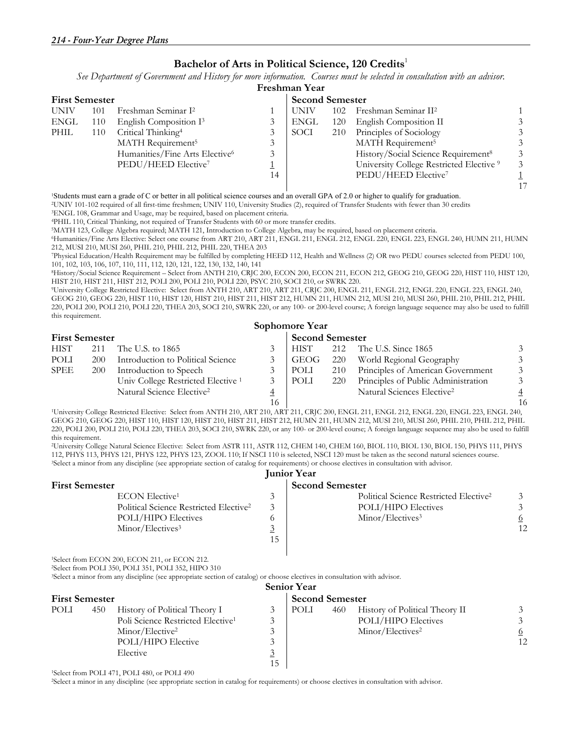## Bachelor of Arts in Political Science, 120 Credits[1]

*See Department of Government and History for more information. Courses must be selected in consultation with an advisor.*

### Freshman Year

| First Semester | | | | Second Semester | | | |
|---|---|---|---|---|---|---|---|
| UNIV | 101 | Freshman Seminar I[2] | 1 | UNIV | 102 | Freshman Seminar II[2] | 1 |
| ENGL | 110 | English Composition I[3] | 3 | ENGL | 120 | English Composition II | 3 |
| PHIL | 110 | Critical Thinking[4] | 3 | SOCI | 210 | Principles of Sociology | 3 |
| | | MATH Requirement[5] | 3 | | | MATH Requirement[5] | 3 |
| | | Humanities/Fine Arts Elective[6] | 3 | | | History/Social Science Requirement[8] | 3 |
| | | PEDU/HEED Elective[7] | 1 | | | University College Restricted Elective [9] | 3 |
| | | | 14 | | | PEDU/HEED Elective[7] | 1 |
| | | | | | | | 17 |

[1]Students must earn a grade of C or better in all political science courses and an overall GPA of 2.0 or higher to qualify for graduation.
[2]UNIV 101-102 required of all first-time freshmen; UNIV 110, University Studies (2), required of Transfer Students with fewer than 30 credits
[3]ENGL 108, Grammar and Usage, may be required, based on placement criteria.
[4]PHIL 110, Critical Thinking, not required of Transfer Students with 60 or more transfer credits.
[5]MATH 123, College Algebra required; MATH 121, Introduction to College Algebra, may be required, based on placement criteria.
[6]Humanities/Fine Arts Elective: Select one course from ART 210, ART 211, ENGL 211, ENGL 212, ENGL 220, ENGL 223, ENGL 240, HUMN 211, HUMN 212, MUSI 210, MUSI 260, PHIL 210, PHIL 212, PHIL 220, THEA 203
[7]Physical Education/Health Requirement may be fulfilled by completing HEED 112, Health and Wellness (2) OR two PEDU courses selected from PEDU 100, 101, 102, 103, 106, 107, 110, 111, 112, 120, 121, 122, 130, 132, 140, 141
[8]History/Social Science Requirement – Select from ANTH 210, CRJC 200, ECON 200, ECON 211, ECON 212, GEOG 210, GEOG 220, HIST 110, HIST 120, HIST 210, HIST 211, HIST 212, POLI 200, POLI 210, POLI 220, PSYC 210, SOCI 210, or SWRK 220.
[9]University College Restricted Elective: Select from ANTH 210, ART 210, ART 211, CRJC 200, ENGL 211, ENGL 212, ENGL 220, ENGL 223, ENGL 240, GEOG 210, GEOG 220, HIST 110, HIST 120, HIST 210, HIST 211, HIST 212, HUMN 211, HUMN 212, MUSI 210, MUSI 260, PHIL 210, PHIL 212, PHIL 220, POLI 200, POLI 210, POLI 220, THEA 203, SOCI 210, SWRK 220, or any 100- or 200-level course; A foreign language sequence may also be used to fulfill this requirement.

### Sophomore Year

| First Semester | | | | Second Semester | | | |
|---|---|---|---|---|---|---|---|
| HIST | 211 | The U.S. to 1865 | 3 | HIST | 212 | The U.S. Since 1865 | 3 |
| POLI | 200 | Introduction to Political Science | 3 | GEOG | 220 | World Regional Geography | 3 |
| SPEE | 200 | Introduction to Speech | 3 | POLI | 210 | Principles of American Government | 3 |
| | | Univ College Restricted Elective [1] | 3 | POLI | 220 | Principles of Public Administration | 3 |
| | | Natural Science Elective[2] | 4 | | | Natural Sciences Elective[2] | 4 |
| | | | 16 | | | | 16 |

[1]University College Restricted Elective: Select from ANTH 210, ART 210, ART 211, CRJC 200, ENGL 211, ENGL 212, ENGL 220, ENGL 223, ENGL 240, GEOG 210, GEOG 220, HIST 110, HIST 120, HIST 210, HIST 211, HIST 212, HUMN 211, HUMN 212, MUSI 210, MUSI 260, PHIL 210, PHIL 212, PHIL 220, POLI 200, POLI 210, POLI 220, THEA 203, SOCI 210, SWRK 220, or any 100- or 200-level course; A foreign language sequence may also be used to fulfill this requirement.
[2]University College Natural Science Elective: Select from ASTR 111, ASTR 112, CHEM 140, CHEM 160, BIOL 110, BIOL 130, BIOL 150, PHYS 111, PHYS 112, PHYS 113, PHYS 121, PHYS 122, PHYS 123, ZOOL 110; If NSCI 110 is selected, NSCI 120 must be taken as the second natural sciences course.
[3]Select a minor from any discipline (see appropriate section of catalog for requirements) or choose electives in consultation with advisor.

### Junior Year

| First Semester | | Second Semester | |
|---|---|---|---|
| ECON Elective[1] | 3 | Political Science Restricted Elective[2] | 3 |
| Political Science Restricted Elective[2] | 3 | POLI/HIPO Electives | 3 |
| POLI/HIPO Electives | 6 | Minor/Electives[3] | 6 |
| Minor/Electives[3] | 3 | | 12 |
| | 15 | | |

[1]Select from ECON 200, ECON 211, or ECON 212.
[2]Select from POLI 350, POLI 351, POLI 352, HIPO 310
[3]Select a minor from any discipline (see appropriate section of catalog) or choose electives in consultation with advisor.

### Senior Year

| First Semester | | | | Second Semester | | | |
|---|---|---|---|---|---|---|---|
| POLI | 450 | History of Political Theory I | 3 | POLI | 460 | History of Political Theory II | 3 |
| | | Poli Science Restricted Elective[1] | 3 | | | POLI/HIPO Electives | 3 |
| | | Minor/Elective[2] | 3 | | | Minor/Electives[2] | 6 |
| | | POLI/HIPO Elective | 3 | | | | 12 |
| | | Elective | 3 | | | | |
| | | | 15 | | | | |

[1]Select from POLI 471, POLI 480, or POLI 490
[2]Select a minor in any discipline (see appropriate section in catalog for requirements) or choose electives in consultation with advisor.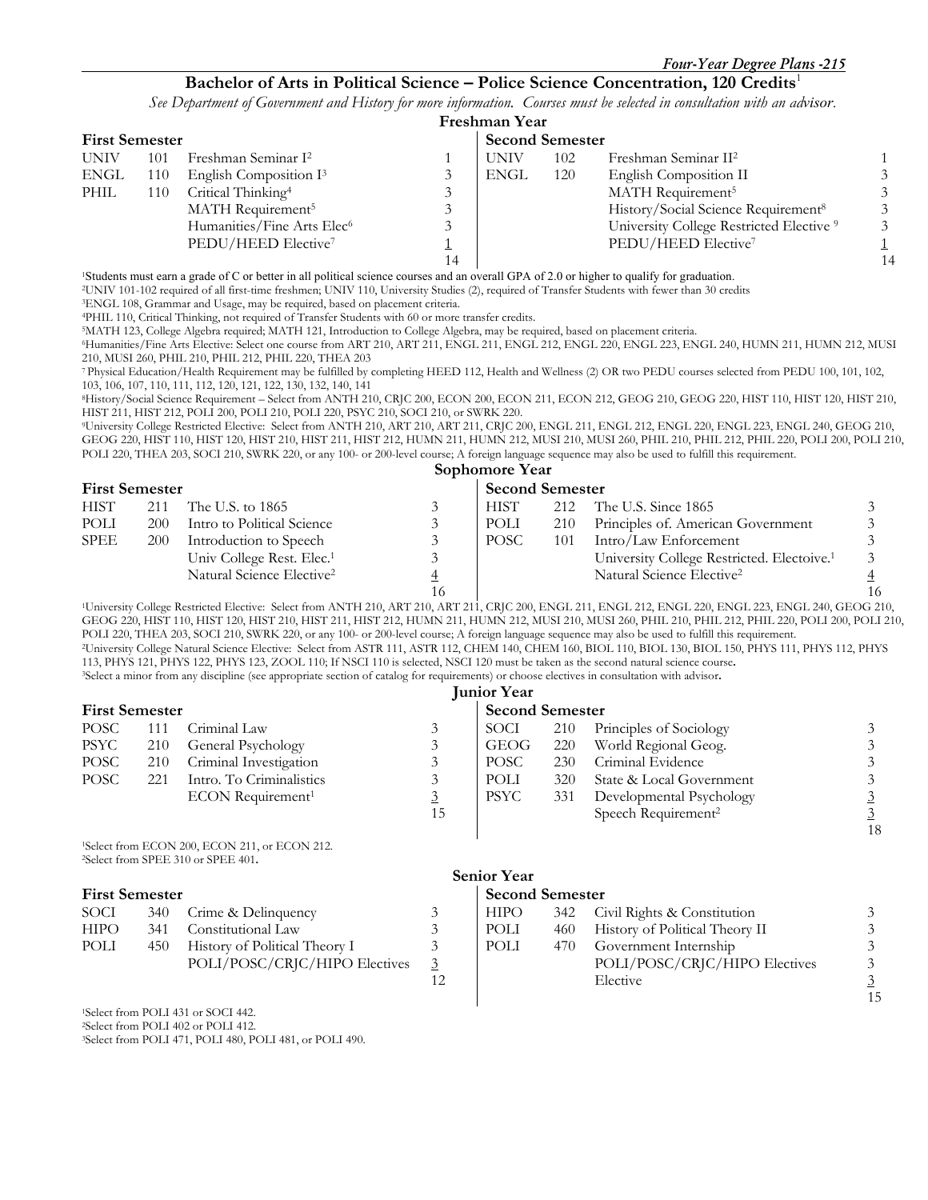## Bachelor of Arts in Political Science – Police Science Concentration, 120 Credits[1]

*See Department of Government and History for more information. Courses must be selected in consultation with an advisor.*

### Freshman Year

| First Semester | | | | Second Semester | | | |
|---|---|---|---|---|---|---|---|
| UNIV | 101 | Freshman Seminar I[2] | 1 | UNIV | 102 | Freshman Seminar II[2] | 1 |
| ENGL | 110 | English Composition I[3] | 3 | ENGL | 120 | English Composition II | 3 |
| PHIL | 110 | Critical Thinking[4] | 3 | | | MATH Requirement[5] | 3 |
| | | MATH Requirement[5] | 3 | | | History/Social Science Requirement[8] | 3 |
| | | Humanities/Fine Arts Elec[6] | 3 | | | University College Restricted Elective [9] | 3 |
| | | PEDU/HEED Elective[7] | 1 | | | PEDU/HEED Elective[7] | 1 |
| | | | 14 | | | | 14 |

[1]Students must earn a grade of C or better in all political science courses and an overall GPA of 2.0 or higher to qualify for graduation.
[2]UNIV 101-102 required of all first-time freshmen; UNIV 110, University Studies (2), required of Transfer Students with fewer than 30 credits
[3]ENGL 108, Grammar and Usage, may be required, based on placement criteria.
[4]PHIL 110, Critical Thinking, not required of Transfer Students with 60 or more transfer credits.
[5]MATH 123, College Algebra required; MATH 121, Introduction to College Algebra, may be required, based on placement criteria.
[6]Humanities/Fine Arts Elective: Select one course from ART 210, ART 211, ENGL 211, ENGL 212, ENGL 220, ENGL 223, ENGL 240, HUMN 211, HUMN 212, MUSI 210, MUSI 260, PHIL 210, PHIL 212, PHIL 220, THEA 203
[7] Physical Education/Health Requirement may be fulfilled by completing HEED 112, Health and Wellness (2) OR two PEDU courses selected from PEDU 100, 101, 102, 103, 106, 107, 110, 111, 112, 120, 121, 122, 130, 132, 140, 141
[8]History/Social Science Requirement – Select from ANTH 210, CRJC 200, ECON 200, ECON 211, ECON 212, GEOG 210, GEOG 220, HIST 110, HIST 120, HIST 210, HIST 211, HIST 212, POLI 200, POLI 210, POLI 220, PSYC 210, SOCI 210, or SWRK 220.
[9]University College Restricted Elective: Select from ANTH 210, ART 210, ART 211, CRJC 200, ENGL 211, ENGL 212, ENGL 220, ENGL 223, ENGL 240, GEOG 210, GEOG 220, HIST 110, HIST 120, HIST 210, HIST 211, HIST 212, HUMN 211, HUMN 212, MUSI 210, MUSI 260, PHIL 210, PHIL 212, PHIL 220, POLI 200, POLI 210, POLI 220, THEA 203, SOCI 210, SWRK 220, or any 100- or 200-level course; A foreign language sequence may also be used to fulfill this requirement.

### Sophomore Year

| First Semester | | | | Second Semester | | | |
|---|---|---|---|---|---|---|---|
| HIST | 211 | The U.S. to 1865 | 3 | HIST | 212 | The U.S. Since 1865 | 3 |
| POLI | 200 | Intro to Political Science | 3 | POLI | 210 | Principles of. American Government | 3 |
| SPEE | 200 | Introduction to Speech | 3 | POSC | 101 | Intro/Law Enforcement | 3 |
| | | Univ College Rest. Elec.[1] | 3 | | | University College Restricted. Electoive.[1] | 3 |
| | | Natural Science Elective[2] | 4 | | | Natural Science Elective[2] | 4 |
| | | | 16 | | | | 16 |

[1]University College Restricted Elective: Select from ANTH 210, ART 210, ART 211, CRJC 200, ENGL 211, ENGL 212, ENGL 220, ENGL 223, ENGL 240, GEOG 210, GEOG 220, HIST 110, HIST 120, HIST 210, HIST 211, HIST 212, HUMN 211, HUMN 212, MUSI 210, MUSI 260, PHIL 210, PHIL 212, PHIL 220, POLI 200, POLI 210, POLI 220, THEA 203, SOCI 210, SWRK 220, or any 100- or 200-level course; A foreign language sequence may also be used to fulfill this requirement.
[2]University College Natural Science Elective: Select from ASTR 111, ASTR 112, CHEM 140, CHEM 160, BIOL 110, BIOL 130, BIOL 150, PHYS 111, PHYS 112, PHYS 113, PHYS 121, PHYS 122, PHYS 123, ZOOL 110; If NSCI 110 is selected, NSCI 120 must be taken as the second natural science course.
[3]Select a minor from any discipline (see appropriate section of catalog for requirements) or choose electives in consultation with advisor.

### Junior Year

| First Semester | | | | Second Semester | | | |
|---|---|---|---|---|---|---|---|
| POSC | 111 | Criminal Law | 3 | SOCI | 210 | Principles of Sociology | 3 |
| PSYC | 210 | General Psychology | 3 | GEOG | 220 | World Regional Geog. | 3 |
| POSC | 210 | Criminal Investigation | 3 | POSC | 230 | Criminal Evidence | 3 |
| POSC | 221 | Intro. To Criminalistics | 3 | POLI | 320 | State & Local Government | 3 |
| | | ECON Requirement[1] | 3 | PSYC | 331 | Developmental Psychology | 3 |
| | | | 15 | | | Speech Requirement[2] | 3 |
| | | | | | | | 18 |

[1]Select from ECON 200, ECON 211, or ECON 212.
[2]Select from SPEE 310 or SPEE 401.

### Senior Year

| First Semester | | | | Second Semester | | | |
|---|---|---|---|---|---|---|---|
| SOCI | 340 | Crime & Delinquency | 3 | HIPO | 342 | Civil Rights & Constitution | 3 |
| HIPO | 341 | Constitutional Law | 3 | POLI | 460 | History of Political Theory II | 3 |
| POLI | 450 | History of Political Theory I | 3 | POLI | 470 | Government Internship | 3 |
| | | POLI/POSC/CRJC/HIPO Electives | 3 | | | POLI/POSC/CRJC/HIPO Electives | 3 |
| | | | 12 | | | Elective | 3 |
| | | | | | | | 15 |

[1]Select from POLI 431 or SOCI 442.
[2]Select from POLI 402 or POLI 412.
[3]Select from POLI 471, POLI 480, POLI 481, or POLI 490.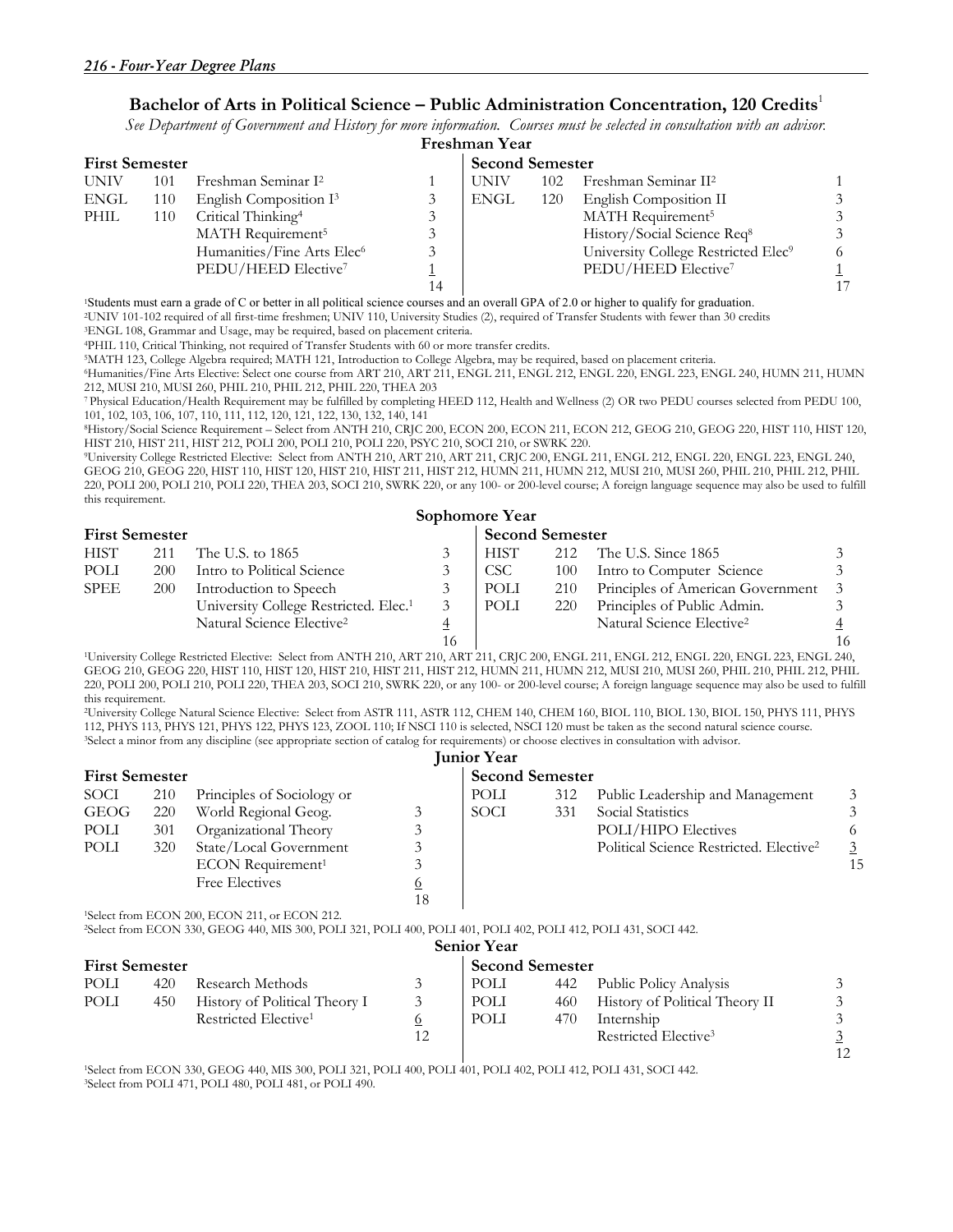## Bachelor of Arts in Political Science – Public Administration Concentration, 120 Credits[1]

*See Department of Government and History for more information. Courses must be selected in consultation with an advisor.*

### Freshman Year

| First Semester | | | | Second Semester | | | |
|---|---|---|---|---|---|---|---|
| UNIV | 101 | Freshman Seminar I[2] | 1 | UNIV | 102 | Freshman Seminar II[2] | 1 |
| ENGL | 110 | English Composition I[3] | 3 | ENGL | 120 | English Composition II | 3 |
| PHIL | 110 | Critical Thinking[4] | 3 | | | MATH Requirement[5] | 3 |
| | | MATH Requirement[5] | 3 | | | History/Social Science Req[8] | 3 |
| | | Humanities/Fine Arts Elec[6] | 3 | | | University College Restricted Elec[9] | 6 |
| | | PEDU/HEED Elective[7] | 1 | | | PEDU/HEED Elective[7] | 1 |
| | | | 14 | | | | 17 |

[1]Students must earn a grade of C or better in all political science courses and an overall GPA of 2.0 or higher to qualify for graduation.
[2]UNIV 101-102 required of all first-time freshmen; UNIV 110, University Studies (2), required of Transfer Students with fewer than 30 credits
[3]ENGL 108, Grammar and Usage, may be required, based on placement criteria.
[4]PHIL 110, Critical Thinking, not required of Transfer Students with 60 or more transfer credits.
[5]MATH 123, College Algebra required; MATH 121, Introduction to College Algebra, may be required, based on placement criteria.
[6]Humanities/Fine Arts Elective: Select one course from ART 210, ART 211, ENGL 211, ENGL 212, ENGL 220, ENGL 223, ENGL 240, HUMN 211, HUMN 212, MUSI 210, MUSI 260, PHIL 210, PHIL 212, PHIL 220, THEA 203
[7]Physical Education/Health Requirement may be fulfilled by completing HEED 112, Health and Wellness (2) OR two PEDU courses selected from PEDU 100, 101, 102, 103, 106, 107, 110, 111, 112, 120, 121, 122, 130, 132, 140, 141
[8]History/Social Science Requirement – Select from ANTH 210, CRJC 200, ECON 200, ECON 211, ECON 212, GEOG 210, GEOG 220, HIST 110, HIST 120, HIST 210, HIST 211, HIST 212, POLI 200, POLI 210, POLI 220, PSYC 210, SOCI 210, or SWRK 220.
[9]University College Restricted Elective: Select from ANTH 210, ART 210, ART 211, CRJC 200, ENGL 211, ENGL 212, ENGL 220, ENGL 223, ENGL 240, GEOG 210, GEOG 220, HIST 110, HIST 120, HIST 210, HIST 211, HIST 212, HUMN 211, HUMN 212, MUSI 210, MUSI 260, PHIL 210, PHIL 212, PHIL 220, POLI 200, POLI 210, POLI 220, THEA 203, SOCI 210, SWRK 220, or any 100- or 200-level course; A foreign language sequence may also be used to fulfill this requirement.

### Sophomore Year

| First Semester | | | | Second Semester | | | |
|---|---|---|---|---|---|---|---|
| HIST | 211 | The U.S. to 1865 | 3 | HIST | 212 | The U.S. Since 1865 | 3 |
| POLI | 200 | Intro to Political Science | 3 | CSC | 100 | Intro to Computer Science | 3 |
| SPEE | 200 | Introduction to Speech | 3 | POLI | 210 | Principles of American Government | 3 |
| | | University College Restricted. Elec.[1] | 3 | POLI | 220 | Principles of Public Admin. | 3 |
| | | Natural Science Elective[2] | 4 | | | Natural Science Elective[2] | 4 |
| | | | 16 | | | | 16 |

[1]University College Restricted Elective: Select from ANTH 210, ART 210, ART 211, CRJC 200, ENGL 211, ENGL 212, ENGL 220, ENGL 223, ENGL 240, GEOG 210, GEOG 220, HIST 110, HIST 120, HIST 210, HIST 211, HIST 212, HUMN 211, HUMN 212, MUSI 210, MUSI 260, PHIL 210, PHIL 212, PHIL 220, POLI 200, POLI 210, POLI 220, THEA 203, SOCI 210, SWRK 220, or any 100- or 200-level course; A foreign language sequence may also be used to fulfill this requirement.
[2]University College Natural Science Elective: Select from ASTR 111, ASTR 112, CHEM 140, CHEM 160, BIOL 110, BIOL 130, BIOL 150, PHYS 111, PHYS 112, PHYS 113, PHYS 121, PHYS 122, PHYS 123, ZOOL 110; If NSCI 110 is selected, NSCI 120 must be taken as the second natural science course.
[3]Select a minor from any discipline (see appropriate section of catalog for requirements) or choose electives in consultation with advisor.

### Junior Year

| First Semester | | | | Second Semester | | | |
|---|---|---|---|---|---|---|---|
| SOCI | 210 | Principles of Sociology or | | POLI | 312 | Public Leadership and Management | 3 |
| GEOG | 220 | World Regional Geog. | 3 | SOCI | 331 | Social Statistics | 3 |
| POLI | 301 | Organizational Theory | 3 | | | POLI/HIPO Electives | 6 |
| POLI | 320 | State/Local Government | 3 | | | Political Science Restricted. Elective[2] | 3 |
| | | ECON Requirement[1] | 3 | | | | 15 |
| | | Free Electives | 6 | | | | |
| | | | 18 | | | | |

[1]Select from ECON 200, ECON 211, or ECON 212.
[2]Select from ECON 330, GEOG 440, MIS 300, POLI 321, POLI 400, POLI 401, POLI 402, POLI 412, POLI 431, SOCI 442.

### Senior Year

| First Semester | | | | Second Semester | | | |
|---|---|---|---|---|---|---|---|
| POLI | 420 | Research Methods | 3 | POLI | 442 | Public Policy Analysis | 3 |
| POLI | 450 | History of Political Theory I | 3 | POLI | 460 | History of Political Theory II | 3 |
| | | Restricted Elective[1] | 6 | POLI | 470 | Internship | 3 |
| | | | 12 | | | Restricted Elective[3] | 3 |
| | | | | | | | 12 |

[1]Select from ECON 330, GEOG 440, MIS 300, POLI 321, POLI 400, POLI 401, POLI 402, POLI 412, POLI 431, SOCI 442.
[3]Select from POLI 471, POLI 480, POLI 481, or POLI 490.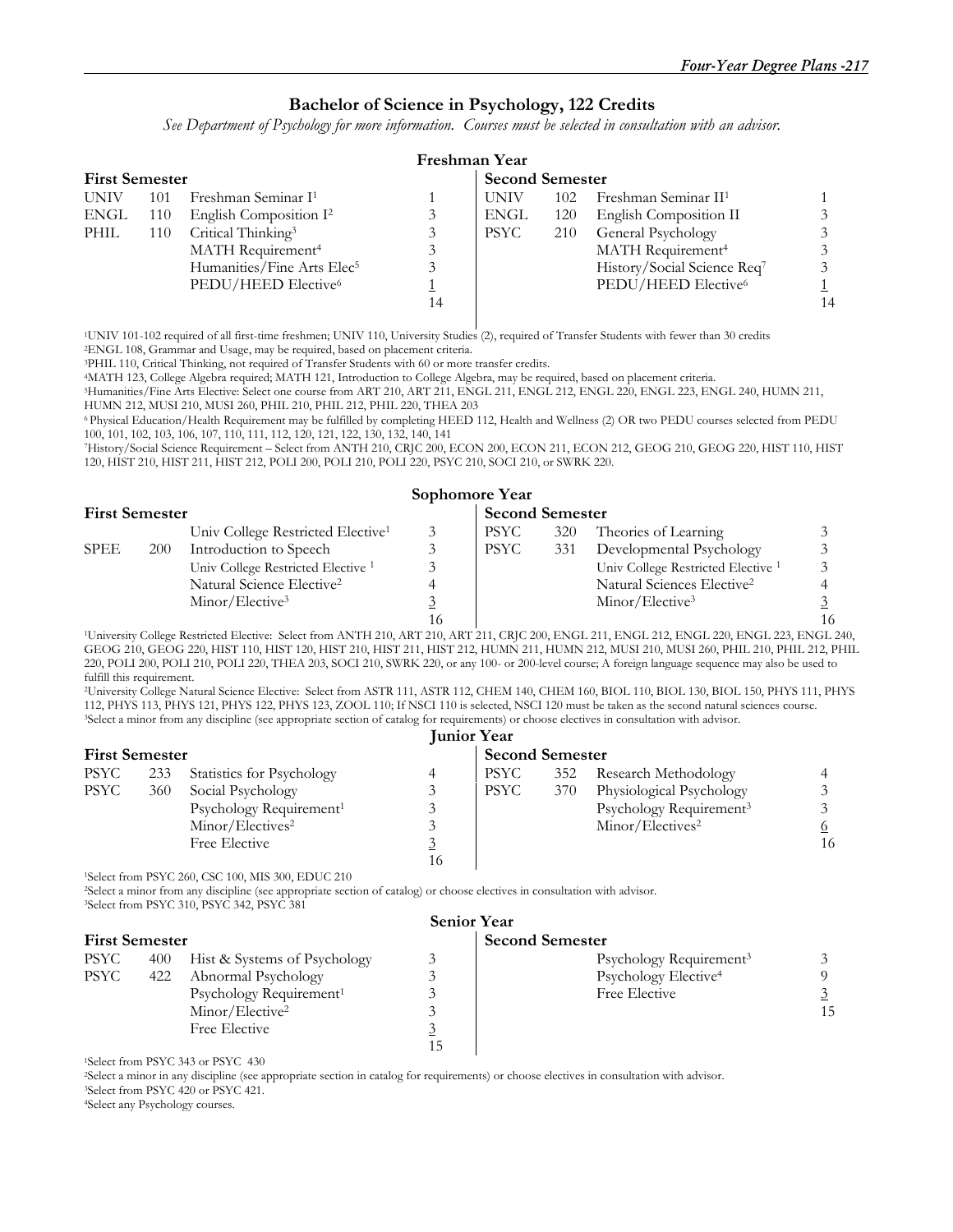## Bachelor of Science in Psychology, 122 Credits

*See Department of Psychology for more information. Courses must be selected in consultation with an advisor.*

### Freshman Year

| First Semester | | | | Second Semester | | | |
|---|---|---|---|---|---|---|---|
| UNIV | 101 | Freshman Seminar I[1] | 1 | UNIV | 102 | Freshman Seminar II[1] | 1 |
| ENGL | 110 | English Composition I[2] | 3 | ENGL | 120 | English Composition II | 3 |
| PHIL | 110 | Critical Thinking[3] | 3 | PSYC | 210 | General Psychology | 3 |
| | | MATH Requirement[4] | 3 | | | MATH Requirement[4] | 3 |
| | | Humanities/Fine Arts Elec[5] | 3 | | | History/Social Science Req[7] | 3 |
| | | PEDU/HEED Elective[6] | 1 | | | PEDU/HEED Elective[6] | 1 |
| | | | 14 | | | | 14 |

[1]UNIV 101-102 required of all first-time freshmen; UNIV 110, University Studies (2), required of Transfer Students with fewer than 30 credits
[2]ENGL 108, Grammar and Usage, may be required, based on placement criteria.
[3]PHIL 110, Critical Thinking, not required of Transfer Students with 60 or more transfer credits.
[4]MATH 123, College Algebra required; MATH 121, Introduction to College Algebra, may be required, based on placement criteria.
[5]Humanities/Fine Arts Elective: Select one course from ART 210, ART 211, ENGL 211, ENGL 212, ENGL 220, ENGL 223, ENGL 240, HUMN 211, HUMN 212, MUSI 210, MUSI 260, PHIL 210, PHIL 212, PHIL 220, THEA 203
[6] Physical Education/Health Requirement may be fulfilled by completing HEED 112, Health and Wellness (2) OR two PEDU courses selected from PEDU 100, 101, 102, 103, 106, 107, 110, 111, 112, 120, 121, 122, 130, 132, 140, 141
[7]History/Social Science Requirement – Select from ANTH 210, CRJC 200, ECON 200, ECON 211, ECON 212, GEOG 210, GEOG 220, HIST 110, HIST 120, HIST 210, HIST 211, HIST 212, POLI 200, POLI 210, POLI 220, PSYC 210, SOCI 210, or SWRK 220.

### Sophomore Year

| First Semester | | | | Second Semester | | | |
|---|---|---|---|---|---|---|---|
| | | Univ College Restricted Elective[1] | 3 | PSYC | 320 | Theories of Learning | 3 |
| SPEE | 200 | Introduction to Speech | 3 | PSYC | 331 | Developmental Psychology | 3 |
| | | Univ College Restricted Elective [1] | 3 | | | Univ College Restricted Elective [1] | 3 |
| | | Natural Science Elective[2] | 4 | | | Natural Sciences Elective[2] | 4 |
| | | Minor/Elective[3] | 3 | | | Minor/Elective[3] | 3 |
| | | | 16 | | | | 16 |

[1]University College Restricted Elective: Select from ANTH 210, ART 210, ART 211, CRJC 200, ENGL 211, ENGL 212, ENGL 220, ENGL 223, ENGL 240, GEOG 210, GEOG 220, HIST 110, HIST 120, HIST 210, HIST 211, HIST 212, HUMN 211, HUMN 212, MUSI 210, MUSI 260, PHIL 210, PHIL 212, PHIL 220, POLI 200, POLI 210, POLI 220, THEA 203, SOCI 210, SWRK 220, or any 100- or 200-level course; A foreign language sequence may also be used to fulfill this requirement.
[2]University College Natural Science Elective: Select from ASTR 111, ASTR 112, CHEM 140, CHEM 160, BIOL 110, BIOL 130, BIOL 150, PHYS 111, PHYS 112, PHYS 113, PHYS 121, PHYS 122, PHYS 123, ZOOL 110; If NSCI 110 is selected, NSCI 120 must be taken as the second natural sciences course.
[3]Select a minor from any discipline (see appropriate section of catalog for requirements) or choose electives in consultation with advisor.

### Junior Year

| First Semester | | | | Second Semester | | | |
|---|---|---|---|---|---|---|---|
| PSYC | 233 | Statistics for Psychology | 4 | PSYC | 352 | Research Methodology | 4 |
| PSYC | 360 | Social Psychology | 3 | PSYC | 370 | Physiological Psychology | 3 |
| | | Psychology Requirement[1] | 3 | | | Psychology Requirement[3] | 3 |
| | | Minor/Electives[2] | 3 | | | Minor/Electives[2] | 6 |
| | | Free Elective | 3 | | | | 16 |
| | | | 16 | | | | |

[1]Select from PSYC 260, CSC 100, MIS 300, EDUC 210
[2]Select a minor from any discipline (see appropriate section of catalog) or choose electives in consultation with advisor.
[3]Select from PSYC 310, PSYC 342, PSYC 381

### Senior Year

| First Semester | | | | Second Semester | | | |
|---|---|---|---|---|---|---|---|
| PSYC | 400 | Hist & Systems of Psychology | 3 | | | Psychology Requirement[3] | 3 |
| PSYC | 422 | Abnormal Psychology | 3 | | | Psychology Elective[4] | 9 |
| | | Psychology Requirement[1] | 3 | | | Free Elective | 3 |
| | | Minor/Elective[2] | 3 | | | | 15 |
| | | Free Elective | 3 | | | | |
| | | | 15 | | | | |

[1]Select from PSYC 343 or PSYC 430
[2]Select a minor in any discipline (see appropriate section in catalog for requirements) or choose electives in consultation with advisor.
[3]Select from PSYC 420 or PSYC 421.
[4]Select any Psychology courses.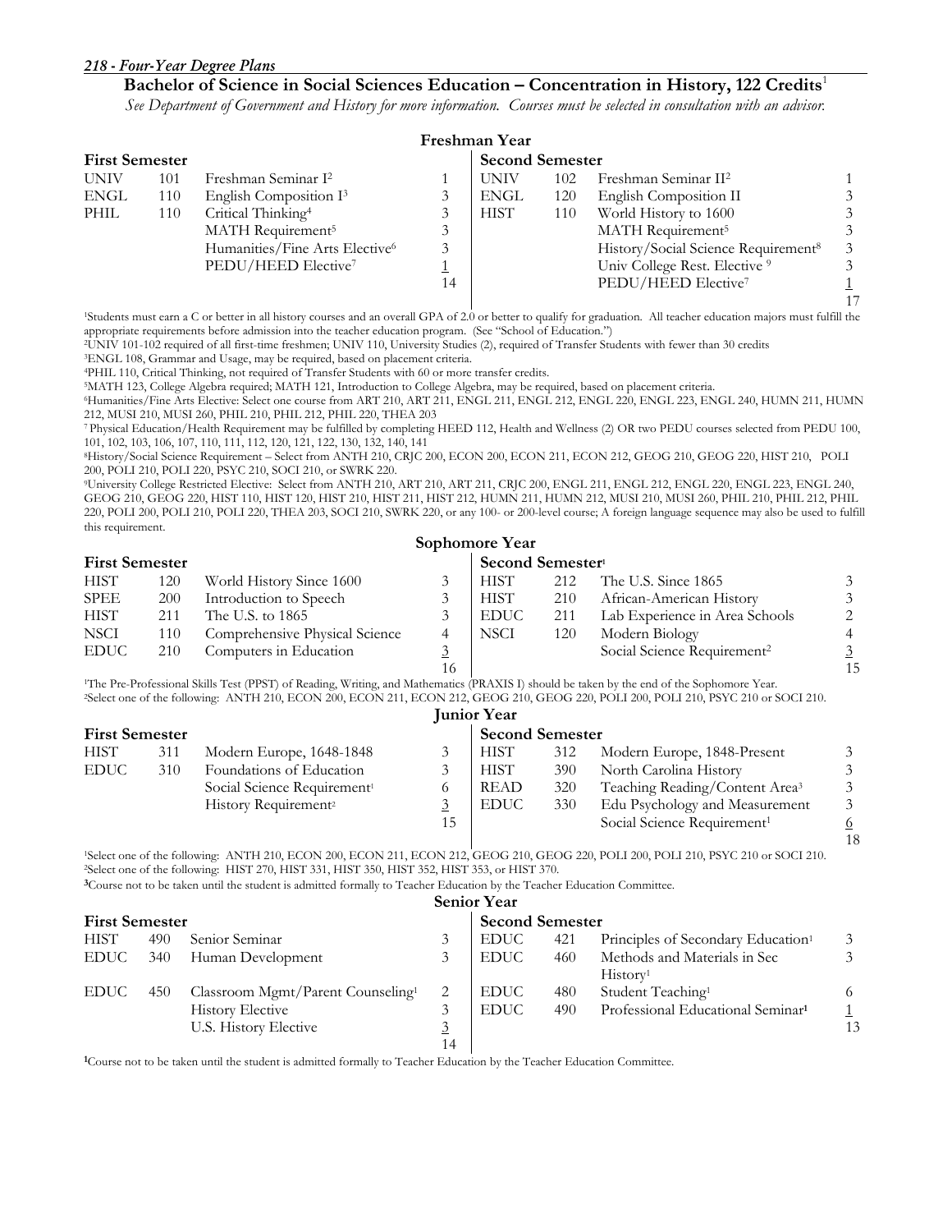## Bachelor of Science in Social Sciences Education – Concentration in History, 122 Credits[1]

*See Department of Government and History for more information. Courses must be selected in consultation with an advisor.*

### Freshman Year

| First Semester | | | | Second Semester | | | |
|---|---|---|---|---|---|---|---|
| UNIV | 101 | Freshman Seminar I[2] | 1 | UNIV | 102 | Freshman Seminar II[2] | 1 |
| ENGL | 110 | English Composition I[3] | 3 | ENGL | 120 | English Composition II | 3 |
| PHIL | 110 | Critical Thinking[4] | 3 | HIST | 110 | World History to 1600 | 3 |
| | | MATH Requirement[5] | 3 | | | MATH Requirement[5] | 3 |
| | | Humanities/Fine Arts Elective[6] | 3 | | | History/Social Science Requirement[8] | 3 |
| | | PEDU/HEED Elective[7] | 1 | | | Univ College Rest. Elective [9] | 3 |
| | | | 14 | | | PEDU/HEED Elective[7] | 1 |
| | | | | | | | 17 |

[1]Students must earn a C or better in all history courses and an overall GPA of 2.0 or better to qualify for graduation. All teacher education majors must fulfill the appropriate requirements before admission into the teacher education program. (See "School of Education.")
[2]UNIV 101-102 required of all first-time freshmen; UNIV 110, University Studies (2), required of Transfer Students with fewer than 30 credits
[3]ENGL 108, Grammar and Usage, may be required, based on placement criteria.
[4]PHIL 110, Critical Thinking, not required of Transfer Students with 60 or more transfer credits.
[5]MATH 123, College Algebra required; MATH 121, Introduction to College Algebra, may be required, based on placement criteria.
[6]Humanities/Fine Arts Elective: Select one course from ART 210, ART 211, ENGL 211, ENGL 212, ENGL 220, ENGL 223, ENGL 240, HUMN 211, HUMN 212, MUSI 210, MUSI 260, PHIL 210, PHIL 212, PHIL 220, THEA 203
[7] Physical Education/Health Requirement may be fulfilled by completing HEED 112, Health and Wellness (2) OR two PEDU courses selected from PEDU 100, 101, 102, 103, 106, 107, 110, 111, 112, 120, 121, 122, 130, 132, 140, 141
[8]History/Social Science Requirement – Select from ANTH 210, CRJC 200, ECON 200, ECON 211, ECON 212, GEOG 210, GEOG 220, HIST 210, POLI 200, POLI 210, POLI 220, PSYC 210, SOCI 210, or SWRK 220.
[9]University College Restricted Elective: Select from ANTH 210, ART 210, ART 211, CRJC 200, ENGL 211, ENGL 212, ENGL 220, ENGL 223, ENGL 240, GEOG 210, GEOG 220, HIST 110, HIST 120, HIST 210, HIST 211, HIST 212, HUMN 211, HUMN 212, MUSI 210, MUSI 260, PHIL 210, PHIL 212, PHIL 220, POLI 200, POLI 210, POLI 220, THEA 203, SOCI 210, SWRK 220, or any 100- or 200-level course; A foreign language sequence may also be used to fulfill this requirement.

### Sophomore Year

| First Semester | | | | Second Semester[1] | | | |
|---|---|---|---|---|---|---|---|
| HIST | 120 | World History Since 1600 | 3 | HIST | 212 | The U.S. Since 1865 | 3 |
| SPEE | 200 | Introduction to Speech | 3 | HIST | 210 | African-American History | 3 |
| HIST | 211 | The U.S. to 1865 | 3 | EDUC | 211 | Lab Experience in Area Schools | 2 |
| NSCI | 110 | Comprehensive Physical Science | 4 | NSCI | 120 | Modern Biology | 4 |
| EDUC | 210 | Computers in Education | 3 | | | Social Science Requirement[2] | 3 |
| | | | 16 | | | | 15 |

[1]The Pre-Professional Skills Test (PPST) of Reading, Writing, and Mathematics (PRAXIS I) should be taken by the end of the Sophomore Year.
[2]Select one of the following: ANTH 210, ECON 200, ECON 211, ECON 212, GEOG 210, GEOG 220, POLI 200, POLI 210, PSYC 210 or SOCI 210.

### Junior Year

| First Semester | | | | Second Semester | | | |
|---|---|---|---|---|---|---|---|
| HIST | 311 | Modern Europe, 1648-1848 | 3 | HIST | 312 | Modern Europe, 1848-Present | 3 |
| EDUC | 310 | Foundations of Education | 3 | HIST | 390 | North Carolina History | 3 |
| | | Social Science Requirement[1] | 6 | READ | 320 | Teaching Reading/Content Area[3] | 3 |
| | | History Requirement[2] | 3 | EDUC | 330 | Edu Psychology and Measurement | 3 |
| | | | 15 | | | Social Science Requirement[1] | 6 |
| | | | | | | | 18 |

[1]Select one of the following: ANTH 210, ECON 200, ECON 211, ECON 212, GEOG 210, GEOG 220, POLI 200, POLI 210, PSYC 210 or SOCI 210.
[2]Select one of the following: HIST 270, HIST 331, HIST 350, HIST 352, HIST 353, or HIST 370.
[3]Course not to be taken until the student is admitted formally to Teacher Education by the Teacher Education Committee.

### Senior Year

| First Semester | | | | Second Semester | | | |
|---|---|---|---|---|---|---|---|
| HIST | 490 | Senior Seminar | 3 | EDUC | 421 | Principles of Secondary Education[1] | 3 |
| EDUC | 340 | Human Development | 3 | EDUC | 460 | Methods and Materials in Sec History[1] | 3 |
| EDUC | 450 | Classroom Mgmt/Parent Counseling[1] | 2 | EDUC | 480 | Student Teaching[1] | 6 |
| | | History Elective | 3 | EDUC | 490 | Professional Educational Seminar[1] | 1 |
| | | U.S. History Elective | 3 | | | | 13 |
| | | | 14 | | | | |

[1]Course not to be taken until the student is admitted formally to Teacher Education by the Teacher Education Committee.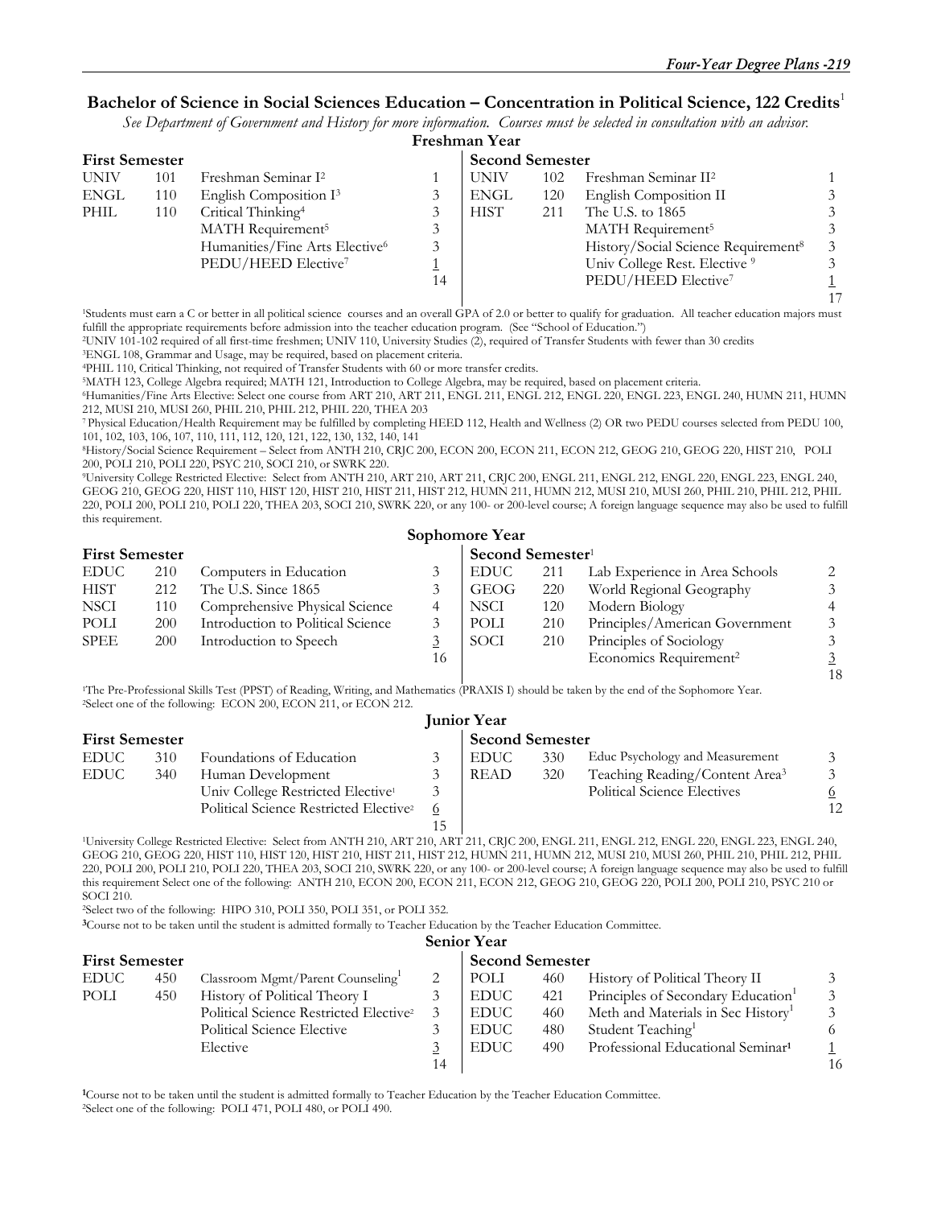## Bachelor of Science in Social Sciences Education – Concentration in Political Science, 122 Credits[1]

*See Department of Government and History for more information. Courses must be selected in consultation with an advisor.*

### Freshman Year

| First Semester | | | | Second Semester | | | |
|---|---|---|---|---|---|---|---|
| UNIV | 101 | Freshman Seminar I[2] | 1 | UNIV | 102 | Freshman Seminar II[2] | 1 |
| ENGL | 110 | English Composition I[3] | 3 | ENGL | 120 | English Composition II | 3 |
| PHIL | 110 | Critical Thinking[4] | 3 | HIST | 211 | The U.S. to 1865 | 3 |
| | | MATH Requirement[5] | 3 | | | MATH Requirement[5] | 3 |
| | | Humanities/Fine Arts Elective[6] | 3 | | | History/Social Science Requirement[8] | 3 |
| | | PEDU/HEED Elective[7] | 1 | | | Univ College Rest. Elective [9] | 3 |
| | | | 14 | | | PEDU/HEED Elective[7] | 1 |
| | | | | | | | 17 |

[1]Students must earn a C or better in all political science courses and an overall GPA of 2.0 or better to qualify for graduation. All teacher education majors must fulfill the appropriate requirements before admission into the teacher education program. (See "School of Education.")

[2]UNIV 101-102 required of all first-time freshmen; UNIV 110, University Studies (2), required of Transfer Students with fewer than 30 credits

[3]ENGL 108, Grammar and Usage, may be required, based on placement criteria.

[4]PHIL 110, Critical Thinking, not required of Transfer Students with 60 or more transfer credits.

[5]MATH 123, College Algebra required; MATH 121, Introduction to College Algebra, may be required, based on placement criteria.

[6]Humanities/Fine Arts Elective: Select one course from ART 210, ART 211, ENGL 211, ENGL 212, ENGL 220, ENGL 223, ENGL 240, HUMN 211, HUMN 212, MUSI 210, MUSI 260, PHIL 210, PHIL 212, PHIL 220, THEA 203

[7] Physical Education/Health Requirement may be fulfilled by completing HEED 112, Health and Wellness (2) OR two PEDU courses selected from PEDU 100, 101, 102, 103, 106, 107, 110, 111, 112, 120, 121, 122, 130, 132, 140, 141

[8]History/Social Science Requirement – Select from ANTH 210, CRJC 200, ECON 200, ECON 211, ECON 212, GEOG 210, GEOG 220, HIST 210, POLI 200, POLI 210, POLI 220, PSYC 210, SOCI 210, or SWRK 220.

[9]University College Restricted Elective: Select from ANTH 210, ART 210, ART 211, CRJC 200, ENGL 211, ENGL 212, ENGL 220, ENGL 223, ENGL 240, GEOG 210, GEOG 220, HIST 110, HIST 120, HIST 210, HIST 211, HIST 212, HUMN 211, HUMN 212, MUSI 210, MUSI 260, PHIL 210, PHIL 212, PHIL 220, POLI 200, POLI 210, POLI 220, THEA 203, SOCI 210, SWRK 220, or any 100- or 200-level course; A foreign language sequence may also be used to fulfill this requirement.

### Sophomore Year

| First Semester | | | | Second Semester[1] | | | |
|---|---|---|---|---|---|---|---|
| EDUC | 210 | Computers in Education | 3 | EDUC | 211 | Lab Experience in Area Schools | 2 |
| HIST | 212 | The U.S. Since 1865 | 3 | GEOG | 220 | World Regional Geography | 3 |
| NSCI | 110 | Comprehensive Physical Science | 4 | NSCI | 120 | Modern Biology | 4 |
| POLI | 200 | Introduction to Political Science | 3 | POLI | 210 | Principles/American Government | 3 |
| SPEE | 200 | Introduction to Speech | 3 | SOCI | 210 | Principles of Sociology | 3 |
| | | | 16 | | | Economics Requirement[2] | 3 |
| | | | | | | | 18 |

[1]The Pre-Professional Skills Test (PPST) of Reading, Writing, and Mathematics (PRAXIS I) should be taken by the end of the Sophomore Year.

[2]Select one of the following: ECON 200, ECON 211, or ECON 212.

### Junior Year

| First Semester | | | | Second Semester | | | |
|---|---|---|---|---|---|---|---|
| EDUC | 310 | Foundations of Education | 3 | EDUC | 330 | Educ Psychology and Measurement | 3 |
| EDUC | 340 | Human Development | 3 | READ | 320 | Teaching Reading/Content Area[3] | 3 |
| | | Univ College Restricted Elective[1] | 3 | | | Political Science Electives | 6 |
| | | Political Science Restricted Elective[2] | 6 | | | | 12 |
| | | | 15 | | | | |

[1]University College Restricted Elective: Select from ANTH 210, ART 210, ART 211, CRJC 200, ENGL 211, ENGL 212, ENGL 220, ENGL 223, ENGL 240, GEOG 210, GEOG 220, HIST 110, HIST 120, HIST 210, HIST 211, HIST 212, HUMN 211, HUMN 212, MUSI 210, MUSI 260, PHIL 210, PHIL 212, PHIL 220, POLI 200, POLI 210, POLI 220, THEA 203, SOCI 210, SWRK 220, or any 100- or 200-level course; A foreign language sequence may also be used to fulfill this requirement Select one of the following: ANTH 210, ECON 200, ECON 211, ECON 212, GEOG 210, GEOG 220, POLI 200, POLI 210, PSYC 210 or SOCI 210.

[2]Select two of the following: HIPO 310, POLI 350, POLI 351, or POLI 352.

[3]Course not to be taken until the student is admitted formally to Teacher Education by the Teacher Education Committee.

### Senior Year

| First Semester | | | | Second Semester | | | |
|---|---|---|---|---|---|---|---|
| EDUC | 450 | Classroom Mgmt/Parent Counseling[1] | 2 | POLI | 460 | History of Political Theory II | 3 |
| POLI | 450 | History of Political Theory I | 3 | EDUC | 421 | Principles of Secondary Education[1] | 3 |
| | | Political Science Restricted Elective[2] | 3 | EDUC | 460 | Meth and Materials in Sec History[1] | 3 |
| | | Political Science Elective | 3 | EDUC | 480 | Student Teaching[1] | 6 |
| | | Elective | 3 | EDUC | 490 | Professional Educational Seminar[1] | 1 |
| | | | 14 | | | | 16 |

[1]Course not to be taken until the student is admitted formally to Teacher Education by the Teacher Education Committee.

[2]Select one of the following: POLI 471, POLI 480, or POLI 490.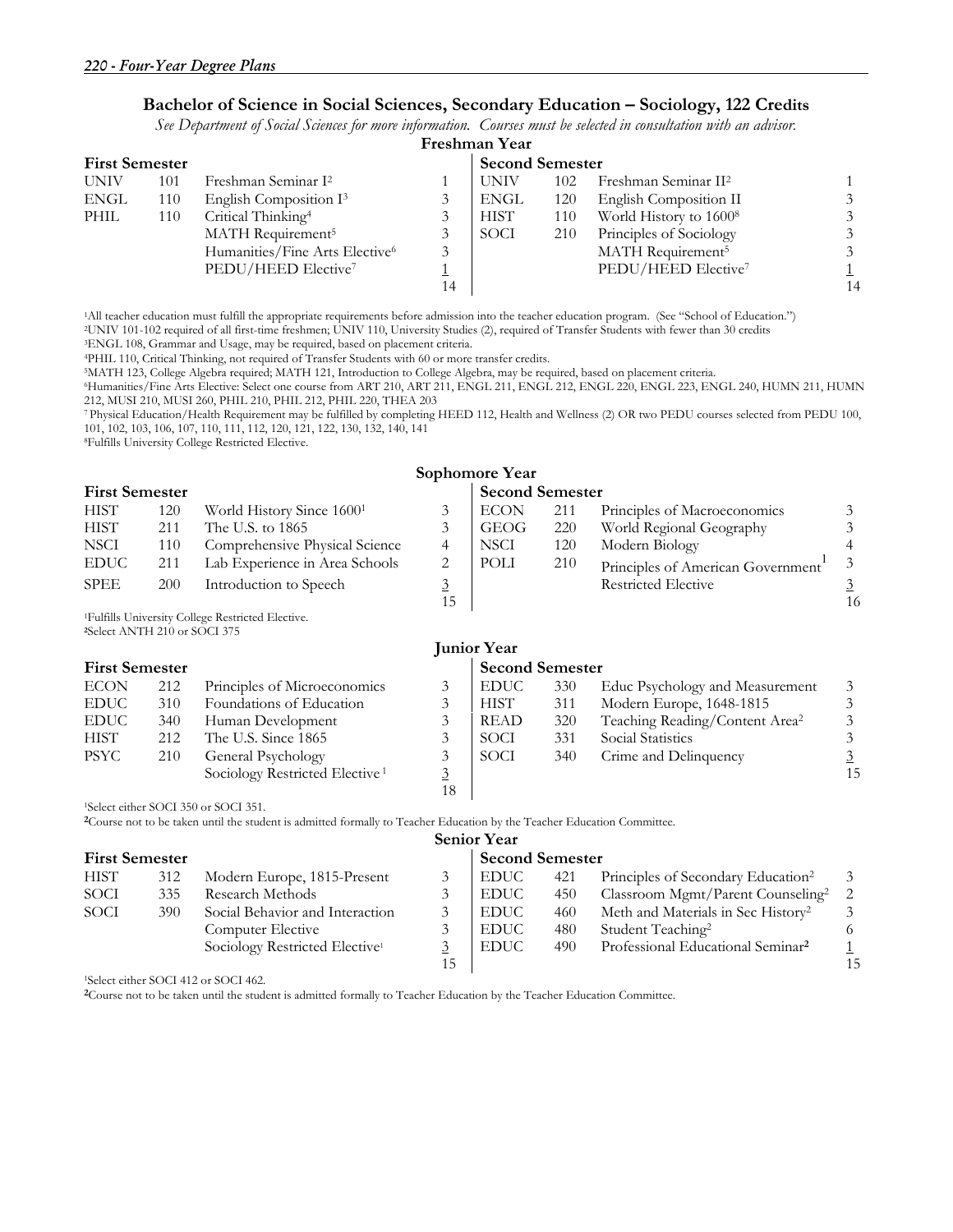## Bachelor of Science in Social Sciences, Secondary Education – Sociology, 122 Credits

*See Department of Social Sciences for more information. Courses must be selected in consultation with an advisor.*

### Freshman Year

| First Semester | | | | Second Semester | | | |
|---|---|---|---|---|---|---|---|
| UNIV | 101 | Freshman Seminar I[2] | 1 | UNIV | 102 | Freshman Seminar II[2] | 1 |
| ENGL | 110 | English Composition I[3] | 3 | ENGL | 120 | English Composition II | 3 |
| PHIL | 110 | Critical Thinking[4] | 3 | HIST | 110 | World History to 1600[8] | 3 |
| | | MATH Requirement[5] | 3 | SOCI | 210 | Principles of Sociology | 3 |
| | | Humanities/Fine Arts Elective[6] | 3 | | | MATH Requirement[5] | 3 |
| | | PEDU/HEED Elective[7] | 1 | | | PEDU/HEED Elective[7] | 1 |
| | | | 14 | | | | 14 |

[1]All teacher education must fulfill the appropriate requirements before admission into the teacher education program. (See "School of Education.")
[2]UNIV 101-102 required of all first-time freshmen; UNIV 110, University Studies (2), required of Transfer Students with fewer than 30 credits
[3]ENGL 108, Grammar and Usage, may be required, based on placement criteria.
[4]PHIL 110, Critical Thinking, not required of Transfer Students with 60 or more transfer credits.
[5]MATH 123, College Algebra required; MATH 121, Introduction to College Algebra, may be required, based on placement criteria.
[6]Humanities/Fine Arts Elective: Select one course from ART 210, ART 211, ENGL 211, ENGL 212, ENGL 220, ENGL 223, ENGL 240, HUMN 211, HUMN 212, MUSI 210, MUSI 260, PHIL 210, PHIL 212, PHIL 220, THEA 203
[7]Physical Education/Health Requirement may be fulfilled by completing HEED 112, Health and Wellness (2) OR two PEDU courses selected from PEDU 100, 101, 102, 103, 106, 107, 110, 111, 112, 120, 121, 122, 130, 132, 140, 141
[8]Fulfills University College Restricted Elective.

### Sophomore Year

| First Semester | | | | Second Semester | | | |
|---|---|---|---|---|---|---|---|
| HIST | 120 | World History Since 1600[1] | 3 | ECON | 211 | Principles of Macroeconomics | 3 |
| HIST | 211 | The U.S. to 1865 | 3 | GEOG | 220 | World Regional Geography | 3 |
| NSCI | 110 | Comprehensive Physical Science | 4 | NSCI | 120 | Modern Biology | 4 |
| EDUC | 211 | Lab Experience in Area Schools | 2 | POLI | 210 | Principles of American Government[1] | 3 |
| SPEE | 200 | Introduction to Speech | 3 | | | Restricted Elective | 3 |
| | | | 15 | | | | 16 |

[1]Fulfills University College Restricted Elective.
[2]Select ANTH 210 or SOCI 375

### Junior Year

| First Semester | | | | Second Semester | | | |
|---|---|---|---|---|---|---|---|
| ECON | 212 | Principles of Microeconomics | 3 | EDUC | 330 | Educ Psychology and Measurement | 3 |
| EDUC | 310 | Foundations of Education | 3 | HIST | 311 | Modern Europe, 1648-1815 | 3 |
| EDUC | 340 | Human Development | 3 | READ | 320 | Teaching Reading/Content Area[2] | 3 |
| HIST | 212 | The U.S. Since 1865 | 3 | SOCI | 331 | Social Statistics | 3 |
| PSYC | 210 | General Psychology | 3 | SOCI | 340 | Crime and Delinquency | 3 |
| | | Sociology Restricted Elective[1] | 3 | | | | 15 |
| | | | 18 | | | | |

[1]Select either SOCI 350 or SOCI 351.
[2]Course not to be taken until the student is admitted formally to Teacher Education by the Teacher Education Committee.

### Senior Year

| First Semester | | | | Second Semester | | | |
|---|---|---|---|---|---|---|---|
| HIST | 312 | Modern Europe, 1815-Present | 3 | EDUC | 421 | Principles of Secondary Education[2] | 3 |
| SOCI | 335 | Research Methods | 3 | EDUC | 450 | Classroom Mgmt/Parent Counseling[2] | 2 |
| SOCI | 390 | Social Behavior and Interaction | 3 | EDUC | 460 | Meth and Materials in Sec History[2] | 3 |
| | | Computer Elective | 3 | EDUC | 480 | Student Teaching[2] | 6 |
| | | Sociology Restricted Elective[1] | 3 | EDUC | 490 | Professional Educational Seminar[2] | 1 |
| | | | 15 | | | | 15 |

[1]Select either SOCI 412 or SOCI 462.
[2]Course not to be taken until the student is admitted formally to Teacher Education by the Teacher Education Committee.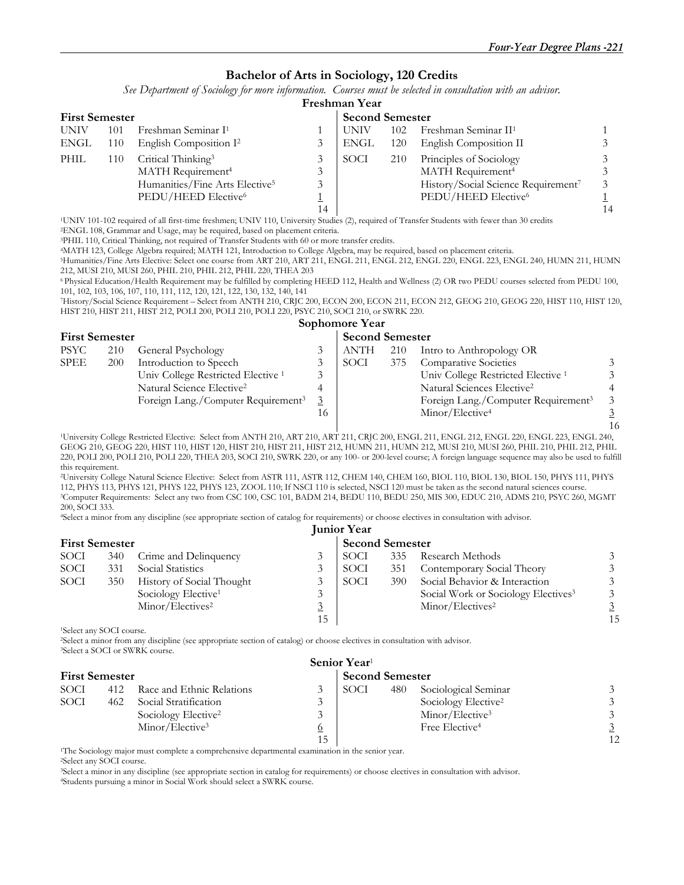## Bachelor of Arts in Sociology, 120 Credits

*See Department of Sociology for more information. Courses must be selected in consultation with an advisor.*

### Freshman Year

| First Semester | | | | Second Semester | | | |
|---|---|---|---|---|---|---|---|
| UNIV | 101 | Freshman Seminar I[1] | 1 | UNIV | 102 | Freshman Seminar II[1] | 1 |
| ENGL | 110 | English Composition I[2] | 3 | ENGL | 120 | English Composition II | 3 |
| PHIL | 110 | Critical Thinking[3] | 3 | SOCI | 210 | Principles of Sociology | 3 |
| | | MATH Requirement[4] | 3 | | | MATH Requirement[4] | 3 |
| | | Humanities/Fine Arts Elective[5] | 3 | | | History/Social Science Requirement[7] | 3 |
| | | PEDU/HEED Elective[6] | 1 | | | PEDU/HEED Elective[6] | 1 |
| | | | 14 | | | | 14 |

[1]UNIV 101-102 required of all first-time freshmen; UNIV 110, University Studies (2), required of Transfer Students with fewer than 30 credits
[2]ENGL 108, Grammar and Usage, may be required, based on placement criteria.
[3]PHIL 110, Critical Thinking, not required of Transfer Students with 60 or more transfer credits.
[4]MATH 123, College Algebra required; MATH 121, Introduction to College Algebra, may be required, based on placement criteria.
[5]Humanities/Fine Arts Elective: Select one course from ART 210, ART 211, ENGL 211, ENGL 212, ENGL 220, ENGL 223, ENGL 240, HUMN 211, HUMN 212, MUSI 210, MUSI 260, PHIL 210, PHIL 212, PHIL 220, THEA 203
[6] Physical Education/Health Requirement may be fulfilled by completing HEED 112, Health and Wellness (2) OR two PEDU courses selected from PEDU 100, 101, 102, 103, 106, 107, 110, 111, 112, 120, 121, 122, 130, 132, 140, 141
[7]History/Social Science Requirement – Select from ANTH 210, CRJC 200, ECON 200, ECON 211, ECON 212, GEOG 210, GEOG 220, HIST 110, HIST 120, HIST 210, HIST 211, HIST 212, POLI 200, POLI 210, POLI 220, PSYC 210, SOCI 210, or SWRK 220.

### Sophomore Year

| First Semester | | | | Second Semester | | | |
|---|---|---|---|---|---|---|---|
| PSYC | 210 | General Psychology | 3 | ANTH | 210 | Intro to Anthropology OR | |
| SPEE | 200 | Introduction to Speech | 3 | SOCI | 375 | Comparative Societies | 3 |
| | | Univ College Restricted Elective [1] | 3 | | | Univ College Restricted Elective [1] | 3 |
| | | Natural Science Elective[2] | 4 | | | Natural Sciences Elective[2] | 4 |
| | | Foreign Lang./Computer Requirement[3] | 3 | | | Foreign Lang./Computer Requirement[3] | 3 |
| | | | 16 | | | Minor/Elective[4] | 3 |
| | | | | | | | 16 |

[1]University College Restricted Elective: Select from ANTH 210, ART 210, ART 211, CRJC 200, ENGL 211, ENGL 212, ENGL 220, ENGL 223, ENGL 240, GEOG 210, GEOG 220, HIST 110, HIST 120, HIST 210, HIST 211, HIST 212, HUMN 211, HUMN 212, MUSI 210, MUSI 260, PHIL 210, PHIL 212, PHIL 220, POLI 200, POLI 210, POLI 220, THEA 203, SOCI 210, SWRK 220, or any 100- or 200-level course; A foreign language sequence may also be used to fulfill this requirement.
[2]University College Natural Science Elective: Select from ASTR 111, ASTR 112, CHEM 140, CHEM 160, BIOL 110, BIOL 130, BIOL 150, PHYS 111, PHYS 112, PHYS 113, PHYS 121, PHYS 122, PHYS 123, ZOOL 110; If NSCI 110 is selected, NSCI 120 must be taken as the second natural sciences course.
[3]Computer Requirements: Select any two from CSC 100, CSC 101, BADM 214, BEDU 110, BEDU 250, MIS 300, EDUC 210, ADMS 210, PSYC 260, MGMT 200, SOCI 333.
[4]Select a minor from any discipline (see appropriate section of catalog for requirements) or choose electives in consultation with advisor.

### Junior Year

| First Semester | | | | Second Semester | | | |
|---|---|---|---|---|---|---|---|
| SOCI | 340 | Crime and Delinquency | 3 | SOCI | 335 | Research Methods | 3 |
| SOCI | 331 | Social Statistics | 3 | SOCI | 351 | Contemporary Social Theory | 3 |
| SOCI | 350 | History of Social Thought | 3 | SOCI | 390 | Social Behavior & Interaction | 3 |
| | | Sociology Elective[1] | 3 | | | Social Work or Sociology Electives[3] | 3 |
| | | Minor/Electives[2] | 3 | | | Minor/Electives[2] | 3 |
| | | | 15 | | | | 15 |

[1]Select any SOCI course.
[2]Select a minor from any discipline (see appropriate section of catalog) or choose electives in consultation with advisor.
[3]Select a SOCI or SWRK course.

### Senior Year[1]

| First Semester | | | | Second Semester | | | |
|---|---|---|---|---|---|---|---|
| SOCI | 412 | Race and Ethnic Relations | 3 | SOCI | 480 | Sociological Seminar | 3 |
| SOCI | 462 | Social Stratification | 3 | | | Sociology Elective[2] | 3 |
| | | Sociology Elective[2] | 3 | | | Minor/Elective[3] | 3 |
| | | Minor/Elective[3] | 6 | | | Free Elective[4] | 3 |
| | | | 15 | | | | 12 |

[1]The Sociology major must complete a comprehensive departmental examination in the senior year.
[2]Select any SOCI course.
[3]Select a minor in any discipline (see appropriate section in catalog for requirements) or choose electives in consultation with advisor.
[4]Students pursuing a minor in Social Work should select a SWRK course.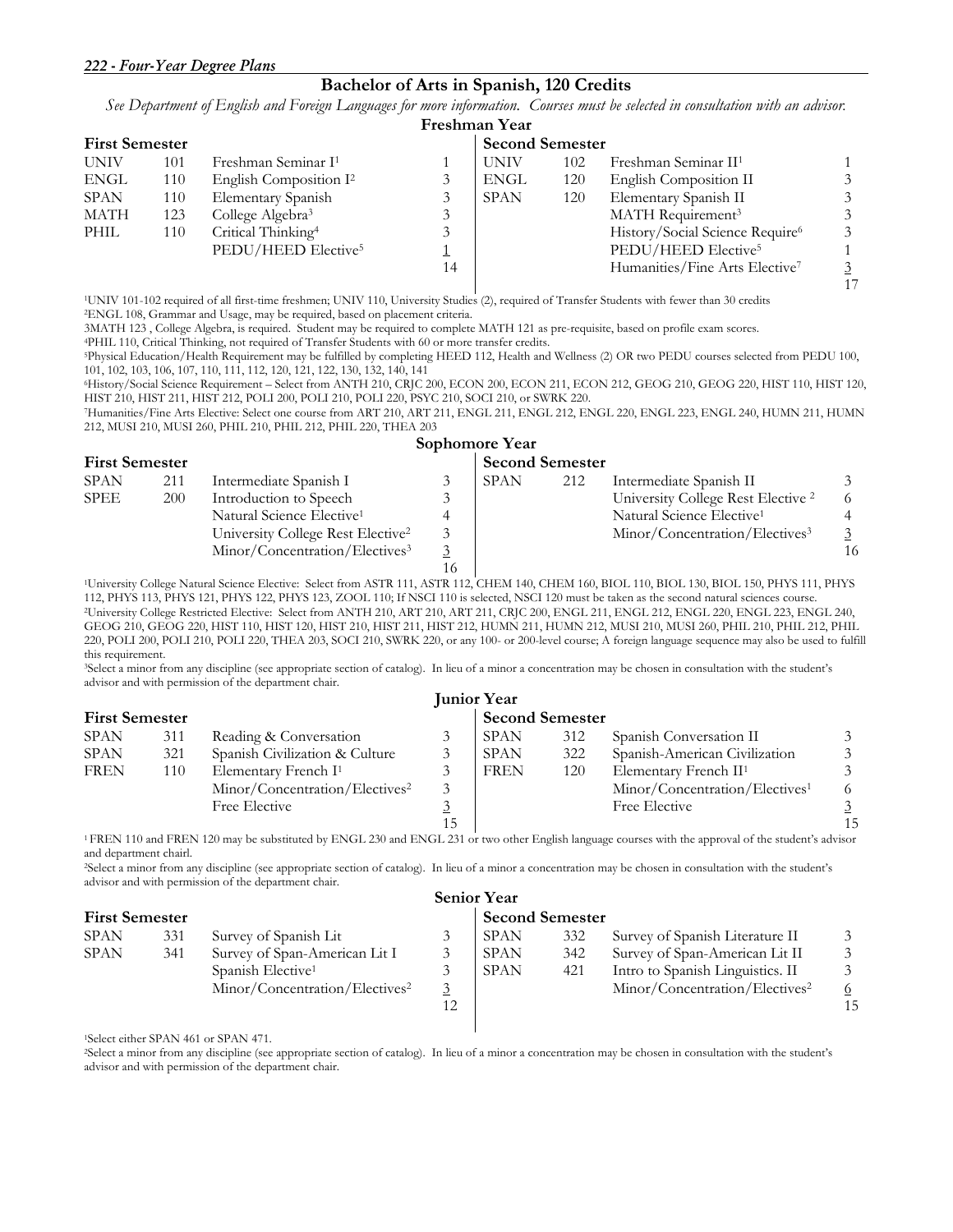## Bachelor of Arts in Spanish, 120 Credits

*See Department of English and Foreign Languages for more information. Courses must be selected in consultation with an advisor.*

### Freshman Year

| First Semester | | | | Second Semester | | | |
|---|---|---|---|---|---|---|---|
| UNIV | 101 | Freshman Seminar I[1] | 1 | UNIV | 102 | Freshman Seminar II[1] | 1 |
| ENGL | 110 | English Composition I[2] | 3 | ENGL | 120 | English Composition II | 3 |
| SPAN | 110 | Elementary Spanish | 3 | SPAN | 120 | Elementary Spanish II | 3 |
| MATH | 123 | College Algebra[3] | 3 | | | MATH Requirement[3] | 3 |
| PHIL | 110 | Critical Thinking[4] | 3 | | | History/Social Science Require[6] | 3 |
| | | PEDU/HEED Elective[5] | 1 | | | PEDU/HEED Elective[5] | 1 |
| | | | 14 | | | Humanities/Fine Arts Elective[7] | 3 |
| | | | | | | | 17 |

[1]UNIV 101-102 required of all first-time freshmen; UNIV 110, University Studies (2), required of Transfer Students with fewer than 30 credits
[2]ENGL 108, Grammar and Usage, may be required, based on placement criteria.
3MATH 123 , College Algebra, is required. Student may be required to complete MATH 121 as pre-requisite, based on profile exam scores.
[4]PHIL 110, Critical Thinking, not required of Transfer Students with 60 or more transfer credits.
[5]Physical Education/Health Requirement may be fulfilled by completing HEED 112, Health and Wellness (2) OR two PEDU courses selected from PEDU 100, 101, 102, 103, 106, 107, 110, 111, 112, 120, 121, 122, 130, 132, 140, 141
[6]History/Social Science Requirement – Select from ANTH 210, CRJC 200, ECON 200, ECON 211, ECON 212, GEOG 210, GEOG 220, HIST 110, HIST 120, HIST 210, HIST 211, HIST 212, POLI 200, POLI 210, POLI 220, PSYC 210, SOCI 210, or SWRK 220.
[7]Humanities/Fine Arts Elective: Select one course from ART 210, ART 211, ENGL 211, ENGL 212, ENGL 220, ENGL 223, ENGL 240, HUMN 211, HUMN 212, MUSI 210, MUSI 260, PHIL 210, PHIL 212, PHIL 220, THEA 203

### Sophomore Year

| First Semester | | | | Second Semester | | | |
|---|---|---|---|---|---|---|---|
| SPAN | 211 | Intermediate Spanish I | 3 | SPAN | 212 | Intermediate Spanish II | 3 |
| SPEE | 200 | Introduction to Speech | 3 | | | University College Rest Elective [2] | 6 |
| | | Natural Science Elective[1] | 4 | | | Natural Science Elective[1] | 4 |
| | | University College Rest Elective[2] | 3 | | | Minor/Concentration/Electives[3] | 3 |
| | | Minor/Concentration/Electives[3] | 3 | | | | 16 |
| | | | 16 | | | | |

[1]University College Natural Science Elective: Select from ASTR 111, ASTR 112, CHEM 140, CHEM 160, BIOL 110, BIOL 130, BIOL 150, PHYS 111, PHYS 112, PHYS 113, PHYS 121, PHYS 122, PHYS 123, ZOOL 110; If NSCI 110 is selected, NSCI 120 must be taken as the second natural sciences course.
[2]University College Restricted Elective: Select from ANTH 210, ART 210, ART 211, CRJC 200, ENGL 211, ENGL 212, ENGL 220, ENGL 223, ENGL 240, GEOG 210, GEOG 220, HIST 110, HIST 120, HIST 210, HIST 211, HIST 212, HUMN 211, HUMN 212, MUSI 210, MUSI 260, PHIL 210, PHIL 212, PHIL 220, POLI 200, POLI 210, POLI 220, THEA 203, SOCI 210, SWRK 220, or any 100- or 200-level course; A foreign language sequence may also be used to fulfill this requirement.
[3]Select a minor from any discipline (see appropriate section of catalog). In lieu of a minor a concentration may be chosen in consultation with the student's advisor and with permission of the department chair.

### Junior Year

| First Semester | | | | Second Semester | | | |
|---|---|---|---|---|---|---|---|
| SPAN | 311 | Reading & Conversation | 3 | SPAN | 312 | Spanish Conversation II | 3 |
| SPAN | 321 | Spanish Civilization & Culture | 3 | SPAN | 322 | Spanish-American Civilization | 3 |
| FREN | 110 | Elementary French I[1] | 3 | FREN | 120 | Elementary French II[1] | 3 |
| | | Minor/Concentration/Electives[2] | 3 | | | Minor/Concentration/Electives[1] | 6 |
| | | Free Elective | 3 | | | Free Elective | 3 |
| | | | 15 | | | | 15 |

[1] FREN 110 and FREN 120 may be substituted by ENGL 230 and ENGL 231 or two other English language courses with the approval of the student's advisor and department chairl.
[2]Select a minor from any discipline (see appropriate section of catalog). In lieu of a minor a concentration may be chosen in consultation with the student's advisor and with permission of the department chair.

### Senior Year

| First Semester | | | | Second Semester | | | |
|---|---|---|---|---|---|---|---|
| SPAN | 331 | Survey of Spanish Lit | 3 | SPAN | 332 | Survey of Spanish Literature II | 3 |
| SPAN | 341 | Survey of Span-American Lit I | 3 | SPAN | 342 | Survey of Span-American Lit II | 3 |
| | | Spanish Elective[1] | 3 | SPAN | 421 | Intro to Spanish Linguistics. II | 3 |
| | | Minor/Concentration/Electives[2] | 3 | | | Minor/Concentration/Electives[2] | 6 |
| | | | 12 | | | | 15 |

[1]Select either SPAN 461 or SPAN 471.
[2]Select a minor from any discipline (see appropriate section of catalog). In lieu of a minor a concentration may be chosen in consultation with the student's advisor and with permission of the department chair.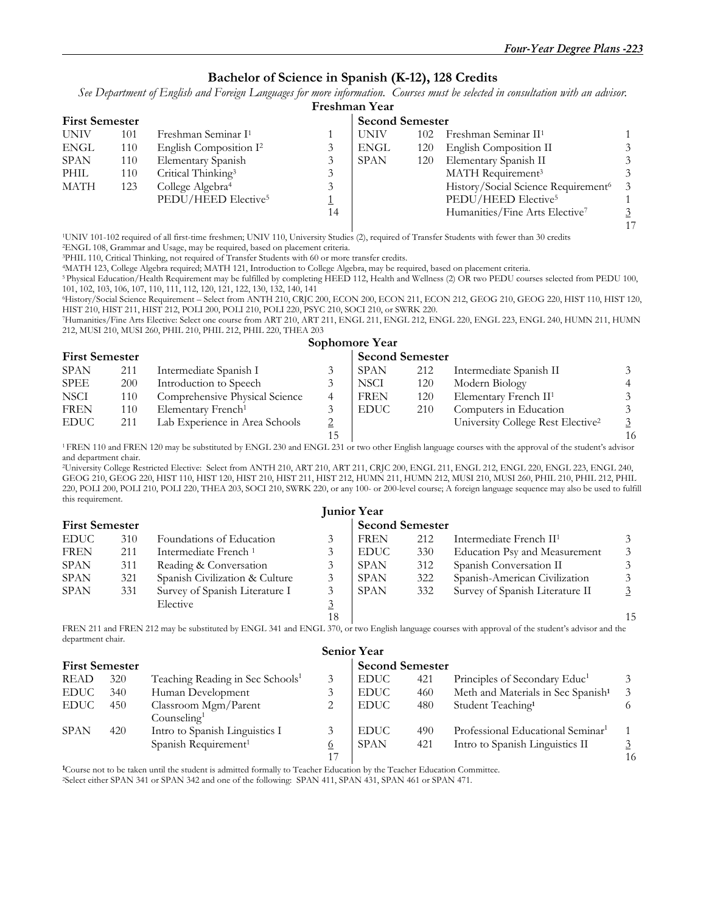## Bachelor of Science in Spanish (K-12), 128 Credits

*See Department of English and Foreign Languages for more information. Courses must be selected in consultation with an advisor.*

### Freshman Year

| First Semester | | | | Second Semester | | | |
|---|---|---|---|---|---|---|---|
| UNIV | 101 | Freshman Seminar I[1] | 1 | UNIV | 102 | Freshman Seminar II[1] | 1 |
| ENGL | 110 | English Composition I[2] | 3 | ENGL | 120 | English Composition II | 3 |
| SPAN | 110 | Elementary Spanish | 3 | SPAN | 120 | Elementary Spanish II | 3 |
| PHIL | 110 | Critical Thinking[3] | 3 | | | MATH Requirement[3] | 3 |
| MATH | 123 | College Algebra[4] | 3 | | | History/Social Science Requirement[6] | 3 |
| | | PEDU/HEED Elective[5] | 1 | | | PEDU/HEED Elective[5] | 1 |
| | | | 14 | | | Humanities/Fine Arts Elective[7] | 3 |
| | | | | | | | 17 |

[1]UNIV 101-102 required of all first-time freshmen; UNIV 110, University Studies (2), required of Transfer Students with fewer than 30 credits
[2]ENGL 108, Grammar and Usage, may be required, based on placement criteria.
[3]PHIL 110, Critical Thinking, not required of Transfer Students with 60 or more transfer credits.
[4]MATH 123, College Algebra required; MATH 121, Introduction to College Algebra, may be required, based on placement criteria.
[5] Physical Education/Health Requirement may be fulfilled by completing HEED 112, Health and Wellness (2) OR two PEDU courses selected from PEDU 100, 101, 102, 103, 106, 107, 110, 111, 112, 120, 121, 122, 130, 132, 140, 141
[6]History/Social Science Requirement – Select from ANTH 210, CRJC 200, ECON 200, ECON 211, ECON 212, GEOG 210, GEOG 220, HIST 110, HIST 120, HIST 210, HIST 211, HIST 212, POLI 200, POLI 210, POLI 220, PSYC 210, SOCI 210, or SWRK 220.
[7]Humanities/Fine Arts Elective: Select one course from ART 210, ART 211, ENGL 211, ENGL 212, ENGL 220, ENGL 223, ENGL 240, HUMN 211, HUMN 212, MUSI 210, MUSI 260, PHIL 210, PHIL 212, PHIL 220, THEA 203

### Sophomore Year

| First Semester | | | | Second Semester | | | |
|---|---|---|---|---|---|---|---|
| SPAN | 211 | Intermediate Spanish I | 3 | SPAN | 212 | Intermediate Spanish II | 3 |
| SPEE | 200 | Introduction to Speech | 3 | NSCI | 120 | Modern Biology | 4 |
| NSCI | 110 | Comprehensive Physical Science | 4 | FREN | 120 | Elementary French II[1] | 3 |
| FREN | 110 | Elementary French[1] | 3 | EDUC | 210 | Computers in Education | 3 |
| EDUC | 211 | Lab Experience in Area Schools | 2 | | | University College Rest Elective[2] | 3 |
| | | | 15 | | | | 16 |

[1] FREN 110 and FREN 120 may be substituted by ENGL 230 and ENGL 231 or two other English language courses with the approval of the student's advisor and department chair.
[2]University College Restricted Elective: Select from ANTH 210, ART 210, ART 211, CRJC 200, ENGL 211, ENGL 212, ENGL 220, ENGL 223, ENGL 240, GEOG 210, GEOG 220, HIST 110, HIST 120, HIST 210, HIST 211, HIST 212, HUMN 211, HUMN 212, MUSI 210, MUSI 260, PHIL 210, PHIL 212, PHIL 220, POLI 200, POLI 210, POLI 220, THEA 203, SOCI 210, SWRK 220, or any 100- or 200-level course; A foreign language sequence may also be used to fulfill this requirement.

### Junior Year

| First Semester | | | | Second Semester | | | |
|---|---|---|---|---|---|---|---|
| EDUC | 310 | Foundations of Education | 3 | FREN | 212 | Intermediate French II[1] | 3 |
| FREN | 211 | Intermediate French [1] | 3 | EDUC | 330 | Education Psy and Measurement | 3 |
| SPAN | 311 | Reading & Conversation | 3 | SPAN | 312 | Spanish Conversation II | 3 |
| SPAN | 321 | Spanish Civilization & Culture | 3 | SPAN | 322 | Spanish-American Civilization | 3 |
| SPAN | 331 | Survey of Spanish Literature I | 3 | SPAN | 332 | Survey of Spanish Literature II | 3 |
| | | Elective | 3 | | | | |
| | | | 18 | | | | 15 |

FREN 211 and FREN 212 may be substituted by ENGL 341 and ENGL 370, or two English language courses with approval of the student's advisor and the department chair.

### Senior Year

| First Semester | | | | Second Semester | | | |
|---|---|---|---|---|---|---|---|
| READ | 320 | Teaching Reading in Sec Schools[1] | 3 | EDUC | 421 | Principles of Secondary Educ[1] | 3 |
| EDUC | 340 | Human Development | 3 | EDUC | 460 | Meth and Materials in Sec Spanish[1] | 3 |
| EDUC | 450 | Classroom Mgm/Parent Counseling[1] | 2 | EDUC | 480 | Student Teaching[1] | 6 |
| SPAN | 420 | Intro to Spanish Linguistics I | 3 | EDUC | 490 | Professional Educational Seminar[1] | 1 |
| | | Spanish Requirement[1] | 6 | SPAN | 421 | Intro to Spanish Linguistics II | 3 |
| | | | 17 | | | | 16 |

[1]Course not to be taken until the student is admitted formally to Teacher Education by the Teacher Education Committee.
[2]Select either SPAN 341 or SPAN 342 and one of the following: SPAN 411, SPAN 431, SPAN 461 or SPAN 471.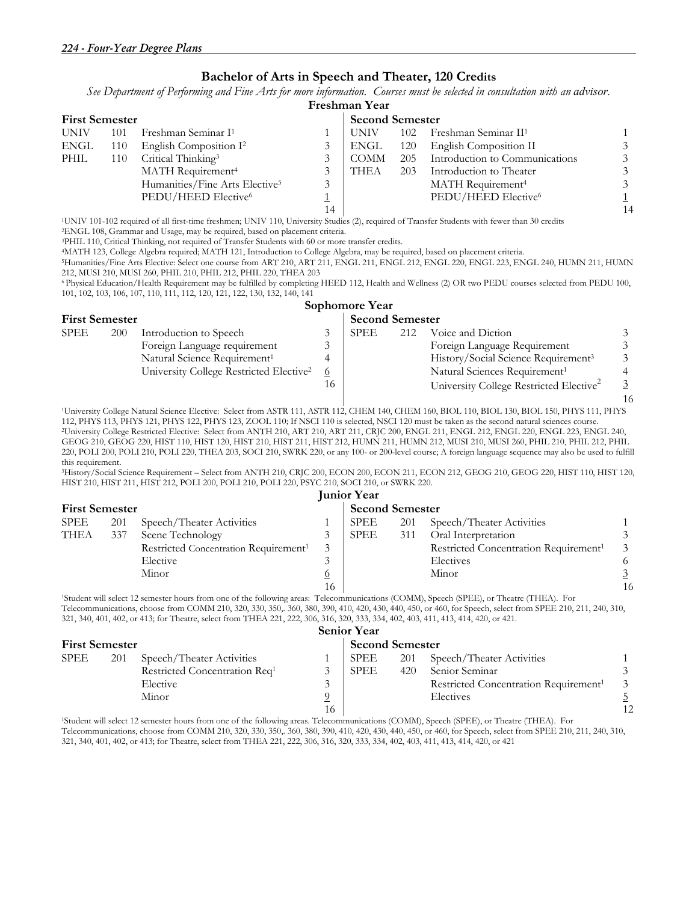## Bachelor of Arts in Speech and Theater, 120 Credits

*See Department of Performing and Fine Arts for more information. Courses must be selected in consultation with an advisor.*

### Freshman Year

| First Semester | | | | Second Semester | | | |
|---|---|---|---|---|---|---|---|
| UNIV | 101 | Freshman Seminar I[1] | 1 | UNIV | 102 | Freshman Seminar II[1] | 1 |
| ENGL | 110 | English Composition I[2] | 3 | ENGL | 120 | English Composition II | 3 |
| PHIL | 110 | Critical Thinking[3] | 3 | COMM | 205 | Introduction to Communications | 3 |
| | | MATH Requirement[4] | 3 | THEA | 203 | Introduction to Theater | 3 |
| | | Humanities/Fine Arts Elective[5] | 3 | | | MATH Requirement[4] | 3 |
| | | PEDU/HEED Elective[6] | 1 | | | PEDU/HEED Elective[6] | 1 |
| | | | 14 | | | | 14 |

[1]UNIV 101-102 required of all first-time freshmen; UNIV 110, University Studies (2), required of Transfer Students with fewer than 30 credits
[2]ENGL 108, Grammar and Usage, may be required, based on placement criteria.
[3]PHIL 110, Critical Thinking, not required of Transfer Students with 60 or more transfer credits.
[4]MATH 123, College Algebra required; MATH 121, Introduction to College Algebra, may be required, based on placement criteria.
[5]Humanities/Fine Arts Elective: Select one course from ART 210, ART 211, ENGL 211, ENGL 212, ENGL 220, ENGL 223, ENGL 240, HUMN 211, HUMN 212, MUSI 210, MUSI 260, PHIL 210, PHIL 212, PHIL 220, THEA 203
[6] Physical Education/Health Requirement may be fulfilled by completing HEED 112, Health and Wellness (2) OR two PEDU courses selected from PEDU 100, 101, 102, 103, 106, 107, 110, 111, 112, 120, 121, 122, 130, 132, 140, 141

### Sophomore Year

| First Semester | | | | Second Semester | | | |
|---|---|---|---|---|---|---|---|
| SPEE | 200 | Introduction to Speech | 3 | SPEE | 212 | Voice and Diction | 3 |
| | | Foreign Language requirement | 3 | | | Foreign Language Requirement | 3 |
| | | Natural Science Requirement[1] | 4 | | | History/Social Science Requirement[3] | 3 |
| | | University College Restricted Elective[2] | 6 | | | Natural Sciences Requirement[1] | 4 |
| | | | 16 | | | University College Restricted Elective[2] | 3 |
| | | | | | | | 16 |

[1]University College Natural Science Elective: Select from ASTR 111, ASTR 112, CHEM 140, CHEM 160, BIOL 110, BIOL 130, BIOL 150, PHYS 111, PHYS 112, PHYS 113, PHYS 121, PHYS 122, PHYS 123, ZOOL 110; If NSCI 110 is selected, NSCI 120 must be taken as the second natural sciences course.
[2]University College Restricted Elective: Select from ANTH 210, ART 210, ART 211, CRJC 200, ENGL 211, ENGL 212, ENGL 220, ENGL 223, ENGL 240, GEOG 210, GEOG 220, HIST 110, HIST 120, HIST 210, HIST 211, HIST 212, HUMN 211, HUMN 212, MUSI 210, MUSI 260, PHIL 210, PHIL 212, PHIL 220, POLI 200, POLI 210, POLI 220, THEA 203, SOCI 210, SWRK 220, or any 100- or 200-level course; A foreign language sequence may also be used to fulfill this requirement.
[3]History/Social Science Requirement – Select from ANTH 210, CRJC 200, ECON 200, ECON 211, ECON 212, GEOG 210, GEOG 220, HIST 110, HIST 120, HIST 210, HIST 211, HIST 212, POLI 200, POLI 210, POLI 220, PSYC 210, SOCI 210, or SWRK 220.

### Junior Year

| First Semester | | | | Second Semester | | | |
|---|---|---|---|---|---|---|---|
| SPEE | 201 | Speech/Theater Activities | 1 | SPEE | 201 | Speech/Theater Activities | 1 |
| THEA | 337 | Scene Technology | 3 | SPEE | 311 | Oral Interpretation | 3 |
| | | Restricted Concentration Requirement[1] | 3 | | | Restricted Concentration Requirement[1] | 3 |
| | | Elective | 3 | | | Electives | 6 |
| | | Minor | 6 | | | Minor | 3 |
| | | | 16 | | | | 16 |

[1]Student will select 12 semester hours from one of the following areas: Telecommunications (COMM), Speech (SPEE), or Theatre (THEA). For Telecommunications, choose from COMM 210, 320, 330, 350,. 360, 380, 390, 410, 420, 430, 440, 450, or 460, for Speech, select from SPEE 210, 211, 240, 310, 321, 340, 401, 402, or 413; for Theatre, select from THEA 221, 222, 306, 316, 320, 333, 334, 402, 403, 411, 413, 414, 420, or 421.

### Senior Year

| First Semester | | | | Second Semester | | | |
|---|---|---|---|---|---|---|---|
| SPEE | 201 | Speech/Theater Activities | 1 | SPEE | 201 | Speech/Theater Activities | 1 |
| | | Restricted Concentration Req[1] | 3 | SPEE | 420 | Senior Seminar | 3 |
| | | Elective | 3 | | | Restricted Concentration Requirement[1] | 3 |
| | | Minor | 9 | | | Electives | 5 |
| | | | 16 | | | | 12 |

[1]Student will select 12 semester hours from one of the following areas. Telecommunications (COMM), Speech (SPEE), or Theatre (THEA). For Telecommunications, choose from COMM 210, 320, 330, 350,. 360, 380, 390, 410, 420, 430, 440, 450, or 460, for Speech, select from SPEE 210, 211, 240, 310, 321, 340, 401, 402, or 413; for Theatre, select from THEA 221, 222, 306, 316, 320, 333, 334, 402, 403, 411, 413, 414, 420, or 421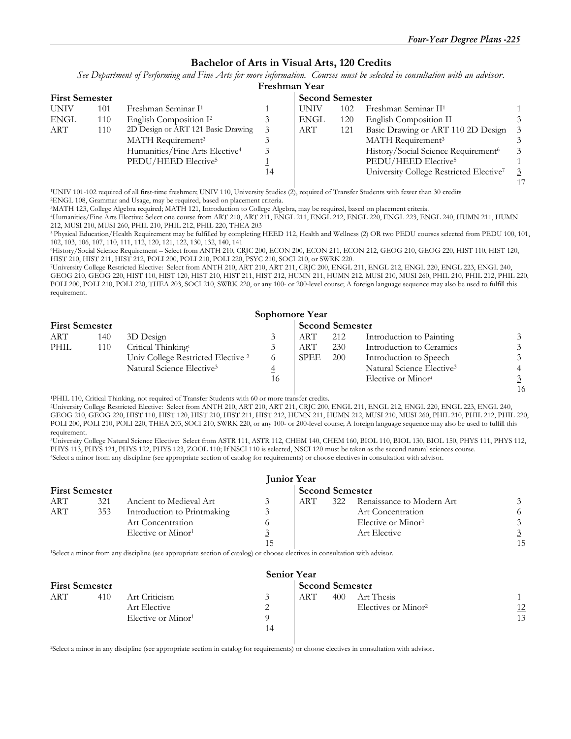## Bachelor of Arts in Visual Arts, 120 Credits

*See Department of Performing and Fine Arts for more information. Courses must be selected in consultation with an advisor.*

### Freshman Year

| First Semester | | | | Second Semester | | | |
|---|---|---|---|---|---|---|---|
| UNIV | 101 | Freshman Seminar I[1] | 1 | UNIV | 102 | Freshman Seminar II[1] | 1 |
| ENGL | 110 | English Composition I[2] | 3 | ENGL | 120 | English Composition II | 3 |
| ART | 110 | 2D Design or ART 121 Basic Drawing | 3 | ART | 121 | Basic Drawing or ART 110 2D Design | 3 |
| | | MATH Requirement[3] | 3 | | | MATH Requirement[3] | 3 |
| | | Humanities/Fine Arts Elective[4] | 3 | | | History/Social Science Requirement[6] | 3 |
| | | PEDU/HEED Elective[5] | 1 | | | PEDU/HEED Elective[5] | 1 |
| | | | 14 | | | University College Restricted Elective[7] | 3 |
| | | | | | | | 17 |

[1]UNIV 101-102 required of all first-time freshmen; UNIV 110, University Studies (2), required of Transfer Students with fewer than 30 credits

[2]ENGL 108, Grammar and Usage, may be required, based on placement criteria.

[3]MATH 123, College Algebra required; MATH 121, Introduction to College Algebra, may be required, based on placement criteria.

[4]Humanities/Fine Arts Elective: Select one course from ART 210, ART 211, ENGL 211, ENGL 212, ENGL 220, ENGL 223, ENGL 240, HUMN 211, HUMN 212, MUSI 210, MUSI 260, PHIL 210, PHIL 212, PHIL 220, THEA 203

[5] Physical Education/Health Requirement may be fulfilled by completing HEED 112, Health and Wellness (2) OR two PEDU courses selected from PEDU 100, 101, 102, 103, 106, 107, 110, 111, 112, 120, 121, 122, 130, 132, 140, 141

[6]History/Social Science Requirement – Select from ANTH 210, CRJC 200, ECON 200, ECON 211, ECON 212, GEOG 210, GEOG 220, HIST 110, HIST 120, HIST 210, HIST 211, HIST 212, POLI 200, POLI 210, POLI 220, PSYC 210, SOCI 210, or SWRK 220.

[7]University College Restricted Elective: Select from ANTH 210, ART 210, ART 211, CRJC 200, ENGL 211, ENGL 212, ENGL 220, ENGL 223, ENGL 240, GEOG 210, GEOG 220, HIST 110, HIST 120, HIST 210, HIST 211, HIST 212, HUMN 211, HUMN 212, MUSI 210, MUSI 260, PHIL 210, PHIL 212, PHIL 220, POLI 200, POLI 210, POLI 220, THEA 203, SOCI 210, SWRK 220, or any 100- or 200-level course; A foreign language sequence may also be used to fulfill this requirement.

### Sophomore Year

| First Semester | | | | Second Semester | | | |
|---|---|---|---|---|---|---|---|
| ART | 140 | 3D Design | 3 | ART | 212 | Introduction to Painting | 3 |
| PHIL | 110 | Critical Thinking[1] | 3 | ART | 230 | Introduction to Ceramics | 3 |
| | | Univ College Restricted Elective [2] | 6 | SPEE | 200 | Introduction to Speech | 3 |
| | | Natural Science Elective[3] | 4 | | | Natural Science Elective[3] | 4 |
| | | | 16 | | | Elective or Minor[4] | 3 |
| | | | | | | | 16 |

[1]PHIL 110, Critical Thinking, not required of Transfer Students with 60 or more transfer credits.

[2]University College Restricted Elective: Select from ANTH 210, ART 210, ART 211, CRJC 200, ENGL 211, ENGL 212, ENGL 220, ENGL 223, ENGL 240, GEOG 210, GEOG 220, HIST 110, HIST 120, HIST 210, HIST 211, HIST 212, HUMN 211, HUMN 212, MUSI 210, MUSI 260, PHIL 210, PHIL 212, PHIL 220, POLI 200, POLI 210, POLI 220, THEA 203, SOCI 210, SWRK 220, or any 100- or 200-level course; A foreign language sequence may also be used to fulfill this requirement.

[3]University College Natural Science Elective: Select from ASTR 111, ASTR 112, CHEM 140, CHEM 160, BIOL 110, BIOL 130, BIOL 150, PHYS 111, PHYS 112, PHYS 113, PHYS 121, PHYS 122, PHYS 123, ZOOL 110; If NSCI 110 is selected, NSCI 120 must be taken as the second natural sciences course.

[4]Select a minor from any discipline (see appropriate section of catalog for requirements) or choose electives in consultation with advisor.

### Junior Year

| First Semester | | | | Second Semester | | | |
|---|---|---|---|---|---|---|---|
| ART | 321 | Ancient to Medieval Art | 3 | ART | 322 | Renaissance to Modern Art | 3 |
| ART | 353 | Introduction to Printmaking | 3 | | | Art Concentration | 6 |
| | | Art Concentration | 6 | | | Elective or Minor[1] | 3 |
| | | Elective or Minor[1] | 3 | | | Art Elective | 3 |
| | | | 15 | | | | 15 |

[1]Select a minor from any discipline (see appropriate section of catalog) or choose electives in consultation with advisor.

### Senior Year

| First Semester | | | | Second Semester | | | |
|---|---|---|---|---|---|---|---|
| ART | 410 | Art Criticism | 3 | ART | 400 | Art Thesis | 1 |
| | | Art Elective | 2 | | | Electives or Minor[2] | 12 |
| | | Elective or Minor[1] | 9 | | | | 13 |
| | | | 14 | | | | |

[2]Select a minor in any discipline (see appropriate section in catalog for requirements) or choose electives in consultation with advisor.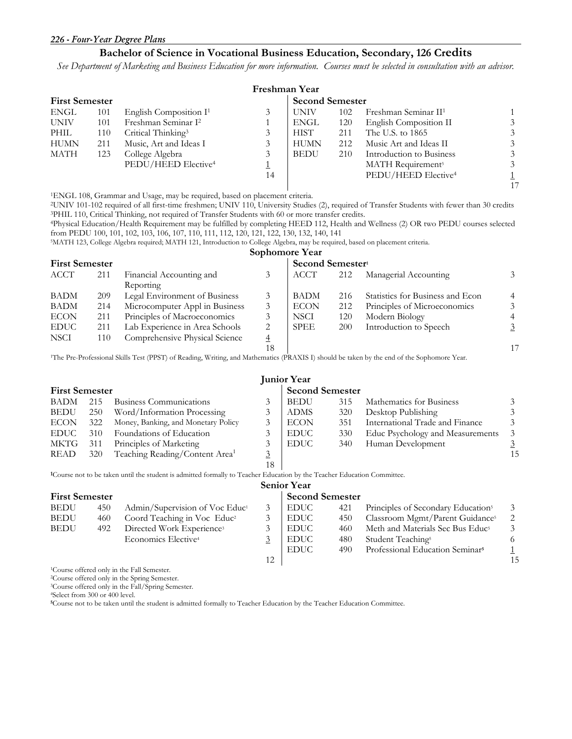## Bachelor of Science in Vocational Business Education, Secondary, 126 Credits

*See Department of Marketing and Business Education for more information. Courses must be selected in consultation with an advisor.*

### Freshman Year

| First Semester | | | | Second Semester | | | |
|---|---|---|---|---|---|---|---|
| ENGL | 101 | English Composition I[1] | 3 | UNIV | 102 | Freshman Seminar II[1] | 1 |
| UNIV | 101 | Freshman Seminar I[2] | 1 | ENGL | 120 | English Composition II | 3 |
| PHIL | 110 | Critical Thinking[3] | 3 | HIST | 211 | The U.S. to 1865 | 3 |
| HUMN | 211 | Music, Art and Ideas I | 3 | HUMN | 212 | Music Art and Ideas II | 3 |
| MATH | 123 | College Algebra | 3 | BEDU | 210 | Introduction to Business | 3 |
| | | PEDU/HEED Elective[4] | 1 | | | MATH Requirement[5] | 3 |
| | | | 14 | | | PEDU/HEED Elective[4] | 1 |
| | | | | | | | 17 |

[1]ENGL 108, Grammar and Usage, may be required, based on placement criteria.
[2]UNIV 101-102 required of all first-time freshmen; UNIV 110, University Studies (2), required of Transfer Students with fewer than 30 credits
[3]PHIL 110, Critical Thinking, not required of Transfer Students with 60 or more transfer credits.
[4]Physical Education/Health Requirement may be fulfilled by completing HEED 112, Health and Wellness (2) OR two PEDU courses selected from PEDU 100, 101, 102, 103, 106, 107, 110, 111, 112, 120, 121, 122, 130, 132, 140, 141
[5]MATH 123, College Algebra required; MATH 121, Introduction to College Algebra, may be required, based on placement criteria.

### Sophomore Year

| First Semester | | | | Second Semester[1] | | | |
|---|---|---|---|---|---|---|---|
| ACCT | 211 | Financial Accounting and Reporting | 3 | ACCT | 212 | Managerial Accounting | 3 |
| BADM | 209 | Legal Environment of Business | 3 | BADM | 216 | Statistics for Business and Econ | 4 |
| BADM | 214 | Microcomputer Appl in Business | 3 | ECON | 212 | Principles of Microeconomics | 3 |
| ECON | 211 | Principles of Macroeconomics | 3 | NSCI | 120 | Modern Biology | 4 |
| EDUC | 211 | Lab Experience in Area Schools | 2 | SPEE | 200 | Introduction to Speech | 3 |
| NSCI | 110 | Comprehensive Physical Science | 4 | | | | |
| | | | 18 | | | | 17 |

[1]The Pre-Professional Skills Test (PPST) of Reading, Writing, and Mathematics (PRAXIS I) should be taken by the end of the Sophomore Year.

### Junior Year

| First Semester | | | | Second Semester | | | |
|---|---|---|---|---|---|---|---|
| BADM | 215 | Business Communications | 3 | BEDU | 315 | Mathematics for Business | 3 |
| BEDU | 250 | Word/Information Processing | 3 | ADMS | 320 | Desktop Publishing | 3 |
| ECON | 322 | Money, Banking, and Monetary Policy | 3 | ECON | 351 | International Trade and Finance | 3 |
| EDUC | 310 | Foundations of Education | 3 | EDUC | 330 | Educ Psychology and Measurements | 3 |
| MKTG | 311 | Principles of Marketing | 3 | EDUC | 340 | Human Development | 3 |
| READ | 320 | Teaching Reading/Content Area[1] | 3 | | | | 15 |
| | | | 18 | | | | |

[1]Course not to be taken until the student is admitted formally to Teacher Education by the Teacher Education Committee.

### Senior Year

| First Semester | | | | Second Semester | | | |
|---|---|---|---|---|---|---|---|
| BEDU | 450 | Admin/Supervision of Voc Educ[1] | 3 | EDUC | 421 | Principles of Secondary Education[5] | 3 |
| BEDU | 460 | Coord Teaching in Voc Educ[2] | 3 | EDUC | 450 | Classroom Mgmt/Parent Guidance[5] | 2 |
| BEDU | 492 | Directed Work Experience[3] | 3 | EDUC | 460 | Meth and Materials Sec Bus Educ[5] | 3 |
| | | Economics Elective[4] | 3 | EDUC | 480 | Student Teaching[5] | 6 |
| | | | | EDUC | 490 | Professional Education Seminar[5] | 1 |
| | | | 12 | | | | 15 |

[1]Course offered only in the Fall Semester.
[2]Course offered only in the Spring Semester.
[3]Course offered only in the Fall/Spring Semester.
[4]Select from 300 or 400 level.
[5]Course not to be taken until the student is admitted formally to Teacher Education by the Teacher Education Committee.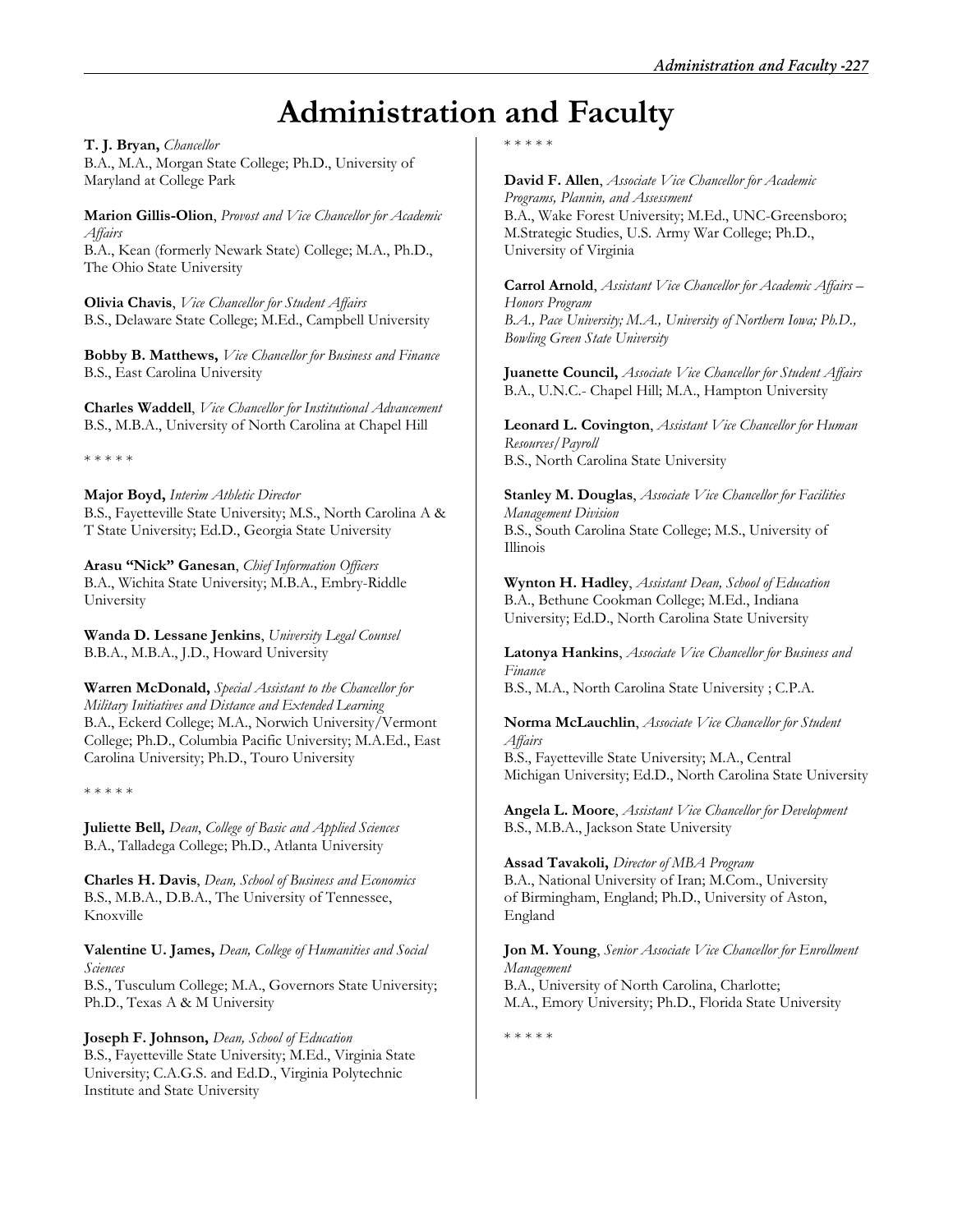# Administration and Faculty

**T. J. Bryan,** *Chancellor*
B.A., M.A., Morgan State College; Ph.D., University of Maryland at College Park

**Marion Gillis-Olion**, *Provost and Vice Chancellor for Academic Affairs*
B.A., Kean (formerly Newark State) College; M.A., Ph.D., The Ohio State University

**Olivia Chavis**, *Vice Chancellor for Student Affairs*
B.S., Delaware State College; M.Ed., Campbell University

**Bobby B. Matthews,** *Vice Chancellor for Business and Finance*
B.S., East Carolina University

**Charles Waddell**, *Vice Chancellor for Institutional Advancement*
B.S., M.B.A., University of North Carolina at Chapel Hill

\* \* \* \* \*

**Major Boyd,** *Interim Athletic Director*
B.S., Fayetteville State University; M.S., North Carolina A & T State University; Ed.D., Georgia State University

**Arasu "Nick" Ganesan**, *Chief Information Officers*
B.A., Wichita State University; M.B.A., Embry-Riddle University

**Wanda D. Lessane Jenkins**, *University Legal Counsel*
B.B.A., M.B.A., J.D., Howard University

**Warren McDonald,** *Special Assistant to the Chancellor for Military Initiatives and Distance and Extended Learning*
B.A., Eckerd College; M.A., Norwich University/Vermont College; Ph.D., Columbia Pacific University; M.A.Ed., East Carolina University; Ph.D., Touro University

\* \* \* \* \*

**Juliette Bell,** *Dean*, *College of Basic and Applied Sciences*
B.A., Talladega College; Ph.D., Atlanta University

**Charles H. Davis**, *Dean, School of Business and Economics*
B.S., M.B.A., D.B.A., The University of Tennessee, Knoxville

**Valentine U. James,** *Dean, College of Humanities and Social Sciences*
B.S., Tusculum College; M.A., Governors State University; Ph.D., Texas A & M University

**Joseph F. Johnson,** *Dean, School of Education*
B.S., Fayetteville State University; M.Ed., Virginia State University; C.A.G.S. and Ed.D., Virginia Polytechnic Institute and State University

\* \* \* \* \*

**David F. Allen**, *Associate Vice Chancellor for Academic Programs, Plannin, and Assessment*
B.A., Wake Forest University; M.Ed., UNC-Greensboro; M.Strategic Studies, U.S. Army War College; Ph.D., University of Virginia

**Carrol Arnold**, *Assistant Vice Chancellor for Academic Affairs – Honors Program*
*B.A., Pace University; M.A., University of Northern Iowa; Ph.D., Bowling Green State University*

**Juanette Council,** *Associate Vice Chancellor for Student Affairs*
B.A., U.N.C.- Chapel Hill; M.A., Hampton University

**Leonard L. Covington**, *Assistant Vice Chancellor for Human Resources/Payroll*
B.S., North Carolina State University

**Stanley M. Douglas**, *Associate Vice Chancellor for Facilities Management Division*
B.S., South Carolina State College; M.S., University of Illinois

**Wynton H. Hadley**, *Assistant Dean, School of Education*
B.A., Bethune Cookman College; M.Ed., Indiana University; Ed.D., North Carolina State University

**Latonya Hankins**, *Associate Vice Chancellor for Business and Finance*
B.S., M.A., North Carolina State University ; C.P.A.

**Norma McLauchlin**, *Associate Vice Chancellor for Student Affairs*
B.S., Fayetteville State University; M.A., Central Michigan University; Ed.D., North Carolina State University

**Angela L. Moore**, *Assistant Vice Chancellor for Development*
B.S., M.B.A., Jackson State University

**Assad Tavakoli,** *Director of MBA Program*
B.A., National University of Iran; M.Com., University of Birmingham, England; Ph.D., University of Aston, England

**Jon M. Young**, *Senior Associate Vice Chancellor for Enrollment Management*
B.A., University of North Carolina, Charlotte; M.A., Emory University; Ph.D., Florida State University

\* \* \* \* \*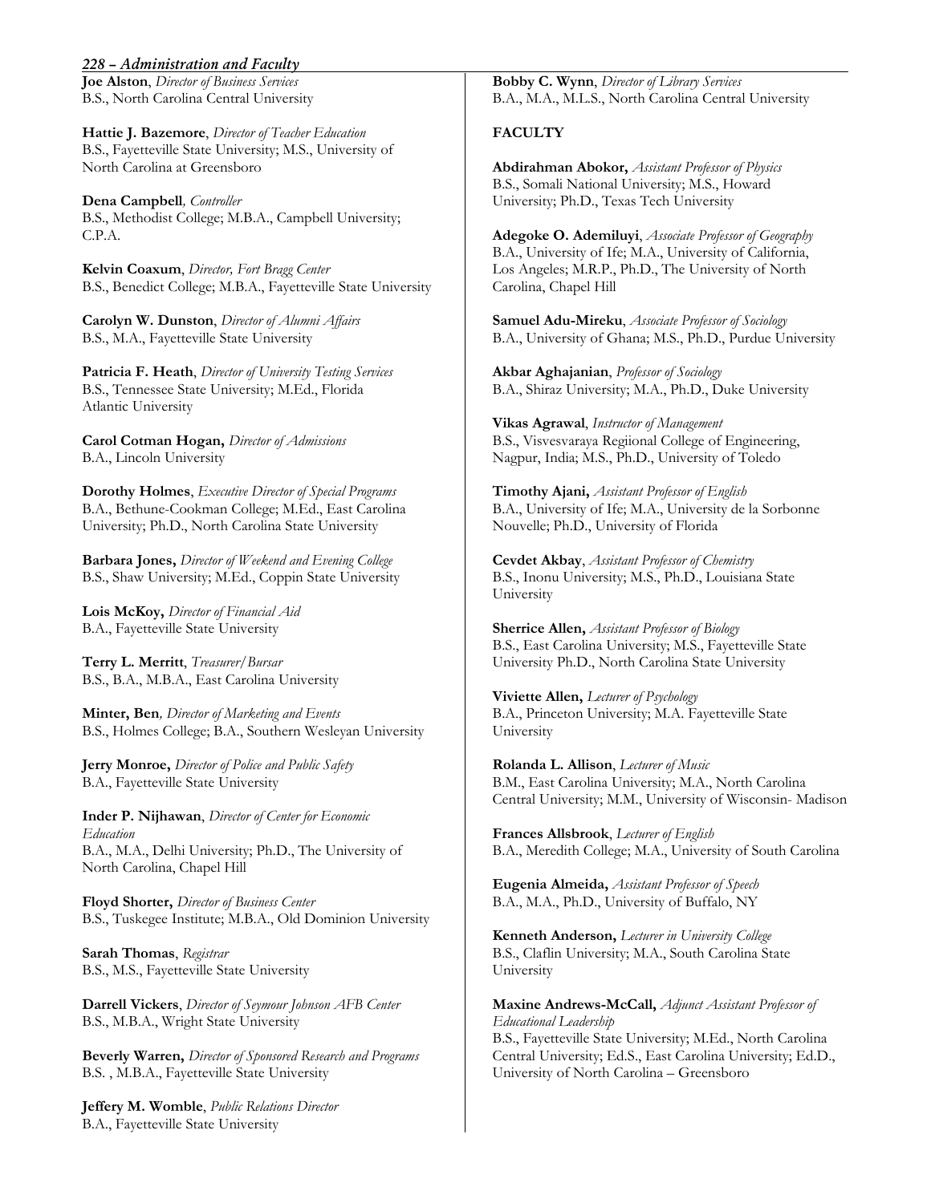**Joe Alston**, *Director of Business Services*
B.S., North Carolina Central University

**Hattie J. Bazemore**, *Director of Teacher Education*
B.S., Fayetteville State University; M.S., University of North Carolina at Greensboro

**Dena Campbell***, Controller*
B.S., Methodist College; M.B.A., Campbell University; C.P.A.

**Kelvin Coaxum**, *Director, Fort Bragg Center*
B.S., Benedict College; M.B.A., Fayetteville State University

**Carolyn W. Dunston**, *Director of Alumni Affairs*
B.S., M.A., Fayetteville State University

**Patricia F. Heath**, *Director of University Testing Services*
B.S., Tennessee State University; M.Ed., Florida Atlantic University

**Carol Cotman Hogan,** *Director of Admissions*
B.A., Lincoln University

**Dorothy Holmes**, *Executive Director of Special Programs*
B.A., Bethune-Cookman College; M.Ed., East Carolina University; Ph.D., North Carolina State University

**Barbara Jones,** *Director of Weekend and Evening College*
B.S., Shaw University; M.Ed., Coppin State University

**Lois McKoy,** *Director of Financial Aid*
B.A., Fayetteville State University

**Terry L. Merritt**, *Treasurer/Bursar*
B.S., B.A., M.B.A., East Carolina University

**Minter, Ben***, Director of Marketing and Events*
B.S., Holmes College; B.A., Southern Wesleyan University

**Jerry Monroe,** *Director of Police and Public Safety*
B.A., Fayetteville State University

**Inder P. Nijhawan**, *Director of Center for Economic Education*
B.A., M.A., Delhi University; Ph.D., The University of North Carolina, Chapel Hill

**Floyd Shorter,** *Director of Business Center*
B.S., Tuskegee Institute; M.B.A., Old Dominion University

**Sarah Thomas**, *Registrar*
B.S., M.S., Fayetteville State University

**Darrell Vickers**, *Director of Seymour Johnson AFB Center*
B.S., M.B.A., Wright State University

**Beverly Warren,** *Director of Sponsored Research and Programs*
B.S. , M.B.A., Fayetteville State University

**Jeffery M. Womble**, *Public Relations Director*
B.A., Fayetteville State University

**Bobby C. Wynn**, *Director of Library Services*
B.A., M.A., M.L.S., North Carolina Central University

## FACULTY

**Abdirahman Abokor,** *Assistant Professor of Physics*
B.S., Somali National University; M.S., Howard University; Ph.D., Texas Tech University

**Adegoke O. Ademiluyi**, *Associate Professor of Geography*
B.A., University of Ife; M.A., University of California, Los Angeles; M.R.P., Ph.D., The University of North Carolina, Chapel Hill

**Samuel Adu-Mireku**, *Associate Professor of Sociology*
B.A., University of Ghana; M.S., Ph.D., Purdue University

**Akbar Aghajanian**, *Professor of Sociology*
B.A., Shiraz University; M.A., Ph.D., Duke University

**Vikas Agrawal**, *Instructor of Management*
B.S., Visvesvaraya Regiional College of Engineering, Nagpur, India; M.S., Ph.D., University of Toledo

**Timothy Ajani,** *Assistant Professor of English*
B.A., University of Ife; M.A., University de la Sorbonne Nouvelle; Ph.D., University of Florida

**Cevdet Akbay**, *Assistant Professor of Chemistry*
B.S., Inonu University; M.S., Ph.D., Louisiana State University

**Sherrice Allen,** *Assistant Professor of Biology*
B.S., East Carolina University; M.S., Fayetteville State University Ph.D., North Carolina State University

**Viviette Allen,** *Lecturer of Psychology*
B.A., Princeton University; M.A. Fayetteville State University

**Rolanda L. Allison**, *Lecturer of Music*
B.M., East Carolina University; M.A., North Carolina Central University; M.M., University of Wisconsin- Madison

**Frances Allsbrook**, *Lecturer of English*
B.A., Meredith College; M.A., University of South Carolina

**Eugenia Almeida,** *Assistant Professor of Speech*
B.A., M.A., Ph.D., University of Buffalo, NY

**Kenneth Anderson,** *Lecturer in University College*
B.S., Claflin University; M.A., South Carolina State University

**Maxine Andrews-McCall,** *Adjunct Assistant Professor of Educational Leadership*
B.S., Fayetteville State University; M.Ed., North Carolina Central University; Ed.S., East Carolina University; Ed.D., University of North Carolina – Greensboro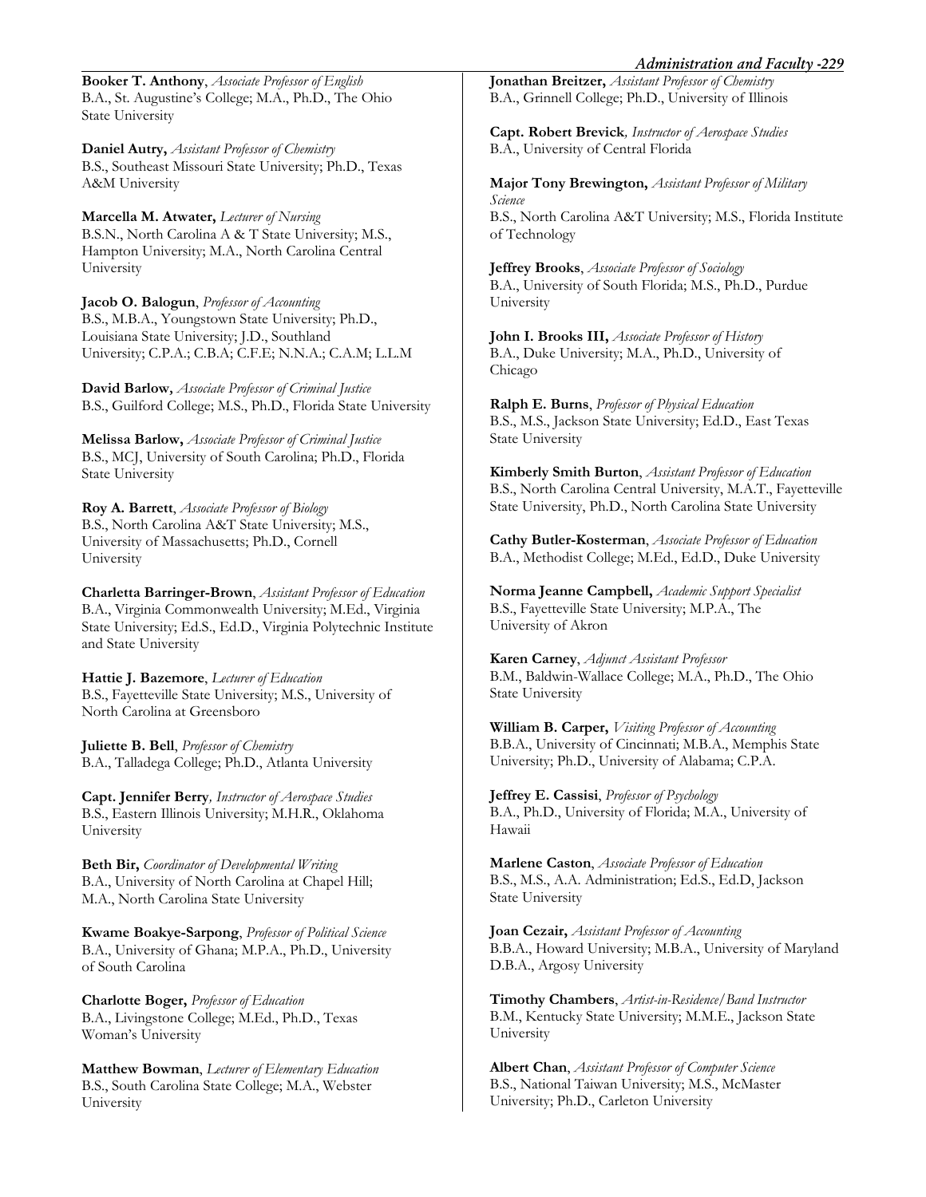**Booker T. Anthony**, *Associate Professor of English*
B.A., St. Augustine's College; M.A., Ph.D., The Ohio State University

**Daniel Autry,** *Assistant Professor of Chemistry*
B.S., Southeast Missouri State University; Ph.D., Texas A&M University

**Marcella M. Atwater,** *Lecturer of Nursing*
B.S.N., North Carolina A & T State University; M.S., Hampton University; M.A., North Carolina Central University

**Jacob O. Balogun**, *Professor of Accounting*
B.S., M.B.A., Youngstown State University; Ph.D., Louisiana State University; J.D., Southland University; C.P.A.; C.B.A; C.F.E; N.N.A.; C.A.M; L.L.M

**David Barlow,** *Associate Professor of Criminal Justice*
B.S., Guilford College; M.S., Ph.D., Florida State University

**Melissa Barlow,** *Associate Professor of Criminal Justice*
B.S., MCJ, University of South Carolina; Ph.D., Florida State University

**Roy A. Barrett**, *Associate Professor of Biology*
B.S., North Carolina A&T State University; M.S., University of Massachusetts; Ph.D., Cornell University

**Charletta Barringer-Brown**, *Assistant Professor of Education*
B.A., Virginia Commonwealth University; M.Ed., Virginia State University; Ed.S., Ed.D., Virginia Polytechnic Institute and State University

**Hattie J. Bazemore**, *Lecturer of Education*
B.S., Fayetteville State University; M.S., University of North Carolina at Greensboro

**Juliette B. Bell**, *Professor of Chemistry*
B.A., Talladega College; Ph.D., Atlanta University

**Capt. Jennifer Berry***, Instructor of Aerospace Studies*
B.S., Eastern Illinois University; M.H.R., Oklahoma University

**Beth Bir,** *Coordinator of Developmental Writing*
B.A., University of North Carolina at Chapel Hill; M.A., North Carolina State University

**Kwame Boakye-Sarpong**, *Professor of Political Science*
B.A., University of Ghana; M.P.A., Ph.D., University of South Carolina

**Charlotte Boger,** *Professor of Education*
B.A., Livingstone College; M.Ed., Ph.D., Texas Woman's University

**Matthew Bowman**, *Lecturer of Elementary Education*
B.S., South Carolina State College; M.A., Webster University

**Jonathan Breitzer,** *Assistant Professor of Chemistry*
B.A., Grinnell College; Ph.D., University of Illinois

**Capt. Robert Brevick***, Instructor of Aerospace Studies*
B.A., University of Central Florida

**Major Tony Brewington,** *Assistant Professor of Military Science*
B.S., North Carolina A&T University; M.S., Florida Institute of Technology

**Jeffrey Brooks**, *Associate Professor of Sociology*
B.A., University of South Florida; M.S., Ph.D., Purdue University

**John I. Brooks III,** *Associate Professor of History*
B.A., Duke University; M.A., Ph.D., University of Chicago

**Ralph E. Burns**, *Professor of Physical Education*
B.S., M.S., Jackson State University; Ed.D., East Texas State University

**Kimberly Smith Burton**, *Assistant Professor of Education*
B.S., North Carolina Central University, M.A.T., Fayetteville State University, Ph.D., North Carolina State University

**Cathy Butler-Kosterman**, *Associate Professor of Education*
B.A., Methodist College; M.Ed., Ed.D., Duke University

**Norma Jeanne Campbell,** *Academic Support Specialist*
B.S., Fayetteville State University; M.P.A., The University of Akron

**Karen Carney**, *Adjunct Assistant Professor*
B.M., Baldwin-Wallace College; M.A., Ph.D., The Ohio State University

**William B. Carper,** *Visiting Professor of Accounting*
B.B.A., University of Cincinnati; M.B.A., Memphis State University; Ph.D., University of Alabama; C.P.A.

**Jeffrey E. Cassisi**, *Professor of Psychology*
B.A., Ph.D., University of Florida; M.A., University of Hawaii

**Marlene Caston**, *Associate Professor of Education*
B.S., M.S., A.A. Administration; Ed.S., Ed.D, Jackson State University

**Joan Cezair,** *Assistant Professor of Accounting*
B.B.A., Howard University; M.B.A., University of Maryland D.B.A., Argosy University

**Timothy Chambers**, *Artist-in-Residence/Band Instructor*
B.M., Kentucky State University; M.M.E., Jackson State University

**Albert Chan**, *Assistant Professor of Computer Science*
B.S., National Taiwan University; M.S., McMaster University; Ph.D., Carleton University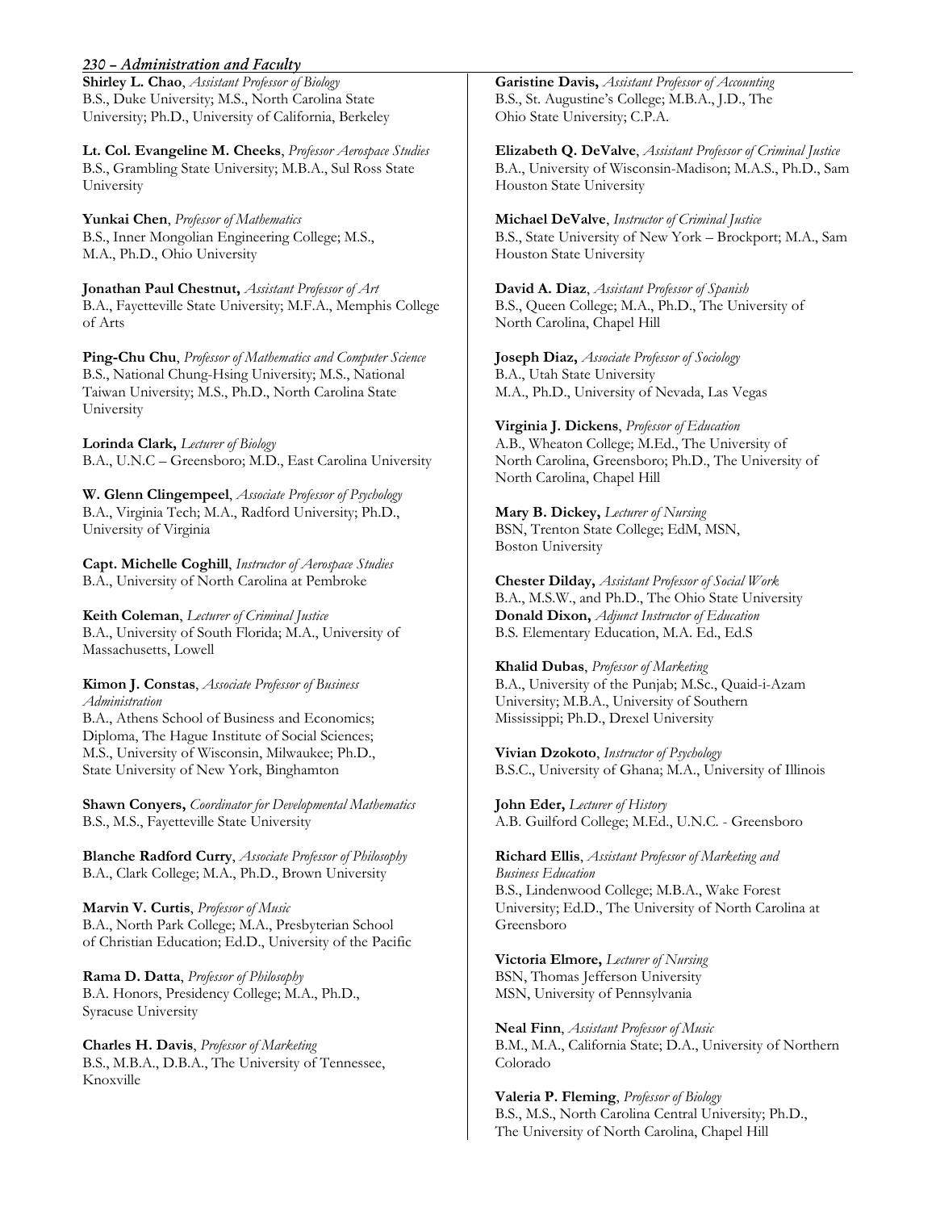**Shirley L. Chao**, *Assistant Professor of Biology*
B.S., Duke University; M.S., North Carolina State University; Ph.D., University of California, Berkeley

**Lt. Col. Evangeline M. Cheeks**, *Professor Aerospace Studies*
B.S., Grambling State University; M.B.A., Sul Ross State University

**Yunkai Chen**, *Professor of Mathematics*
B.S., Inner Mongolian Engineering College; M.S., M.A., Ph.D., Ohio University

**Jonathan Paul Chestnut,** *Assistant Professor of Art*
B.A., Fayetteville State University; M.F.A., Memphis College of Arts

**Ping-Chu Chu**, *Professor of Mathematics and Computer Science*
B.S., National Chung-Hsing University; M.S., National Taiwan University; M.S., Ph.D., North Carolina State University

**Lorinda Clark,** *Lecturer of Biology*
B.A., U.N.C – Greensboro; M.D., East Carolina University

**W. Glenn Clingempeel**, *Associate Professor of Psychology*
B.A., Virginia Tech; M.A., Radford University; Ph.D., University of Virginia

**Capt. Michelle Coghill**, *Instructor of Aerospace Studies*
B.A., University of North Carolina at Pembroke

**Keith Coleman**, *Lecturer of Criminal Justice*
B.A., University of South Florida; M.A., University of Massachusetts, Lowell

**Kimon J. Constas**, *Associate Professor of Business Administration*
B.A., Athens School of Business and Economics; Diploma, The Hague Institute of Social Sciences; M.S., University of Wisconsin, Milwaukee; Ph.D., State University of New York, Binghamton

**Shawn Conyers,** *Coordinator for Developmental Mathematics*
B.S., M.S., Fayetteville State University

**Blanche Radford Curry**, *Associate Professor of Philosophy*
B.A., Clark College; M.A., Ph.D., Brown University

**Marvin V. Curtis**, *Professor of Music*
B.A., North Park College; M.A., Presbyterian School of Christian Education; Ed.D., University of the Pacific

**Rama D. Datta**, *Professor of Philosophy*
B.A. Honors, Presidency College; M.A., Ph.D., Syracuse University

**Charles H. Davis**, *Professor of Marketing*
B.S., M.B.A., D.B.A., The University of Tennessee, Knoxville

**Garistine Davis,** *Assistant Professor of Accounting*
B.S., St. Augustine's College; M.B.A., J.D., The Ohio State University; C.P.A.

**Elizabeth Q. DeValve**, *Assistant Professor of Criminal Justice*
B.A., University of Wisconsin-Madison; M.A.S., Ph.D., Sam Houston State University

**Michael DeValve**, *Instructor of Criminal Justice*
B.S., State University of New York – Brockport; M.A., Sam Houston State University

**David A. Diaz**, *Assistant Professor of Spanish*
B.S., Queen College; M.A., Ph.D., The University of North Carolina, Chapel Hill

**Joseph Diaz,** *Associate Professor of Sociology*
B.A., Utah State University
M.A., Ph.D., University of Nevada, Las Vegas

**Virginia J. Dickens**, *Professor of Education*
A.B., Wheaton College; M.Ed., The University of North Carolina, Greensboro; Ph.D., The University of North Carolina, Chapel Hill

**Mary B. Dickey,** *Lecturer of Nursing*
BSN, Trenton State College; EdM, MSN, Boston University

**Chester Dilday,** *Assistant Professor of Social Work*
B.A., M.S.W., and Ph.D., The Ohio State University

**Donald Dixon,** *Adjunct Instructor of Education*
B.S. Elementary Education, M.A. Ed., Ed.S

**Khalid Dubas**, *Professor of Marketing*
B.A., University of the Punjab; M.Sc., Quaid-i-Azam University; M.B.A., University of Southern Mississippi; Ph.D., Drexel University

**Vivian Dzokoto**, *Instructor of Psychology*
B.S.C., University of Ghana; M.A., University of Illinois

**John Eder,** *Lecturer of History*
A.B. Guilford College; M.Ed., U.N.C. - Greensboro

**Richard Ellis**, *Assistant Professor of Marketing and Business Education*
B.S., Lindenwood College; M.B.A., Wake Forest University; Ed.D., The University of North Carolina at Greensboro

**Victoria Elmore,** *Lecturer of Nursing*
BSN, Thomas Jefferson University
MSN, University of Pennsylvania

**Neal Finn**, *Assistant Professor of Music*
B.M., M.A., California State; D.A., University of Northern Colorado

**Valeria P. Fleming**, *Professor of Biology*
B.S., M.S., North Carolina Central University; Ph.D., The University of North Carolina, Chapel Hill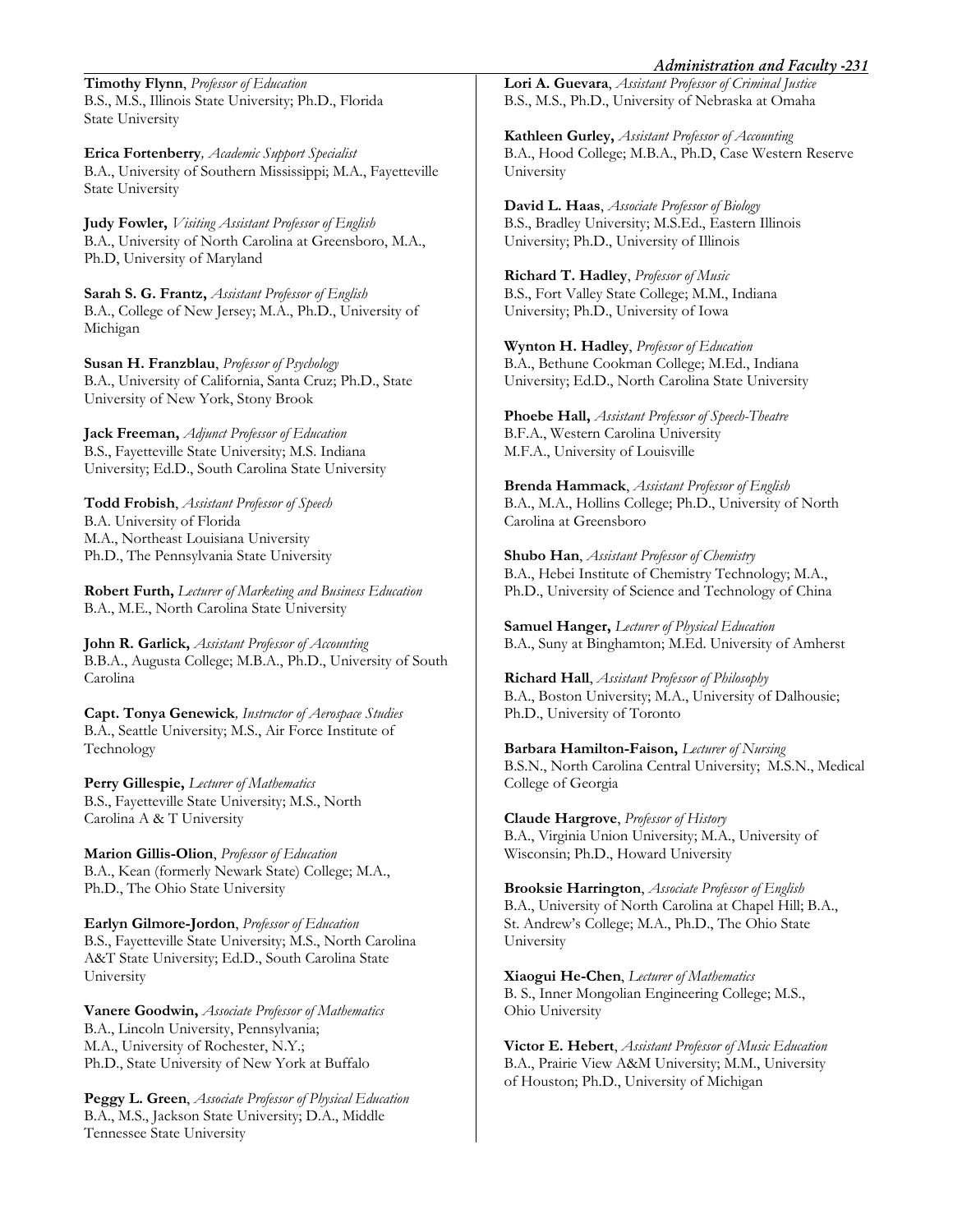**Timothy Flynn**, *Professor of Education*
B.S., M.S., Illinois State University; Ph.D., Florida State University

**Erica Fortenberry**, *Academic Support Specialist*
B.A., University of Southern Mississippi; M.A., Fayetteville State University

**Judy Fowler,** *Visiting Assistant Professor of English*
B.A., University of North Carolina at Greensboro, M.A., Ph.D, University of Maryland

**Sarah S. G. Frantz,** *Assistant Professor of English*
B.A., College of New Jersey; M.A., Ph.D., University of Michigan

**Susan H. Franzblau**, *Professor of Psychology*
B.A., University of California, Santa Cruz; Ph.D., State University of New York, Stony Brook

**Jack Freeman,** *Adjunct Professor of Education*
B.S., Fayetteville State University; M.S. Indiana University; Ed.D., South Carolina State University

**Todd Frobish**, *Assistant Professor of Speech*
B.A. University of Florida
M.A., Northeast Louisiana University
Ph.D., The Pennsylvania State University

**Robert Furth,** *Lecturer of Marketing and Business Education*
B.A., M.E., North Carolina State University

**John R. Garlick,** *Assistant Professor of Accounting*
B.B.A., Augusta College; M.B.A., Ph.D., University of South Carolina

**Capt. Tonya Genewick**, *Instructor of Aerospace Studies*
B.A., Seattle University; M.S., Air Force Institute of Technology

**Perry Gillespie,** *Lecturer of Mathematics*
B.S., Fayetteville State University; M.S., North Carolina A & T University

**Marion Gillis-Olion**, *Professor of Education*
B.A., Kean (formerly Newark State) College; M.A., Ph.D., The Ohio State University

**Earlyn Gilmore-Jordon**, *Professor of Education*
B.S., Fayetteville State University; M.S., North Carolina A&T State University; Ed.D., South Carolina State University

**Vanere Goodwin,** *Associate Professor of Mathematics*
B.A., Lincoln University, Pennsylvania;
M.A., University of Rochester, N.Y.;
Ph.D., State University of New York at Buffalo

**Peggy L. Green**, *Associate Professor of Physical Education*
B.A., M.S., Jackson State University; D.A., Middle Tennessee State University

**Lori A. Guevara**, *Assistant Professor of Criminal Justice*
B.S., M.S., Ph.D., University of Nebraska at Omaha

**Kathleen Gurley,** *Assistant Professor of Accounting*
B.A., Hood College; M.B.A., Ph.D, Case Western Reserve University

**David L. Haas**, *Associate Professor of Biology*
B.S., Bradley University; M.S.Ed., Eastern Illinois University; Ph.D., University of Illinois

**Richard T. Hadley**, *Professor of Music*
B.S., Fort Valley State College; M.M., Indiana University; Ph.D., University of Iowa

**Wynton H. Hadley**, *Professor of Education*
B.A., Bethune Cookman College; M.Ed., Indiana University; Ed.D., North Carolina State University

**Phoebe Hall,** *Assistant Professor of Speech-Theatre*
B.F.A., Western Carolina University
M.F.A., University of Louisville

**Brenda Hammack**, *Assistant Professor of English*
B.A., M.A., Hollins College; Ph.D., University of North Carolina at Greensboro

**Shubo Han**, *Assistant Professor of Chemistry*
B.A., Hebei Institute of Chemistry Technology; M.A., Ph.D., University of Science and Technology of China

**Samuel Hanger,** *Lecturer of Physical Education*
B.A., Suny at Binghamton; M.Ed. University of Amherst

**Richard Hall**, *Assistant Professor of Philosophy*
B.A., Boston University; M.A., University of Dalhousie; Ph.D., University of Toronto

**Barbara Hamilton-Faison,** *Lecturer of Nursing*
B.S.N., North Carolina Central University; M.S.N., Medical College of Georgia

**Claude Hargrove**, *Professor of History*
B.A., Virginia Union University; M.A., University of Wisconsin; Ph.D., Howard University

**Brooksie Harrington**, *Associate Professor of English*
B.A., University of North Carolina at Chapel Hill; B.A., St. Andrew's College; M.A., Ph.D., The Ohio State University

**Xiaogui He-Chen**, *Lecturer of Mathematics*
B. S., Inner Mongolian Engineering College; M.S., Ohio University

**Victor E. Hebert**, *Assistant Professor of Music Education*
B.A., Prairie View A&M University; M.M., University of Houston; Ph.D., University of Michigan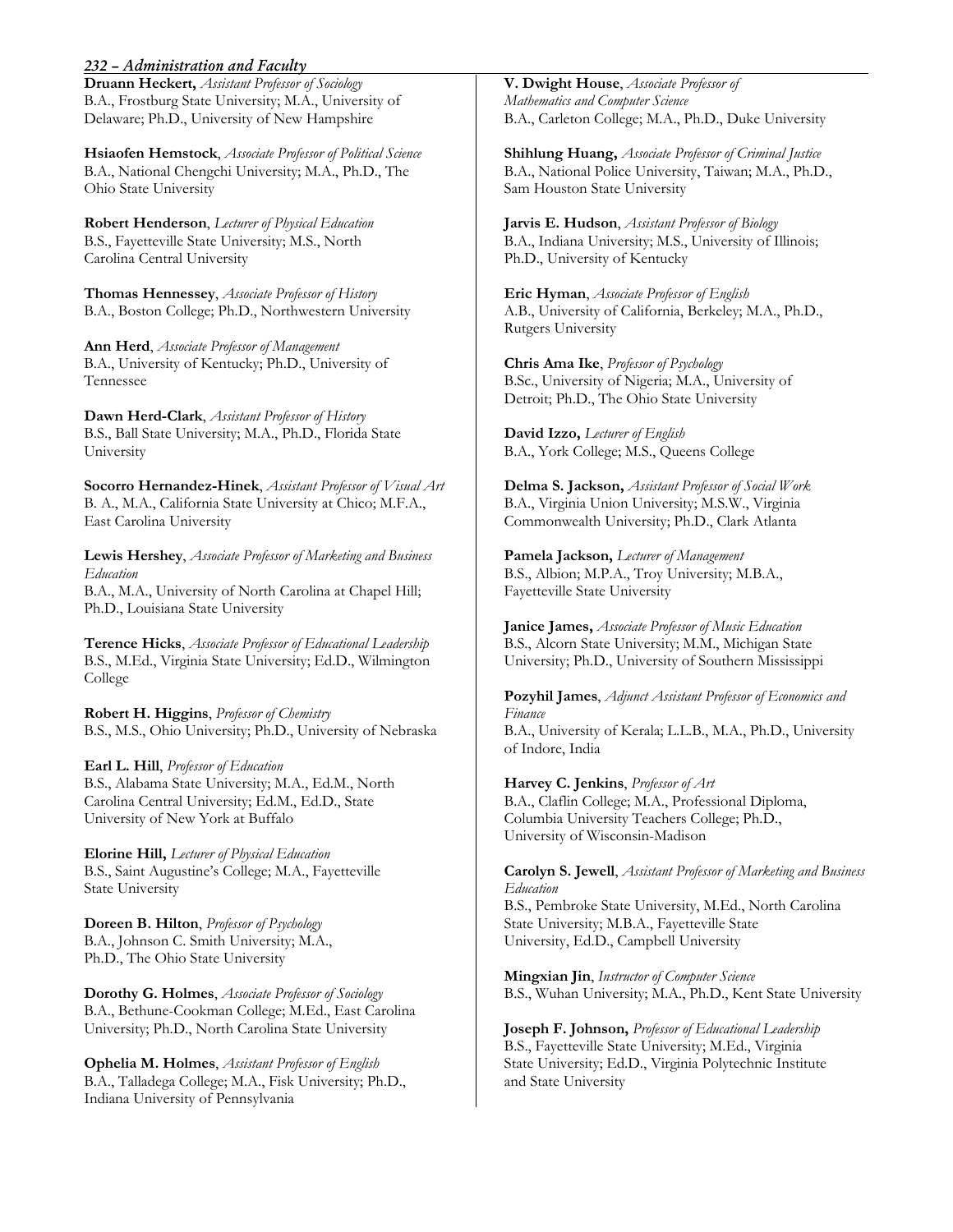**Druann Heckert,** *Assistant Professor of Sociology*
B.A., Frostburg State University; M.A., University of Delaware; Ph.D., University of New Hampshire

**Hsiaofen Hemstock**, *Associate Professor of Political Science*
B.A., National Chengchi University; M.A., Ph.D., The Ohio State University

**Robert Henderson**, *Lecturer of Physical Education*
B.S., Fayetteville State University; M.S., North Carolina Central University

**Thomas Hennessey**, *Associate Professor of History*
B.A., Boston College; Ph.D., Northwestern University

**Ann Herd**, *Associate Professor of Management*
B.A., University of Kentucky; Ph.D., University of Tennessee

**Dawn Herd-Clark**, *Assistant Professor of History*
B.S., Ball State University; M.A., Ph.D., Florida State University

**Socorro Hernandez-Hinek**, *Assistant Professor of Visual Art*
B. A., M.A., California State University at Chico; M.F.A., East Carolina University

**Lewis Hershey**, *Associate Professor of Marketing and Business Education*
B.A., M.A., University of North Carolina at Chapel Hill; Ph.D., Louisiana State University

**Terence Hicks**, *Associate Professor of Educational Leadership*
B.S., M.Ed., Virginia State University; Ed.D., Wilmington College

**Robert H. Higgins**, *Professor of Chemistry*
B.S., M.S., Ohio University; Ph.D., University of Nebraska

**Earl L. Hill**, *Professor of Education*
B.S., Alabama State University; M.A., Ed.M., North Carolina Central University; Ed.M., Ed.D., State University of New York at Buffalo

**Elorine Hill,** *Lecturer of Physical Education*
B.S., Saint Augustine's College; M.A., Fayetteville State University

**Doreen B. Hilton**, *Professor of Psychology*
B.A., Johnson C. Smith University; M.A., Ph.D., The Ohio State University

**Dorothy G. Holmes**, *Associate Professor of Sociology*
B.A., Bethune-Cookman College; M.Ed., East Carolina University; Ph.D., North Carolina State University

**Ophelia M. Holmes**, *Assistant Professor of English*
B.A., Talladega College; M.A., Fisk University; Ph.D., Indiana University of Pennsylvania

**V. Dwight House**, *Associate Professor of Mathematics and Computer Science*
B.A., Carleton College; M.A., Ph.D., Duke University

**Shihlung Huang,** *Associate Professor of Criminal Justice*
B.A., National Police University, Taiwan; M.A., Ph.D., Sam Houston State University

**Jarvis E. Hudson**, *Assistant Professor of Biology*
B.A., Indiana University; M.S., University of Illinois; Ph.D., University of Kentucky

**Eric Hyman**, *Associate Professor of English*
A.B., University of California, Berkeley; M.A., Ph.D., Rutgers University

**Chris Ama Ike**, *Professor of Psychology*
B.Sc., University of Nigeria; M.A., University of Detroit; Ph.D., The Ohio State University

**David Izzo,** *Lecturer of English*
B.A., York College; M.S., Queens College

**Delma S. Jackson,** *Assistant Professor of Social Work*
B.A., Virginia Union University; M.S.W., Virginia Commonwealth University; Ph.D., Clark Atlanta

**Pamela Jackson,** *Lecturer of Management*
B.S., Albion; M.P.A., Troy University; M.B.A., Fayetteville State University

**Janice James,** *Associate Professor of Music Education*
B.S., Alcorn State University; M.M., Michigan State University; Ph.D., University of Southern Mississippi

**Pozyhil James**, *Adjunct Assistant Professor of Economics and Finance*
B.A., University of Kerala; L.L.B., M.A., Ph.D., University of Indore, India

**Harvey C. Jenkins**, *Professor of Art*
B.A., Claflin College; M.A., Professional Diploma, Columbia University Teachers College; Ph.D., University of Wisconsin-Madison

**Carolyn S. Jewell**, *Assistant Professor of Marketing and Business Education*
B.S., Pembroke State University, M.Ed., North Carolina State University; M.B.A., Fayetteville State University, Ed.D., Campbell University

**Mingxian Jin**, *Instructor of Computer Science*
B.S., Wuhan University; M.A., Ph.D., Kent State University

**Joseph F. Johnson,** *Professor of Educational Leadership*
B.S., Fayetteville State University; M.Ed., Virginia State University; Ed.D., Virginia Polytechnic Institute and State University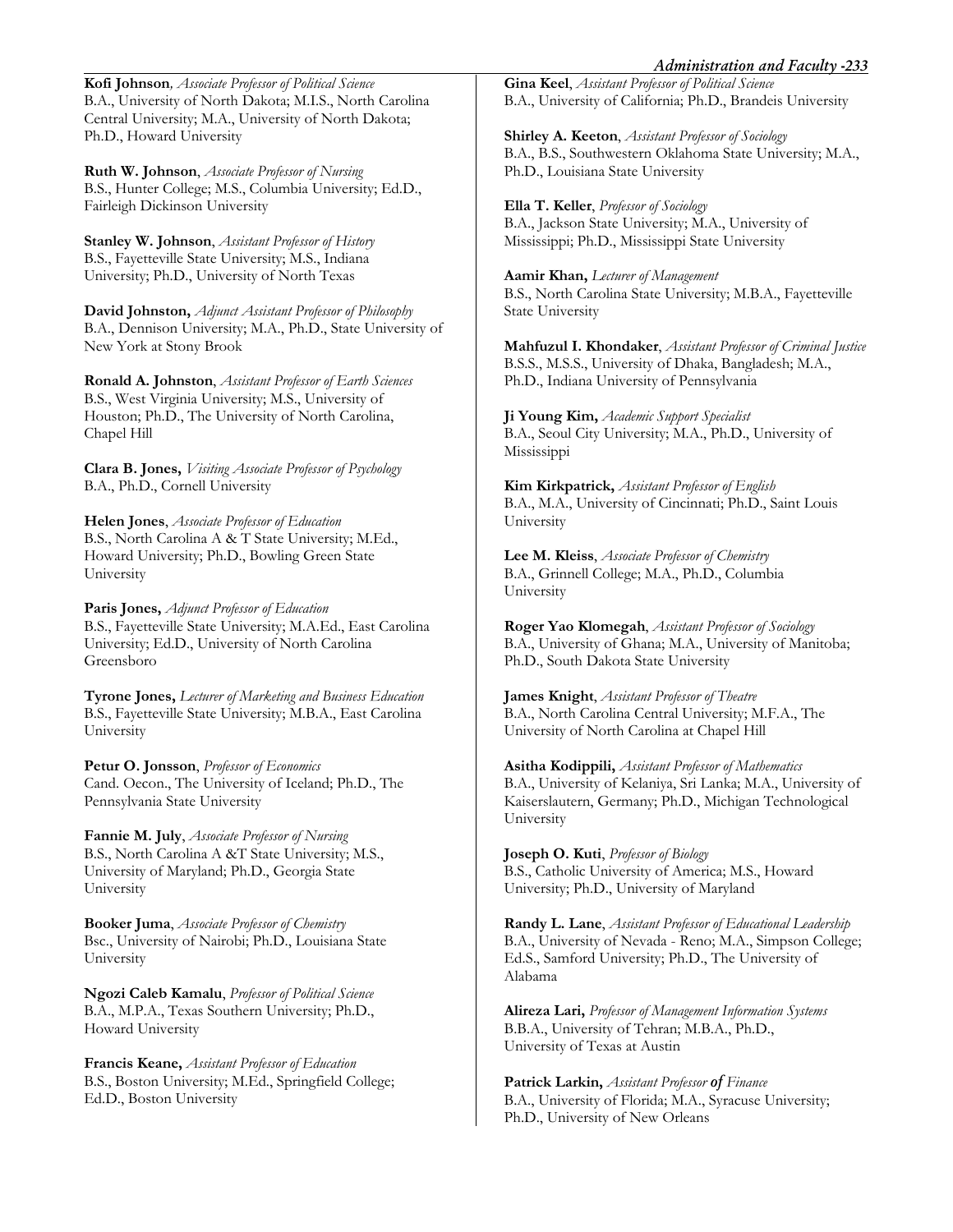**Kofi Johnson**, *Associate Professor of Political Science*
B.A., University of North Dakota; M.I.S., North Carolina Central University; M.A., University of North Dakota; Ph.D., Howard University

**Ruth W. Johnson**, *Associate Professor of Nursing*
B.S., Hunter College; M.S., Columbia University; Ed.D., Fairleigh Dickinson University

**Stanley W. Johnson**, *Assistant Professor of History*
B.S., Fayetteville State University; M.S., Indiana University; Ph.D., University of North Texas

**David Johnston,** *Adjunct Assistant Professor of Philosophy*
B.A., Dennison University; M.A., Ph.D., State University of New York at Stony Brook

**Ronald A. Johnston**, *Assistant Professor of Earth Sciences*
B.S., West Virginia University; M.S., University of Houston; Ph.D., The University of North Carolina, Chapel Hill

**Clara B. Jones,** *Visiting Associate Professor of Psychology*
B.A., Ph.D., Cornell University

**Helen Jones**, *Associate Professor of Education*
B.S., North Carolina A & T State University; M.Ed., Howard University; Ph.D., Bowling Green State University

**Paris Jones,** *Adjunct Professor of Education*
B.S., Fayetteville State University; M.A.Ed., East Carolina University; Ed.D., University of North Carolina Greensboro

**Tyrone Jones,** *Lecturer of Marketing and Business Education*
B.S., Fayetteville State University; M.B.A., East Carolina University

**Petur O. Jonsson**, *Professor of Economics*
Cand. Oecon., The University of Iceland; Ph.D., The Pennsylvania State University

**Fannie M. July**, *Associate Professor of Nursing*
B.S., North Carolina A &T State University; M.S., University of Maryland; Ph.D., Georgia State University

**Booker Juma**, *Associate Professor of Chemistry*
Bsc., University of Nairobi; Ph.D., Louisiana State University

**Ngozi Caleb Kamalu**, *Professor of Political Science*
B.A., M.P.A., Texas Southern University; Ph.D., Howard University

**Francis Keane,** *Assistant Professor of Education*
B.S., Boston University; M.Ed., Springfield College; Ed.D., Boston University

**Gina Keel**, *Assistant Professor of Political Science*
B.A., University of California; Ph.D., Brandeis University

**Shirley A. Keeton**, *Assistant Professor of Sociology*
B.A., B.S., Southwestern Oklahoma State University; M.A., Ph.D., Louisiana State University

**Ella T. Keller**, *Professor of Sociology*
B.A., Jackson State University; M.A., University of Mississippi; Ph.D., Mississippi State University

**Aamir Khan,** *Lecturer of Management*
B.S., North Carolina State University; M.B.A., Fayetteville State University

**Mahfuzul I. Khondaker**, *Assistant Professor of Criminal Justice*
B.S.S., M.S.S., University of Dhaka, Bangladesh; M.A., Ph.D., Indiana University of Pennsylvania

**Ji Young Kim,** *Academic Support Specialist*
B.A., Seoul City University; M.A., Ph.D., University of Mississippi

**Kim Kirkpatrick,** *Assistant Professor of English*
B.A., M.A., University of Cincinnati; Ph.D., Saint Louis University

**Lee M. Kleiss**, *Associate Professor of Chemistry*
B.A., Grinnell College; M.A., Ph.D., Columbia University

**Roger Yao Klomegah**, *Assistant Professor of Sociology*
B.A., University of Ghana; M.A., University of Manitoba; Ph.D., South Dakota State University

**James Knight**, *Assistant Professor of Theatre*
B.A., North Carolina Central University; M.F.A., The University of North Carolina at Chapel Hill

**Asitha Kodippili,** *Assistant Professor of Mathematics*
B.A., University of Kelaniya, Sri Lanka; M.A., University of Kaiserslautern, Germany; Ph.D., Michigan Technological University

**Joseph O. Kuti**, *Professor of Biology*
B.S., Catholic University of America; M.S., Howard University; Ph.D., University of Maryland

**Randy L. Lane**, *Assistant Professor of Educational Leadership*
B.A., University of Nevada - Reno; M.A., Simpson College; Ed.S., Samford University; Ph.D., The University of Alabama

**Alireza Lari,** *Professor of Management Information Systems*
B.B.A., University of Tehran; M.B.A., Ph.D., University of Texas at Austin

**Patrick Larkin,** *Assistant Professor of Finance*
B.A., University of Florida; M.A., Syracuse University; Ph.D., University of New Orleans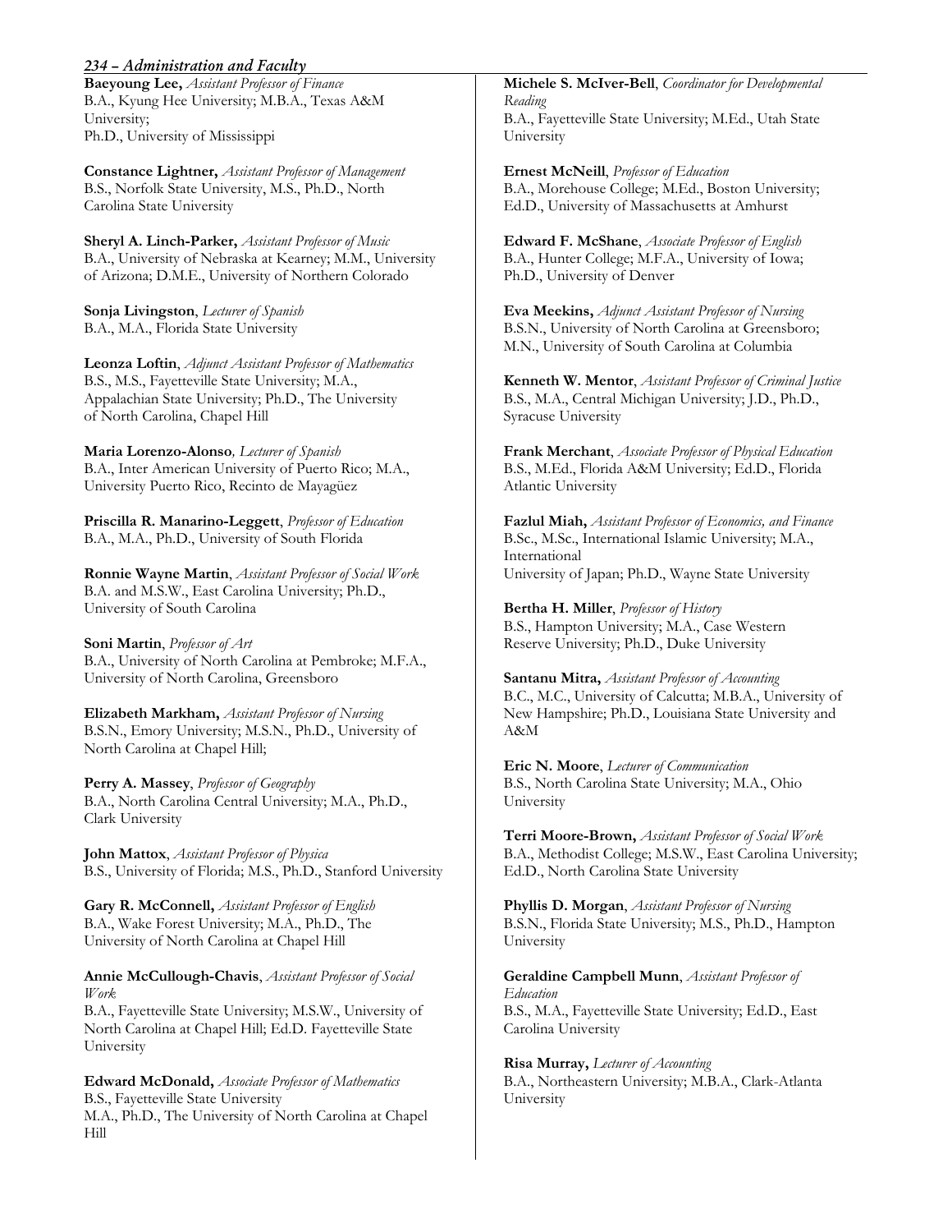**Baeyoung Lee,** *Assistant Professor of Finance*
B.A., Kyung Hee University; M.B.A., Texas A&M University;
Ph.D., University of Mississippi

**Constance Lightner,** *Assistant Professor of Management*
B.S., Norfolk State University, M.S., Ph.D., North Carolina State University

**Sheryl A. Linch-Parker,** *Assistant Professor of Music*
B.A., University of Nebraska at Kearney; M.M., University of Arizona; D.M.E., University of Northern Colorado

**Sonja Livingston**, *Lecturer of Spanish*
B.A., M.A., Florida State University

**Leonza Loftin**, *Adjunct Assistant Professor of Mathematics*
B.S., M.S., Fayetteville State University; M.A., Appalachian State University; Ph.D., The University of North Carolina, Chapel Hill

**Maria Lorenzo-Alonso***, Lecturer of Spanish*
B.A., Inter American University of Puerto Rico; M.A., University Puerto Rico, Recinto de Mayagüez

**Priscilla R. Manarino-Leggett**, *Professor of Education*
B.A., M.A., Ph.D., University of South Florida

**Ronnie Wayne Martin**, *Assistant Professor of Social Work*
B.A. and M.S.W., East Carolina University; Ph.D., University of South Carolina

**Soni Martin**, *Professor of Art*
B.A., University of North Carolina at Pembroke; M.F.A., University of North Carolina, Greensboro

**Elizabeth Markham,** *Assistant Professor of Nursing*
B.S.N., Emory University; M.S.N., Ph.D., University of North Carolina at Chapel Hill;

**Perry A. Massey**, *Professor of Geography*
B.A., North Carolina Central University; M.A., Ph.D., Clark University

**John Mattox**, *Assistant Professor of Physica*
B.S., University of Florida; M.S., Ph.D., Stanford University

**Gary R. McConnell,** *Assistant Professor of English*
B.A., Wake Forest University; M.A., Ph.D., The University of North Carolina at Chapel Hill

**Annie McCullough-Chavis**, *Assistant Professor of Social Work*
B.A., Fayetteville State University; M.S.W., University of North Carolina at Chapel Hill; Ed.D. Fayetteville State University

**Edward McDonald,** *Associate Professor of Mathematics*
B.S., Fayetteville State University
M.A., Ph.D., The University of North Carolina at Chapel Hill

**Michele S. McIver-Bell**, *Coordinator for Developmental Reading*
B.A., Fayetteville State University; M.Ed., Utah State University

**Ernest McNeill**, *Professor of Education*
B.A., Morehouse College; M.Ed., Boston University; Ed.D., University of Massachusetts at Amhurst

**Edward F. McShane**, *Associate Professor of English*
B.A., Hunter College; M.F.A., University of Iowa; Ph.D., University of Denver

**Eva Meekins,** *Adjunct Assistant Professor of Nursing*
B.S.N., University of North Carolina at Greensboro; M.N., University of South Carolina at Columbia

**Kenneth W. Mentor**, *Assistant Professor of Criminal Justice*
B.S., M.A., Central Michigan University; J.D., Ph.D., Syracuse University

**Frank Merchant**, *Associate Professor of Physical Education*
B.S., M.Ed., Florida A&M University; Ed.D., Florida Atlantic University

**Fazlul Miah,** *Assistant Professor of Economics, and Finance*
B.Sc., M.Sc., International Islamic University; M.A., International
University of Japan; Ph.D., Wayne State University

**Bertha H. Miller**, *Professor of History*
B.S., Hampton University; M.A., Case Western Reserve University; Ph.D., Duke University

**Santanu Mitra,** *Assistant Professor of Accounting*
B.C., M.C., University of Calcutta; M.B.A., University of New Hampshire; Ph.D., Louisiana State University and A&M

**Eric N. Moore**, *Lecturer of Communication*
B.S., North Carolina State University; M.A., Ohio University

**Terri Moore-Brown,** *Assistant Professor of Social Work*
B.A., Methodist College; M.S.W., East Carolina University; Ed.D., North Carolina State University

**Phyllis D. Morgan**, *Assistant Professor of Nursing*
B.S.N., Florida State University; M.S., Ph.D., Hampton University

**Geraldine Campbell Munn**, *Assistant Professor of Education*
B.S., M.A., Fayetteville State University; Ed.D., East Carolina University

**Risa Murray,** *Lecturer of Accounting*
B.A., Northeastern University; M.B.A., Clark-Atlanta University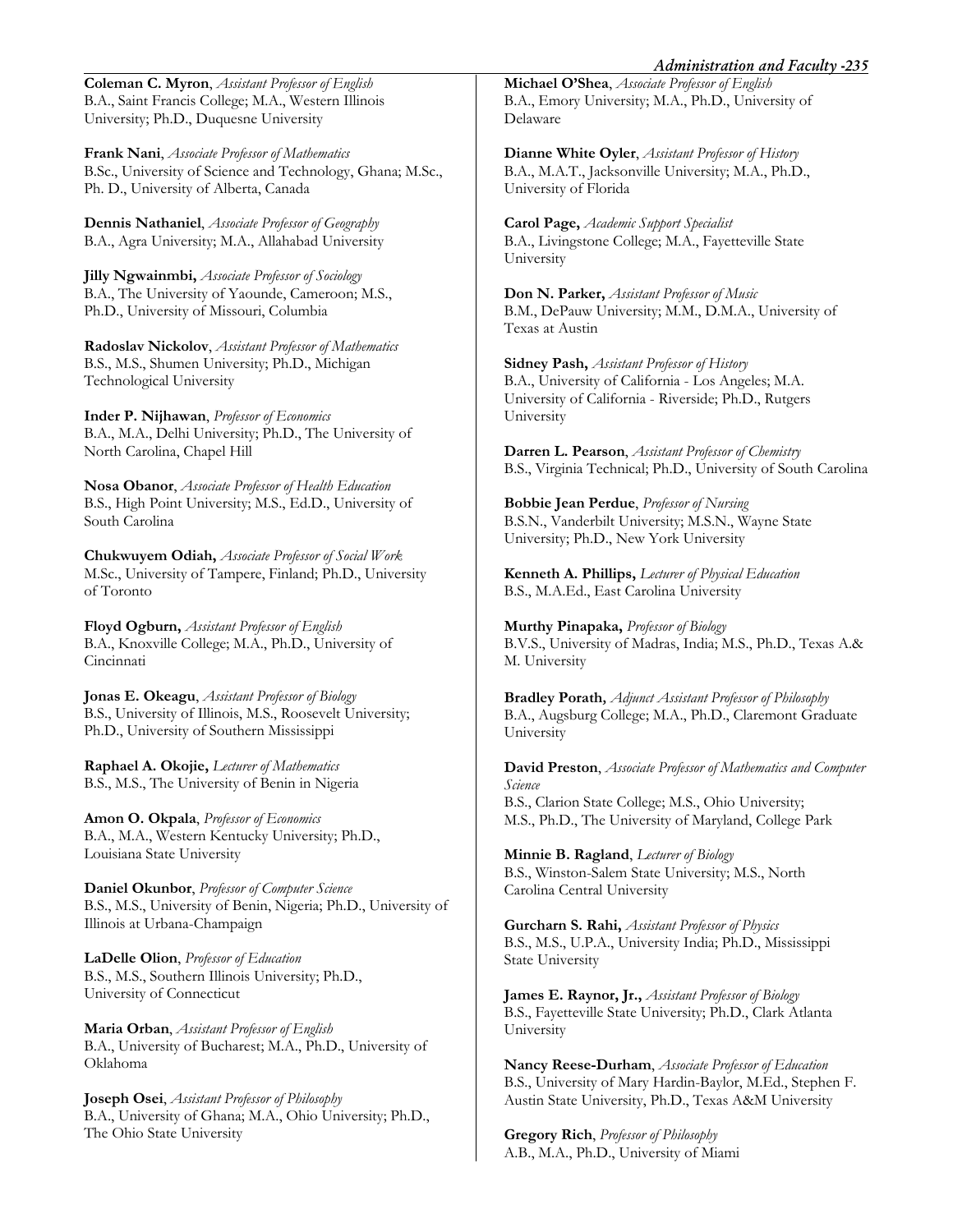**Coleman C. Myron**, *Assistant Professor of English*
B.A., Saint Francis College; M.A., Western Illinois University; Ph.D., Duquesne University

**Frank Nani**, *Associate Professor of Mathematics*
B.Sc., University of Science and Technology, Ghana; M.Sc., Ph. D., University of Alberta, Canada

**Dennis Nathaniel**, *Associate Professor of Geography*
B.A., Agra University; M.A., Allahabad University

**Jilly Ngwainmbi,** *Associate Professor of Sociology*
B.A., The University of Yaounde, Cameroon; M.S., Ph.D., University of Missouri, Columbia

**Radoslav Nickolov**, *Assistant Professor of Mathematics*
B.S., M.S., Shumen University; Ph.D., Michigan Technological University

**Inder P. Nijhawan**, *Professor of Economics*
B.A., M.A., Delhi University; Ph.D., The University of North Carolina, Chapel Hill

**Nosa Obanor**, *Associate Professor of Health Education*
B.S., High Point University; M.S., Ed.D., University of South Carolina

**Chukwuyem Odiah,** *Associate Professor of Social Work*
M.Sc., University of Tampere, Finland; Ph.D., University of Toronto

**Floyd Ogburn,** *Assistant Professor of English*
B.A., Knoxville College; M.A., Ph.D., University of Cincinnati

**Jonas E. Okeagu**, *Assistant Professor of Biology*
B.S., University of Illinois, M.S., Roosevelt University; Ph.D., University of Southern Mississippi

**Raphael A. Okojie,** *Lecturer of Mathematics*
B.S., M.S., The University of Benin in Nigeria

**Amon O. Okpala**, *Professor of Economics*
B.A., M.A., Western Kentucky University; Ph.D., Louisiana State University

**Daniel Okunbor**, *Professor of Computer Science*
B.S., M.S., University of Benin, Nigeria; Ph.D., University of Illinois at Urbana-Champaign

**LaDelle Olion**, *Professor of Education*
B.S., M.S., Southern Illinois University; Ph.D., University of Connecticut

**Maria Orban**, *Assistant Professor of English*
B.A., University of Bucharest; M.A., Ph.D., University of Oklahoma

**Joseph Osei**, *Assistant Professor of Philosophy*
B.A., University of Ghana; M.A., Ohio University; Ph.D., The Ohio State University

**Michael O'Shea**, *Associate Professor of English*
B.A., Emory University; M.A., Ph.D., University of Delaware

**Dianne White Oyler**, *Assistant Professor of History*
B.A., M.A.T., Jacksonville University; M.A., Ph.D., University of Florida

**Carol Page,** *Academic Support Specialist*
B.A., Livingstone College; M.A., Fayetteville State University

**Don N. Parker,** *Assistant Professor of Music*
B.M., DePauw University; M.M., D.M.A., University of Texas at Austin

**Sidney Pash,** *Assistant Professor of History*
B.A., University of California - Los Angeles; M.A. University of California - Riverside; Ph.D., Rutgers University

**Darren L. Pearson**, *Assistant Professor of Chemistry*
B.S., Virginia Technical; Ph.D., University of South Carolina

**Bobbie Jean Perdue**, *Professor of Nursing*
B.S.N., Vanderbilt University; M.S.N., Wayne State University; Ph.D., New York University

**Kenneth A. Phillips,** *Lecturer of Physical Education*
B.S., M.A.Ed., East Carolina University

**Murthy Pinapaka,** *Professor of Biology*
B.V.S., University of Madras, India; M.S., Ph.D., Texas A.& M. University

**Bradley Porath,** *Adjunct Assistant Professor of Philosophy*
B.A., Augsburg College; M.A., Ph.D., Claremont Graduate University

**David Preston**, *Associate Professor of Mathematics and Computer Science*
B.S., Clarion State College; M.S., Ohio University; M.S., Ph.D., The University of Maryland, College Park

**Minnie B. Ragland**, *Lecturer of Biology*
B.S., Winston-Salem State University; M.S., North Carolina Central University

**Gurcharn S. Rahi,** *Assistant Professor of Physics*
B.S., M.S., U.P.A., University India; Ph.D., Mississippi State University

**James E. Raynor, Jr.,** *Assistant Professor of Biology*
B.S., Fayetteville State University; Ph.D., Clark Atlanta University

**Nancy Reese-Durham**, *Associate Professor of Education*
B.S., University of Mary Hardin-Baylor, M.Ed., Stephen F. Austin State University, Ph.D., Texas A&M University

**Gregory Rich**, *Professor of Philosophy*
A.B., M.A., Ph.D., University of Miami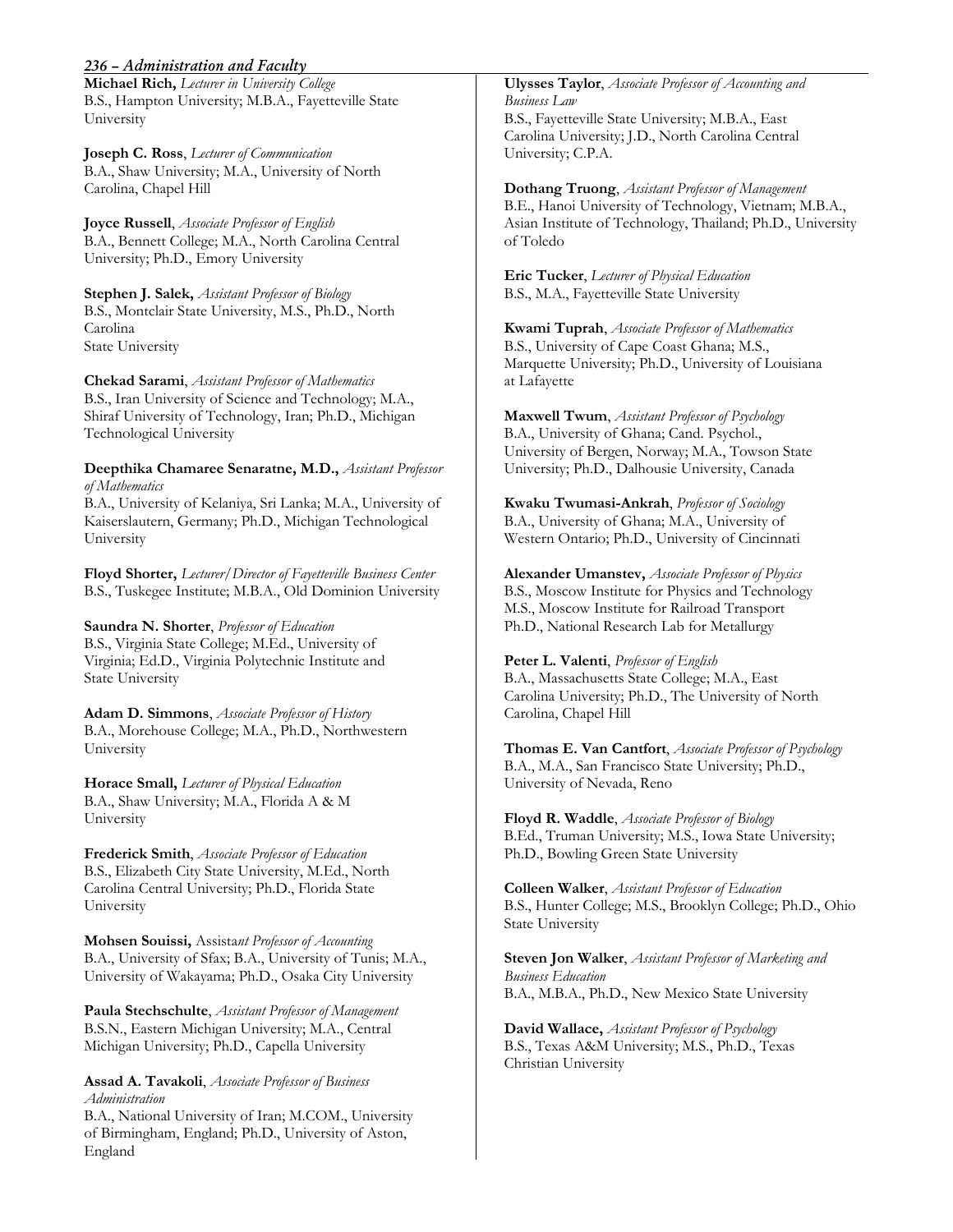**Michael Rich,** *Lecturer in University College*
B.S., Hampton University; M.B.A., Fayetteville State University

**Joseph C. Ross**, *Lecturer of Communication*
B.A., Shaw University; M.A., University of North Carolina, Chapel Hill

**Joyce Russell**, *Associate Professor of English*
B.A., Bennett College; M.A., North Carolina Central University; Ph.D., Emory University

**Stephen J. Salek,** *Assistant Professor of Biology*
B.S., Montclair State University, M.S., Ph.D., North Carolina
State University

**Chekad Sarami**, *Assistant Professor of Mathematics*
B.S., Iran University of Science and Technology; M.A., Shiraf University of Technology, Iran; Ph.D., Michigan Technological University

**Deepthika Chamaree Senaratne, M.D.,** *Assistant Professor of Mathematics*
B.A., University of Kelaniya, Sri Lanka; M.A., University of Kaiserslautern, Germany; Ph.D., Michigan Technological University

**Floyd Shorter,** *Lecturer/Director of Fayetteville Business Center*
B.S., Tuskegee Institute; M.B.A., Old Dominion University

**Saundra N. Shorter**, *Professor of Education*
B.S., Virginia State College; M.Ed., University of Virginia; Ed.D., Virginia Polytechnic Institute and State University

**Adam D. Simmons**, *Associate Professor of History*
B.A., Morehouse College; M.A., Ph.D., Northwestern University

**Horace Small,** *Lecturer of Physical Education*
B.A., Shaw University; M.A., Florida A & M University

**Frederick Smith**, *Associate Professor of Education*
B.S., Elizabeth City State University, M.Ed., North Carolina Central University; Ph.D., Florida State University

**Mohsen Souissi,** Assista*nt Professor of Accounting*
B.A., University of Sfax; B.A., University of Tunis; M.A., University of Wakayama; Ph.D., Osaka City University

**Paula Stechschulte**, *Assistant Professor of Management*
B.S.N., Eastern Michigan University; M.A., Central Michigan University; Ph.D., Capella University

**Assad A. Tavakoli**, *Associate Professor of Business Administration*
B.A., National University of Iran; M.COM., University of Birmingham, England; Ph.D., University of Aston, England

**Ulysses Taylor**, *Associate Professor of Accounting and Business Law*
B.S., Fayetteville State University; M.B.A., East Carolina University; J.D., North Carolina Central University; C.P.A.

**Dothang Truong**, *Assistant Professor of Management*
B.E., Hanoi University of Technology, Vietnam; M.B.A., Asian Institute of Technology, Thailand; Ph.D., University of Toledo

**Eric Tucker**, *Lecturer of Physical Education*
B.S., M.A., Fayetteville State University

**Kwami Tuprah**, *Associate Professor of Mathematics*
B.S., University of Cape Coast Ghana; M.S., Marquette University; Ph.D., University of Louisiana at Lafayette

**Maxwell Twum**, *Assistant Professor of Psychology*
B.A., University of Ghana; Cand. Psychol., University of Bergen, Norway; M.A., Towson State University; Ph.D., Dalhousie University, Canada

**Kwaku Twumasi-Ankrah**, *Professor of Sociology*
B.A., University of Ghana; M.A., University of Western Ontario; Ph.D., University of Cincinnati

**Alexander Umanstev,** *Associate Professor of Physics*
B.S., Moscow Institute for Physics and Technology
M.S., Moscow Institute for Railroad Transport
Ph.D., National Research Lab for Metallurgy

**Peter L. Valenti**, *Professor of English*
B.A., Massachusetts State College; M.A., East Carolina University; Ph.D., The University of North Carolina, Chapel Hill

**Thomas E. Van Cantfort**, *Associate Professor of Psychology*
B.A., M.A., San Francisco State University; Ph.D., University of Nevada, Reno

**Floyd R. Waddle**, *Associate Professor of Biology*
B.Ed., Truman University; M.S., Iowa State University; Ph.D., Bowling Green State University

**Colleen Walker**, *Assistant Professor of Education*
B.S., Hunter College; M.S., Brooklyn College; Ph.D., Ohio State University

**Steven Jon Walker**, *Assistant Professor of Marketing and Business Education*
B.A., M.B.A., Ph.D., New Mexico State University

**David Wallace,** *Assistant Professor of Psychology*
B.S., Texas A&M University; M.S., Ph.D., Texas Christian University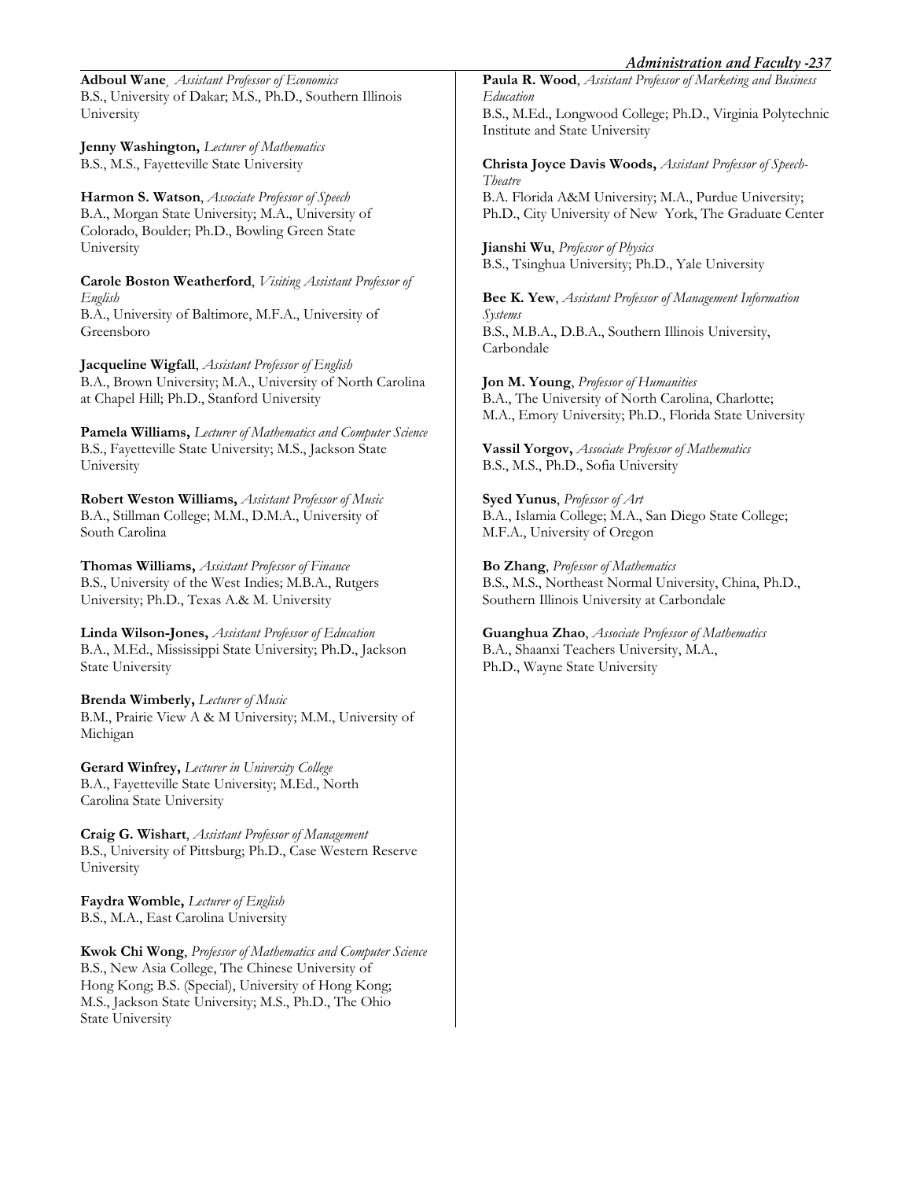**Adboul Wane**¸ *Assistant Professor of Economics*
B.S., University of Dakar; M.S., Ph.D., Southern Illinois University

**Jenny Washington,** *Lecturer of Mathematics*
B.S., M.S., Fayetteville State University

**Harmon S. Watson**, *Associate Professor of Speech*
B.A., Morgan State University; M.A., University of Colorado, Boulder; Ph.D., Bowling Green State University

**Carole Boston Weatherford**, *Visiting Assistant Professor of English*
B.A., University of Baltimore, M.F.A., University of Greensboro

**Jacqueline Wigfall**, *Assistant Professor of English*
B.A., Brown University; M.A., University of North Carolina at Chapel Hill; Ph.D., Stanford University

**Pamela Williams,** *Lecturer of Mathematics and Computer Science*
B.S., Fayetteville State University; M.S., Jackson State University

**Robert Weston Williams,** *Assistant Professor of Music*
B.A., Stillman College; M.M., D.M.A., University of South Carolina

**Thomas Williams,** *Assistant Professor of Finance*
B.S., University of the West Indies; M.B.A., Rutgers University; Ph.D., Texas A.& M. University

**Linda Wilson-Jones,** *Assistant Professor of Education*
B.A., M.Ed., Mississippi State University; Ph.D., Jackson State University

**Brenda Wimberly,** *Lecturer of Music*
B.M., Prairie View A & M University; M.M., University of Michigan

**Gerard Winfrey,** *Lecturer in University College*
B.A., Fayetteville State University; M.Ed., North Carolina State University

**Craig G. Wishart**, *Assistant Professor of Management*
B.S., University of Pittsburg; Ph.D., Case Western Reserve University

**Faydra Womble,** *Lecturer of English*
B.S., M.A., East Carolina University

**Kwok Chi Wong**, *Professor of Mathematics and Computer Science*
B.S., New Asia College, The Chinese University of Hong Kong; B.S. (Special), University of Hong Kong; M.S., Jackson State University; M.S., Ph.D., The Ohio State University

**Paula R. Wood**, *Assistant Professor of Marketing and Business Education*
B.S., M.Ed., Longwood College; Ph.D., Virginia Polytechnic Institute and State University

**Christa Joyce Davis Woods,** *Assistant Professor of Speech-Theatre*
B.A. Florida A&M University; M.A., Purdue University; Ph.D., City University of New York, The Graduate Center

**Jianshi Wu**, *Professor of Physics*
B.S., Tsinghua University; Ph.D., Yale University

**Bee K. Yew**, *Assistant Professor of Management Information Systems*
B.S., M.B.A., D.B.A., Southern Illinois University, Carbondale

**Jon M. Young**, *Professor of Humanities*
B.A., The University of North Carolina, Charlotte; M.A., Emory University; Ph.D., Florida State University

**Vassil Yorgov,** *Associate Professor of Mathematics*
B.S., M.S., Ph.D., Sofia University

**Syed Yunus**, *Professor of Art*
B.A., Islamia College; M.A., San Diego State College; M.F.A., University of Oregon

**Bo Zhang**, *Professor of Mathematics*
B.S., M.S., Northeast Normal University, China, Ph.D., Southern Illinois University at Carbondale

**Guanghua Zhao**, *Associate Professor of Mathematics*
B.A., Shaanxi Teachers University, M.A., Ph.D., Wayne State University